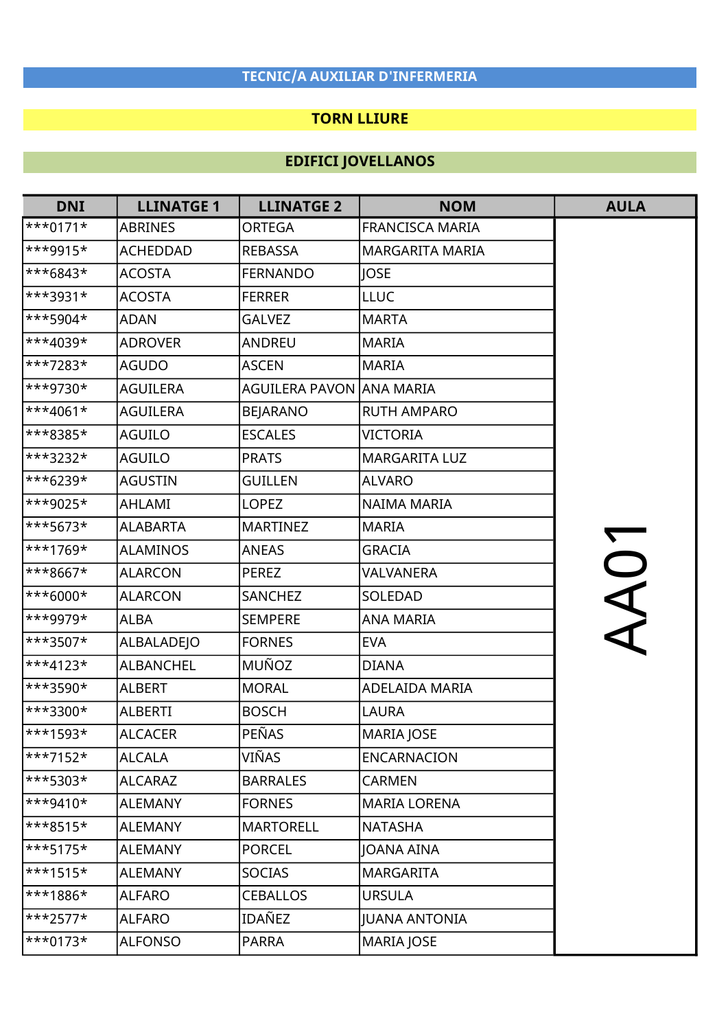## TECNIC/A AUXILIAR D'INFERMERIA

## TORN LLIURE

## EDIFICI JOVELLANOS

| DNI | LLINATGE 1 | LLINATGE 2 | NOM | AULA |
|---|---|---|---|---|
| ***0171* | ABRINES | ORTEGA | FRANCISCA MARIA | AA01 |
| ***9915* | ACHEDDAD | REBASSA | MARGARITA MARIA | |
| ***6843* | ACOSTA | FERNANDO | JOSE | |
| ***3931* | ACOSTA | FERRER | LLUC | |
| ***5904* | ADAN | GALVEZ | MARTA | |
| ***4039* | ADROVER | ANDREU | MARIA | |
| ***7283* | AGUDO | ASCEN | MARIA | |
| ***9730* | AGUILERA | AGUILERA PAVON | ANA MARIA | |
| ***4061* | AGUILERA | BEJARANO | RUTH AMPARO | |
| ***8385* | AGUILO | ESCALES | VICTORIA | |
| ***3232* | AGUILO | PRATS | MARGARITA LUZ | |
| ***6239* | AGUSTIN | GUILLEN | ALVARO | |
| ***9025* | AHLAMI | LOPEZ | NAIMA MARIA | |
| ***5673* | ALABARTA | MARTINEZ | MARIA | |
| ***1769* | ALAMINOS | ANEAS | GRACIA | |
| ***8667* | ALARCON | PEREZ | VALVANERA | |
| ***6000* | ALARCON | SANCHEZ | SOLEDAD | |
| ***9979* | ALBA | SEMPERE | ANA MARIA | |
| ***3507* | ALBALADEJO | FORNES | EVA | |
| ***4123* | ALBANCHEL | MUÑOZ | DIANA | |
| ***3590* | ALBERT | MORAL | ADELAIDA MARIA | |
| ***3300* | ALBERTI | BOSCH | LAURA | |
| ***1593* | ALCACER | PEÑAS | MARIA JOSE | |
| ***7152* | ALCALA | VIÑAS | ENCARNACION | |
| ***5303* | ALCARAZ | BARRALES | CARMEN | |
| ***9410* | ALEMANY | FORNES | MARIA LORENA | |
| ***8515* | ALEMANY | MARTORELL | NATASHA | |
| ***5175* | ALEMANY | PORCEL | JOANA AINA | |
| ***1515* | ALEMANY | SOCIAS | MARGARITA | |
| ***1886* | ALFARO | CEBALLOS | URSULA | |
| ***2577* | ALFARO | IDAÑEZ | JUANA ANTONIA | |
| ***0173* | ALFONSO | PARRA | MARIA JOSE | |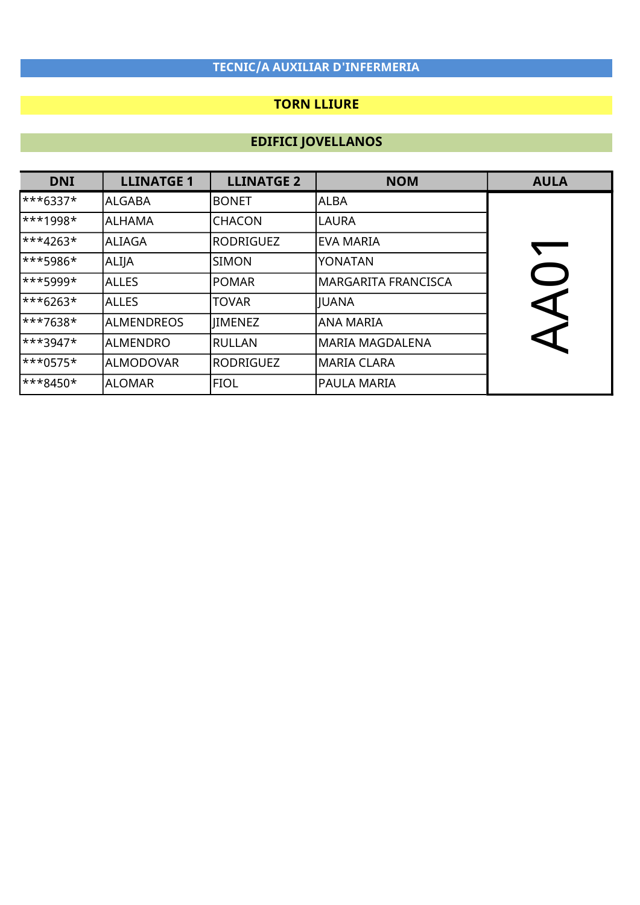## TECNIC/A AUXILIAR D'INFERMERIA

### TORN LLIURE

### EDIFICI JOVELLANOS

| DNI | LLINATGE 1 | LLINATGE 2 | NOM | AULA |
|---|---|---|---|---|
| ***6337* | ALGABA | BONET | ALBA | AA01 |
| ***1998* | ALHAMA | CHACON | LAURA | |
| ***4263* | ALIAGA | RODRIGUEZ | EVA MARIA | |
| ***5986* | ALIJA | SIMON | YONATAN | |
| ***5999* | ALLES | POMAR | MARGARITA FRANCISCA | |
| ***6263* | ALLES | TOVAR | JUANA | |
| ***7638* | ALMENDREOS | JIMENEZ | ANA MARIA | |
| ***3947* | ALMENDRO | RULLAN | MARIA MAGDALENA | |
| ***0575* | ALMODOVAR | RODRIGUEZ | MARIA CLARA | |
| ***8450* | ALOMAR | FIOL | PAULA MARIA | |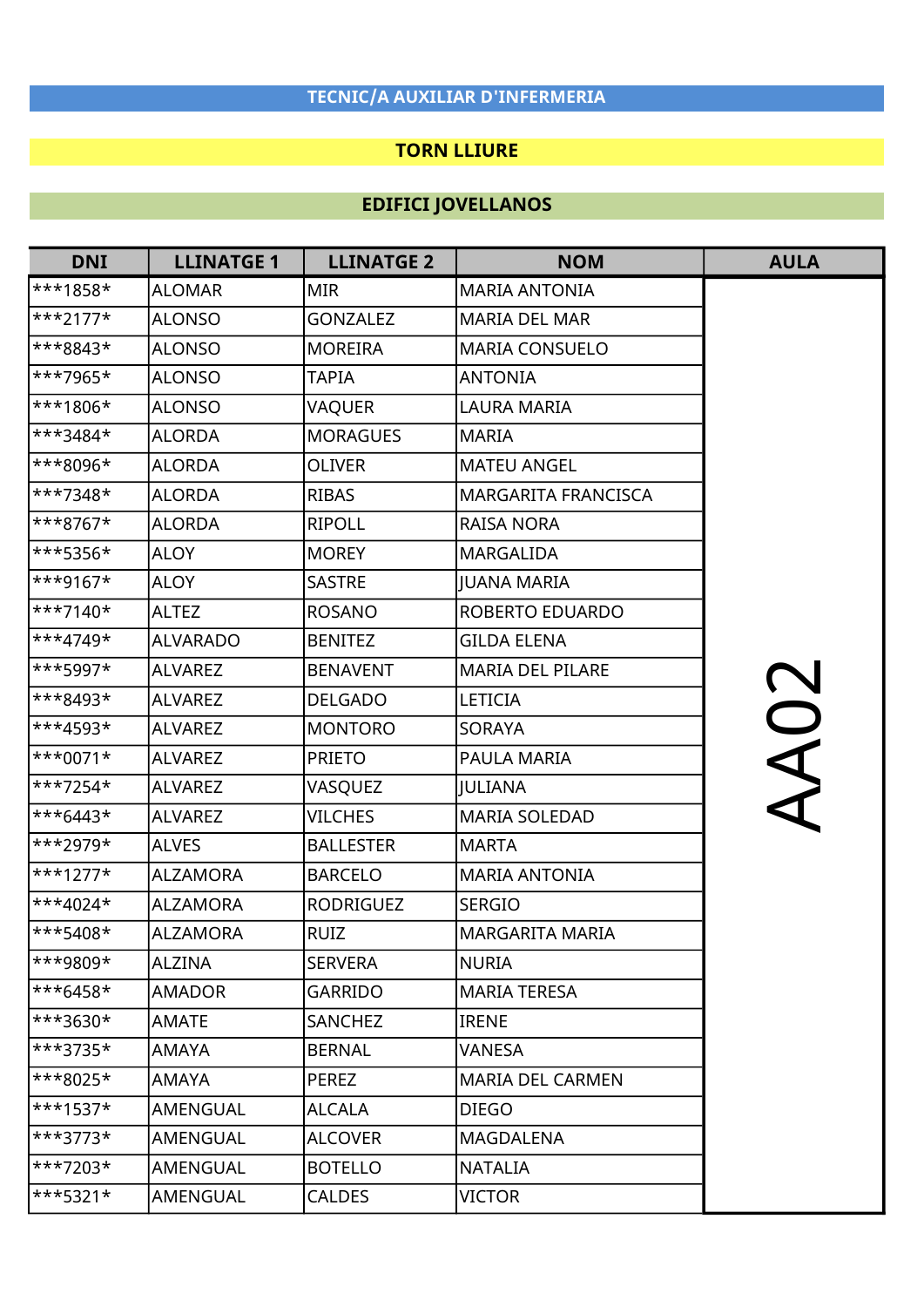## TECNIC/A AUXILIAR D'INFERMERIA

## TORN LLIURE

## EDIFICI JOVELLANOS

| DNI | LLINATGE 1 | LLINATGE 2 | NOM | AULA |
|---|---|---|---|---|
| ***1858* | ALOMAR | MIR | MARIA ANTONIA | AA02 |
| ***2177* | ALONSO | GONZALEZ | MARIA DEL MAR | |
| ***8843* | ALONSO | MOREIRA | MARIA CONSUELO | |
| ***7965* | ALONSO | TAPIA | ANTONIA | |
| ***1806* | ALONSO | VAQUER | LAURA MARIA | |
| ***3484* | ALORDA | MORAGUES | MARIA | |
| ***8096* | ALORDA | OLIVER | MATEU ANGEL | |
| ***7348* | ALORDA | RIBAS | MARGARITA FRANCISCA | |
| ***8767* | ALORDA | RIPOLL | RAISA NORA | |
| ***5356* | ALOY | MOREY | MARGALIDA | |
| ***9167* | ALOY | SASTRE | JUANA MARIA | |
| ***7140* | ALTEZ | ROSANO | ROBERTO EDUARDO | |
| ***4749* | ALVARADO | BENITEZ | GILDA ELENA | |
| ***5997* | ALVAREZ | BENAVENT | MARIA DEL PILARE | |
| ***8493* | ALVAREZ | DELGADO | LETICIA | |
| ***4593* | ALVAREZ | MONTORO | SORAYA | |
| ***0071* | ALVAREZ | PRIETO | PAULA MARIA | |
| ***7254* | ALVAREZ | VASQUEZ | JULIANA | |
| ***6443* | ALVAREZ | VILCHES | MARIA SOLEDAD | |
| ***2979* | ALVES | BALLESTER | MARTA | |
| ***1277* | ALZAMORA | BARCELO | MARIA ANTONIA | |
| ***4024* | ALZAMORA | RODRIGUEZ | SERGIO | |
| ***5408* | ALZAMORA | RUIZ | MARGARITA MARIA | |
| ***9809* | ALZINA | SERVERA | NURIA | |
| ***6458* | AMADOR | GARRIDO | MARIA TERESA | |
| ***3630* | AMATE | SANCHEZ | IRENE | |
| ***3735* | AMAYA | BERNAL | VANESA | |
| ***8025* | AMAYA | PEREZ | MARIA DEL CARMEN | |
| ***1537* | AMENGUAL | ALCALA | DIEGO | |
| ***3773* | AMENGUAL | ALCOVER | MAGDALENA | |
| ***7203* | AMENGUAL | BOTELLO | NATALIA | |
| ***5321* | AMENGUAL | CALDES | VICTOR | |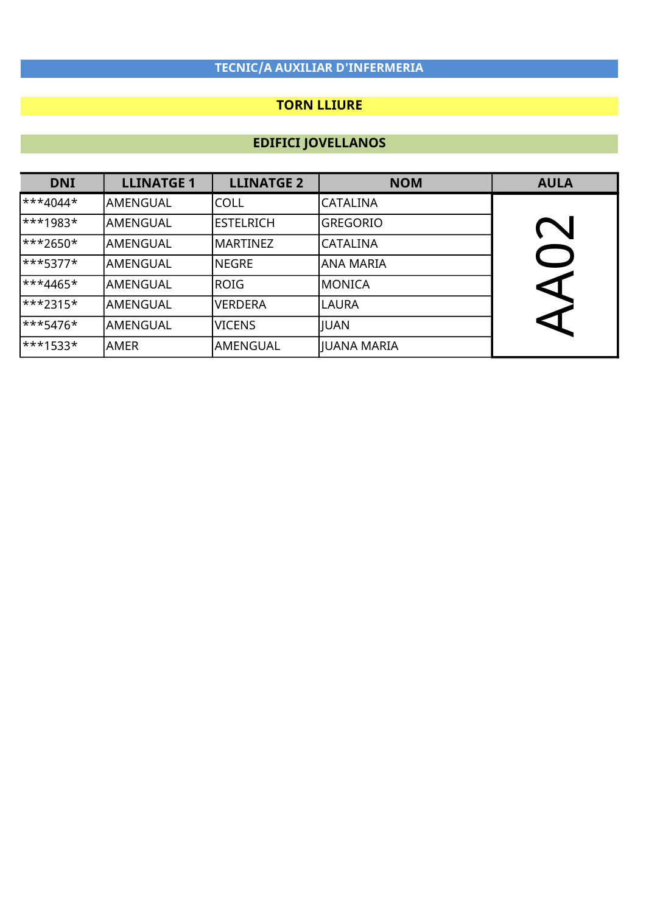## TECNIC/A AUXILIAR D'INFERMERIA

### TORN LLIURE

### EDIFICI JOVELLANOS

| DNI | LLINATGE 1 | LLINATGE 2 | NOM | AULA |
|---|---|---|---|---|
| ***4044* | AMENGUAL | COLL | CATALINA | AA02 |
| ***1983* | AMENGUAL | ESTELRICH | GREGORIO | |
| ***2650* | AMENGUAL | MARTINEZ | CATALINA | |
| ***5377* | AMENGUAL | NEGRE | ANA MARIA | |
| ***4465* | AMENGUAL | ROIG | MONICA | |
| ***2315* | AMENGUAL | VERDERA | LAURA | |
| ***5476* | AMENGUAL | VICENS | JUAN | |
| ***1533* | AMER | AMENGUAL | JUANA MARIA | |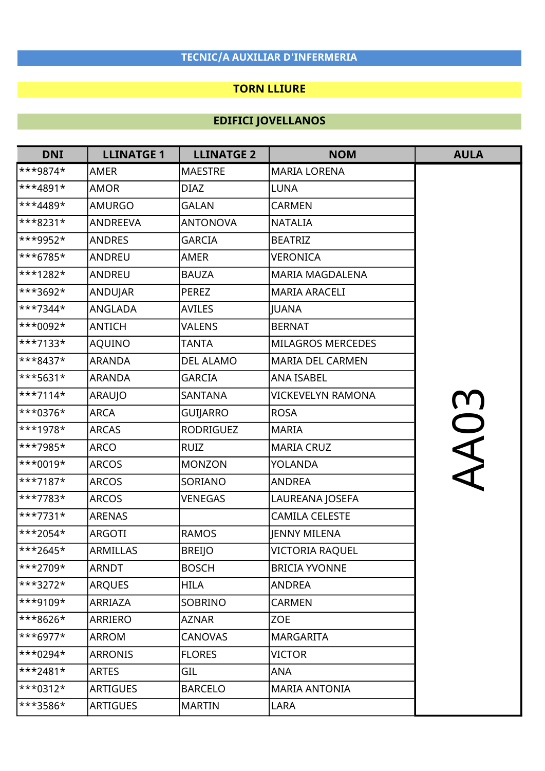**TECNIC/A AUXILIAR D'INFERMERIA**

**TORN LLIURE**

**EDIFICI JOVELLANOS**

| DNI | LLINATGE 1 | LLINATGE 2 | NOM | AULA |
|---|---|---|---|---|
| ***9874* | AMER | MAESTRE | MARIA LORENA | AA03 |
| ***4891* | AMOR | DIAZ | LUNA | |
| ***4489* | AMURGO | GALAN | CARMEN | |
| ***8231* | ANDREEVA | ANTONOVA | NATALIA | |
| ***9952* | ANDRES | GARCIA | BEATRIZ | |
| ***6785* | ANDREU | AMER | VERONICA | |
| ***1282* | ANDREU | BAUZA | MARIA MAGDALENA | |
| ***3692* | ANDUJAR | PEREZ | MARIA ARACELI | |
| ***7344* | ANGLADA | AVILES | JUANA | |
| ***0092* | ANTICH | VALENS | BERNAT | |
| ***7133* | AQUINO | TANTA | MILAGROS MERCEDES | |
| ***8437* | ARANDA | DEL ALAMO | MARIA DEL CARMEN | |
| ***5631* | ARANDA | GARCIA | ANA ISABEL | |
| ***7114* | ARAUJO | SANTANA | VICKEVELYN RAMONA | |
| ***0376* | ARCA | GUIJARRO | ROSA | |
| ***1978* | ARCAS | RODRIGUEZ | MARIA | |
| ***7985* | ARCO | RUIZ | MARIA CRUZ | |
| ***0019* | ARCOS | MONZON | YOLANDA | |
| ***7187* | ARCOS | SORIANO | ANDREA | |
| ***7783* | ARCOS | VENEGAS | LAUREANA JOSEFA | |
| ***7731* | ARENAS | | CAMILA CELESTE | |
| ***2054* | ARGOTI | RAMOS | JENNY MILENA | |
| ***2645* | ARMILLAS | BREIJO | VICTORIA RAQUEL | |
| ***2709* | ARNDT | BOSCH | BRICIA YVONNE | |
| ***3272* | ARQUES | HILA | ANDREA | |
| ***9109* | ARRIAZA | SOBRINO | CARMEN | |
| ***8626* | ARRIERO | AZNAR | ZOE | |
| ***6977* | ARROM | CANOVAS | MARGARITA | |
| ***0294* | ARRONIS | FLORES | VICTOR | |
| ***2481* | ARTES | GIL | ANA | |
| ***0312* | ARTIGUES | BARCELO | MARIA ANTONIA | |
| ***3586* | ARTIGUES | MARTIN | LARA | |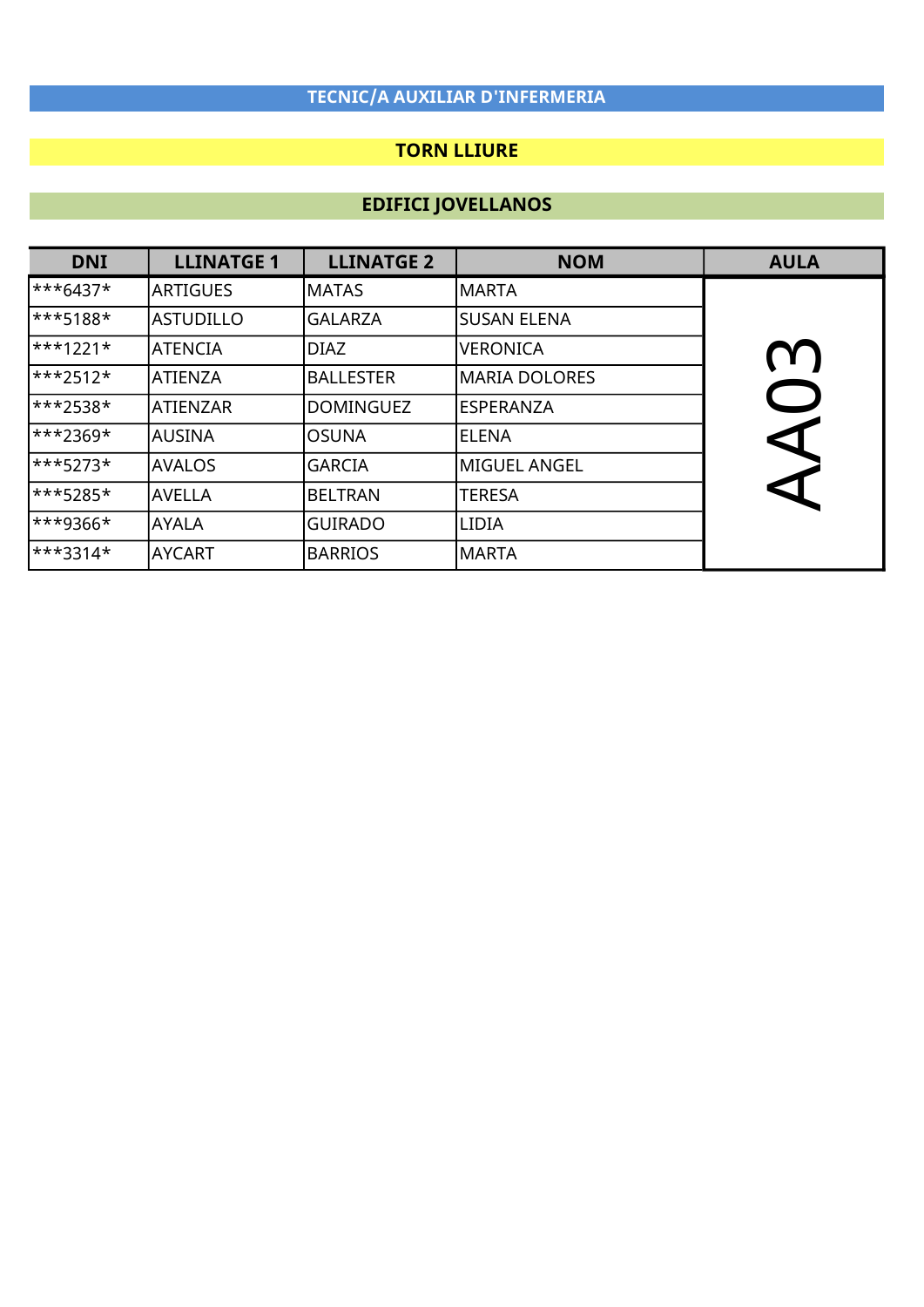## TECNIC/A AUXILIAR D'INFERMERIA

### TORN LLIURE

### EDIFICI JOVELLANOS

| DNI | LLINATGE 1 | LLINATGE 2 | NOM | AULA |
|---|---|---|---|---|
| ***6437* | ARTIGUES | MATAS | MARTA | AA03 |
| ***5188* | ASTUDILLO | GALARZA | SUSAN ELENA | |
| ***1221* | ATENCIA | DIAZ | VERONICA | |
| ***2512* | ATIENZA | BALLESTER | MARIA DOLORES | |
| ***2538* | ATIENZAR | DOMINGUEZ | ESPERANZA | |
| ***2369* | AUSINA | OSUNA | ELENA | |
| ***5273* | AVALOS | GARCIA | MIGUEL ANGEL | |
| ***5285* | AVELLA | BELTRAN | TERESA | |
| ***9366* | AYALA | GUIRADO | LIDIA | |
| ***3314* | AYCART | BARRIOS | MARTA | |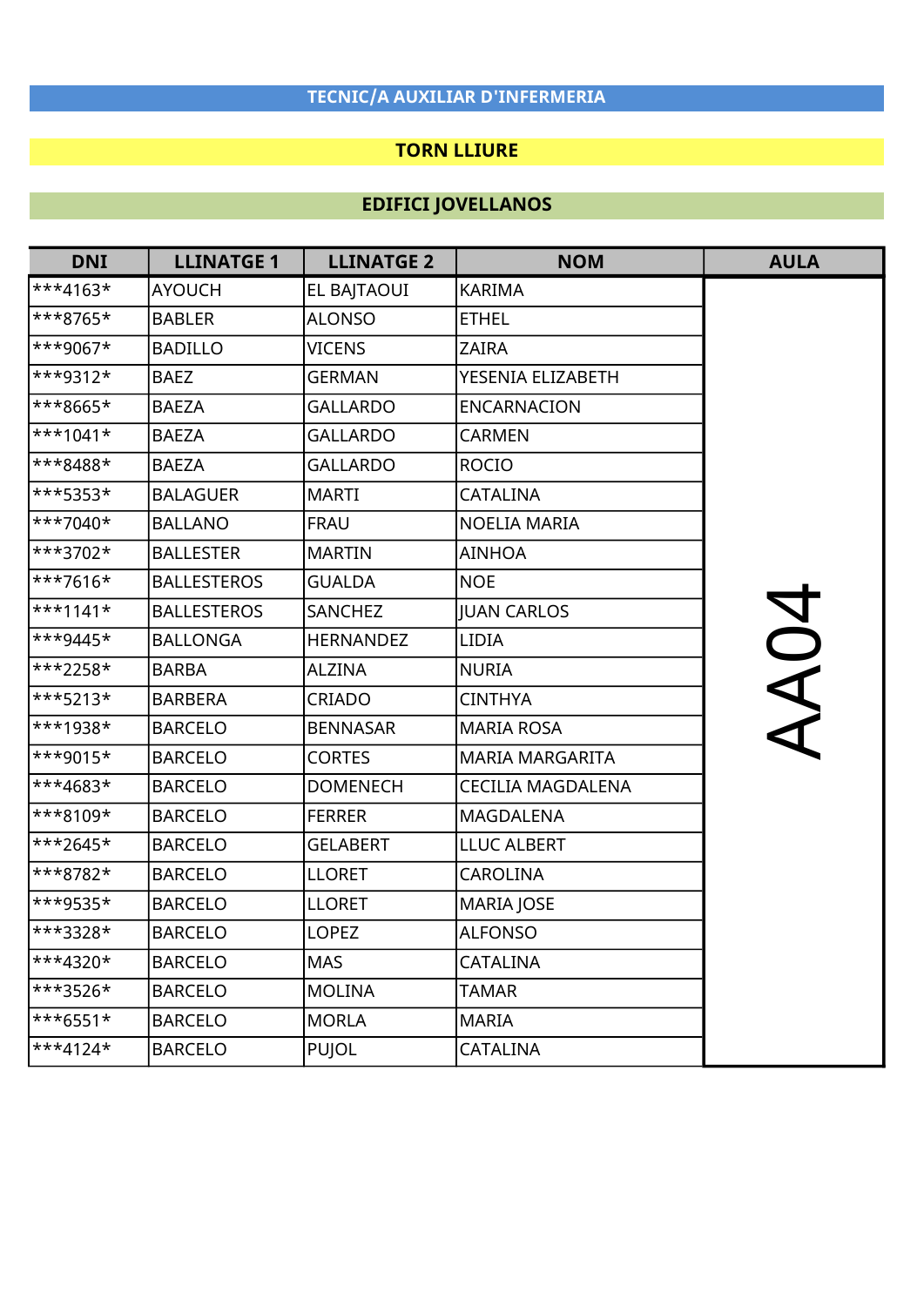# TECNIC/A AUXILIAR D'INFERMERIA

## TORN LLIURE

## EDIFICI JOVELLANOS

| DNI | LLINATGE 1 | LLINATGE 2 | NOM | AULA |
|---|---|---|---|---|
| ***4163* | AYOUCH | EL BAJTAOUI | KARIMA | AA04 |
| ***8765* | BABLER | ALONSO | ETHEL | |
| ***9067* | BADILLO | VICENS | ZAIRA | |
| ***9312* | BAEZ | GERMAN | YESENIA ELIZABETH | |
| ***8665* | BAEZA | GALLARDO | ENCARNACION | |
| ***1041* | BAEZA | GALLARDO | CARMEN | |
| ***8488* | BAEZA | GALLARDO | ROCIO | |
| ***5353* | BALAGUER | MARTI | CATALINA | |
| ***7040* | BALLANO | FRAU | NOELIA MARIA | |
| ***3702* | BALLESTER | MARTIN | AINHOA | |
| ***7616* | BALLESTEROS | GUALDA | NOE | |
| ***1141* | BALLESTEROS | SANCHEZ | JUAN CARLOS | |
| ***9445* | BALLONGA | HERNANDEZ | LIDIA | |
| ***2258* | BARBA | ALZINA | NURIA | |
| ***5213* | BARBERA | CRIADO | CINTHYA | |
| ***1938* | BARCELO | BENNASAR | MARIA ROSA | |
| ***9015* | BARCELO | CORTES | MARIA MARGARITA | |
| ***4683* | BARCELO | DOMENECH | CECILIA MAGDALENA | |
| ***8109* | BARCELO | FERRER | MAGDALENA | |
| ***2645* | BARCELO | GELABERT | LLUC ALBERT | |
| ***8782* | BARCELO | LLORET | CAROLINA | |
| ***9535* | BARCELO | LLORET | MARIA JOSE | |
| ***3328* | BARCELO | LOPEZ | ALFONSO | |
| ***4320* | BARCELO | MAS | CATALINA | |
| ***3526* | BARCELO | MOLINA | TAMAR | |
| ***6551* | BARCELO | MORLA | MARIA | |
| ***4124* | BARCELO | PUJOL | CATALINA | |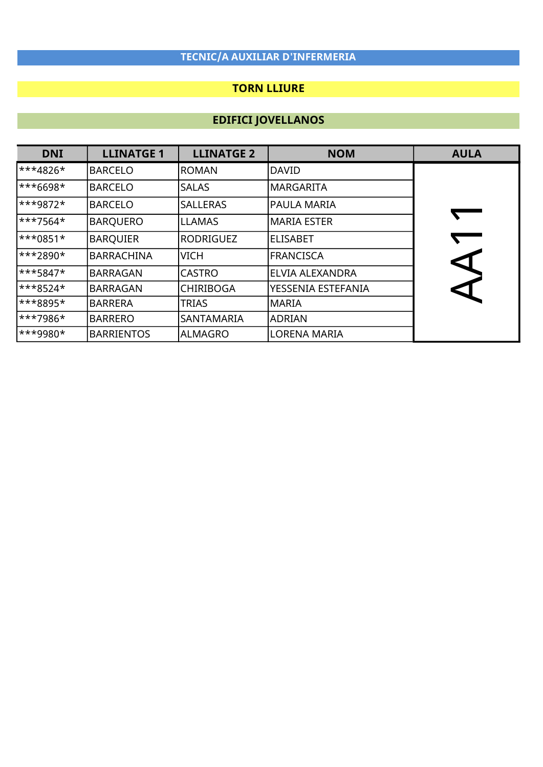## TECNIC/A AUXILIAR D'INFERMERIA

### TORN LLIURE

### EDIFICI JOVELLANOS

| DNI | LLINATGE 1 | LLINATGE 2 | NOM | AULA |
|---|---|---|---|---|
| ***4826* | BARCELO | ROMAN | DAVID | AA11 |
| ***6698* | BARCELO | SALAS | MARGARITA | |
| ***9872* | BARCELO | SALLERAS | PAULA MARIA | |
| ***7564* | BARQUERO | LLAMAS | MARIA ESTER | |
| ***0851* | BARQUIER | RODRIGUEZ | ELISABET | |
| ***2890* | BARRACHINA | VICH | FRANCISCA | |
| ***5847* | BARRAGAN | CASTRO | ELVIA ALEXANDRA | |
| ***8524* | BARRAGAN | CHIRIBOGA | YESSENIA ESTEFANIA | |
| ***8895* | BARRERA | TRIAS | MARIA | |
| ***7986* | BARRERO | SANTAMARIA | ADRIAN | |
| ***9980* | BARRIENTOS | ALMAGRO | LORENA MARIA | |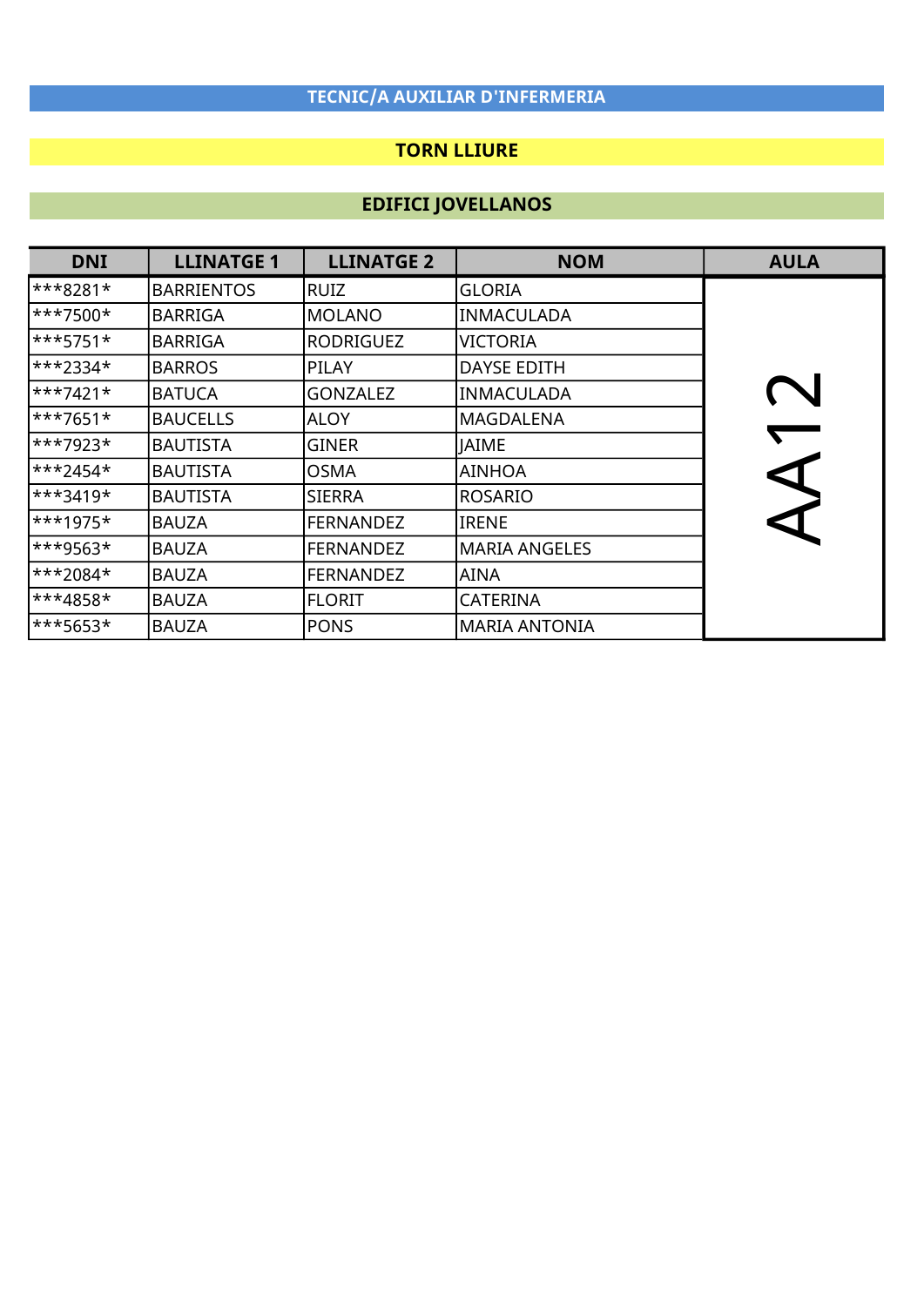# TECNIC/A AUXILIAR D'INFERMERIA

## TORN LLIURE

## EDIFICI JOVELLANOS

| DNI | LLINATGE 1 | LLINATGE 2 | NOM | AULA |
|---|---|---|---|---|
| ***8281* | BARRIENTOS | RUIZ | GLORIA | AA12 |
| ***7500* | BARRIGA | MOLANO | INMACULADA | |
| ***5751* | BARRIGA | RODRIGUEZ | VICTORIA | |
| ***2334* | BARROS | PILAY | DAYSE EDITH | |
| ***7421* | BATUCA | GONZALEZ | INMACULADA | |
| ***7651* | BAUCELLS | ALOY | MAGDALENA | |
| ***7923* | BAUTISTA | GINER | JAIME | |
| ***2454* | BAUTISTA | OSMA | AINHOA | |
| ***3419* | BAUTISTA | SIERRA | ROSARIO | |
| ***1975* | BAUZA | FERNANDEZ | IRENE | |
| ***9563* | BAUZA | FERNANDEZ | MARIA ANGELES | |
| ***2084* | BAUZA | FERNANDEZ | AINA | |
| ***4858* | BAUZA | FLORIT | CATERINA | |
| ***5653* | BAUZA | PONS | MARIA ANTONIA | |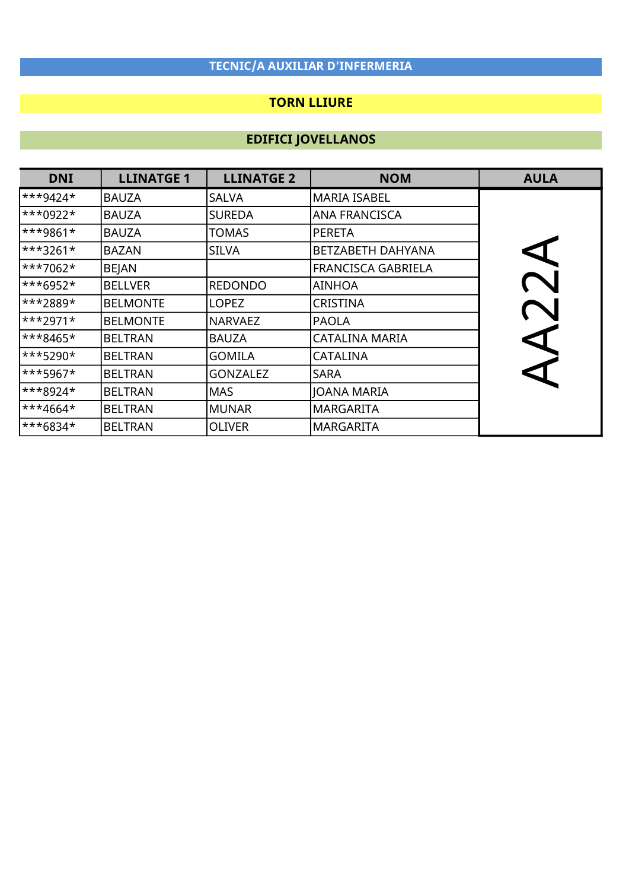# TECNIC/A AUXILIAR D'INFERMERIA

## TORN LLIURE

## EDIFICI JOVELLANOS

| DNI | LLINATGE 1 | LLINATGE 2 | NOM | AULA |
|---|---|---|---|---|
| ***9424* | BAUZA | SALVA | MARIA ISABEL | AA22A |
| ***0922* | BAUZA | SUREDA | ANA FRANCISCA | |
| ***9861* | BAUZA | TOMAS | PERETA | |
| ***3261* | BAZAN | SILVA | BETZABETH DAHYANA | |
| ***7062* | BEJAN | | FRANCISCA GABRIELA | |
| ***6952* | BELLVER | REDONDO | AINHOA | |
| ***2889* | BELMONTE | LOPEZ | CRISTINA | |
| ***2971* | BELMONTE | NARVAEZ | PAOLA | |
| ***8465* | BELTRAN | BAUZA | CATALINA MARIA | |
| ***5290* | BELTRAN | GOMILA | CATALINA | |
| ***5967* | BELTRAN | GONZALEZ | SARA | |
| ***8924* | BELTRAN | MAS | JOANA MARIA | |
| ***4664* | BELTRAN | MUNAR | MARGARITA | |
| ***6834* | BELTRAN | OLIVER | MARGARITA | |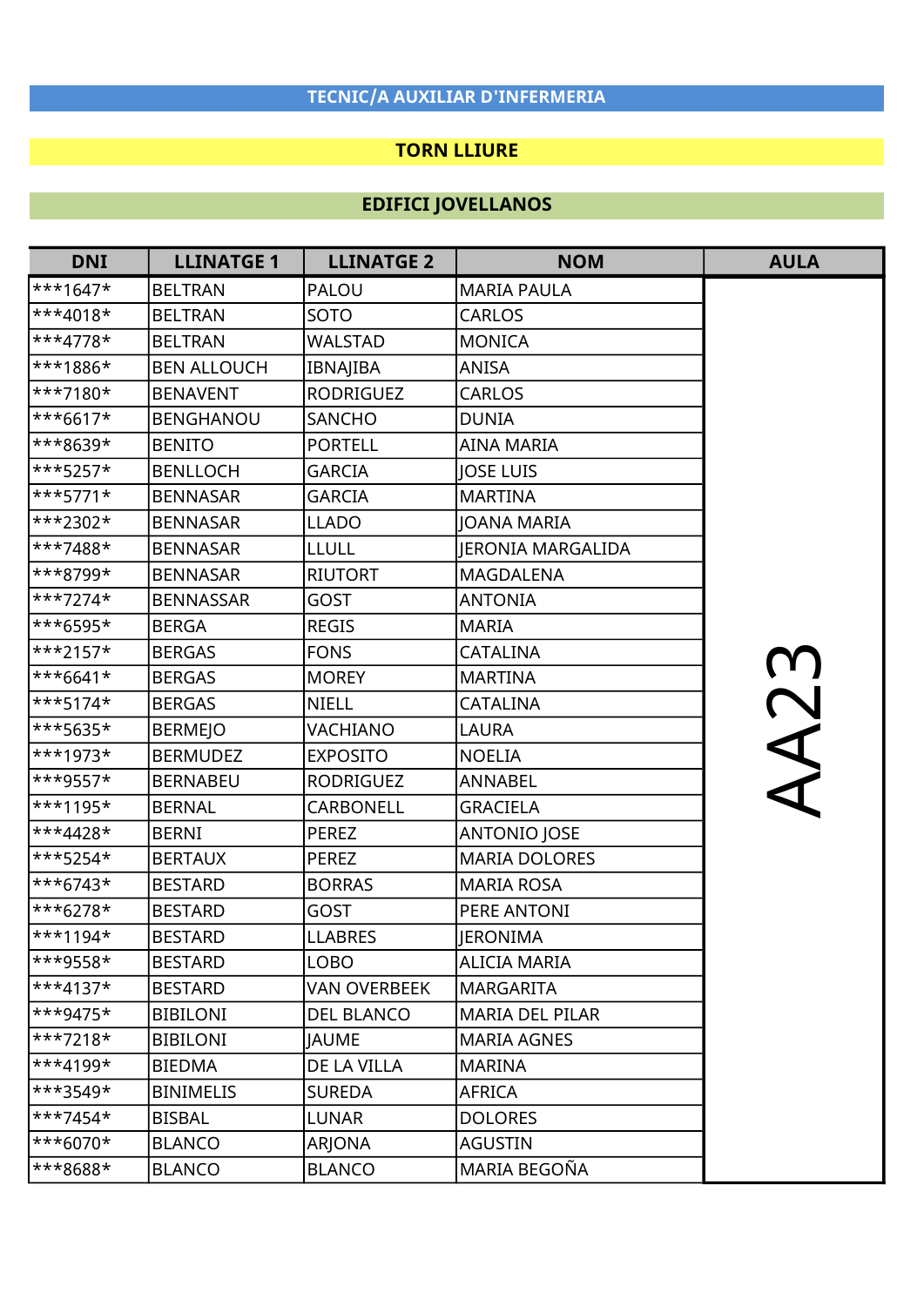## TECNIC/A AUXILIAR D'INFERMERIA

## TORN LLIURE

## EDIFICI JOVELLANOS

| DNI | LLINATGE 1 | LLINATGE 2 | NOM | AULA |
|---|---|---|---|---|
| ***1647* | BELTRAN | PALOU | MARIA PAULA | AA23 |
| ***4018* | BELTRAN | SOTO | CARLOS | |
| ***4778* | BELTRAN | WALSTAD | MONICA | |
| ***1886* | BEN ALLOUCH | IBNAJIBA | ANISA | |
| ***7180* | BENAVENT | RODRIGUEZ | CARLOS | |
| ***6617* | BENGHANOU | SANCHO | DUNIA | |
| ***8639* | BENITO | PORTELL | AINA MARIA | |
| ***5257* | BENLLOCH | GARCIA | JOSE LUIS | |
| ***5771* | BENNASAR | GARCIA | MARTINA | |
| ***2302* | BENNASAR | LLADO | JOANA MARIA | |
| ***7488* | BENNASAR | LLULL | JERONIA MARGALIDA | |
| ***8799* | BENNASAR | RIUTORT | MAGDALENA | |
| ***7274* | BENNASSAR | GOST | ANTONIA | |
| ***6595* | BERGA | REGIS | MARIA | |
| ***2157* | BERGAS | FONS | CATALINA | |
| ***6641* | BERGAS | MOREY | MARTINA | |
| ***5174* | BERGAS | NIELL | CATALINA | |
| ***5635* | BERMEJO | VACHIANO | LAURA | |
| ***1973* | BERMUDEZ | EXPOSITO | NOELIA | |
| ***9557* | BERNABEU | RODRIGUEZ | ANNABEL | |
| ***1195* | BERNAL | CARBONELL | GRACIELA | |
| ***4428* | BERNI | PEREZ | ANTONIO JOSE | |
| ***5254* | BERTAUX | PEREZ | MARIA DOLORES | |
| ***6743* | BESTARD | BORRAS | MARIA ROSA | |
| ***6278* | BESTARD | GOST | PERE ANTONI | |
| ***1194* | BESTARD | LLABRES | JERONIMA | |
| ***9558* | BESTARD | LOBO | ALICIA MARIA | |
| ***4137* | BESTARD | VAN OVERBEEK | MARGARITA | |
| ***9475* | BIBILONI | DEL BLANCO | MARIA DEL PILAR | |
| ***7218* | BIBILONI | JAUME | MARIA AGNES | |
| ***4199* | BIEDMA | DE LA VILLA | MARINA | |
| ***3549* | BINIMELIS | SUREDA | AFRICA | |
| ***7454* | BISBAL | LUNAR | DOLORES | |
| ***6070* | BLANCO | ARJONA | AGUSTIN | |
| ***8688* | BLANCO | BLANCO | MARIA BEGOÑA | |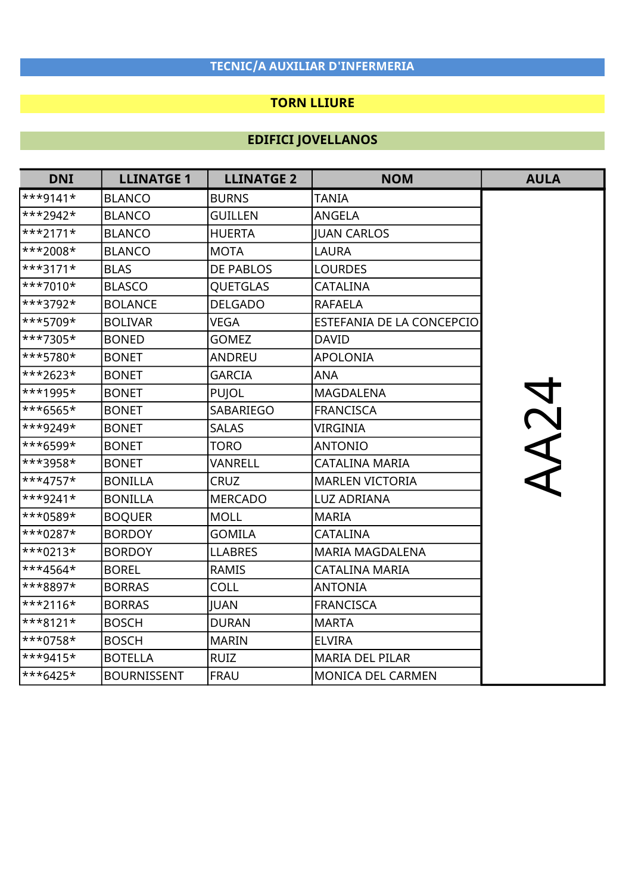## TECNIC/A AUXILIAR D'INFERMERIA

## TORN LLIURE

## EDIFICI JOVELLANOS

| DNI | LLINATGE 1 | LLINATGE 2 | NOM | AULA |
|---|---|---|---|---|
| ***9141* | BLANCO | BURNS | TANIA | AA24 |
| ***2942* | BLANCO | GUILLEN | ANGELA | |
| ***2171* | BLANCO | HUERTA | JUAN CARLOS | |
| ***2008* | BLANCO | MOTA | LAURA | |
| ***3171* | BLAS | DE PABLOS | LOURDES | |
| ***7010* | BLASCO | QUETGLAS | CATALINA | |
| ***3792* | BOLANCE | DELGADO | RAFAELA | |
| ***5709* | BOLIVAR | VEGA | ESTEFANIA DE LA CONCEPCIO | |
| ***7305* | BONED | GOMEZ | DAVID | |
| ***5780* | BONET | ANDREU | APOLONIA | |
| ***2623* | BONET | GARCIA | ANA | |
| ***1995* | BONET | PUJOL | MAGDALENA | |
| ***6565* | BONET | SABARIEGO | FRANCISCA | |
| ***9249* | BONET | SALAS | VIRGINIA | |
| ***6599* | BONET | TORO | ANTONIO | |
| ***3958* | BONET | VANRELL | CATALINA MARIA | |
| ***4757* | BONILLA | CRUZ | MARLEN VICTORIA | |
| ***9241* | BONILLA | MERCADO | LUZ ADRIANA | |
| ***0589* | BOQUER | MOLL | MARIA | |
| ***0287* | BORDOY | GOMILA | CATALINA | |
| ***0213* | BORDOY | LLABRES | MARIA MAGDALENA | |
| ***4564* | BOREL | RAMIS | CATALINA MARIA | |
| ***8897* | BORRAS | COLL | ANTONIA | |
| ***2116* | BORRAS | JUAN | FRANCISCA | |
| ***8121* | BOSCH | DURAN | MARTA | |
| ***0758* | BOSCH | MARIN | ELVIRA | |
| ***9415* | BOTELLA | RUIZ | MARIA DEL PILAR | |
| ***6425* | BOURNISSENT | FRAU | MONICA DEL CARMEN | |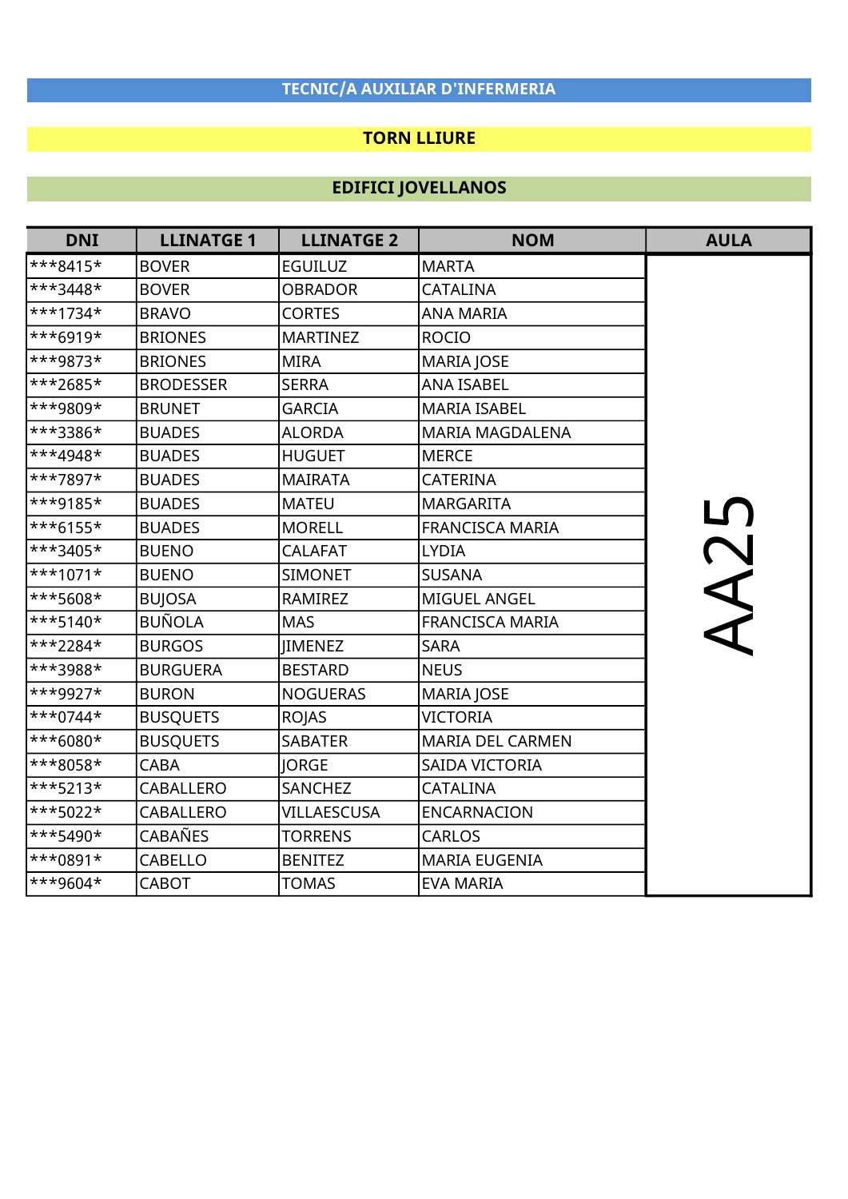## TECNIC/A AUXILIAR D'INFERMERIA

## TORN LLIURE

## EDIFICI JOVELLANOS

| DNI | LLINATGE 1 | LLINATGE 2 | NOM | AULA |
|---|---|---|---|---|
| ***8415* | BOVER | EGUILUZ | MARTA | AA25 |
| ***3448* | BOVER | OBRADOR | CATALINA | |
| ***1734* | BRAVO | CORTES | ANA MARIA | |
| ***6919* | BRIONES | MARTINEZ | ROCIO | |
| ***9873* | BRIONES | MIRA | MARIA JOSE | |
| ***2685* | BRODESSER | SERRA | ANA ISABEL | |
| ***9809* | BRUNET | GARCIA | MARIA ISABEL | |
| ***3386* | BUADES | ALORDA | MARIA MAGDALENA | |
| ***4948* | BUADES | HUGUET | MERCE | |
| ***7897* | BUADES | MAIRATA | CATERINA | |
| ***9185* | BUADES | MATEU | MARGARITA | |
| ***6155* | BUADES | MORELL | FRANCISCA MARIA | |
| ***3405* | BUENO | CALAFAT | LYDIA | |
| ***1071* | BUENO | SIMONET | SUSANA | |
| ***5608* | BUJOSA | RAMIREZ | MIGUEL ANGEL | |
| ***5140* | BUÑOLA | MAS | FRANCISCA MARIA | |
| ***2284* | BURGOS | JIMENEZ | SARA | |
| ***3988* | BURGUERA | BESTARD | NEUS | |
| ***9927* | BURON | NOGUERAS | MARIA JOSE | |
| ***0744* | BUSQUETS | ROJAS | VICTORIA | |
| ***6080* | BUSQUETS | SABATER | MARIA DEL CARMEN | |
| ***8058* | CABA | JORGE | SAIDA VICTORIA | |
| ***5213* | CABALLERO | SANCHEZ | CATALINA | |
| ***5022* | CABALLERO | VILLAESCUSA | ENCARNACION | |
| ***5490* | CABAÑES | TORRENS | CARLOS | |
| ***0891* | CABELLO | BENITEZ | MARIA EUGENIA | |
| ***9604* | CABOT | TOMAS | EVA MARIA | |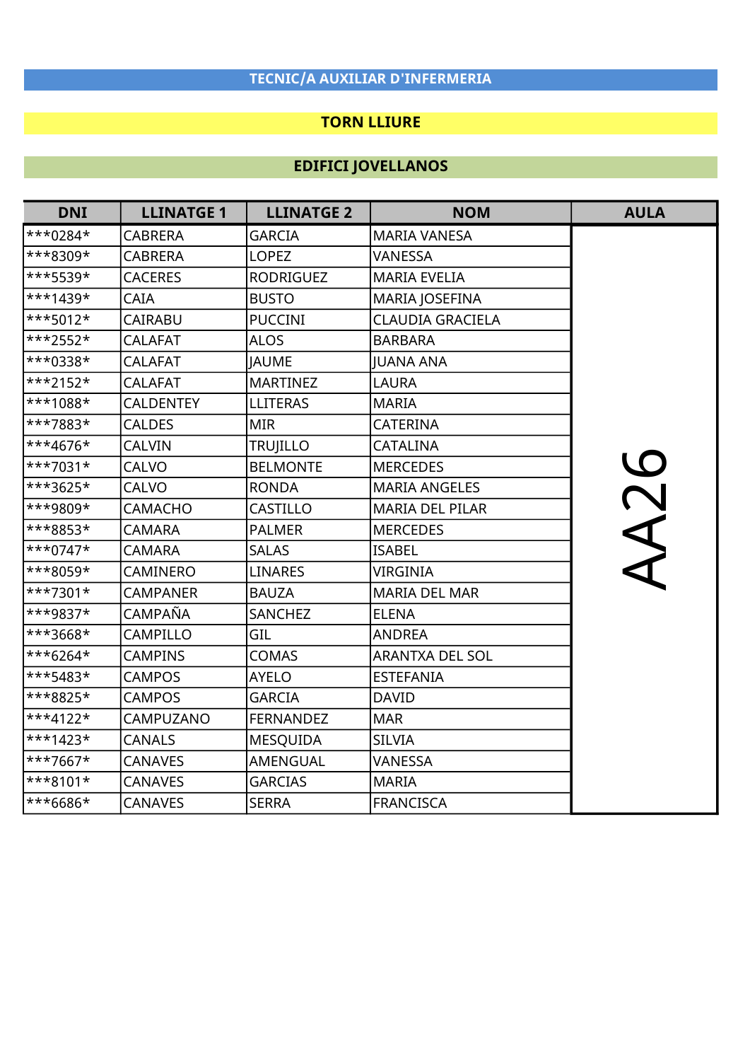## TECNIC/A AUXILIAR D'INFERMERIA

## TORN LLIURE

## EDIFICI JOVELLANOS

| DNI | LLINATGE 1 | LLINATGE 2 | NOM | AULA |
|---|---|---|---|---|
| ***0284* | CABRERA | GARCIA | MARIA VANESA | AA26 |
| ***8309* | CABRERA | LOPEZ | VANESSA | |
| ***5539* | CACERES | RODRIGUEZ | MARIA EVELIA | |
| ***1439* | CAIA | BUSTO | MARIA JOSEFINA | |
| ***5012* | CAIRABU | PUCCINI | CLAUDIA GRACIELA | |
| ***2552* | CALAFAT | ALOS | BARBARA | |
| ***0338* | CALAFAT | JAUME | JUANA ANA | |
| ***2152* | CALAFAT | MARTINEZ | LAURA | |
| ***1088* | CALDENTEY | LLITERAS | MARIA | |
| ***7883* | CALDES | MIR | CATERINA | |
| ***4676* | CALVIN | TRUJILLO | CATALINA | |
| ***7031* | CALVO | BELMONTE | MERCEDES | |
| ***3625* | CALVO | RONDA | MARIA ANGELES | |
| ***9809* | CAMACHO | CASTILLO | MARIA DEL PILAR | |
| ***8853* | CAMARA | PALMER | MERCEDES | |
| ***0747* | CAMARA | SALAS | ISABEL | |
| ***8059* | CAMINERO | LINARES | VIRGINIA | |
| ***7301* | CAMPANER | BAUZA | MARIA DEL MAR | |
| ***9837* | CAMPAÑA | SANCHEZ | ELENA | |
| ***3668* | CAMPILLO | GIL | ANDREA | |
| ***6264* | CAMPINS | COMAS | ARANTXA DEL SOL | |
| ***5483* | CAMPOS | AYELO | ESTEFANIA | |
| ***8825* | CAMPOS | GARCIA | DAVID | |
| ***4122* | CAMPUZANO | FERNANDEZ | MAR | |
| ***1423* | CANALS | MESQUIDA | SILVIA | |
| ***7667* | CANAVES | AMENGUAL | VANESSA | |
| ***8101* | CANAVES | GARCIAS | MARIA | |
| ***6686* | CANAVES | SERRA | FRANCISCA | |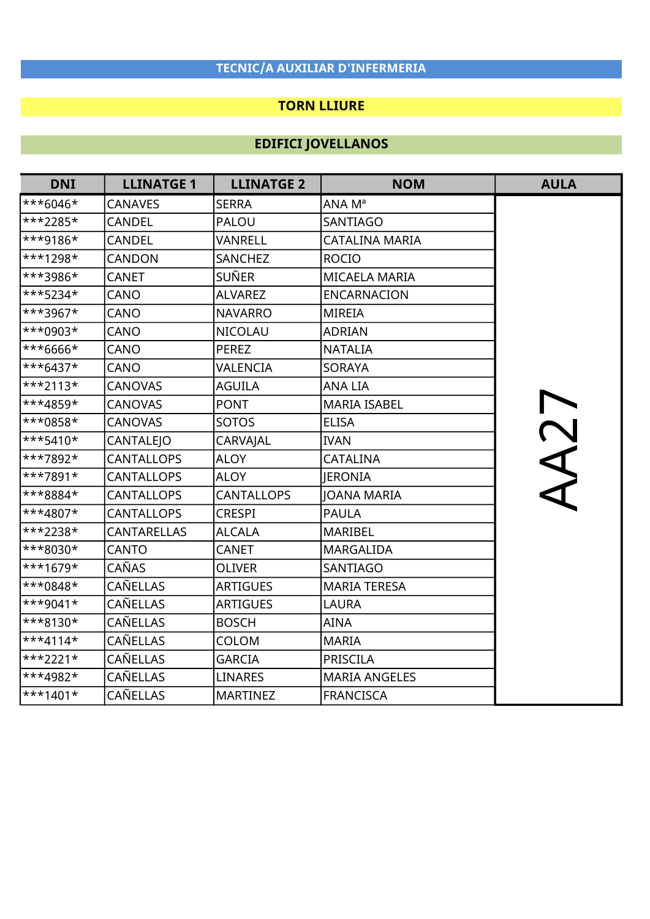# TECNIC/A AUXILIAR D'INFERMERIA

## TORN LLIURE

## EDIFICI JOVELLANOS

| DNI | LLINATGE 1 | LLINATGE 2 | NOM | AULA |
|---|---|---|---|---|
| ***6046* | CANAVES | SERRA | ANA Mª | AA27 |
| ***2285* | CANDEL | PALOU | SANTIAGO | |
| ***9186* | CANDEL | VANRELL | CATALINA MARIA | |
| ***1298* | CANDON | SANCHEZ | ROCIO | |
| ***3986* | CANET | SUÑER | MICAELA MARIA | |
| ***5234* | CANO | ALVAREZ | ENCARNACION | |
| ***3967* | CANO | NAVARRO | MIREIA | |
| ***0903* | CANO | NICOLAU | ADRIAN | |
| ***6666* | CANO | PEREZ | NATALIA | |
| ***6437* | CANO | VALENCIA | SORAYA | |
| ***2113* | CANOVAS | AGUILA | ANA LIA | |
| ***4859* | CANOVAS | PONT | MARIA ISABEL | |
| ***0858* | CANOVAS | SOTOS | ELISA | |
| ***5410* | CANTALEJO | CARVAJAL | IVAN | |
| ***7892* | CANTALLOPS | ALOY | CATALINA | |
| ***7891* | CANTALLOPS | ALOY | JERONIA | |
| ***8884* | CANTALLOPS | CANTALLOPS | JOANA MARIA | |
| ***4807* | CANTALLOPS | CRESPI | PAULA | |
| ***2238* | CANTARELLAS | ALCALA | MARIBEL | |
| ***8030* | CANTO | CANET | MARGALIDA | |
| ***1679* | CAÑAS | OLIVER | SANTIAGO | |
| ***0848* | CAÑELLAS | ARTIGUES | MARIA TERESA | |
| ***9041* | CAÑELLAS | ARTIGUES | LAURA | |
| ***8130* | CAÑELLAS | BOSCH | AINA | |
| ***4114* | CAÑELLAS | COLOM | MARIA | |
| ***2221* | CAÑELLAS | GARCIA | PRISCILA | |
| ***4982* | CAÑELLAS | LINARES | MARIA ANGELES | |
| ***1401* | CAÑELLAS | MARTINEZ | FRANCISCA | |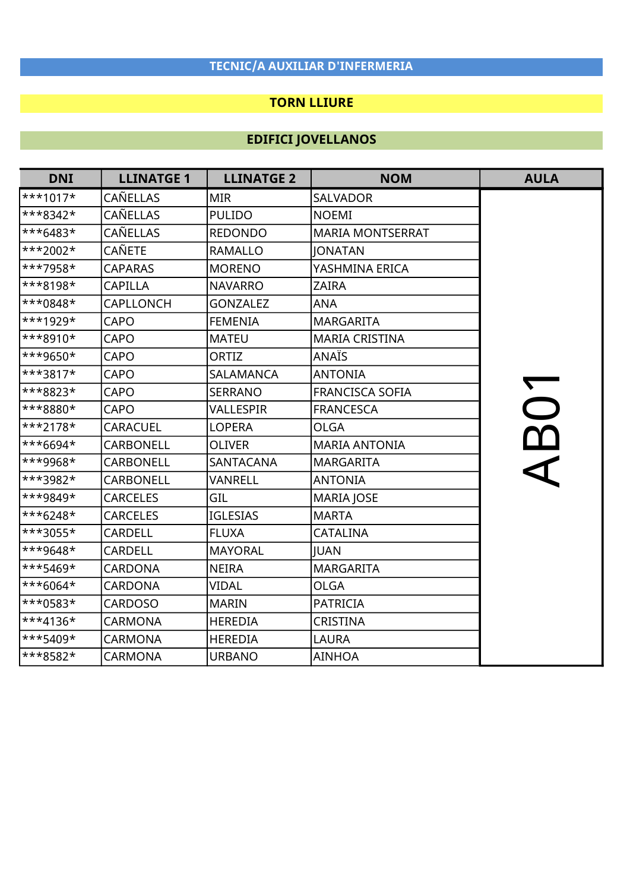**TECNIC/A AUXILIAR D'INFERMERIA**

**TORN LLIURE**

**EDIFICI JOVELLANOS**

| DNI | LLINATGE 1 | LLINATGE 2 | NOM | AULA |
|---|---|---|---|---|
| ***1017* | CAÑELLAS | MIR | SALVADOR | AB01 |
| ***8342* | CAÑELLAS | PULIDO | NOEMI | |
| ***6483* | CAÑELLAS | REDONDO | MARIA MONTSERRAT | |
| ***2002* | CAÑETE | RAMALLO | JONATAN | |
| ***7958* | CAPARAS | MORENO | YASHMINA ERICA | |
| ***8198* | CAPILLA | NAVARRO | ZAIRA | |
| ***0848* | CAPLLONCH | GONZALEZ | ANA | |
| ***1929* | CAPO | FEMENIA | MARGARITA | |
| ***8910* | CAPO | MATEU | MARIA CRISTINA | |
| ***9650* | CAPO | ORTIZ | ANAÏS | |
| ***3817* | CAPO | SALAMANCA | ANTONIA | |
| ***8823* | CAPO | SERRANO | FRANCISCA SOFIA | |
| ***8880* | CAPO | VALLESPIR | FRANCESCA | |
| ***2178* | CARACUEL | LOPERA | OLGA | |
| ***6694* | CARBONELL | OLIVER | MARIA ANTONIA | |
| ***9968* | CARBONELL | SANTACANA | MARGARITA | |
| ***3982* | CARBONELL | VANRELL | ANTONIA | |
| ***9849* | CARCELES | GIL | MARIA JOSE | |
| ***6248* | CARCELES | IGLESIAS | MARTA | |
| ***3055* | CARDELL | FLUXA | CATALINA | |
| ***9648* | CARDELL | MAYORAL | JUAN | |
| ***5469* | CARDONA | NEIRA | MARGARITA | |
| ***6064* | CARDONA | VIDAL | OLGA | |
| ***0583* | CARDOSO | MARIN | PATRICIA | |
| ***4136* | CARMONA | HEREDIA | CRISTINA | |
| ***5409* | CARMONA | HEREDIA | LAURA | |
| ***8582* | CARMONA | URBANO | AINHOA | |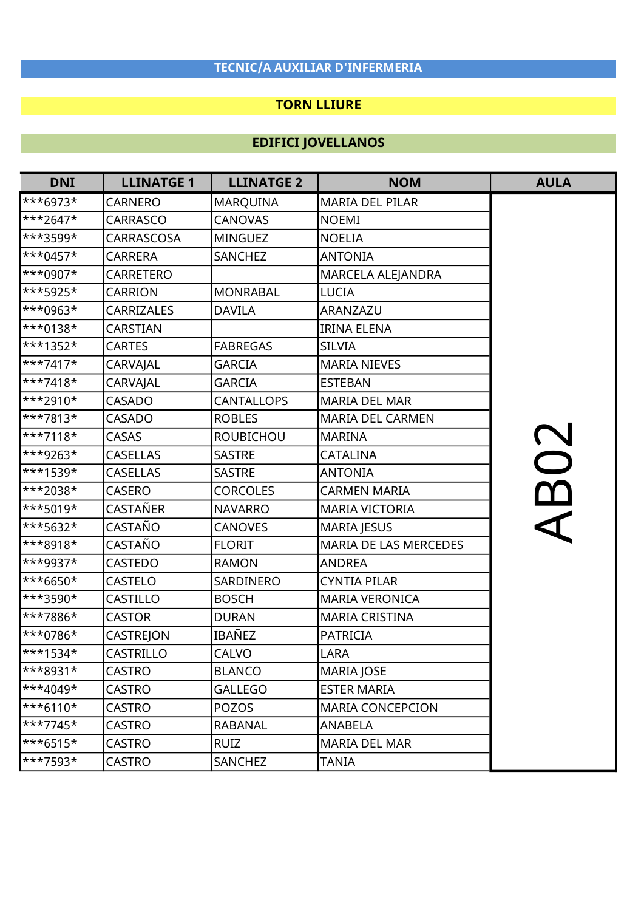## TECNIC/A AUXILIAR D'INFERMERIA

## TORN LLIURE

## EDIFICI JOVELLANOS

| DNI | LLINATGE 1 | LLINATGE 2 | NOM | AULA |
|---|---|---|---|---|
| ***6973* | CARNERO | MARQUINA | MARIA DEL PILAR | AB02 |
| ***2647* | CARRASCO | CANOVAS | NOEMI | |
| ***3599* | CARRASCOSA | MINGUEZ | NOELIA | |
| ***0457* | CARRERA | SANCHEZ | ANTONIA | |
| ***0907* | CARRETERO | | MARCELA ALEJANDRA | |
| ***5925* | CARRION | MONRABAL | LUCIA | |
| ***0963* | CARRIZALES | DAVILA | ARANZAZU | |
| ***0138* | CARSTIAN | | IRINA ELENA | |
| ***1352* | CARTES | FABREGAS | SILVIA | |
| ***7417* | CARVAJAL | GARCIA | MARIA NIEVES | |
| ***7418* | CARVAJAL | GARCIA | ESTEBAN | |
| ***2910* | CASADO | CANTALLOPS | MARIA DEL MAR | |
| ***7813* | CASADO | ROBLES | MARIA DEL CARMEN | |
| ***7118* | CASAS | ROUBICHOU | MARINA | |
| ***9263* | CASELLAS | SASTRE | CATALINA | |
| ***1539* | CASELLAS | SASTRE | ANTONIA | |
| ***2038* | CASERO | CORCOLES | CARMEN MARIA | |
| ***5019* | CASTAÑER | NAVARRO | MARIA VICTORIA | |
| ***5632* | CASTAÑO | CANOVES | MARIA JESUS | |
| ***8918* | CASTAÑO | FLORIT | MARIA DE LAS MERCEDES | |
| ***9937* | CASTEDO | RAMON | ANDREA | |
| ***6650* | CASTELO | SARDINERO | CYNTIA PILAR | |
| ***3590* | CASTILLO | BOSCH | MARIA VERONICA | |
| ***7886* | CASTOR | DURAN | MARIA CRISTINA | |
| ***0786* | CASTREJON | IBAÑEZ | PATRICIA | |
| ***1534* | CASTRILLO | CALVO | LARA | |
| ***8931* | CASTRO | BLANCO | MARIA JOSE | |
| ***4049* | CASTRO | GALLEGO | ESTER MARIA | |
| ***6110* | CASTRO | POZOS | MARIA CONCEPCION | |
| ***7745* | CASTRO | RABANAL | ANABELA | |
| ***6515* | CASTRO | RUIZ | MARIA DEL MAR | |
| ***7593* | CASTRO | SANCHEZ | TANIA | |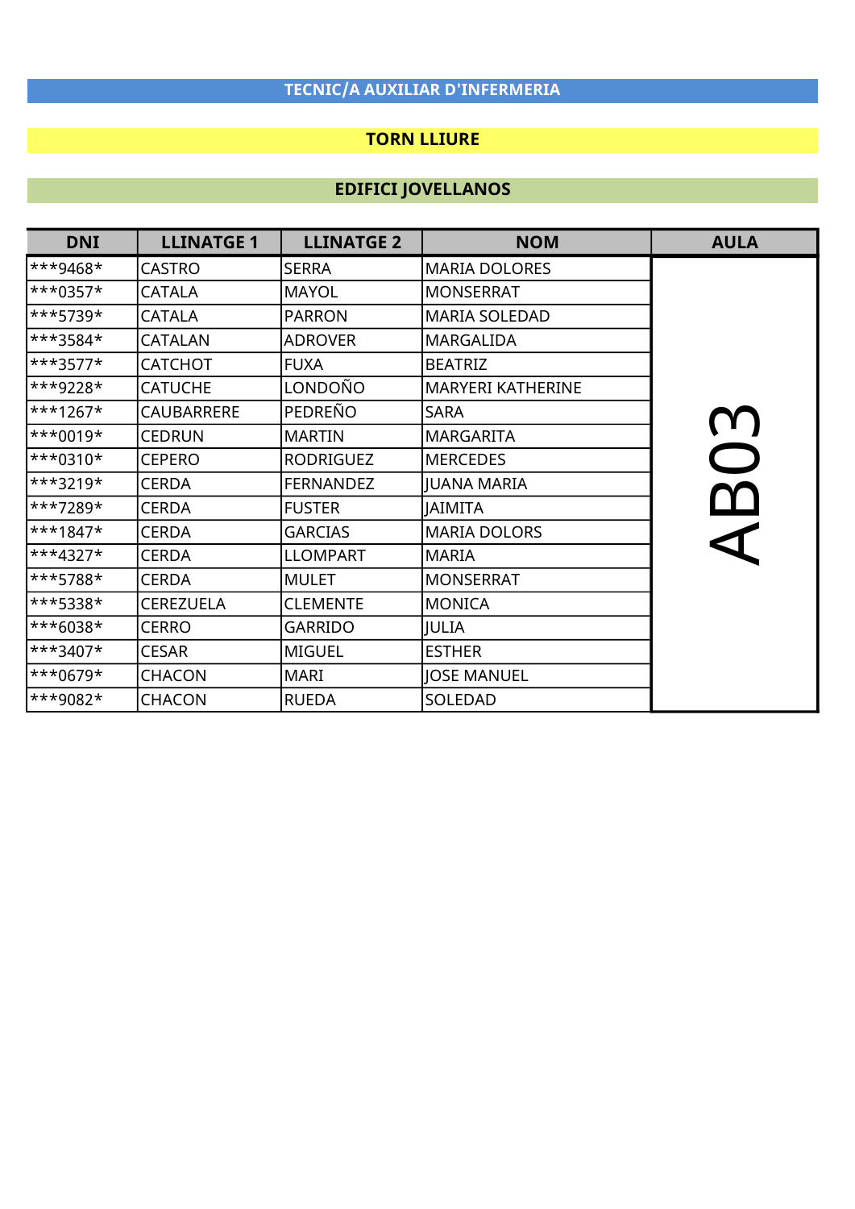## TECNIC/A AUXILIAR D'INFERMERIA

## TORN LLIURE

## EDIFICI JOVELLANOS

| DNI | LLINATGE 1 | LLINATGE 2 | NOM | AULA |
|---|---|---|---|---|
| ***9468* | CASTRO | SERRA | MARIA DOLORES | AB03 |
| ***0357* | CATALA | MAYOL | MONSERRAT | |
| ***5739* | CATALA | PARRON | MARIA SOLEDAD | |
| ***3584* | CATALAN | ADROVER | MARGALIDA | |
| ***3577* | CATCHOT | FUXA | BEATRIZ | |
| ***9228* | CATUCHE | LONDOÑO | MARYERI KATHERINE | |
| ***1267* | CAUBARRERE | PEDREÑO | SARA | |
| ***0019* | CEDRUN | MARTIN | MARGARITA | |
| ***0310* | CEPERO | RODRIGUEZ | MERCEDES | |
| ***3219* | CERDA | FERNANDEZ | JUANA MARIA | |
| ***7289* | CERDA | FUSTER | JAIMITA | |
| ***1847* | CERDA | GARCIAS | MARIA DOLORS | |
| ***4327* | CERDA | LLOMPART | MARIA | |
| ***5788* | CERDA | MULET | MONSERRAT | |
| ***5338* | CEREZUELA | CLEMENTE | MONICA | |
| ***6038* | CERRO | GARRIDO | JULIA | |
| ***3407* | CESAR | MIGUEL | ESTHER | |
| ***0679* | CHACON | MARI | JOSE MANUEL | |
| ***9082* | CHACON | RUEDA | SOLEDAD | |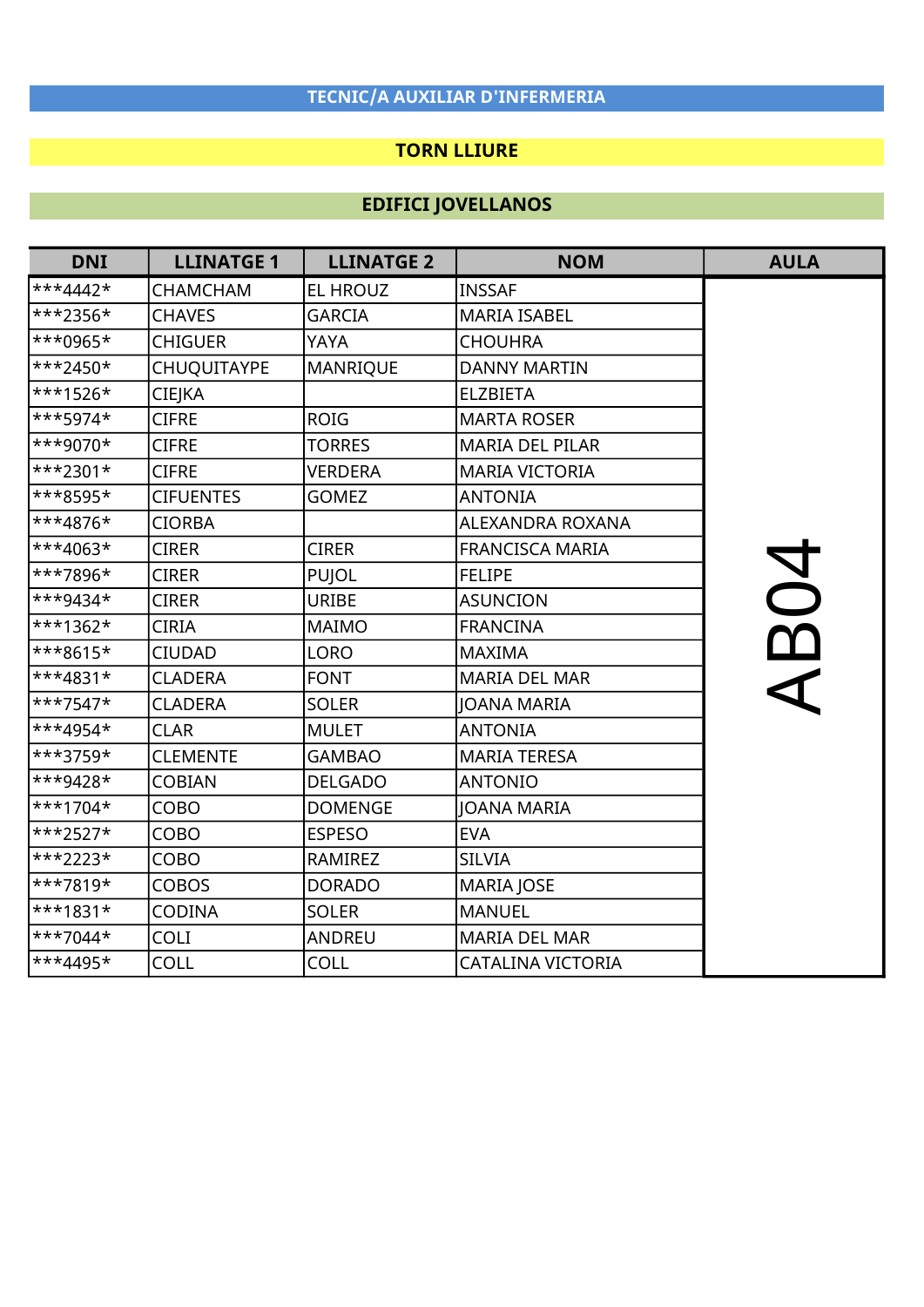# TECNIC/A AUXILIAR D'INFERMERIA

## TORN LLIURE

## EDIFICI JOVELLANOS

| DNI | LLINATGE 1 | LLINATGE 2 | NOM | AULA |
|---|---|---|---|---|
| ***4442* | CHAMCHAM | EL HROUZ | INSSAF | AB04 |
| ***2356* | CHAVES | GARCIA | MARIA ISABEL | |
| ***0965* | CHIGUER | YAYA | CHOUHRA | |
| ***2450* | CHUQUITAYPE | MANRIQUE | DANNY MARTIN | |
| ***1526* | CIEJKA | | ELZBIETA | |
| ***5974* | CIFRE | ROIG | MARTA ROSER | |
| ***9070* | CIFRE | TORRES | MARIA DEL PILAR | |
| ***2301* | CIFRE | VERDERA | MARIA VICTORIA | |
| ***8595* | CIFUENTES | GOMEZ | ANTONIA | |
| ***4876* | CIORBA | | ALEXANDRA ROXANA | |
| ***4063* | CIRER | CIRER | FRANCISCA MARIA | |
| ***7896* | CIRER | PUJOL | FELIPE | |
| ***9434* | CIRER | URIBE | ASUNCION | |
| ***1362* | CIRIA | MAIMO | FRANCINA | |
| ***8615* | CIUDAD | LORO | MAXIMA | |
| ***4831* | CLADERA | FONT | MARIA DEL MAR | |
| ***7547* | CLADERA | SOLER | JOANA MARIA | |
| ***4954* | CLAR | MULET | ANTONIA | |
| ***3759* | CLEMENTE | GAMBAO | MARIA TERESA | |
| ***9428* | COBIAN | DELGADO | ANTONIO | |
| ***1704* | COBO | DOMENGE | JOANA MARIA | |
| ***2527* | COBO | ESPESO | EVA | |
| ***2223* | COBO | RAMIREZ | SILVIA | |
| ***7819* | COBOS | DORADO | MARIA JOSE | |
| ***1831* | CODINA | SOLER | MANUEL | |
| ***7044* | COLI | ANDREU | MARIA DEL MAR | |
| ***4495* | COLL | COLL | CATALINA VICTORIA | |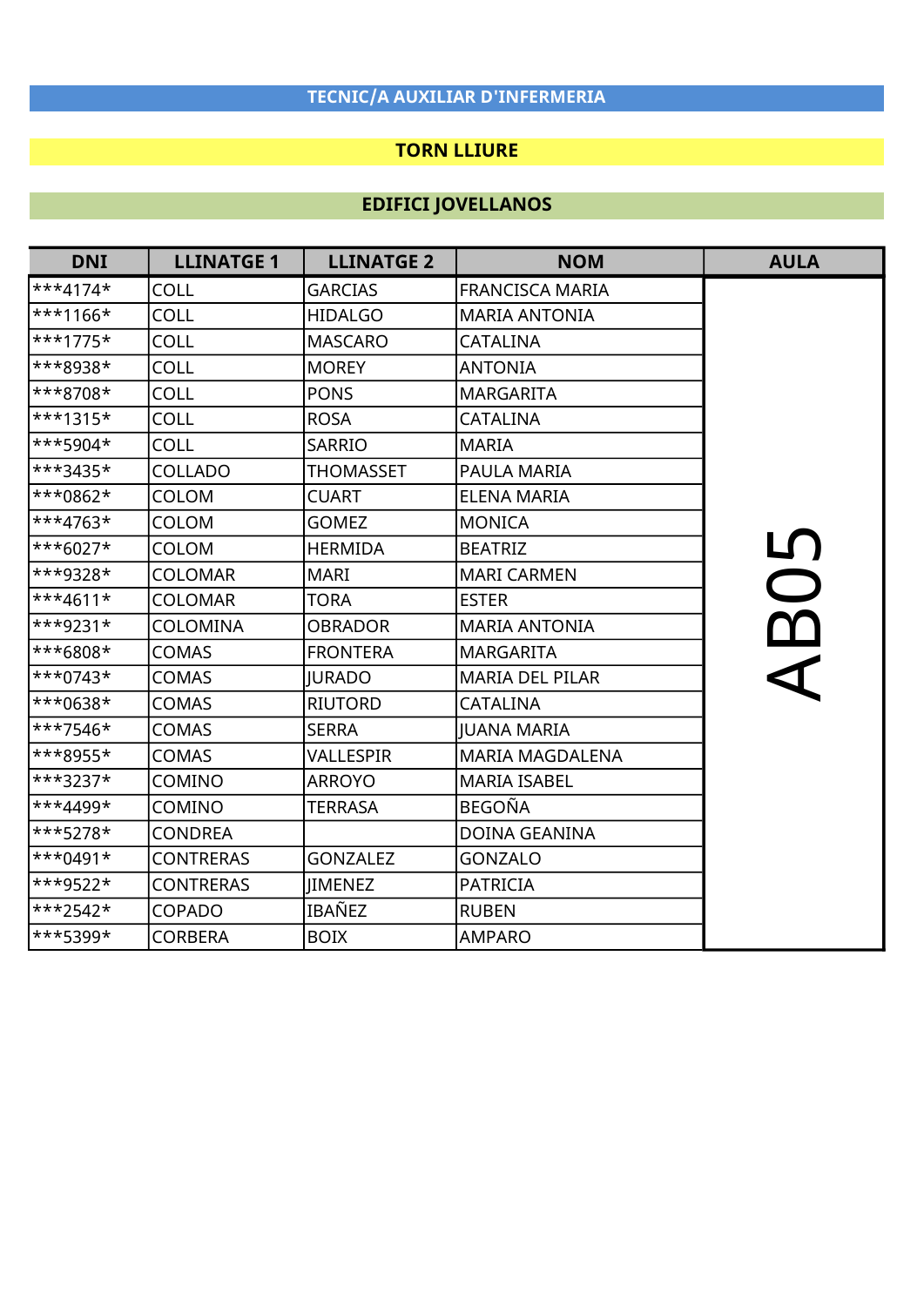## TECNIC/A AUXILIAR D'INFERMERIA

### TORN LLIURE

### EDIFICI JOVELLANOS

| DNI | LLINATGE 1 | LLINATGE 2 | NOM | AULA |
|---|---|---|---|---|
| ***4174* | COLL | GARCIAS | FRANCISCA MARIA | AB05 |
| ***1166* | COLL | HIDALGO | MARIA ANTONIA | |
| ***1775* | COLL | MASCARO | CATALINA | |
| ***8938* | COLL | MOREY | ANTONIA | |
| ***8708* | COLL | PONS | MARGARITA | |
| ***1315* | COLL | ROSA | CATALINA | |
| ***5904* | COLL | SARRIO | MARIA | |
| ***3435* | COLLADO | THOMASSET | PAULA MARIA | |
| ***0862* | COLOM | CUART | ELENA MARIA | |
| ***4763* | COLOM | GOMEZ | MONICA | |
| ***6027* | COLOM | HERMIDA | BEATRIZ | |
| ***9328* | COLOMAR | MARI | MARI CARMEN | |
| ***4611* | COLOMAR | TORA | ESTER | |
| ***9231* | COLOMINA | OBRADOR | MARIA ANTONIA | |
| ***6808* | COMAS | FRONTERA | MARGARITA | |
| ***0743* | COMAS | JURADO | MARIA DEL PILAR | |
| ***0638* | COMAS | RIUTORD | CATALINA | |
| ***7546* | COMAS | SERRA | JUANA MARIA | |
| ***8955* | COMAS | VALLESPIR | MARIA MAGDALENA | |
| ***3237* | COMINO | ARROYO | MARIA ISABEL | |
| ***4499* | COMINO | TERRASA | BEGOÑA | |
| ***5278* | CONDREA | | DOINA GEANINA | |
| ***0491* | CONTRERAS | GONZALEZ | GONZALO | |
| ***9522* | CONTRERAS | JIMENEZ | PATRICIA | |
| ***2542* | COPADO | IBAÑEZ | RUBEN | |
| ***5399* | CORBERA | BOIX | AMPARO | |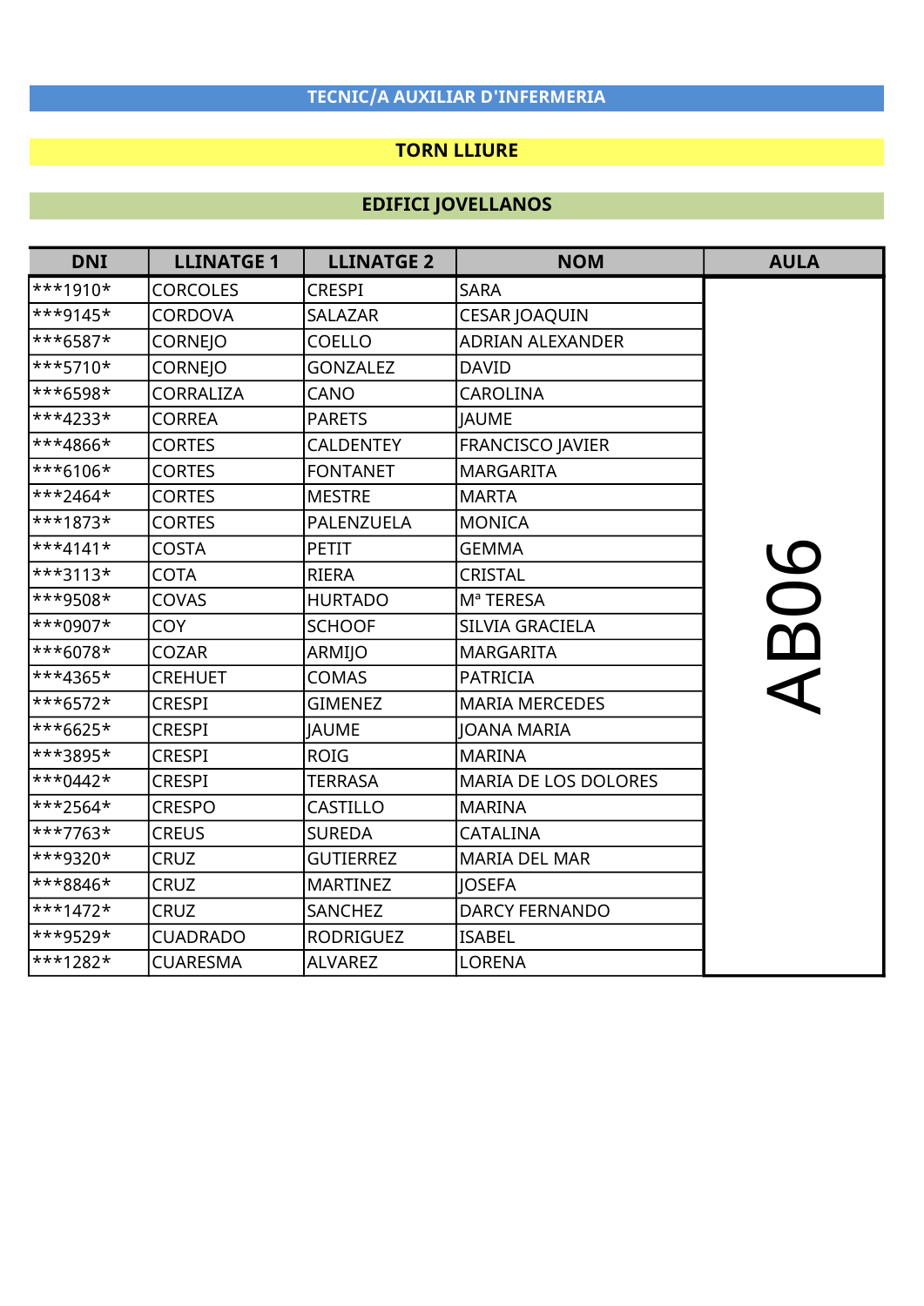# TECNIC/A AUXILIAR D'INFERMERIA

## TORN LLIURE

## EDIFICI JOVELLANOS

| DNI | LLINATGE 1 | LLINATGE 2 | NOM | AULA |
|---|---|---|---|---|
| ***1910* | CORCOLES | CRESPI | SARA | AB06 |
| ***9145* | CORDOVA | SALAZAR | CESAR JOAQUIN | |
| ***6587* | CORNEJO | COELLO | ADRIAN ALEXANDER | |
| ***5710* | CORNEJO | GONZALEZ | DAVID | |
| ***6598* | CORRALIZA | CANO | CAROLINA | |
| ***4233* | CORREA | PARETS | JAUME | |
| ***4866* | CORTES | CALDENTEY | FRANCISCO JAVIER | |
| ***6106* | CORTES | FONTANET | MARGARITA | |
| ***2464* | CORTES | MESTRE | MARTA | |
| ***1873* | CORTES | PALENZUELA | MONICA | |
| ***4141* | COSTA | PETIT | GEMMA | |
| ***3113* | COTA | RIERA | CRISTAL | |
| ***9508* | COVAS | HURTADO | Mª TERESA | |
| ***0907* | COY | SCHOOF | SILVIA GRACIELA | |
| ***6078* | COZAR | ARMIJO | MARGARITA | |
| ***4365* | CREHUET | COMAS | PATRICIA | |
| ***6572* | CRESPI | GIMENEZ | MARIA MERCEDES | |
| ***6625* | CRESPI | JAUME | JOANA MARIA | |
| ***3895* | CRESPI | ROIG | MARINA | |
| ***0442* | CRESPI | TERRASA | MARIA DE LOS DOLORES | |
| ***2564* | CRESPO | CASTILLO | MARINA | |
| ***7763* | CREUS | SUREDA | CATALINA | |
| ***9320* | CRUZ | GUTIERREZ | MARIA DEL MAR | |
| ***8846* | CRUZ | MARTINEZ | JOSEFA | |
| ***1472* | CRUZ | SANCHEZ | DARCY FERNANDO | |
| ***9529* | CUADRADO | RODRIGUEZ | ISABEL | |
| ***1282* | CUARESMA | ALVAREZ | LORENA | |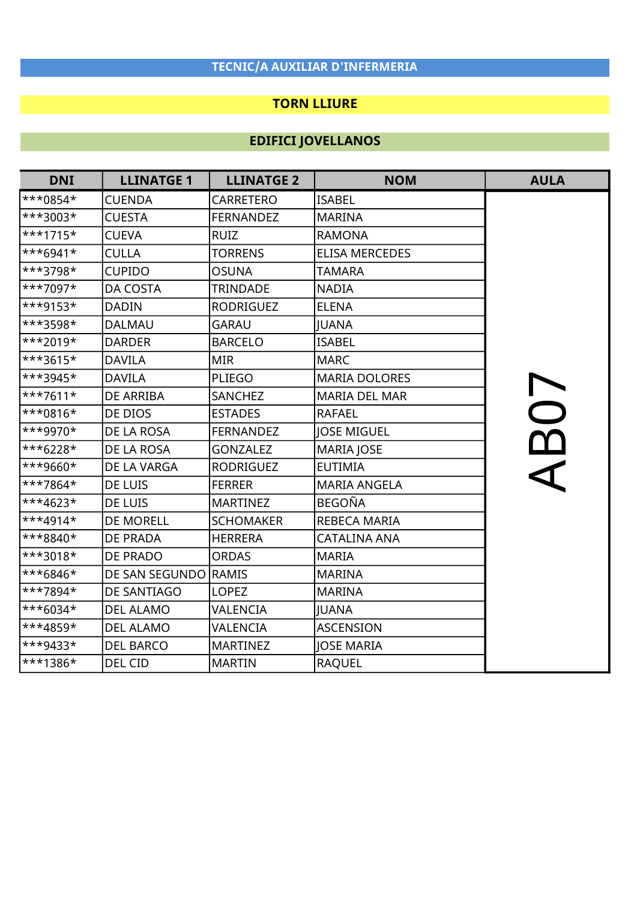## TECNIC/A AUXILIAR D'INFERMERIA

## TORN LLIURE

## EDIFICI JOVELLANOS

| DNI | LLINATGE 1 | LLINATGE 2 | NOM | AULA |
|---|---|---|---|---|
| ***0854* | CUENDA | CARRETERO | ISABEL | AB07 |
| ***3003* | CUESTA | FERNANDEZ | MARINA | |
| ***1715* | CUEVA | RUIZ | RAMONA | |
| ***6941* | CULLA | TORRENS | ELISA MERCEDES | |
| ***3798* | CUPIDO | OSUNA | TAMARA | |
| ***7097* | DA COSTA | TRINDADE | NADIA | |
| ***9153* | DADIN | RODRIGUEZ | ELENA | |
| ***3598* | DALMAU | GARAU | JUANA | |
| ***2019* | DARDER | BARCELO | ISABEL | |
| ***3615* | DAVILA | MIR | MARC | |
| ***3945* | DAVILA | PLIEGO | MARIA DOLORES | |
| ***7611* | DE ARRIBA | SANCHEZ | MARIA DEL MAR | |
| ***0816* | DE DIOS | ESTADES | RAFAEL | |
| ***9970* | DE LA ROSA | FERNANDEZ | JOSE MIGUEL | |
| ***6228* | DE LA ROSA | GONZALEZ | MARIA JOSE | |
| ***9660* | DE LA VARGA | RODRIGUEZ | EUTIMIA | |
| ***7864* | DE LUIS | FERRER | MARIA ANGELA | |
| ***4623* | DE LUIS | MARTINEZ | BEGOÑA | |
| ***4914* | DE MORELL | SCHOMAKER | REBECA MARIA | |
| ***8840* | DE PRADA | HERRERA | CATALINA ANA | |
| ***3018* | DE PRADO | ORDAS | MARIA | |
| ***6846* | DE SAN SEGUNDO | RAMIS | MARINA | |
| ***7894* | DE SANTIAGO | LOPEZ | MARINA | |
| ***6034* | DEL ALAMO | VALENCIA | JUANA | |
| ***4859* | DEL ALAMO | VALENCIA | ASCENSION | |
| ***9433* | DEL BARCO | MARTINEZ | JOSE MARIA | |
| ***1386* | DEL CID | MARTIN | RAQUEL | |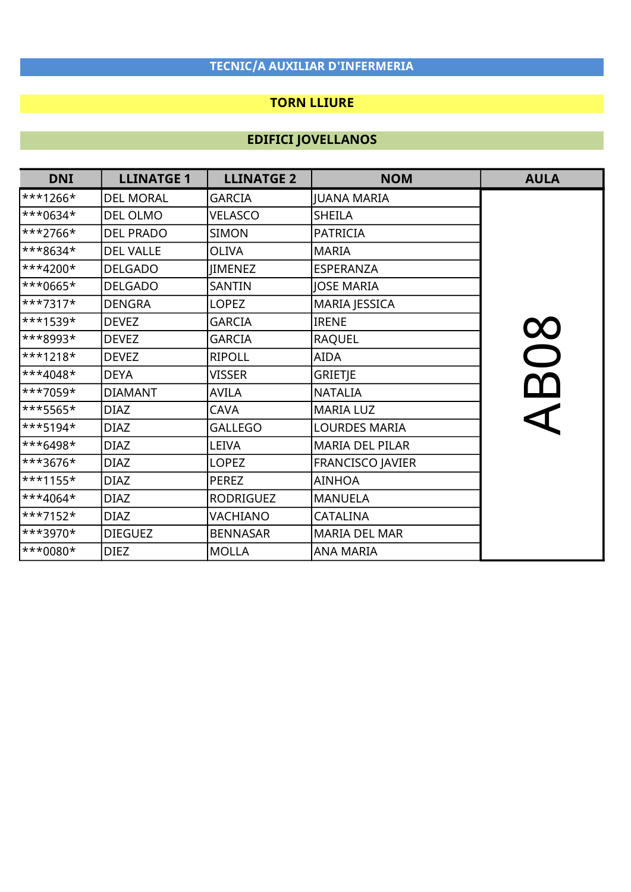## TECNIC/A AUXILIAR D'INFERMERIA

## TORN LLIURE

## EDIFICI JOVELLANOS

| DNI | LLINATGE 1 | LLINATGE 2 | NOM | AULA |
|---|---|---|---|---|
| ***1266* | DEL MORAL | GARCIA | JUANA MARIA | AB08 |
| ***0634* | DEL OLMO | VELASCO | SHEILA | |
| ***2766* | DEL PRADO | SIMON | PATRICIA | |
| ***8634* | DEL VALLE | OLIVA | MARIA | |
| ***4200* | DELGADO | JIMENEZ | ESPERANZA | |
| ***0665* | DELGADO | SANTIN | JOSE MARIA | |
| ***7317* | DENGRA | LOPEZ | MARIA JESSICA | |
| ***1539* | DEVEZ | GARCIA | IRENE | |
| ***8993* | DEVEZ | GARCIA | RAQUEL | |
| ***1218* | DEVEZ | RIPOLL | AIDA | |
| ***4048* | DEYA | VISSER | GRIETJE | |
| ***7059* | DIAMANT | AVILA | NATALIA | |
| ***5565* | DIAZ | CAVA | MARIA LUZ | |
| ***5194* | DIAZ | GALLEGO | LOURDES MARIA | |
| ***6498* | DIAZ | LEIVA | MARIA DEL PILAR | |
| ***3676* | DIAZ | LOPEZ | FRANCISCO JAVIER | |
| ***1155* | DIAZ | PEREZ | AINHOA | |
| ***4064* | DIAZ | RODRIGUEZ | MANUELA | |
| ***7152* | DIAZ | VACHIANO | CATALINA | |
| ***3970* | DIEGUEZ | BENNASAR | MARIA DEL MAR | |
| ***0080* | DIEZ | MOLLA | ANA MARIA | |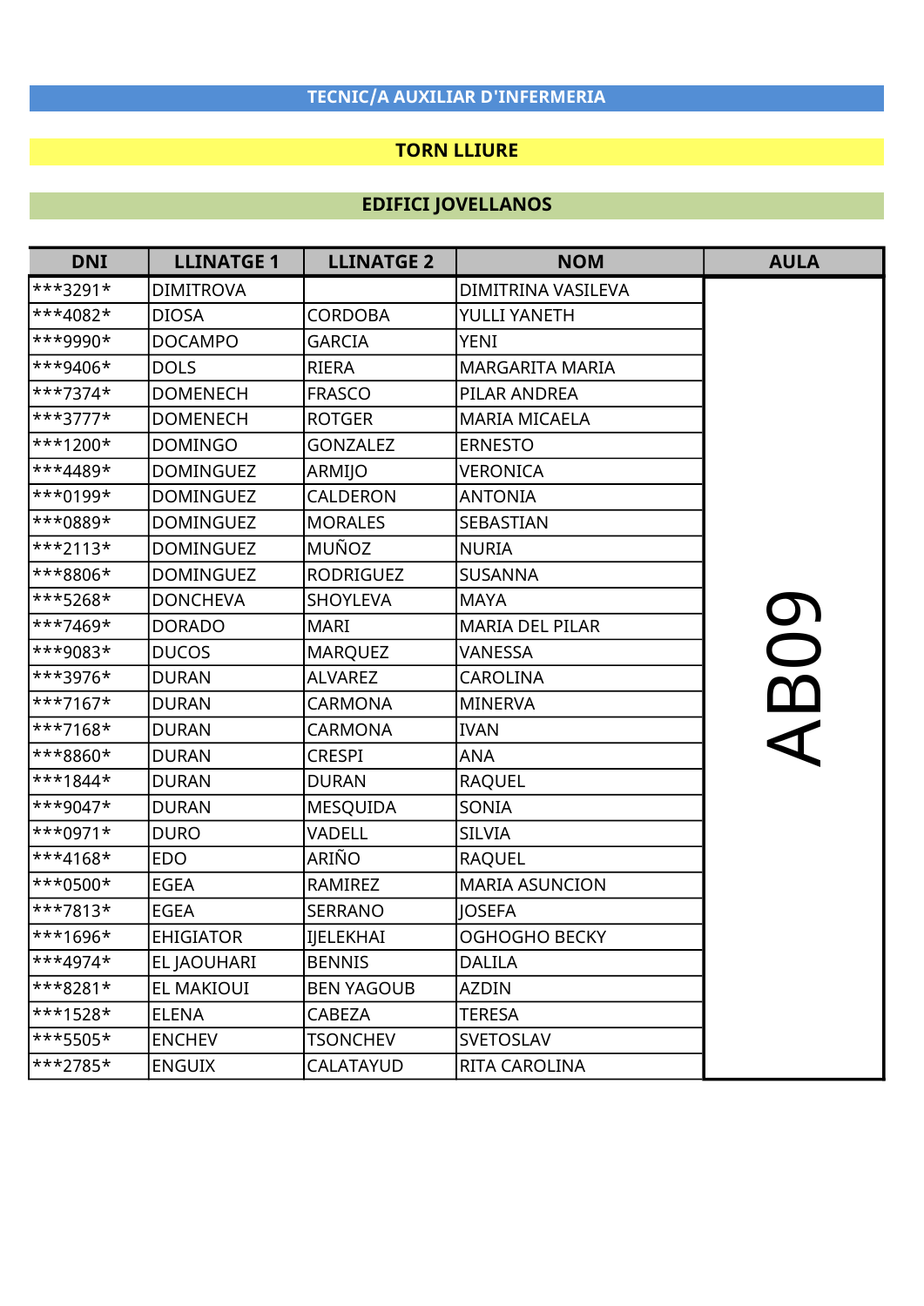## TECNIC/A AUXILIAR D'INFERMERIA

## TORN LLIURE

## EDIFICI JOVELLANOS

| DNI | LLINATGE 1 | LLINATGE 2 | NOM | AULA |
|---|---|---|---|---|
| ***3291* | DIMITROVA | | DIMITRINA VASILEVA | AB09 |
| ***4082* | DIOSA | CORDOBA | YULLI YANETH | |
| ***9990* | DOCAMPO | GARCIA | YENI | |
| ***9406* | DOLS | RIERA | MARGARITA MARIA | |
| ***7374* | DOMENECH | FRASCO | PILAR ANDREA | |
| ***3777* | DOMENECH | ROTGER | MARIA MICAELA | |
| ***1200* | DOMINGO | GONZALEZ | ERNESTO | |
| ***4489* | DOMINGUEZ | ARMIJO | VERONICA | |
| ***0199* | DOMINGUEZ | CALDERON | ANTONIA | |
| ***0889* | DOMINGUEZ | MORALES | SEBASTIAN | |
| ***2113* | DOMINGUEZ | MUÑOZ | NURIA | |
| ***8806* | DOMINGUEZ | RODRIGUEZ | SUSANNA | |
| ***5268* | DONCHEVA | SHOYLEVA | MAYA | |
| ***7469* | DORADO | MARI | MARIA DEL PILAR | |
| ***9083* | DUCOS | MARQUEZ | VANESSA | |
| ***3976* | DURAN | ALVAREZ | CAROLINA | |
| ***7167* | DURAN | CARMONA | MINERVA | |
| ***7168* | DURAN | CARMONA | IVAN | |
| ***8860* | DURAN | CRESPI | ANA | |
| ***1844* | DURAN | DURAN | RAQUEL | |
| ***9047* | DURAN | MESQUIDA | SONIA | |
| ***0971* | DURO | VADELL | SILVIA | |
| ***4168* | EDO | ARIÑO | RAQUEL | |
| ***0500* | EGEA | RAMIREZ | MARIA ASUNCION | |
| ***7813* | EGEA | SERRANO | JOSEFA | |
| ***1696* | EHIGIATOR | IJELEKHAI | OGHOGHO BECKY | |
| ***4974* | EL JAOUHARI | BENNIS | DALILA | |
| ***8281* | EL MAKIOUI | BEN YAGOUB | AZDIN | |
| ***1528* | ELENA | CABEZA | TERESA | |
| ***5505* | ENCHEV | TSONCHEV | SVETOSLAV | |
| ***2785* | ENGUIX | CALATAYUD | RITA CAROLINA | |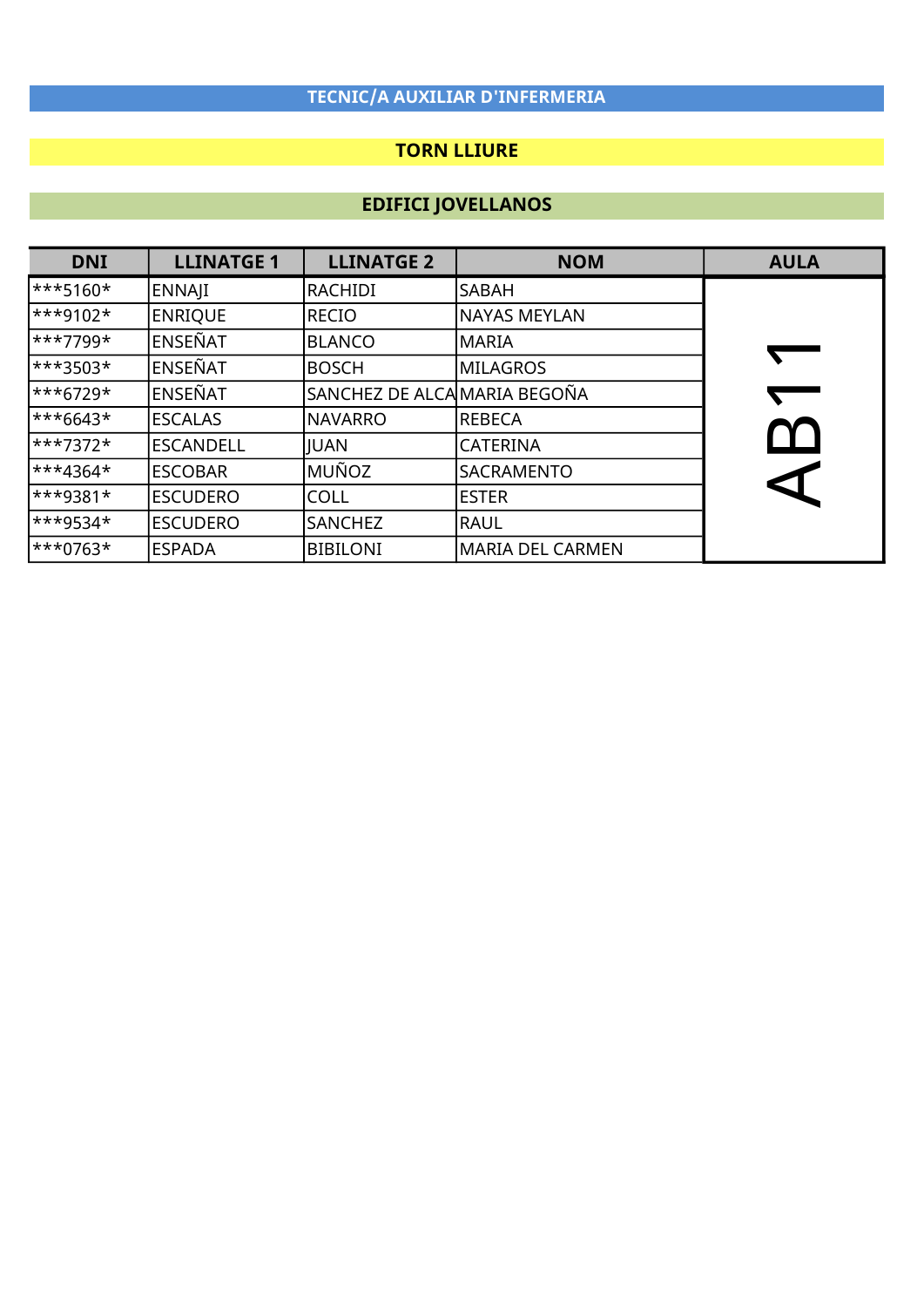# TECNIC/A AUXILIAR D'INFERMERIA

## TORN LLIURE

## EDIFICI JOVELLANOS

| DNI | LLINATGE 1 | LLINATGE 2 | NOM | AULA |
|---|---|---|---|---|
| ***5160* | ENNAJI | RACHIDI | SABAH | AB11 |
| ***9102* | ENRIQUE | RECIO | NAYAS MEYLAN | |
| ***7799* | ENSEÑAT | BLANCO | MARIA | |
| ***3503* | ENSEÑAT | BOSCH | MILAGROS | |
| ***6729* | ENSEÑAT | SANCHEZ DE ALCA | MARIA BEGOÑA | |
| ***6643* | ESCALAS | NAVARRO | REBECA | |
| ***7372* | ESCANDELL | JUAN | CATERINA | |
| ***4364* | ESCOBAR | MUÑOZ | SACRAMENTO | |
| ***9381* | ESCUDERO | COLL | ESTER | |
| ***9534* | ESCUDERO | SANCHEZ | RAUL | |
| ***0763* | ESPADA | BIBILONI | MARIA DEL CARMEN | |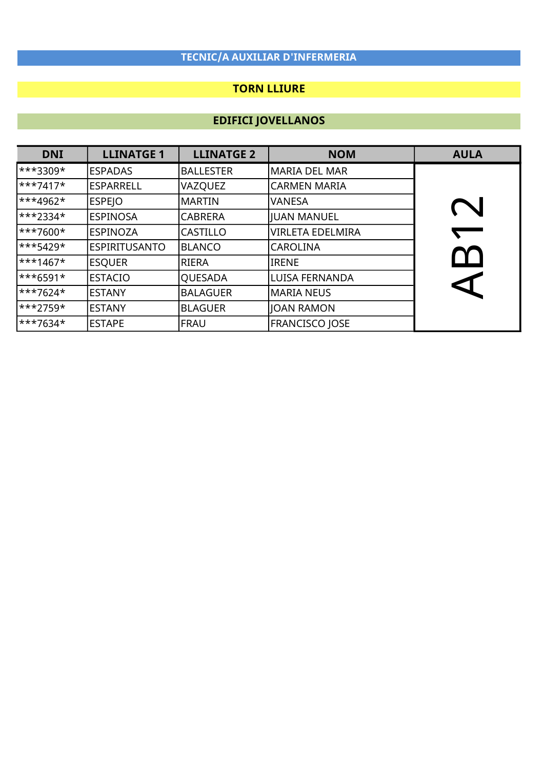# TECNIC/A AUXILIAR D'INFERMERIA

## TORN LLIURE

## EDIFICI JOVELLANOS

| DNI | LLINATGE 1 | LLINATGE 2 | NOM | AULA |
|---|---|---|---|---|
| ***3309* | ESPADAS | BALLESTER | MARIA DEL MAR | AB12 |
| ***7417* | ESPARRELL | VAZQUEZ | CARMEN MARIA | |
| ***4962* | ESPEJO | MARTIN | VANESA | |
| ***2334* | ESPINOSA | CABRERA | JUAN MANUEL | |
| ***7600* | ESPINOZA | CASTILLO | VIRLETA EDELMIRA | |
| ***5429* | ESPIRITUSANTO | BLANCO | CAROLINA | |
| ***1467* | ESQUER | RIERA | IRENE | |
| ***6591* | ESTACIO | QUESADA | LUISA FERNANDA | |
| ***7624* | ESTANY | BALAGUER | MARIA NEUS | |
| ***2759* | ESTANY | BLAGUER | JOAN RAMON | |
| ***7634* | ESTAPE | FRAU | FRANCISCO JOSE | |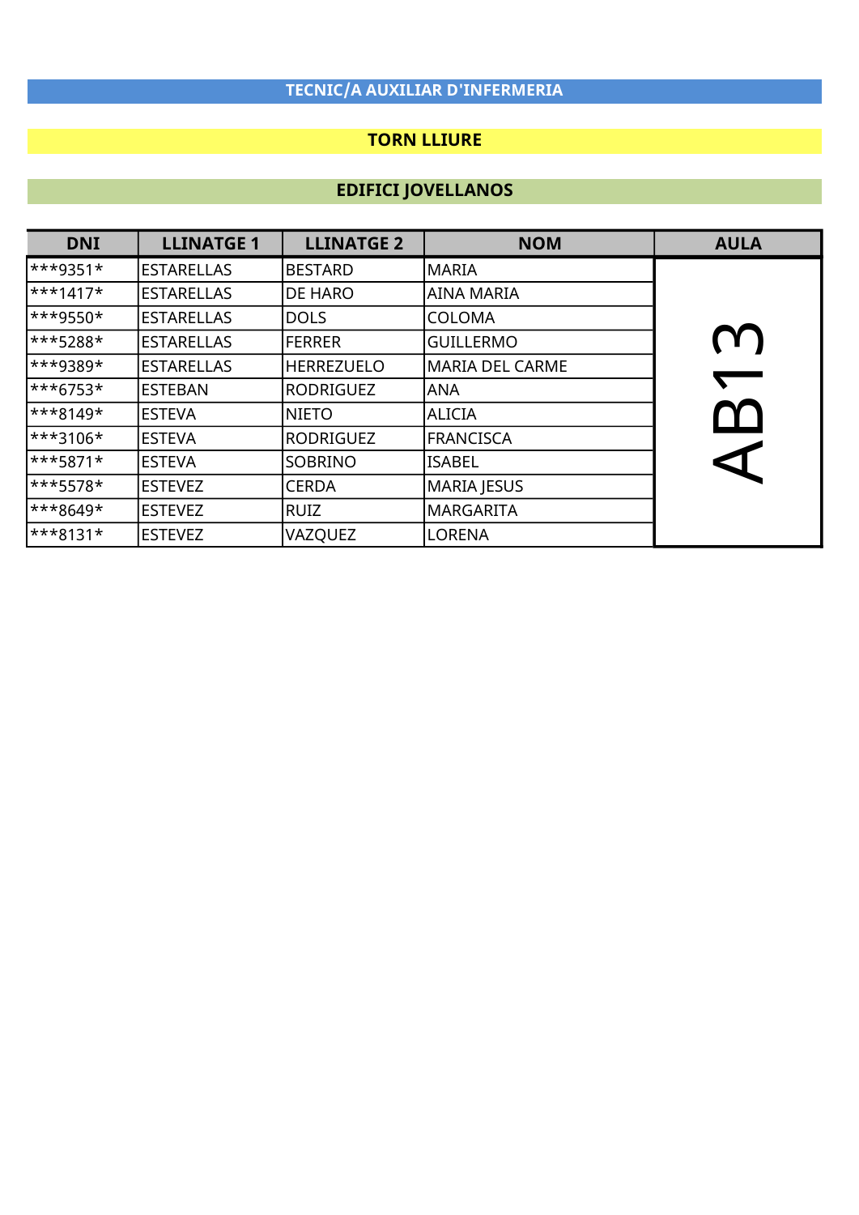**TECNIC/A AUXILIAR D'INFERMERIA**

**TORN LLIURE**

**EDIFICI JOVELLANOS**

| DNI | LLINATGE 1 | LLINATGE 2 | NOM | AULA |
|---|---|---|---|---|
| ***9351* | ESTARELLAS | BESTARD | MARIA | AB13 |
| ***1417* | ESTARELLAS | DE HARO | AINA MARIA | |
| ***9550* | ESTARELLAS | DOLS | COLOMA | |
| ***5288* | ESTARELLAS | FERRER | GUILLERMO | |
| ***9389* | ESTARELLAS | HERREZUELO | MARIA DEL CARME | |
| ***6753* | ESTEBAN | RODRIGUEZ | ANA | |
| ***8149* | ESTEVA | NIETO | ALICIA | |
| ***3106* | ESTEVA | RODRIGUEZ | FRANCISCA | |
| ***5871* | ESTEVA | SOBRINO | ISABEL | |
| ***5578* | ESTEVEZ | CERDA | MARIA JESUS | |
| ***8649* | ESTEVEZ | RUIZ | MARGARITA | |
| ***8131* | ESTEVEZ | VAZQUEZ | LORENA | |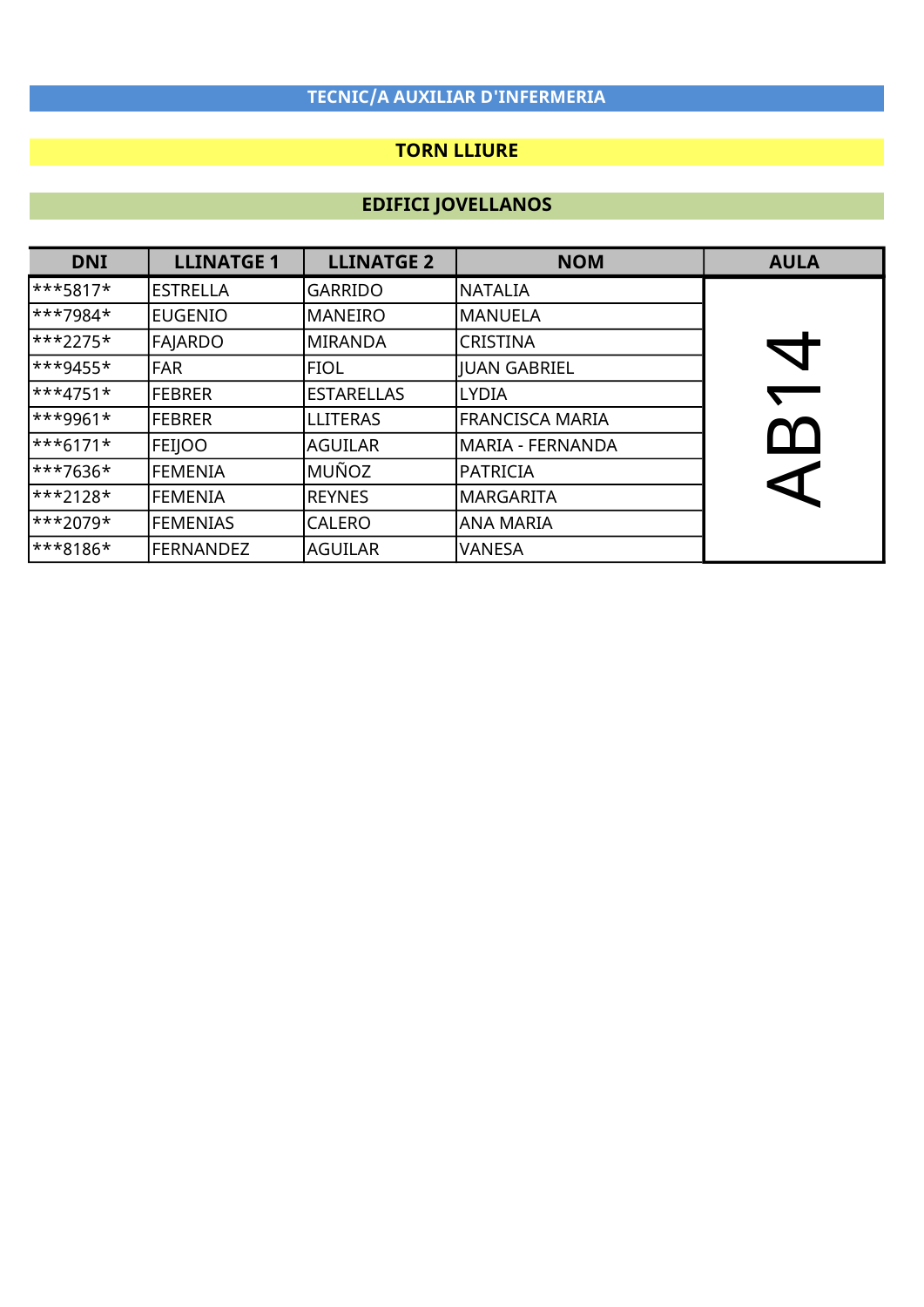## TECNIC/A AUXILIAR D'INFERMERIA

## TORN LLIURE

## EDIFICI JOVELLANOS

| DNI | LLINATGE 1 | LLINATGE 2 | NOM | AULA |
|---|---|---|---|---|
| ***5817* | ESTRELLA | GARRIDO | NATALIA | AB14 |
| ***7984* | EUGENIO | MANEIRO | MANUELA | |
| ***2275* | FAJARDO | MIRANDA | CRISTINA | |
| ***9455* | FAR | FIOL | JUAN GABRIEL | |
| ***4751* | FEBRER | ESTARELLAS | LYDIA | |
| ***9961* | FEBRER | LLITERAS | FRANCISCA MARIA | |
| ***6171* | FEIJOO | AGUILAR | MARIA - FERNANDA | |
| ***7636* | FEMENIA | MUÑOZ | PATRICIA | |
| ***2128* | FEMENIA | REYNES | MARGARITA | |
| ***2079* | FEMENIAS | CALERO | ANA MARIA | |
| ***8186* | FERNANDEZ | AGUILAR | VANESA | |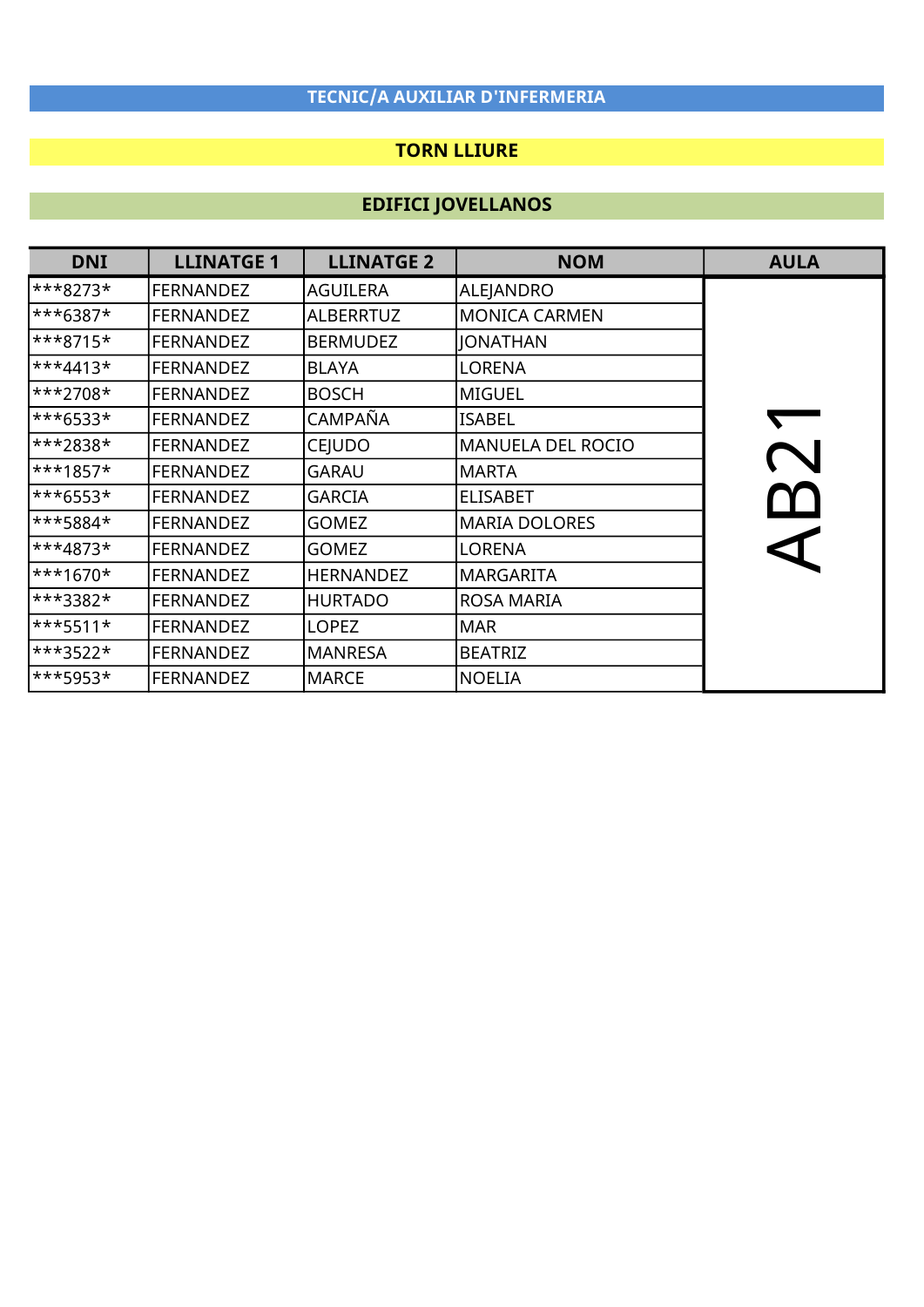**TECNIC/A AUXILIAR D'INFERMERIA**

**TORN LLIURE**

**EDIFICI JOVELLANOS**

| DNI | LLINATGE 1 | LLINATGE 2 | NOM | AULA |
|---|---|---|---|---|
| ***8273* | FERNANDEZ | AGUILERA | ALEJANDRO | AB21 |
| ***6387* | FERNANDEZ | ALBERRTUZ | MONICA CARMEN | |
| ***8715* | FERNANDEZ | BERMUDEZ | JONATHAN | |
| ***4413* | FERNANDEZ | BLAYA | LORENA | |
| ***2708* | FERNANDEZ | BOSCH | MIGUEL | |
| ***6533* | FERNANDEZ | CAMPAÑA | ISABEL | |
| ***2838* | FERNANDEZ | CEJUDO | MANUELA DEL ROCIO | |
| ***1857* | FERNANDEZ | GARAU | MARTA | |
| ***6553* | FERNANDEZ | GARCIA | ELISABET | |
| ***5884* | FERNANDEZ | GOMEZ | MARIA DOLORES | |
| ***4873* | FERNANDEZ | GOMEZ | LORENA | |
| ***1670* | FERNANDEZ | HERNANDEZ | MARGARITA | |
| ***3382* | FERNANDEZ | HURTADO | ROSA MARIA | |
| ***5511* | FERNANDEZ | LOPEZ | MAR | |
| ***3522* | FERNANDEZ | MANRESA | BEATRIZ | |
| ***5953* | FERNANDEZ | MARCE | NOELIA | |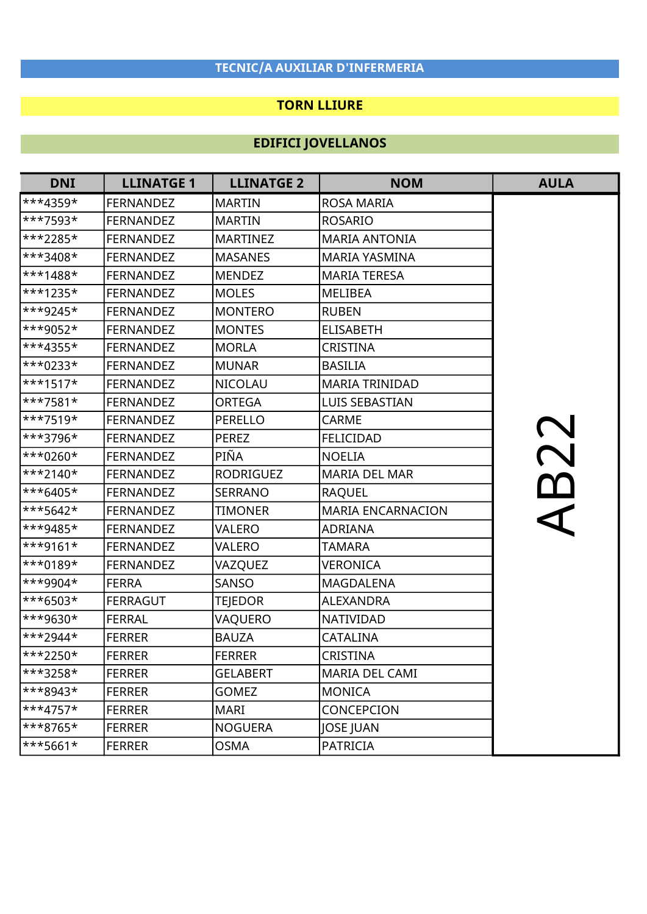## TECNIC/A AUXILIAR D'INFERMERIA

## TORN LLIURE

## EDIFICI JOVELLANOS

| DNI | LLINATGE 1 | LLINATGE 2 | NOM | AULA |
|---|---|---|---|---|
| ***4359* | FERNANDEZ | MARTIN | ROSA MARIA | AB22 |
| ***7593* | FERNANDEZ | MARTIN | ROSARIO | |
| ***2285* | FERNANDEZ | MARTINEZ | MARIA ANTONIA | |
| ***3408* | FERNANDEZ | MASANES | MARIA YASMINA | |
| ***1488* | FERNANDEZ | MENDEZ | MARIA TERESA | |
| ***1235* | FERNANDEZ | MOLES | MELIBEA | |
| ***9245* | FERNANDEZ | MONTERO | RUBEN | |
| ***9052* | FERNANDEZ | MONTES | ELISABETH | |
| ***4355* | FERNANDEZ | MORLA | CRISTINA | |
| ***0233* | FERNANDEZ | MUNAR | BASILIA | |
| ***1517* | FERNANDEZ | NICOLAU | MARIA TRINIDAD | |
| ***7581* | FERNANDEZ | ORTEGA | LUIS SEBASTIAN | |
| ***7519* | FERNANDEZ | PERELLO | CARME | |
| ***3796* | FERNANDEZ | PEREZ | FELICIDAD | |
| ***0260* | FERNANDEZ | PIÑA | NOELIA | |
| ***2140* | FERNANDEZ | RODRIGUEZ | MARIA DEL MAR | |
| ***6405* | FERNANDEZ | SERRANO | RAQUEL | |
| ***5642* | FERNANDEZ | TIMONER | MARIA ENCARNACION | |
| ***9485* | FERNANDEZ | VALERO | ADRIANA | |
| ***9161* | FERNANDEZ | VALERO | TAMARA | |
| ***0189* | FERNANDEZ | VAZQUEZ | VERONICA | |
| ***9904* | FERRA | SANSO | MAGDALENA | |
| ***6503* | FERRAGUT | TEJEDOR | ALEXANDRA | |
| ***9630* | FERRAL | VAQUERO | NATIVIDAD | |
| ***2944* | FERRER | BAUZA | CATALINA | |
| ***2250* | FERRER | FERRER | CRISTINA | |
| ***3258* | FERRER | GELABERT | MARIA DEL CAMI | |
| ***8943* | FERRER | GOMEZ | MONICA | |
| ***4757* | FERRER | MARI | CONCEPCION | |
| ***8765* | FERRER | NOGUERA | JOSE JUAN | |
| ***5661* | FERRER | OSMA | PATRICIA | |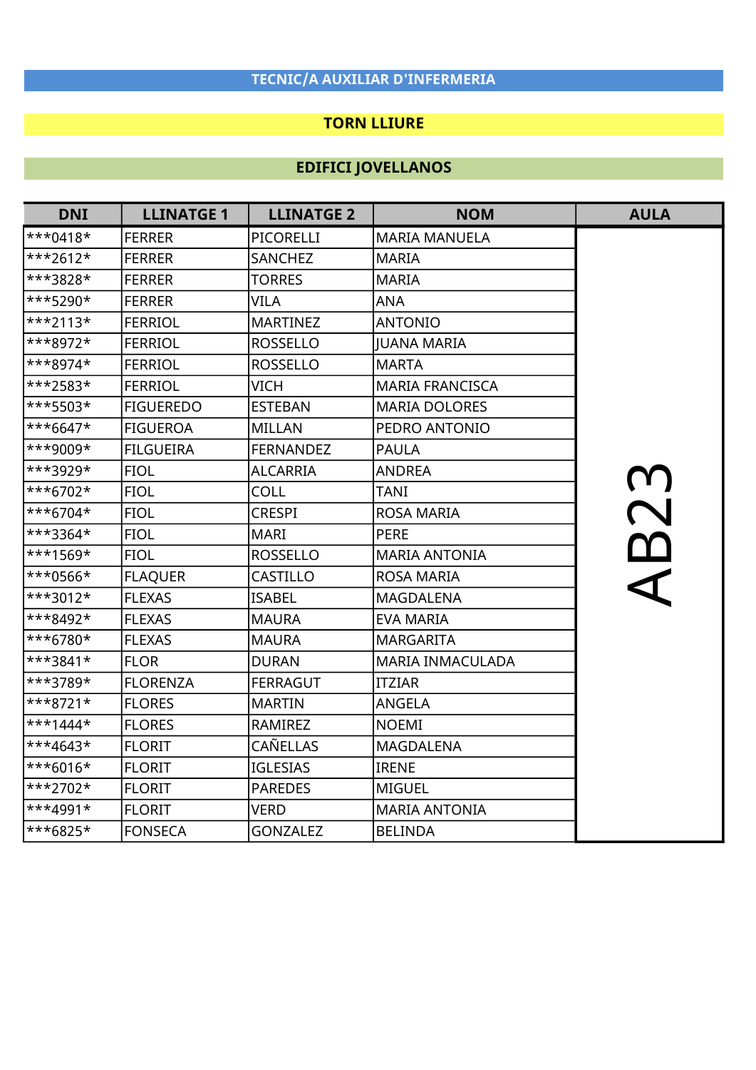## TECNIC/A AUXILIAR D'INFERMERIA

## TORN LLIURE

## EDIFICI JOVELLANOS

| DNI | LLINATGE 1 | LLINATGE 2 | NOM | AULA |
|---|---|---|---|---|
| ***0418* | FERRER | PICORELLI | MARIA MANUELA | AB23 |
| ***2612* | FERRER | SANCHEZ | MARIA | |
| ***3828* | FERRER | TORRES | MARIA | |
| ***5290* | FERRER | VILA | ANA | |
| ***2113* | FERRIOL | MARTINEZ | ANTONIO | |
| ***8972* | FERRIOL | ROSSELLO | JUANA MARIA | |
| ***8974* | FERRIOL | ROSSELLO | MARTA | |
| ***2583* | FERRIOL | VICH | MARIA FRANCISCA | |
| ***5503* | FIGUEREDO | ESTEBAN | MARIA DOLORES | |
| ***6647* | FIGUEROA | MILLAN | PEDRO ANTONIO | |
| ***9009* | FILGUEIRA | FERNANDEZ | PAULA | |
| ***3929* | FIOL | ALCARRIA | ANDREA | |
| ***6702* | FIOL | COLL | TANI | |
| ***6704* | FIOL | CRESPI | ROSA MARIA | |
| ***3364* | FIOL | MARI | PERE | |
| ***1569* | FIOL | ROSSELLO | MARIA ANTONIA | |
| ***0566* | FLAQUER | CASTILLO | ROSA MARIA | |
| ***3012* | FLEXAS | ISABEL | MAGDALENA | |
| ***8492* | FLEXAS | MAURA | EVA MARIA | |
| ***6780* | FLEXAS | MAURA | MARGARITA | |
| ***3841* | FLOR | DURAN | MARIA INMACULADA | |
| ***3789* | FLORENZA | FERRAGUT | ITZIAR | |
| ***8721* | FLORES | MARTIN | ANGELA | |
| ***1444* | FLORES | RAMIREZ | NOEMI | |
| ***4643* | FLORIT | CAÑELLAS | MAGDALENA | |
| ***6016* | FLORIT | IGLESIAS | IRENE | |
| ***2702* | FLORIT | PAREDES | MIGUEL | |
| ***4991* | FLORIT | VERD | MARIA ANTONIA | |
| ***6825* | FONSECA | GONZALEZ | BELINDA | |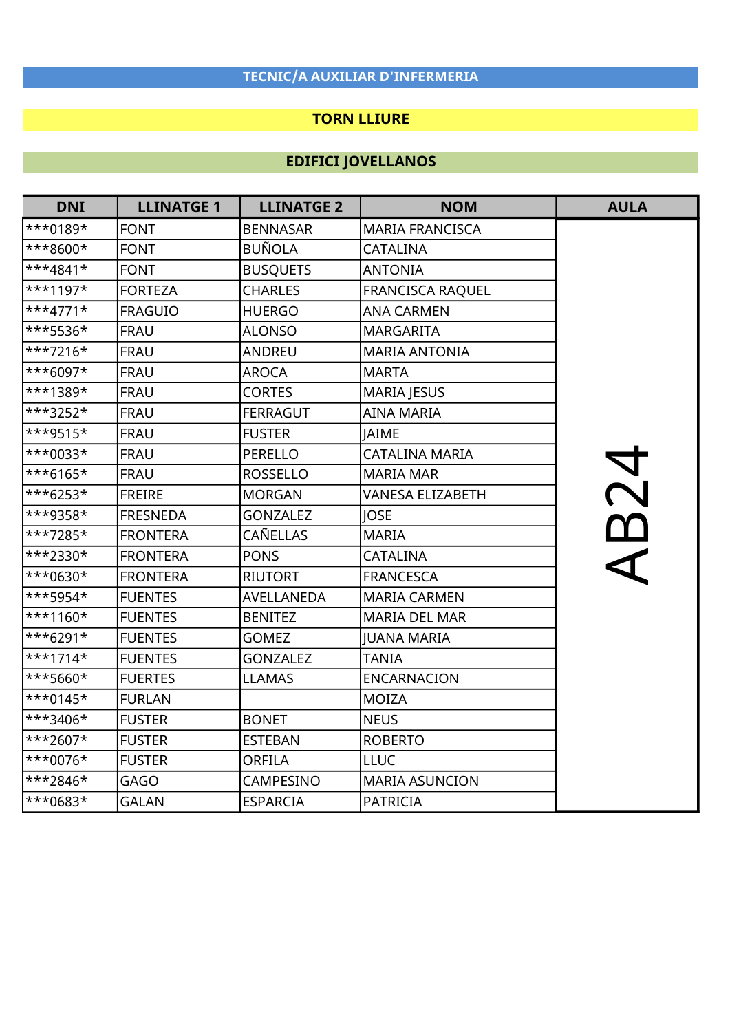**TECNIC/A AUXILIAR D'INFERMERIA**

**TORN LLIURE**

**EDIFICI JOVELLANOS**

| DNI | LLINATGE 1 | LLINATGE 2 | NOM | AULA |
|---|---|---|---|---|
| ***0189* | FONT | BENNASAR | MARIA FRANCISCA | AB24 |
| ***8600* | FONT | BUÑOLA | CATALINA | |
| ***4841* | FONT | BUSQUETS | ANTONIA | |
| ***1197* | FORTEZA | CHARLES | FRANCISCA RAQUEL | |
| ***4771* | FRAGUIO | HUERGO | ANA CARMEN | |
| ***5536* | FRAU | ALONSO | MARGARITA | |
| ***7216* | FRAU | ANDREU | MARIA ANTONIA | |
| ***6097* | FRAU | AROCA | MARTA | |
| ***1389* | FRAU | CORTES | MARIA JESUS | |
| ***3252* | FRAU | FERRAGUT | AINA MARIA | |
| ***9515* | FRAU | FUSTER | JAIME | |
| ***0033* | FRAU | PERELLO | CATALINA MARIA | |
| ***6165* | FRAU | ROSSELLO | MARIA MAR | |
| ***6253* | FREIRE | MORGAN | VANESA ELIZABETH | |
| ***9358* | FRESNEDA | GONZALEZ | JOSE | |
| ***7285* | FRONTERA | CAÑELLAS | MARIA | |
| ***2330* | FRONTERA | PONS | CATALINA | |
| ***0630* | FRONTERA | RIUTORT | FRANCESCA | |
| ***5954* | FUENTES | AVELLANEDA | MARIA CARMEN | |
| ***1160* | FUENTES | BENITEZ | MARIA DEL MAR | |
| ***6291* | FUENTES | GOMEZ | JUANA MARIA | |
| ***1714* | FUENTES | GONZALEZ | TANIA | |
| ***5660* | FUERTES | LLAMAS | ENCARNACION | |
| ***0145* | FURLAN | | MOIZA | |
| ***3406* | FUSTER | BONET | NEUS | |
| ***2607* | FUSTER | ESTEBAN | ROBERTO | |
| ***0076* | FUSTER | ORFILA | LLUC | |
| ***2846* | GAGO | CAMPESINO | MARIA ASUNCION | |
| ***0683* | GALAN | ESPARCIA | PATRICIA | |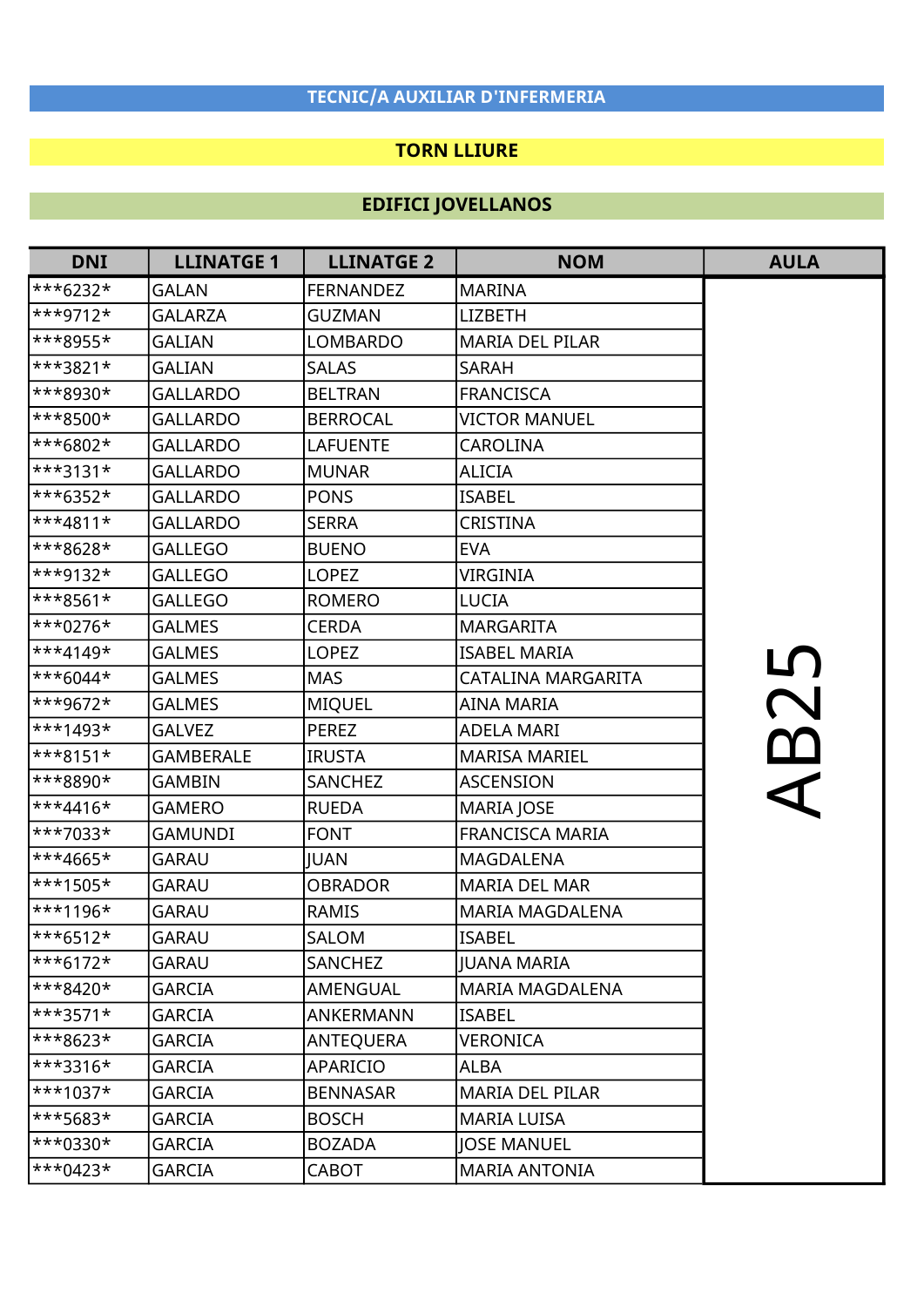## TECNIC/A AUXILIAR D'INFERMERIA

## TORN LLIURE

## EDIFICI JOVELLANOS

| DNI | LLINATGE 1 | LLINATGE 2 | NOM | AULA |
|---|---|---|---|---|
| ***6232* | GALAN | FERNANDEZ | MARINA | AB25 |
| ***9712* | GALARZA | GUZMAN | LIZBETH | |
| ***8955* | GALIAN | LOMBARDO | MARIA DEL PILAR | |
| ***3821* | GALIAN | SALAS | SARAH | |
| ***8930* | GALLARDO | BELTRAN | FRANCISCA | |
| ***8500* | GALLARDO | BERROCAL | VICTOR MANUEL | |
| ***6802* | GALLARDO | LAFUENTE | CAROLINA | |
| ***3131* | GALLARDO | MUNAR | ALICIA | |
| ***6352* | GALLARDO | PONS | ISABEL | |
| ***4811* | GALLARDO | SERRA | CRISTINA | |
| ***8628* | GALLEGO | BUENO | EVA | |
| ***9132* | GALLEGO | LOPEZ | VIRGINIA | |
| ***8561* | GALLEGO | ROMERO | LUCIA | |
| ***0276* | GALMES | CERDA | MARGARITA | |
| ***4149* | GALMES | LOPEZ | ISABEL MARIA | |
| ***6044* | GALMES | MAS | CATALINA MARGARITA | |
| ***9672* | GALMES | MIQUEL | AINA MARIA | |
| ***1493* | GALVEZ | PEREZ | ADELA MARI | |
| ***8151* | GAMBERALE | IRUSTA | MARISA MARIEL | |
| ***8890* | GAMBIN | SANCHEZ | ASCENSION | |
| ***4416* | GAMERO | RUEDA | MARIA JOSE | |
| ***7033* | GAMUNDI | FONT | FRANCISCA MARIA | |
| ***4665* | GARAU | JUAN | MAGDALENA | |
| ***1505* | GARAU | OBRADOR | MARIA DEL MAR | |
| ***1196* | GARAU | RAMIS | MARIA MAGDALENA | |
| ***6512* | GARAU | SALOM | ISABEL | |
| ***6172* | GARAU | SANCHEZ | JUANA MARIA | |
| ***8420* | GARCIA | AMENGUAL | MARIA MAGDALENA | |
| ***3571* | GARCIA | ANKERMANN | ISABEL | |
| ***8623* | GARCIA | ANTEQUERA | VERONICA | |
| ***3316* | GARCIA | APARICIO | ALBA | |
| ***1037* | GARCIA | BENNASAR | MARIA DEL PILAR | |
| ***5683* | GARCIA | BOSCH | MARIA LUISA | |
| ***0330* | GARCIA | BOZADA | JOSE MANUEL | |
| ***0423* | GARCIA | CABOT | MARIA ANTONIA | |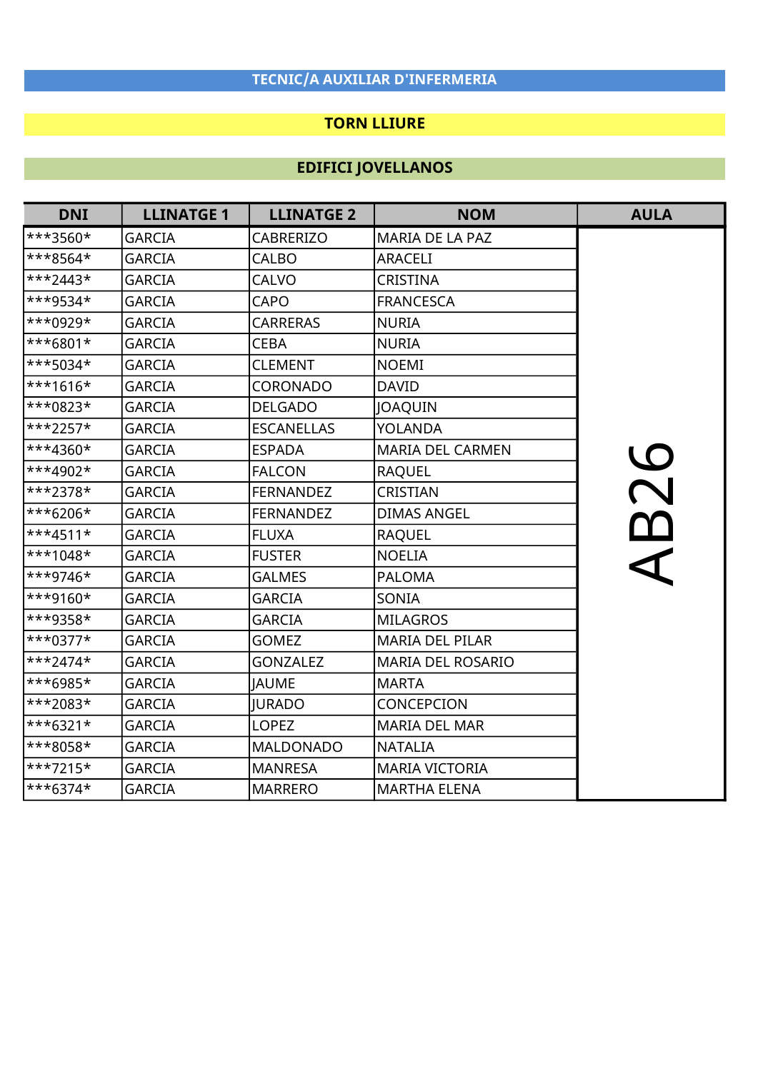**TECNIC/A AUXILIAR D'INFERMERIA**

**TORN LLIURE**

**EDIFICI JOVELLANOS**

| DNI | LLINATGE 1 | LLINATGE 2 | NOM | AULA |
|---|---|---|---|---|
| ***3560* | GARCIA | CABRERIZO | MARIA DE LA PAZ | AB26 |
| ***8564* | GARCIA | CALBO | ARACELI | |
| ***2443* | GARCIA | CALVO | CRISTINA | |
| ***9534* | GARCIA | CAPO | FRANCESCA | |
| ***0929* | GARCIA | CARRERAS | NURIA | |
| ***6801* | GARCIA | CEBA | NURIA | |
| ***5034* | GARCIA | CLEMENT | NOEMI | |
| ***1616* | GARCIA | CORONADO | DAVID | |
| ***0823* | GARCIA | DELGADO | JOAQUIN | |
| ***2257* | GARCIA | ESCANELLAS | YOLANDA | |
| ***4360* | GARCIA | ESPADA | MARIA DEL CARMEN | |
| ***4902* | GARCIA | FALCON | RAQUEL | |
| ***2378* | GARCIA | FERNANDEZ | CRISTIAN | |
| ***6206* | GARCIA | FERNANDEZ | DIMAS ANGEL | |
| ***4511* | GARCIA | FLUXA | RAQUEL | |
| ***1048* | GARCIA | FUSTER | NOELIA | |
| ***9746* | GARCIA | GALMES | PALOMA | |
| ***9160* | GARCIA | GARCIA | SONIA | |
| ***9358* | GARCIA | GARCIA | MILAGROS | |
| ***0377* | GARCIA | GOMEZ | MARIA DEL PILAR | |
| ***2474* | GARCIA | GONZALEZ | MARIA DEL ROSARIO | |
| ***6985* | GARCIA | JAUME | MARTA | |
| ***2083* | GARCIA | JURADO | CONCEPCION | |
| ***6321* | GARCIA | LOPEZ | MARIA DEL MAR | |
| ***8058* | GARCIA | MALDONADO | NATALIA | |
| ***7215* | GARCIA | MANRESA | MARIA VICTORIA | |
| ***6374* | GARCIA | MARRERO | MARTHA ELENA | |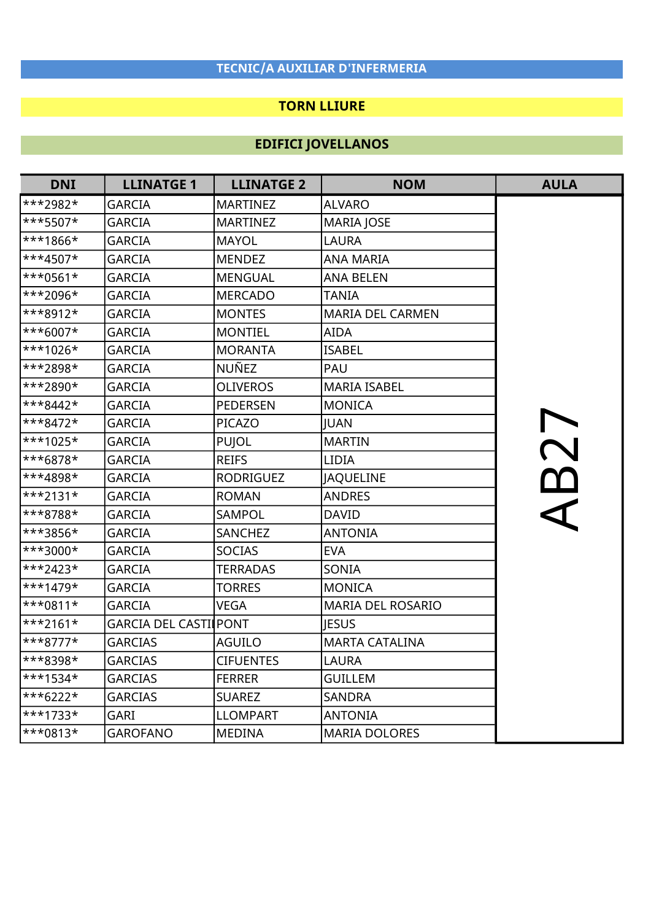**TECNIC/A AUXILIAR D'INFERMERIA**

**TORN LLIURE**

**EDIFICI JOVELLANOS**

| DNI | LLINATGE 1 | LLINATGE 2 | NOM | AULA |
|---|---|---|---|---|
| ***2982* | GARCIA | MARTINEZ | ALVARO | AB27 |
| ***5507* | GARCIA | MARTINEZ | MARIA JOSE | |
| ***1866* | GARCIA | MAYOL | LAURA | |
| ***4507* | GARCIA | MENDEZ | ANA MARIA | |
| ***0561* | GARCIA | MENGUAL | ANA BELEN | |
| ***2096* | GARCIA | MERCADO | TANIA | |
| ***8912* | GARCIA | MONTES | MARIA DEL CARMEN | |
| ***6007* | GARCIA | MONTIEL | AIDA | |
| ***1026* | GARCIA | MORANTA | ISABEL | |
| ***2898* | GARCIA | NUÑEZ | PAU | |
| ***2890* | GARCIA | OLIVEROS | MARIA ISABEL | |
| ***8442* | GARCIA | PEDERSEN | MONICA | |
| ***8472* | GARCIA | PICAZO | JUAN | |
| ***1025* | GARCIA | PUJOL | MARTIN | |
| ***6878* | GARCIA | REIFS | LIDIA | |
| ***4898* | GARCIA | RODRIGUEZ | JAQUELINE | |
| ***2131* | GARCIA | ROMAN | ANDRES | |
| ***8788* | GARCIA | SAMPOL | DAVID | |
| ***3856* | GARCIA | SANCHEZ | ANTONIA | |
| ***3000* | GARCIA | SOCIAS | EVA | |
| ***2423* | GARCIA | TERRADAS | SONIA | |
| ***1479* | GARCIA | TORRES | MONICA | |
| ***0811* | GARCIA | VEGA | MARIA DEL ROSARIO | |
| ***2161* | GARCIA DEL CASTI | PONT | JESUS | |
| ***8777* | GARCIAS | AGUILO | MARTA CATALINA | |
| ***8398* | GARCIAS | CIFUENTES | LAURA | |
| ***1534* | GARCIAS | FERRER | GUILLEM | |
| ***6222* | GARCIAS | SUAREZ | SANDRA | |
| ***1733* | GARI | LLOMPART | ANTONIA | |
| ***0813* | GAROFANO | MEDINA | MARIA DOLORES | |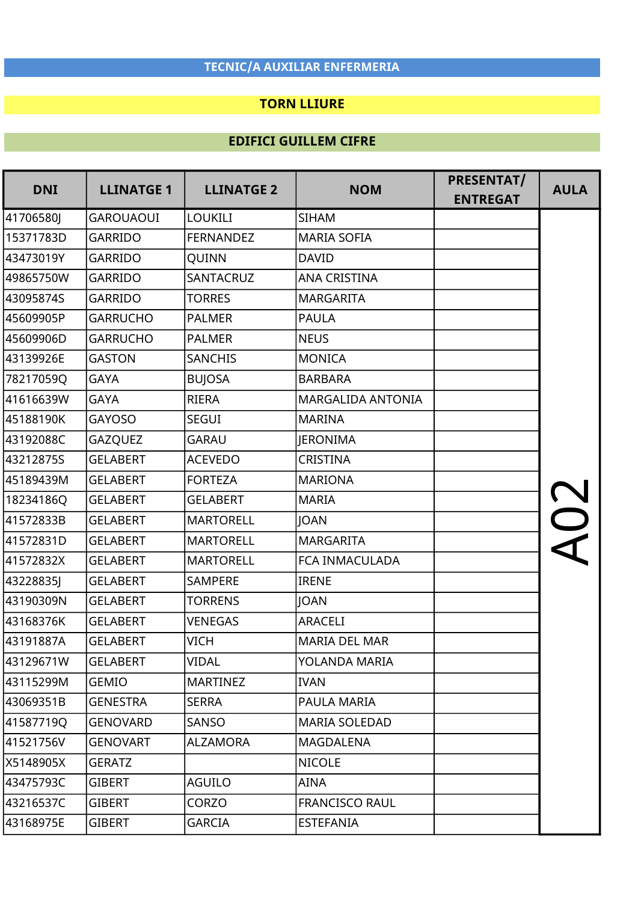**TECNIC/A AUXILIAR ENFERMERIA**

**TORN LLIURE**

**EDIFICI GUILLEM CIFRE**

| DNI | LLINATGE 1 | LLINATGE 2 | NOM | PRESENTAT/ ENTREGAT | AULA |
|---|---|---|---|---|---|
| 41706580J | GAROUAOUI | LOUKILI | SIHAM | | A02 |
| 15371783D | GARRIDO | FERNANDEZ | MARIA SOFIA | | |
| 43473019Y | GARRIDO | QUINN | DAVID | | |
| 49865750W | GARRIDO | SANTACRUZ | ANA CRISTINA | | |
| 43095874S | GARRIDO | TORRES | MARGARITA | | |
| 45609905P | GARRUCHO | PALMER | PAULA | | |
| 45609906D | GARRUCHO | PALMER | NEUS | | |
| 43139926E | GASTON | SANCHIS | MONICA | | |
| 78217059Q | GAYA | BUJOSA | BARBARA | | |
| 41616639W | GAYA | RIERA | MARGALIDA ANTONIA | | |
| 45188190K | GAYOSO | SEGUI | MARINA | | |
| 43192088C | GAZQUEZ | GARAU | JERONIMA | | |
| 43212875S | GELABERT | ACEVEDO | CRISTINA | | |
| 45189439M | GELABERT | FORTEZA | MARIONA | | |
| 18234186Q | GELABERT | GELABERT | MARIA | | |
| 41572833B | GELABERT | MARTORELL | JOAN | | |
| 41572831D | GELABERT | MARTORELL | MARGARITA | | |
| 41572832X | GELABERT | MARTORELL | FCA INMACULADA | | |
| 43228835J | GELABERT | SAMPERE | IRENE | | |
| 43190309N | GELABERT | TORRENS | JOAN | | |
| 43168376K | GELABERT | VENEGAS | ARACELI | | |
| 43191887A | GELABERT | VICH | MARIA DEL MAR | | |
| 43129671W | GELABERT | VIDAL | YOLANDA MARIA | | |
| 43115299M | GEMIO | MARTINEZ | IVAN | | |
| 43069351B | GENESTRA | SERRA | PAULA MARIA | | |
| 41587719Q | GENOVARD | SANSO | MARIA SOLEDAD | | |
| 41521756V | GENOVART | ALZAMORA | MAGDALENA | | |
| X5148905X | GERATZ | | NICOLE | | |
| 43475793C | GIBERT | AGUILO | AINA | | |
| 43216537C | GIBERT | CORZO | FRANCISCO RAUL | | |
| 43168975E | GIBERT | GARCIA | ESTEFANIA | | |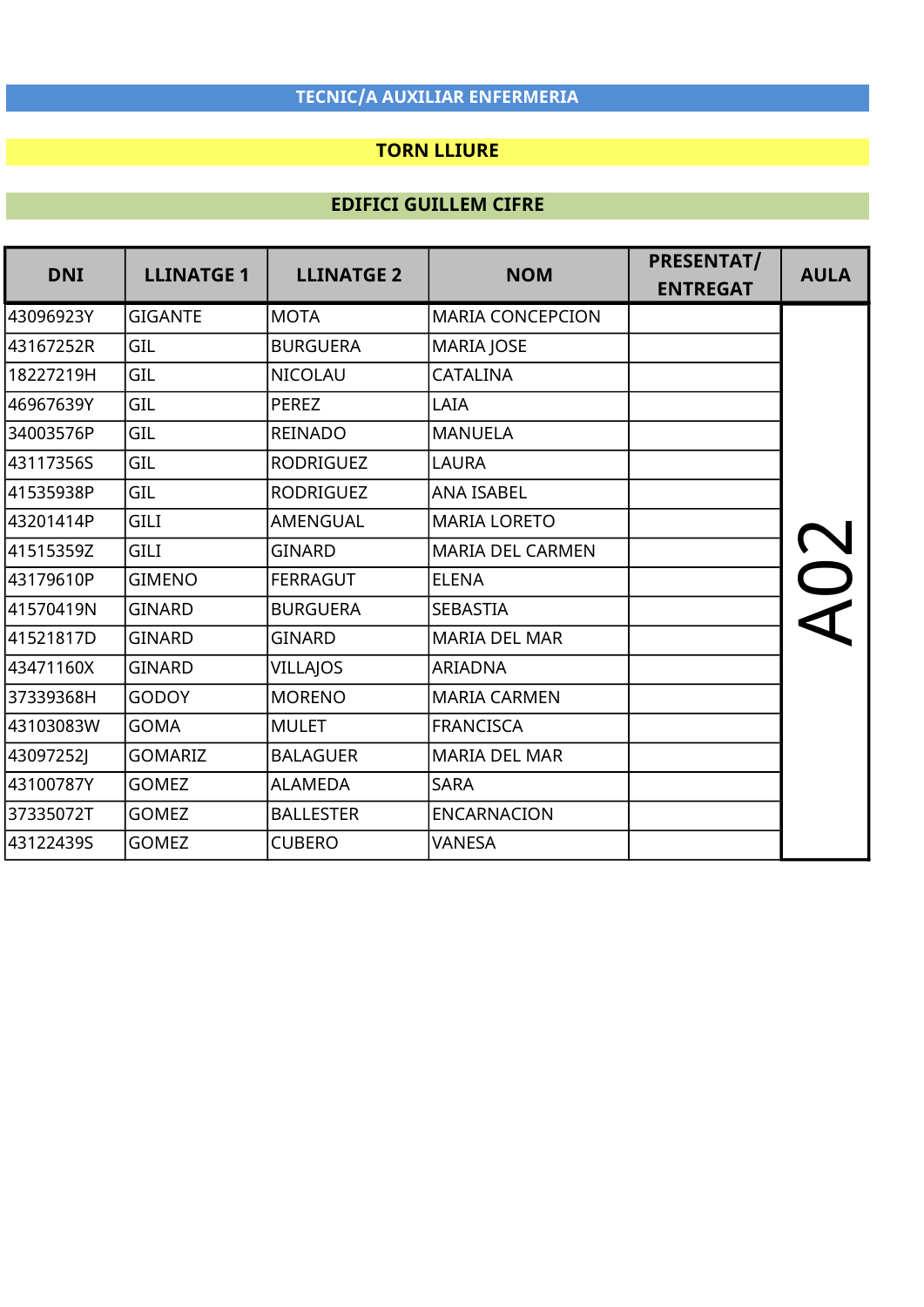## TECNIC/A AUXILIAR ENFERMERIA

### TORN LLIURE

### EDIFICI GUILLEM CIFRE

| DNI | LLINATGE 1 | LLINATGE 2 | NOM | PRESENTAT/ ENTREGAT | AULA |
|---|---|---|---|---|---|
| 43096923Y | GIGANTE | MOTA | MARIA CONCEPCION | | A02 |
| 43167252R | GIL | BURGUERA | MARIA JOSE | | |
| 18227219H | GIL | NICOLAU | CATALINA | | |
| 46967639Y | GIL | PEREZ | LAIA | | |
| 34003576P | GIL | REINADO | MANUELA | | |
| 43117356S | GIL | RODRIGUEZ | LAURA | | |
| 41535938P | GIL | RODRIGUEZ | ANA ISABEL | | |
| 43201414P | GILI | AMENGUAL | MARIA LORETO | | |
| 41515359Z | GILI | GINARD | MARIA DEL CARMEN | | |
| 43179610P | GIMENO | FERRAGUT | ELENA | | |
| 41570419N | GINARD | BURGUERA | SEBASTIA | | |
| 41521817D | GINARD | GINARD | MARIA DEL MAR | | |
| 43471160X | GINARD | VILLAJOS | ARIADNA | | |
| 37339368H | GODOY | MORENO | MARIA CARMEN | | |
| 43103083W | GOMA | MULET | FRANCISCA | | |
| 43097252J | GOMARIZ | BALAGUER | MARIA DEL MAR | | |
| 43100787Y | GOMEZ | ALAMEDA | SARA | | |
| 37335072T | GOMEZ | BALLESTER | ENCARNACION | | |
| 43122439S | GOMEZ | CUBERO | VANESA | | |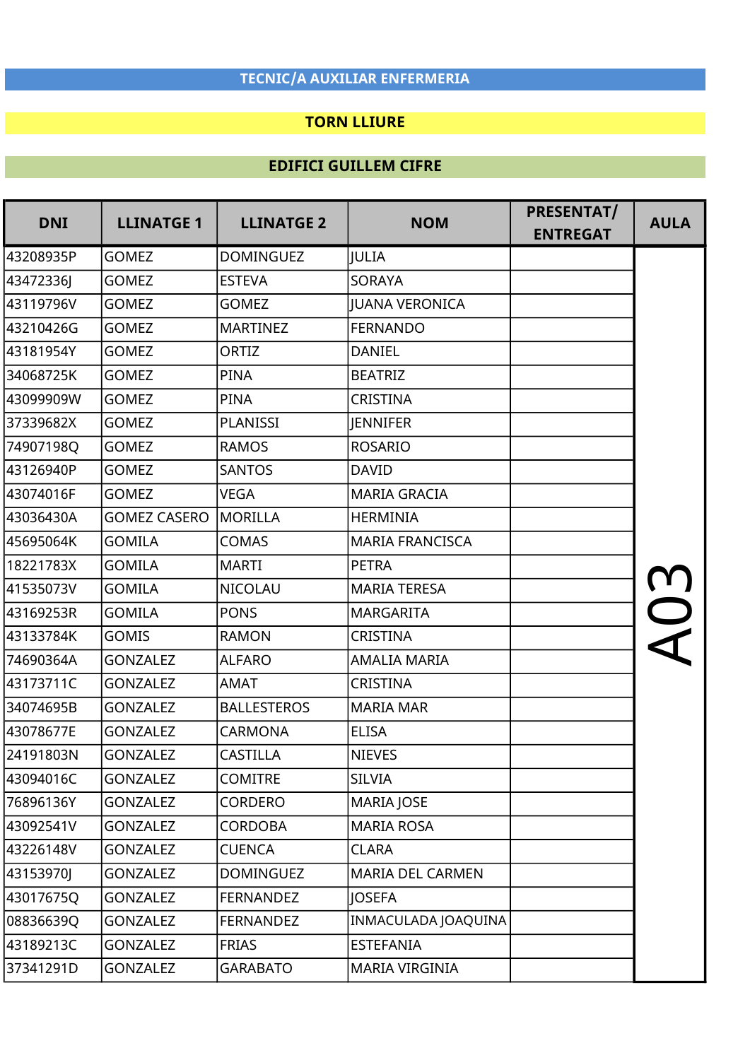**TECNIC/A AUXILIAR ENFERMERIA**

**TORN LLIURE**

**EDIFICI GUILLEM CIFRE**

| DNI | LLINATGE 1 | LLINATGE 2 | NOM | PRESENTAT/ ENTREGAT | AULA |
|---|---|---|---|---|---|
| 43208935P | GOMEZ | DOMINGUEZ | JULIA | | A03 |
| 43472336J | GOMEZ | ESTEVA | SORAYA | | |
| 43119796V | GOMEZ | GOMEZ | JUANA VERONICA | | |
| 43210426G | GOMEZ | MARTINEZ | FERNANDO | | |
| 43181954Y | GOMEZ | ORTIZ | DANIEL | | |
| 34068725K | GOMEZ | PINA | BEATRIZ | | |
| 43099909W | GOMEZ | PINA | CRISTINA | | |
| 37339682X | GOMEZ | PLANISSI | JENNIFER | | |
| 74907198Q | GOMEZ | RAMOS | ROSARIO | | |
| 43126940P | GOMEZ | SANTOS | DAVID | | |
| 43074016F | GOMEZ | VEGA | MARIA GRACIA | | |
| 43036430A | GOMEZ CASERO | MORILLA | HERMINIA | | |
| 45695064K | GOMILA | COMAS | MARIA FRANCISCA | | |
| 18221783X | GOMILA | MARTI | PETRA | | |
| 41535073V | GOMILA | NICOLAU | MARIA TERESA | | |
| 43169253R | GOMILA | PONS | MARGARITA | | |
| 43133784K | GOMIS | RAMON | CRISTINA | | |
| 74690364A | GONZALEZ | ALFARO | AMALIA MARIA | | |
| 43173711C | GONZALEZ | AMAT | CRISTINA | | |
| 34074695B | GONZALEZ | BALLESTEROS | MARIA MAR | | |
| 43078677E | GONZALEZ | CARMONA | ELISA | | |
| 24191803N | GONZALEZ | CASTILLA | NIEVES | | |
| 43094016C | GONZALEZ | COMITRE | SILVIA | | |
| 76896136Y | GONZALEZ | CORDERO | MARIA JOSE | | |
| 43092541V | GONZALEZ | CORDOBA | MARIA ROSA | | |
| 43226148V | GONZALEZ | CUENCA | CLARA | | |
| 43153970J | GONZALEZ | DOMINGUEZ | MARIA DEL CARMEN | | |
| 43017675Q | GONZALEZ | FERNANDEZ | JOSEFA | | |
| 08836639Q | GONZALEZ | FERNANDEZ | INMACULADA JOAQUINA | | |
| 43189213C | GONZALEZ | FRIAS | ESTEFANIA | | |
| 37341291D | GONZALEZ | GARABATO | MARIA VIRGINIA | | |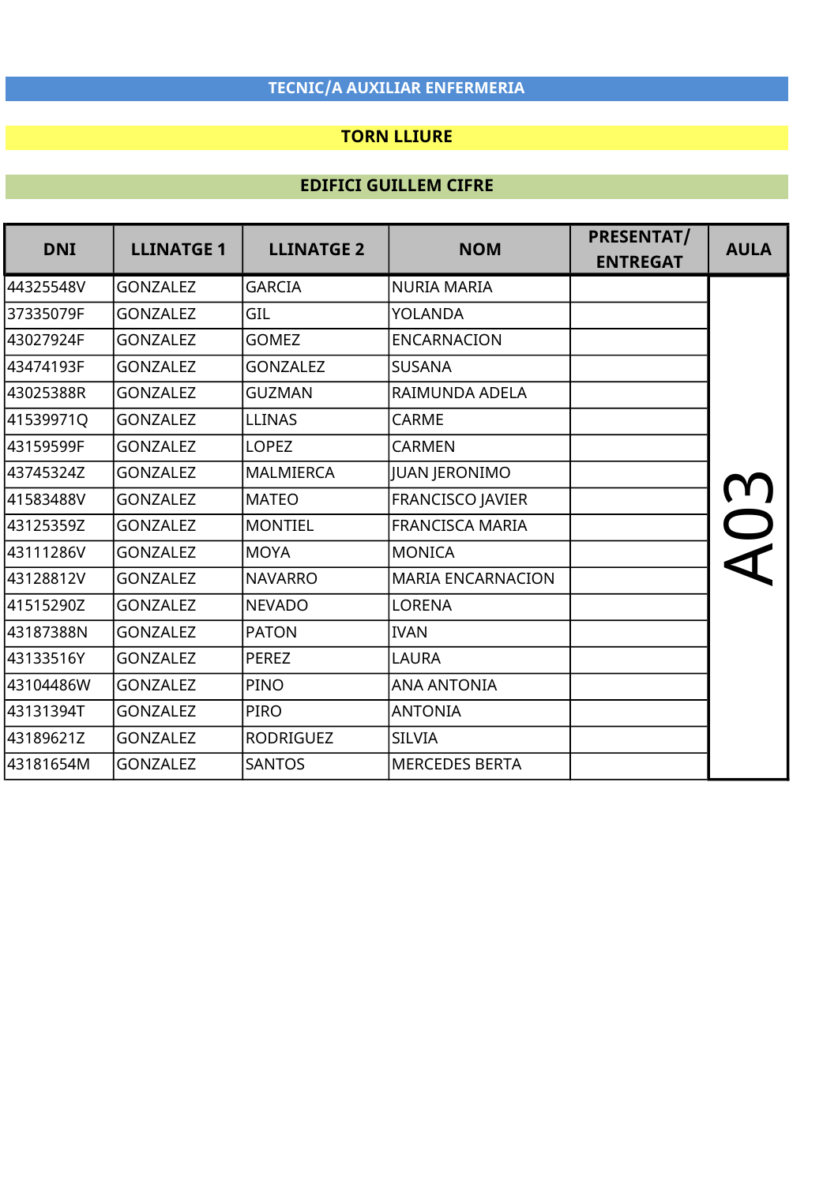**TECNIC/A AUXILIAR ENFERMERIA**

**TORN LLIURE**

**EDIFICI GUILLEM CIFRE**

| DNI | LLINATGE 1 | LLINATGE 2 | NOM | PRESENTAT/ ENTREGAT | AULA |
|---|---|---|---|---|---|
| 44325548V | GONZALEZ | GARCIA | NURIA MARIA | | A03 |
| 37335079F | GONZALEZ | GIL | YOLANDA | | |
| 43027924F | GONZALEZ | GOMEZ | ENCARNACION | | |
| 43474193F | GONZALEZ | GONZALEZ | SUSANA | | |
| 43025388R | GONZALEZ | GUZMAN | RAIMUNDA ADELA | | |
| 41539971Q | GONZALEZ | LLINAS | CARME | | |
| 43159599F | GONZALEZ | LOPEZ | CARMEN | | |
| 43745324Z | GONZALEZ | MALMIERCA | JUAN JERONIMO | | |
| 41583488V | GONZALEZ | MATEO | FRANCISCO JAVIER | | |
| 43125359Z | GONZALEZ | MONTIEL | FRANCISCA MARIA | | |
| 43111286V | GONZALEZ | MOYA | MONICA | | |
| 43128812V | GONZALEZ | NAVARRO | MARIA ENCARNACION | | |
| 41515290Z | GONZALEZ | NEVADO | LORENA | | |
| 43187388N | GONZALEZ | PATON | IVAN | | |
| 43133516Y | GONZALEZ | PEREZ | LAURA | | |
| 43104486W | GONZALEZ | PINO | ANA ANTONIA | | |
| 43131394T | GONZALEZ | PIRO | ANTONIA | | |
| 43189621Z | GONZALEZ | RODRIGUEZ | SILVIA | | |
| 43181654M | GONZALEZ | SANTOS | MERCEDES BERTA | | |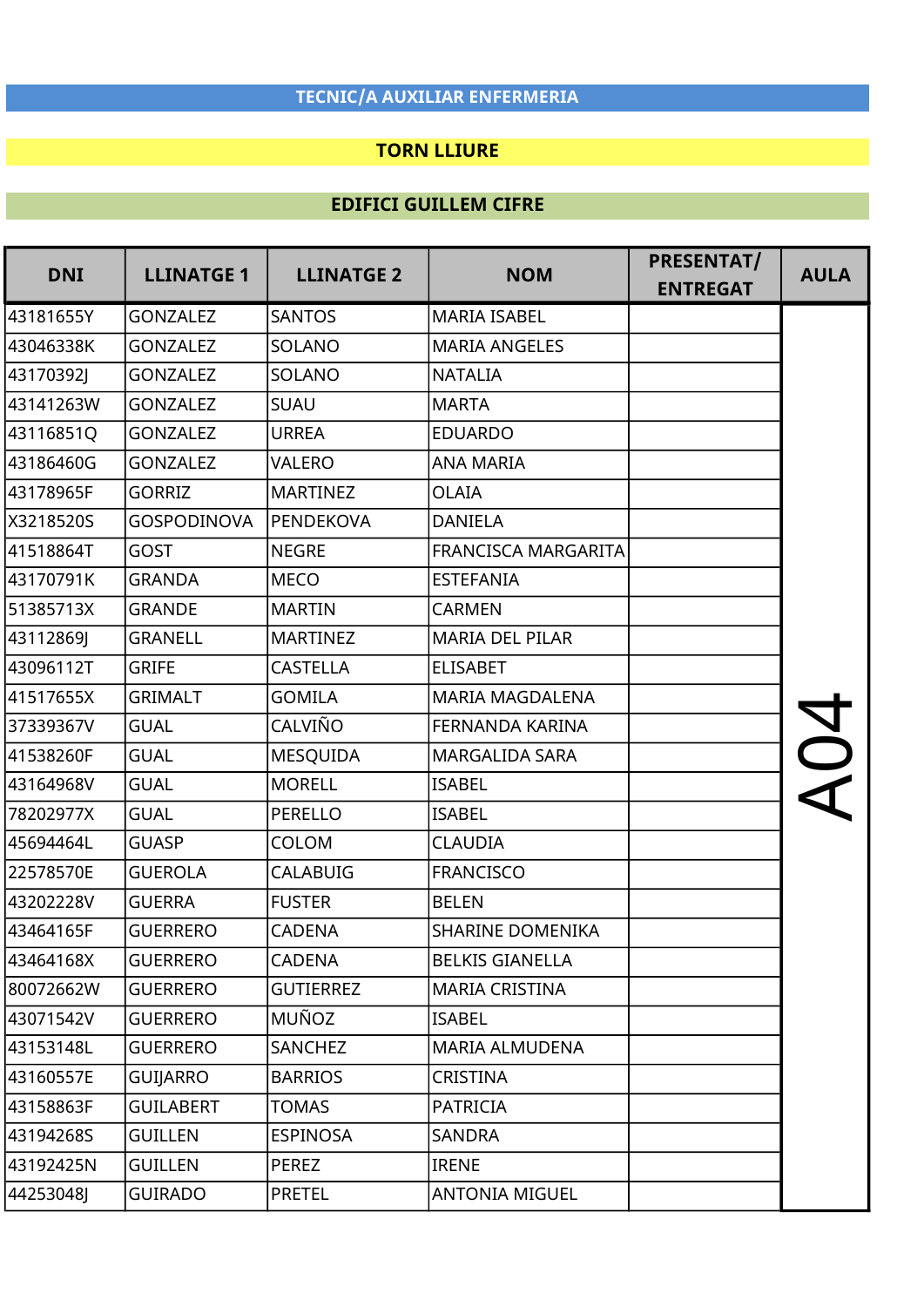**TECNIC/A AUXILIAR ENFERMERIA**

**TORN LLIURE**

**EDIFICI GUILLEM CIFRE**

| DNI | LLINATGE 1 | LLINATGE 2 | NOM | PRESENTAT/ ENTREGAT | AULA |
|---|---|---|---|---|---|
| 43181655Y | GONZALEZ | SANTOS | MARIA ISABEL | | A04 |
| 43046338K | GONZALEZ | SOLANO | MARIA ANGELES | | |
| 43170392J | GONZALEZ | SOLANO | NATALIA | | |
| 43141263W | GONZALEZ | SUAU | MARTA | | |
| 43116851Q | GONZALEZ | URREA | EDUARDO | | |
| 43186460G | GONZALEZ | VALERO | ANA MARIA | | |
| 43178965F | GORRIZ | MARTINEZ | OLAIA | | |
| X3218520S | GOSPODINOVA | PENDEKOVA | DANIELA | | |
| 41518864T | GOST | NEGRE | FRANCISCA MARGARITA | | |
| 43170791K | GRANDA | MECO | ESTEFANIA | | |
| 51385713X | GRANDE | MARTIN | CARMEN | | |
| 43112869J | GRANELL | MARTINEZ | MARIA DEL PILAR | | |
| 43096112T | GRIFE | CASTELLA | ELISABET | | |
| 41517655X | GRIMALT | GOMILA | MARIA MAGDALENA | | |
| 37339367V | GUAL | CALVIÑO | FERNANDA KARINA | | |
| 41538260F | GUAL | MESQUIDA | MARGALIDA SARA | | |
| 43164968V | GUAL | MORELL | ISABEL | | |
| 78202977X | GUAL | PERELLO | ISABEL | | |
| 45694464L | GUASP | COLOM | CLAUDIA | | |
| 22578570E | GUEROLA | CALABUIG | FRANCISCO | | |
| 43202228V | GUERRA | FUSTER | BELEN | | |
| 43464165F | GUERRERO | CADENA | SHARINE DOMENIKA | | |
| 43464168X | GUERRERO | CADENA | BELKIS GIANELLA | | |
| 80072662W | GUERRERO | GUTIERREZ | MARIA CRISTINA | | |
| 43071542V | GUERRERO | MUÑOZ | ISABEL | | |
| 43153148L | GUERRERO | SANCHEZ | MARIA ALMUDENA | | |
| 43160557E | GUIJARRO | BARRIOS | CRISTINA | | |
| 43158863F | GUILABERT | TOMAS | PATRICIA | | |
| 43194268S | GUILLEN | ESPINOSA | SANDRA | | |
| 43192425N | GUILLEN | PEREZ | IRENE | | |
| 44253048J | GUIRADO | PRETEL | ANTONIA MIGUEL | | |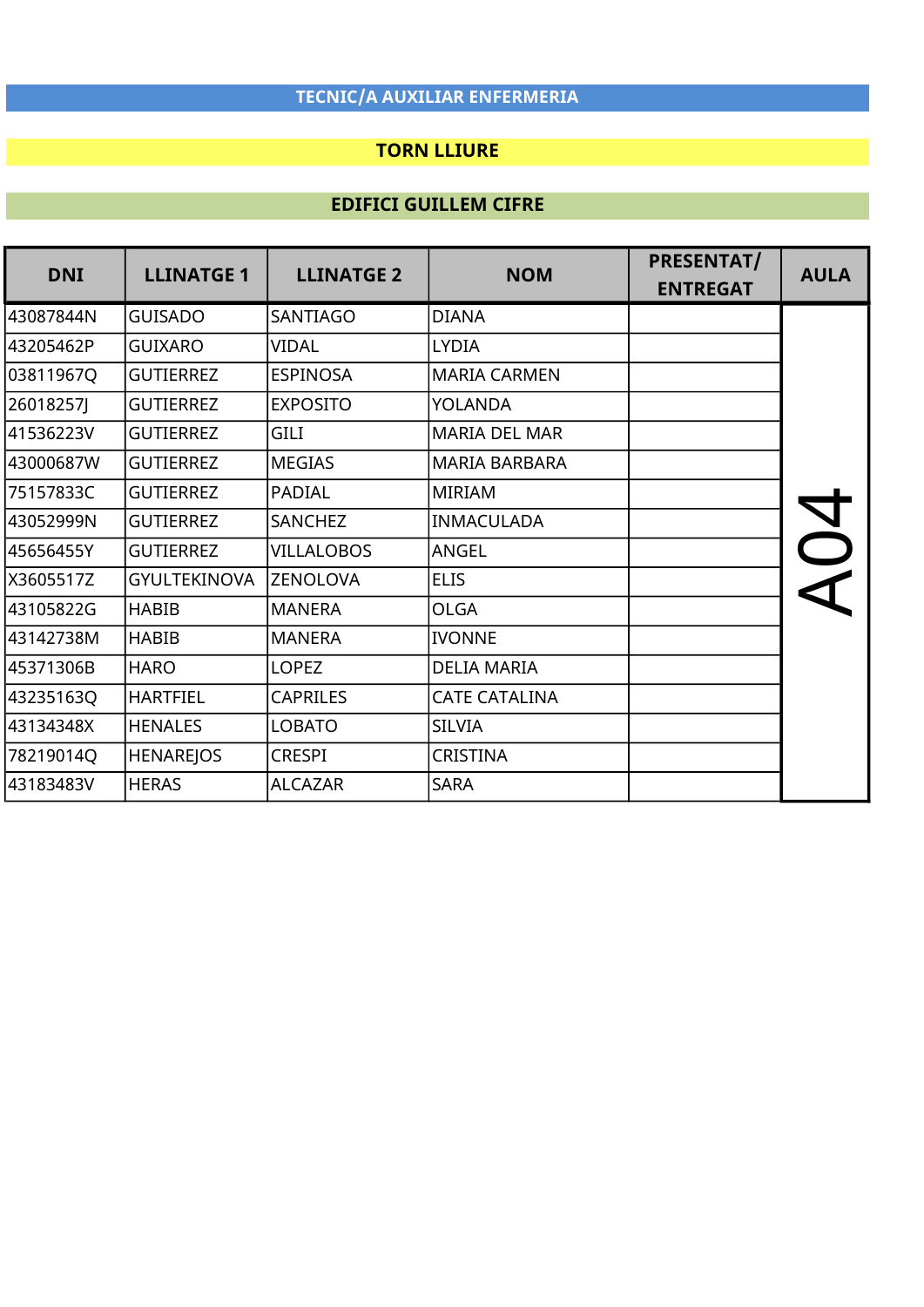**TECNIC/A AUXILIAR ENFERMERIA**

**TORN LLIURE**

**EDIFICI GUILLEM CIFRE**

| DNI | LLINATGE 1 | LLINATGE 2 | NOM | PRESENTAT/ ENTREGAT | AULA |
|---|---|---|---|---|---|
| 43087844N | GUISADO | SANTIAGO | DIANA | | A04 |
| 43205462P | GUIXARO | VIDAL | LYDIA | | |
| 03811967Q | GUTIERREZ | ESPINOSA | MARIA CARMEN | | |
| 26018257J | GUTIERREZ | EXPOSITO | YOLANDA | | |
| 41536223V | GUTIERREZ | GILI | MARIA DEL MAR | | |
| 43000687W | GUTIERREZ | MEGIAS | MARIA BARBARA | | |
| 75157833C | GUTIERREZ | PADIAL | MIRIAM | | |
| 43052999N | GUTIERREZ | SANCHEZ | INMACULADA | | |
| 45656455Y | GUTIERREZ | VILLALOBOS | ANGEL | | |
| X3605517Z | GYULTEKINOVA | ZENOLOVA | ELIS | | |
| 43105822G | HABIB | MANERA | OLGA | | |
| 43142738M | HABIB | MANERA | IVONNE | | |
| 45371306B | HARO | LOPEZ | DELIA MARIA | | |
| 43235163Q | HARTFIEL | CAPRILES | CATE CATALINA | | |
| 43134348X | HENALES | LOBATO | SILVIA | | |
| 78219014Q | HENAREJOS | CRESPI | CRISTINA | | |
| 43183483V | HERAS | ALCAZAR | SARA | | |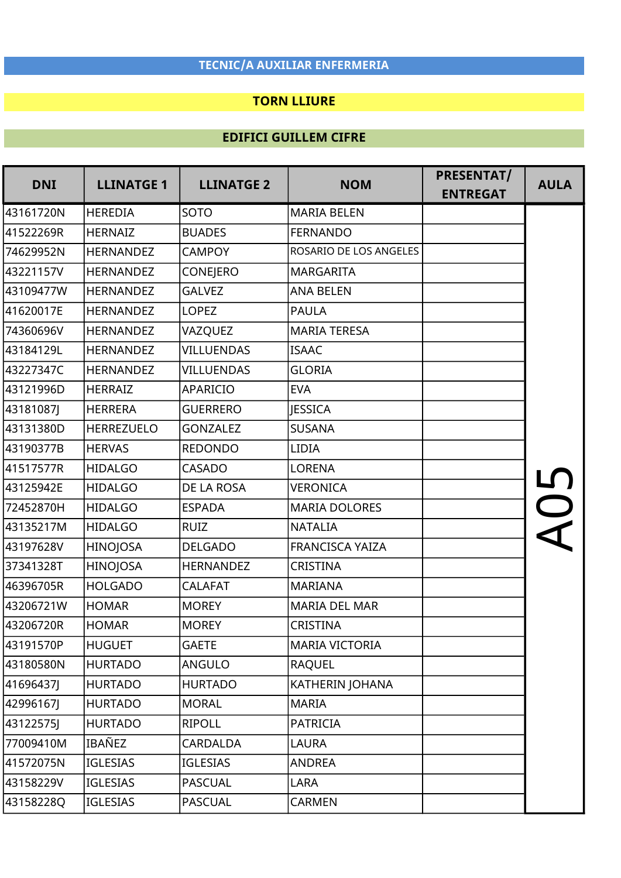**TECNIC/A AUXILIAR ENFERMERIA**

**TORN LLIURE**

**EDIFICI GUILLEM CIFRE**

| DNI | LLINATGE 1 | LLINATGE 2 | NOM | PRESENTAT/ ENTREGAT | AULA |
|---|---|---|---|---|---|
| 43161720N | HEREDIA | SOTO | MARIA BELEN | | A05 |
| 41522269R | HERNAIZ | BUADES | FERNANDO | | |
| 74629952N | HERNANDEZ | CAMPOY | ROSARIO DE LOS ANGELES | | |
| 43221157V | HERNANDEZ | CONEJERO | MARGARITA | | |
| 43109477W | HERNANDEZ | GALVEZ | ANA BELEN | | |
| 41620017E | HERNANDEZ | LOPEZ | PAULA | | |
| 74360696V | HERNANDEZ | VAZQUEZ | MARIA TERESA | | |
| 43184129L | HERNANDEZ | VILLUENDAS | ISAAC | | |
| 43227347C | HERNANDEZ | VILLUENDAS | GLORIA | | |
| 43121996D | HERRAIZ | APARICIO | EVA | | |
| 43181087J | HERRERA | GUERRERO | JESSICA | | |
| 43131380D | HERREZUELO | GONZALEZ | SUSANA | | |
| 43190377B | HERVAS | REDONDO | LIDIA | | |
| 41517577R | HIDALGO | CASADO | LORENA | | |
| 43125942E | HIDALGO | DE LA ROSA | VERONICA | | |
| 72452870H | HIDALGO | ESPADA | MARIA DOLORES | | |
| 43135217M | HIDALGO | RUIZ | NATALIA | | |
| 43197628V | HINOJOSA | DELGADO | FRANCISCA YAIZA | | |
| 37341328T | HINOJOSA | HERNANDEZ | CRISTINA | | |
| 46396705R | HOLGADO | CALAFAT | MARIANA | | |
| 43206721W | HOMAR | MOREY | MARIA DEL MAR | | |
| 43206720R | HOMAR | MOREY | CRISTINA | | |
| 43191570P | HUGUET | GAETE | MARIA VICTORIA | | |
| 43180580N | HURTADO | ANGULO | RAQUEL | | |
| 41696437J | HURTADO | HURTADO | KATHERIN JOHANA | | |
| 42996167J | HURTADO | MORAL | MARIA | | |
| 43122575J | HURTADO | RIPOLL | PATRICIA | | |
| 77009410M | IBAÑEZ | CARDALDA | LAURA | | |
| 41572075N | IGLESIAS | IGLESIAS | ANDREA | | |
| 43158229V | IGLESIAS | PASCUAL | LARA | | |
| 43158228Q | IGLESIAS | PASCUAL | CARMEN | | |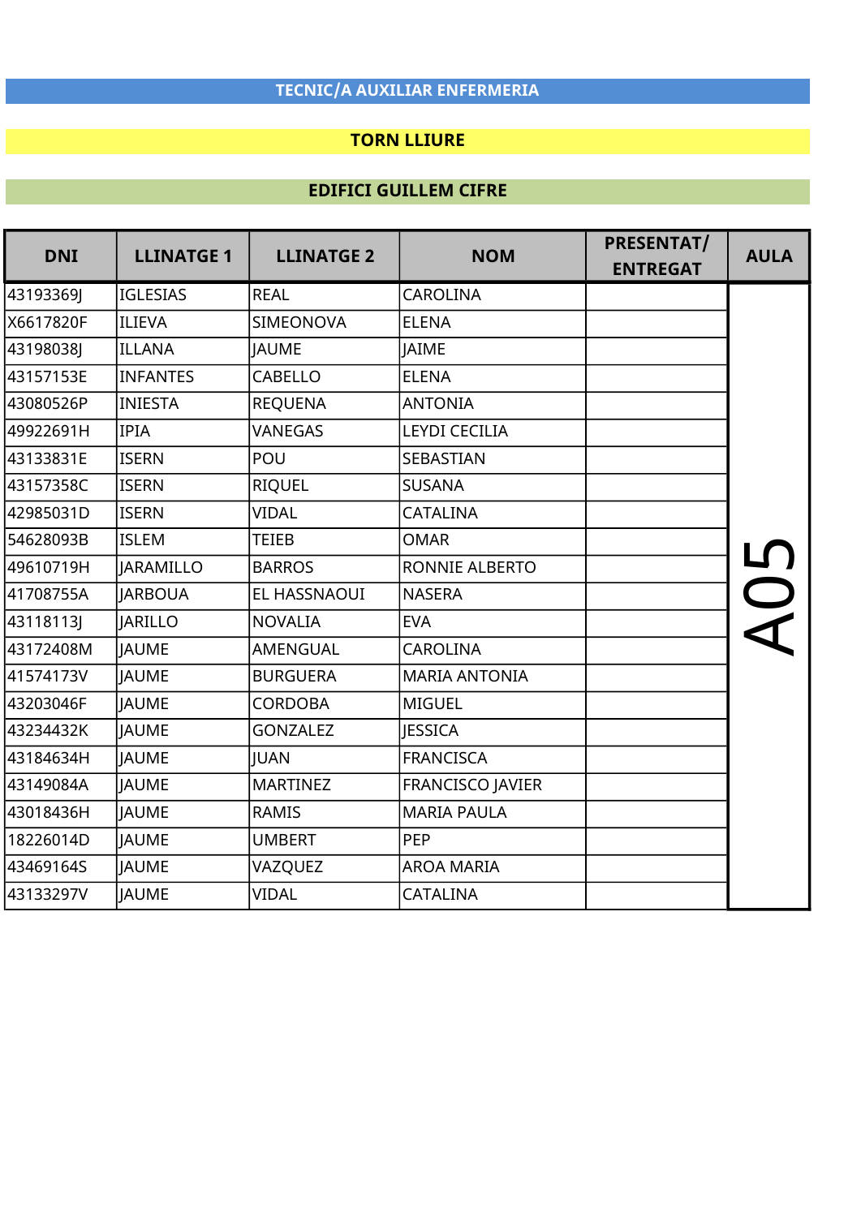**TECNIC/A AUXILIAR ENFERMERIA**

**TORN LLIURE**

**EDIFICI GUILLEM CIFRE**

| DNI | LLINATGE 1 | LLINATGE 2 | NOM | PRESENTAT/ ENTREGAT | AULA |
|---|---|---|---|---|---|
| 43193369J | IGLESIAS | REAL | CAROLINA | | A05 |
| X6617820F | ILIEVA | SIMEONOVA | ELENA | | |
| 43198038J | ILLANA | JAUME | JAIME | | |
| 43157153E | INFANTES | CABELLO | ELENA | | |
| 43080526P | INIESTA | REQUENA | ANTONIA | | |
| 49922691H | IPIA | VANEGAS | LEYDI CECILIA | | |
| 43133831E | ISERN | POU | SEBASTIAN | | |
| 43157358C | ISERN | RIQUEL | SUSANA | | |
| 42985031D | ISERN | VIDAL | CATALINA | | |
| 54628093B | ISLEM | TEIEB | OMAR | | |
| 49610719H | JARAMILLO | BARROS | RONNIE ALBERTO | | |
| 41708755A | JARBOUA | EL HASSNAOUI | NASERA | | |
| 43118113J | JARILLO | NOVALIA | EVA | | |
| 43172408M | JAUME | AMENGUAL | CAROLINA | | |
| 41574173V | JAUME | BURGUERA | MARIA ANTONIA | | |
| 43203046F | JAUME | CORDOBA | MIGUEL | | |
| 43234432K | JAUME | GONZALEZ | JESSICA | | |
| 43184634H | JAUME | JUAN | FRANCISCA | | |
| 43149084A | JAUME | MARTINEZ | FRANCISCO JAVIER | | |
| 43018436H | JAUME | RAMIS | MARIA PAULA | | |
| 18226014D | JAUME | UMBERT | PEP | | |
| 43469164S | JAUME | VAZQUEZ | AROA MARIA | | |
| 43133297V | JAUME | VIDAL | CATALINA | | |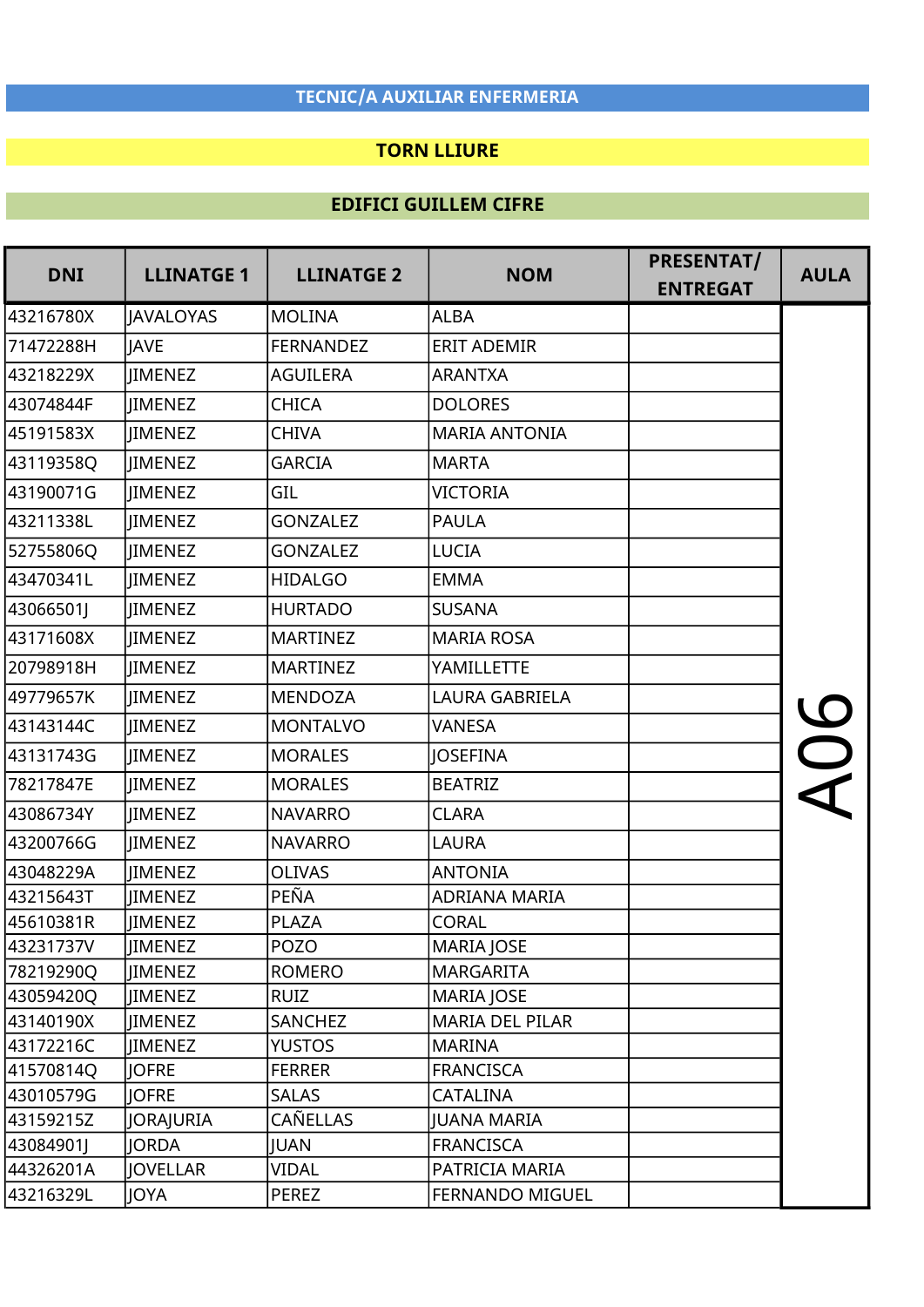**TECNIC/A AUXILIAR ENFERMERIA**

**TORN LLIURE**

**EDIFICI GUILLEM CIFRE**

| DNI | LLINATGE 1 | LLINATGE 2 | NOM | PRESENTAT/ ENTREGAT | AULA |
|---|---|---|---|---|---|
| 43216780X | JAVALOYAS | MOLINA | ALBA | | A06 |
| 71472288H | JAVE | FERNANDEZ | ERIT ADEMIR | | |
| 43218229X | JIMENEZ | AGUILERA | ARANTXA | | |
| 43074844F | JIMENEZ | CHICA | DOLORES | | |
| 45191583X | JIMENEZ | CHIVA | MARIA ANTONIA | | |
| 43119358Q | JIMENEZ | GARCIA | MARTA | | |
| 43190071G | JIMENEZ | GIL | VICTORIA | | |
| 43211338L | JIMENEZ | GONZALEZ | PAULA | | |
| 52755806Q | JIMENEZ | GONZALEZ | LUCIA | | |
| 43470341L | JIMENEZ | HIDALGO | EMMA | | |
| 43066501J | JIMENEZ | HURTADO | SUSANA | | |
| 43171608X | JIMENEZ | MARTINEZ | MARIA ROSA | | |
| 20798918H | JIMENEZ | MARTINEZ | YAMILLETTE | | |
| 49779657K | JIMENEZ | MENDOZA | LAURA GABRIELA | | |
| 43143144C | JIMENEZ | MONTALVO | VANESA | | |
| 43131743G | JIMENEZ | MORALES | JOSEFINA | | |
| 78217847E | JIMENEZ | MORALES | BEATRIZ | | |
| 43086734Y | JIMENEZ | NAVARRO | CLARA | | |
| 43200766G | JIMENEZ | NAVARRO | LAURA | | |
| 43048229A | JIMENEZ | OLIVAS | ANTONIA | | |
| 43215643T | JIMENEZ | PEÑA | ADRIANA MARIA | | |
| 45610381R | JIMENEZ | PLAZA | CORAL | | |
| 43231737V | JIMENEZ | POZO | MARIA JOSE | | |
| 78219290Q | JIMENEZ | ROMERO | MARGARITA | | |
| 43059420Q | JIMENEZ | RUIZ | MARIA JOSE | | |
| 43140190X | JIMENEZ | SANCHEZ | MARIA DEL PILAR | | |
| 43172216C | JIMENEZ | YUSTOS | MARINA | | |
| 41570814Q | JOFRE | FERRER | FRANCISCA | | |
| 43010579G | JOFRE | SALAS | CATALINA | | |
| 43159215Z | JORAJURIA | CAÑELLAS | JUANA MARIA | | |
| 43084901J | JORDA | JUAN | FRANCISCA | | |
| 44326201A | JOVELLAR | VIDAL | PATRICIA MARIA | | |
| 43216329L | JOYA | PEREZ | FERNANDO MIGUEL | | |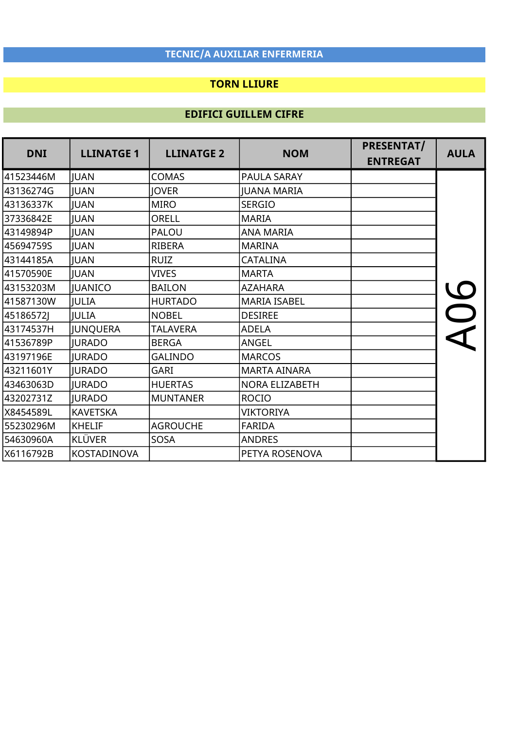**TECNIC/A AUXILIAR ENFERMERIA**

**TORN LLIURE**

**EDIFICI GUILLEM CIFRE**

| DNI | LLINATGE 1 | LLINATGE 2 | NOM | PRESENTAT/ ENTREGAT | AULA |
|---|---|---|---|---|---|
| 41523446M | JUAN | COMAS | PAULA SARAY | | A06 |
| 43136274G | JUAN | JOVER | JUANA MARIA | | |
| 43136337K | JUAN | MIRO | SERGIO | | |
| 37336842E | JUAN | ORELL | MARIA | | |
| 43149894P | JUAN | PALOU | ANA MARIA | | |
| 45694759S | JUAN | RIBERA | MARINA | | |
| 43144185A | JUAN | RUIZ | CATALINA | | |
| 41570590E | JUAN | VIVES | MARTA | | |
| 43153203M | JUANICO | BAILON | AZAHARA | | |
| 41587130W | JULIA | HURTADO | MARIA ISABEL | | |
| 45186572J | JULIA | NOBEL | DESIREE | | |
| 43174537H | JUNQUERA | TALAVERA | ADELA | | |
| 41536789P | JURADO | BERGA | ANGEL | | |
| 43197196E | JURADO | GALINDO | MARCOS | | |
| 43211601Y | JURADO | GARI | MARTA AINARA | | |
| 43463063D | JURADO | HUERTAS | NORA ELIZABETH | | |
| 43202731Z | JURADO | MUNTANER | ROCIO | | |
| X8454589L | KAVETSKA | | VIKTORIYA | | |
| 55230296M | KHELIF | AGROUCHE | FARIDA | | |
| 54630960A | KLÜVER | SOSA | ANDRES | | |
| X6116792B | KOSTADINOVA | | PETYA ROSENOVA | | |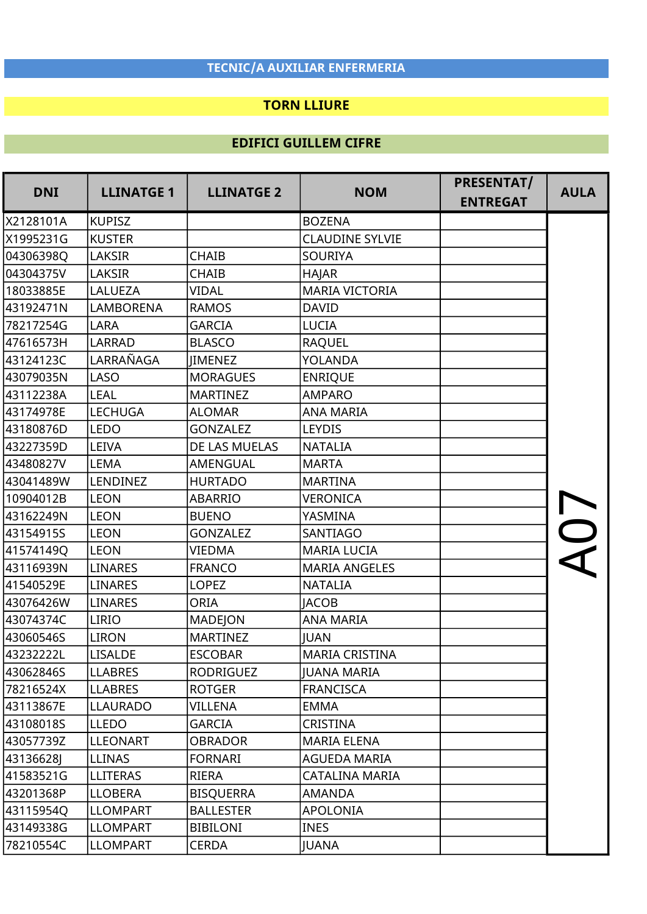## TECNIC/A AUXILIAR ENFERMERIA

### TORN LLIURE

### EDIFICI GUILLEM CIFRE

| DNI | LLINATGE 1 | LLINATGE 2 | NOM | PRESENTAT/ ENTREGAT | AULA |
|---|---|---|---|---|---|
| X2128101A | KUPISZ | | BOZENA | | A07 |
| X1995231G | KUSTER | | CLAUDINE SYLVIE | | |
| 04306398Q | LAKSIR | CHAIB | SOURIYA | | |
| 04304375V | LAKSIR | CHAIB | HAJAR | | |
| 18033885E | LALUEZA | VIDAL | MARIA VICTORIA | | |
| 43192471N | LAMBORENA | RAMOS | DAVID | | |
| 78217254G | LARA | GARCIA | LUCIA | | |
| 47616573H | LARRAD | BLASCO | RAQUEL | | |
| 43124123C | LARRAÑAGA | JIMENEZ | YOLANDA | | |
| 43079035N | LASO | MORAGUES | ENRIQUE | | |
| 43112238A | LEAL | MARTINEZ | AMPARO | | |
| 43174978E | LECHUGA | ALOMAR | ANA MARIA | | |
| 43180876D | LEDO | GONZALEZ | LEYDIS | | |
| 43227359D | LEIVA | DE LAS MUELAS | NATALIA | | |
| 43480827V | LEMA | AMENGUAL | MARTA | | |
| 43041489W | LENDINEZ | HURTADO | MARTINA | | |
| 10904012B | LEON | ABARRIO | VERONICA | | |
| 43162249N | LEON | BUENO | YASMINA | | |
| 43154915S | LEON | GONZALEZ | SANTIAGO | | |
| 41574149Q | LEON | VIEDMA | MARIA LUCIA | | |
| 43116939N | LINARES | FRANCO | MARIA ANGELES | | |
| 41540529E | LINARES | LOPEZ | NATALIA | | |
| 43076426W | LINARES | ORIA | JACOB | | |
| 43074374C | LIRIO | MADEJON | ANA MARIA | | |
| 43060546S | LIRON | MARTINEZ | JUAN | | |
| 43232222L | LISALDE | ESCOBAR | MARIA CRISTINA | | |
| 43062846S | LLABRES | RODRIGUEZ | JUANA MARIA | | |
| 78216524X | LLABRES | ROTGER | FRANCISCA | | |
| 43113867E | LLAURADO | VILLENA | EMMA | | |
| 43108018S | LLEDO | GARCIA | CRISTINA | | |
| 43057739Z | LLEONART | OBRADOR | MARIA ELENA | | |
| 43136628J | LLINAS | FORNARI | AGUEDA MARIA | | |
| 41583521G | LLITERAS | RIERA | CATALINA MARIA | | |
| 43201368P | LLOBERA | BISQUERRA | AMANDA | | |
| 43115954Q | LLOMPART | BALLESTER | APOLONIA | | |
| 43149338G | LLOMPART | BIBILONI | INES | | |
| 78210554C | LLOMPART | CERDA | JUANA | | |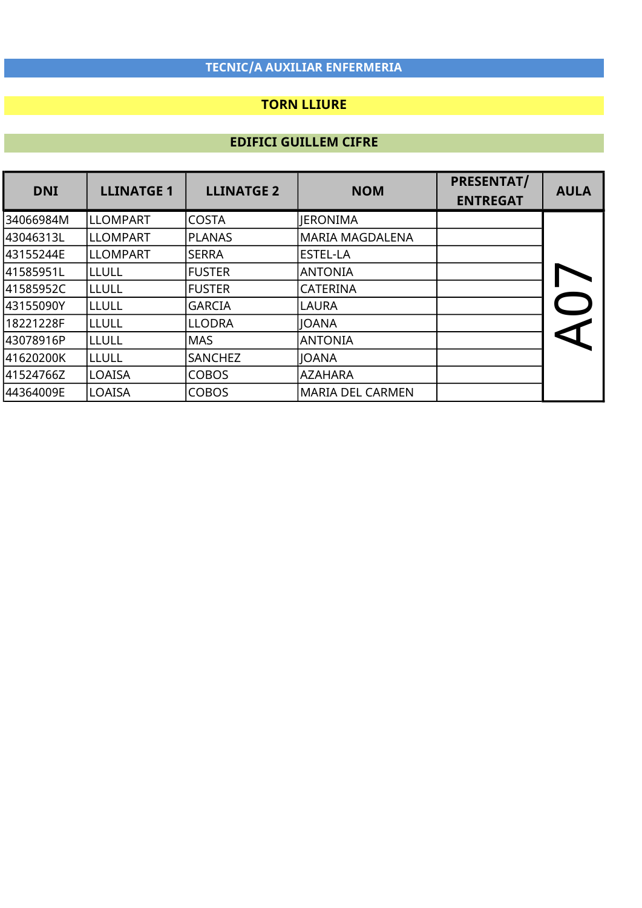## TECNIC/A AUXILIAR ENFERMERIA

### TORN LLIURE

### EDIFICI GUILLEM CIFRE

| DNI | LLINATGE 1 | LLINATGE 2 | NOM | PRESENTAT/ ENTREGAT | AULA |
|---|---|---|---|---|---|
| 34066984M | LLOMPART | COSTA | JERONIMA | | A07 |
| 43046313L | LLOMPART | PLANAS | MARIA MAGDALENA | | |
| 43155244E | LLOMPART | SERRA | ESTEL-LA | | |
| 41585951L | LLULL | FUSTER | ANTONIA | | |
| 41585952C | LLULL | FUSTER | CATERINA | | |
| 43155090Y | LLULL | GARCIA | LAURA | | |
| 18221228F | LLULL | LLODRA | JOANA | | |
| 43078916P | LLULL | MAS | ANTONIA | | |
| 41620200K | LLULL | SANCHEZ | JOANA | | |
| 41524766Z | LOAISA | COBOS | AZAHARA | | |
| 44364009E | LOAISA | COBOS | MARIA DEL CARMEN | | |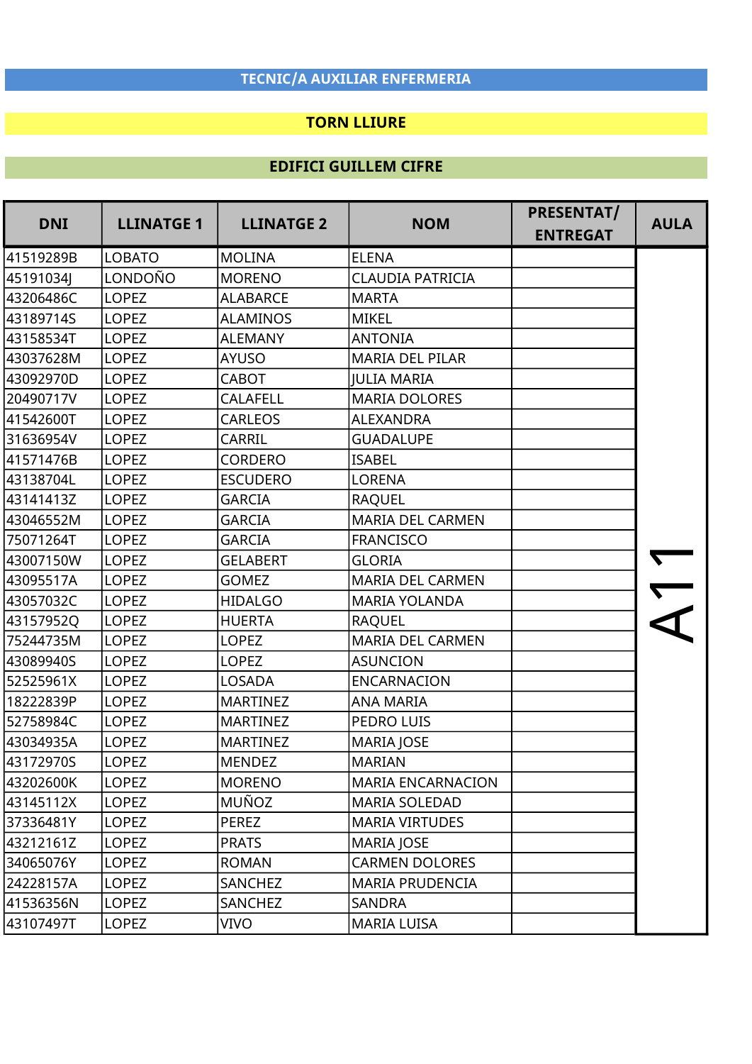## TECNIC/A AUXILIAR ENFERMERIA

### TORN LLIURE

### EDIFICI GUILLEM CIFRE

| DNI | LLINATGE 1 | LLINATGE 2 | NOM | PRESENTAT/ ENTREGAT | AULA |
|---|---|---|---|---|---|
| 41519289B | LOBATO | MOLINA | ELENA | | A11 |
| 45191034J | LONDOÑO | MORENO | CLAUDIA PATRICIA | | |
| 43206486C | LOPEZ | ALABARCE | MARTA | | |
| 43189714S | LOPEZ | ALAMINOS | MIKEL | | |
| 43158534T | LOPEZ | ALEMANY | ANTONIA | | |
| 43037628M | LOPEZ | AYUSO | MARIA DEL PILAR | | |
| 43092970D | LOPEZ | CABOT | JULIA MARIA | | |
| 20490717V | LOPEZ | CALAFELL | MARIA DOLORES | | |
| 41542600T | LOPEZ | CARLEOS | ALEXANDRA | | |
| 31636954V | LOPEZ | CARRIL | GUADALUPE | | |
| 41571476B | LOPEZ | CORDERO | ISABEL | | |
| 43138704L | LOPEZ | ESCUDERO | LORENA | | |
| 43141413Z | LOPEZ | GARCIA | RAQUEL | | |
| 43046552M | LOPEZ | GARCIA | MARIA DEL CARMEN | | |
| 75071264T | LOPEZ | GARCIA | FRANCISCO | | |
| 43007150W | LOPEZ | GELABERT | GLORIA | | |
| 43095517A | LOPEZ | GOMEZ | MARIA DEL CARMEN | | |
| 43057032C | LOPEZ | HIDALGO | MARIA YOLANDA | | |
| 43157952Q | LOPEZ | HUERTA | RAQUEL | | |
| 75244735M | LOPEZ | LOPEZ | MARIA DEL CARMEN | | |
| 43089940S | LOPEZ | LOPEZ | ASUNCION | | |
| 52525961X | LOPEZ | LOSADA | ENCARNACION | | |
| 18222839P | LOPEZ | MARTINEZ | ANA MARIA | | |
| 52758984C | LOPEZ | MARTINEZ | PEDRO LUIS | | |
| 43034935A | LOPEZ | MARTINEZ | MARIA JOSE | | |
| 43172970S | LOPEZ | MENDEZ | MARIAN | | |
| 43202600K | LOPEZ | MORENO | MARIA ENCARNACION | | |
| 43145112X | LOPEZ | MUÑOZ | MARIA SOLEDAD | | |
| 37336481Y | LOPEZ | PEREZ | MARIA VIRTUDES | | |
| 43212161Z | LOPEZ | PRATS | MARIA JOSE | | |
| 34065076Y | LOPEZ | ROMAN | CARMEN DOLORES | | |
| 24228157A | LOPEZ | SANCHEZ | MARIA PRUDENCIA | | |
| 41536356N | LOPEZ | SANCHEZ | SANDRA | | |
| 43107497T | LOPEZ | VIVO | MARIA LUISA | | |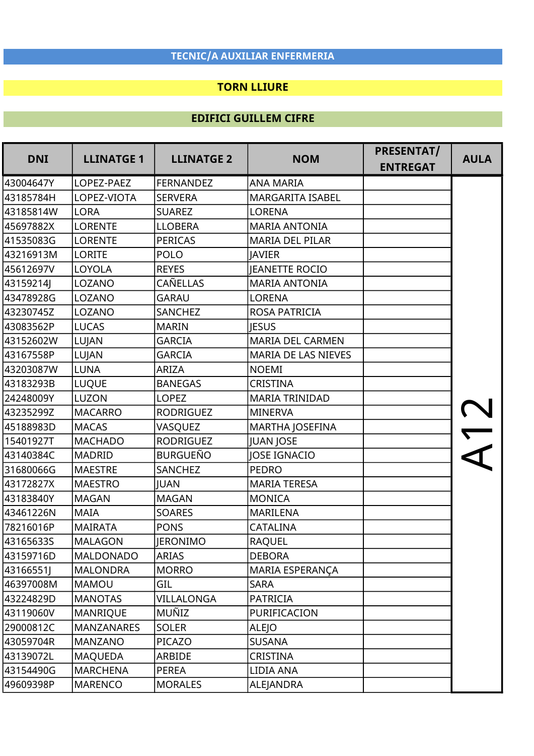## TECNIC/A AUXILIAR ENFERMERIA

### TORN LLIURE

### EDIFICI GUILLEM CIFRE

| DNI | LLINATGE 1 | LLINATGE 2 | NOM | PRESENTAT/ ENTREGAT | AULA |
|---|---|---|---|---|---|
| 43004647Y | LOPEZ-PAEZ | FERNANDEZ | ANA MARIA | | A12 |
| 43185784H | LOPEZ-VIOTA | SERVERA | MARGARITA ISABEL | | |
| 43185814W | LORA | SUAREZ | LORENA | | |
| 45697882X | LORENTE | LLOBERA | MARIA ANTONIA | | |
| 41535083G | LORENTE | PERICAS | MARIA DEL PILAR | | |
| 43216913M | LORITE | POLO | JAVIER | | |
| 45612697V | LOYOLA | REYES | JEANETTE ROCIO | | |
| 43159214J | LOZANO | CAÑELLAS | MARIA ANTONIA | | |
| 43478928G | LOZANO | GARAU | LORENA | | |
| 43230745Z | LOZANO | SANCHEZ | ROSA PATRICIA | | |
| 43083562P | LUCAS | MARIN | JESUS | | |
| 43152602W | LUJAN | GARCIA | MARIA DEL CARMEN | | |
| 43167558P | LUJAN | GARCIA | MARIA DE LAS NIEVES | | |
| 43203087W | LUNA | ARIZA | NOEMI | | |
| 43183293B | LUQUE | BANEGAS | CRISTINA | | |
| 24248009Y | LUZON | LOPEZ | MARIA TRINIDAD | | |
| 43235299Z | MACARRO | RODRIGUEZ | MINERVA | | |
| 45188983D | MACAS | VASQUEZ | MARTHA JOSEFINA | | |
| 15401927T | MACHADO | RODRIGUEZ | JUAN JOSE | | |
| 43140384C | MADRID | BURGUEÑO | JOSE IGNACIO | | |
| 31680066G | MAESTRE | SANCHEZ | PEDRO | | |
| 43172827X | MAESTRO | JUAN | MARIA TERESA | | |
| 43183840Y | MAGAN | MAGAN | MONICA | | |
| 43461226N | MAIA | SOARES | MARILENA | | |
| 78216016P | MAIRATA | PONS | CATALINA | | |
| 43165633S | MALAGON | JERONIMO | RAQUEL | | |
| 43159716D | MALDONADO | ARIAS | DEBORA | | |
| 43166551J | MALONDRA | MORRO | MARIA ESPERANÇA | | |
| 46397008M | MAMOU | GIL | SARA | | |
| 43224829D | MANOTAS | VILLALONGA | PATRICIA | | |
| 43119060V | MANRIQUE | MUÑIZ | PURIFICACION | | |
| 29000812C | MANZANARES | SOLER | ALEJO | | |
| 43059704R | MANZANO | PICAZO | SUSANA | | |
| 43139072L | MAQUEDA | ARBIDE | CRISTINA | | |
| 43154490G | MARCHENA | PEREA | LIDIA ANA | | |
| 49609398P | MARENCO | MORALES | ALEJANDRA | | |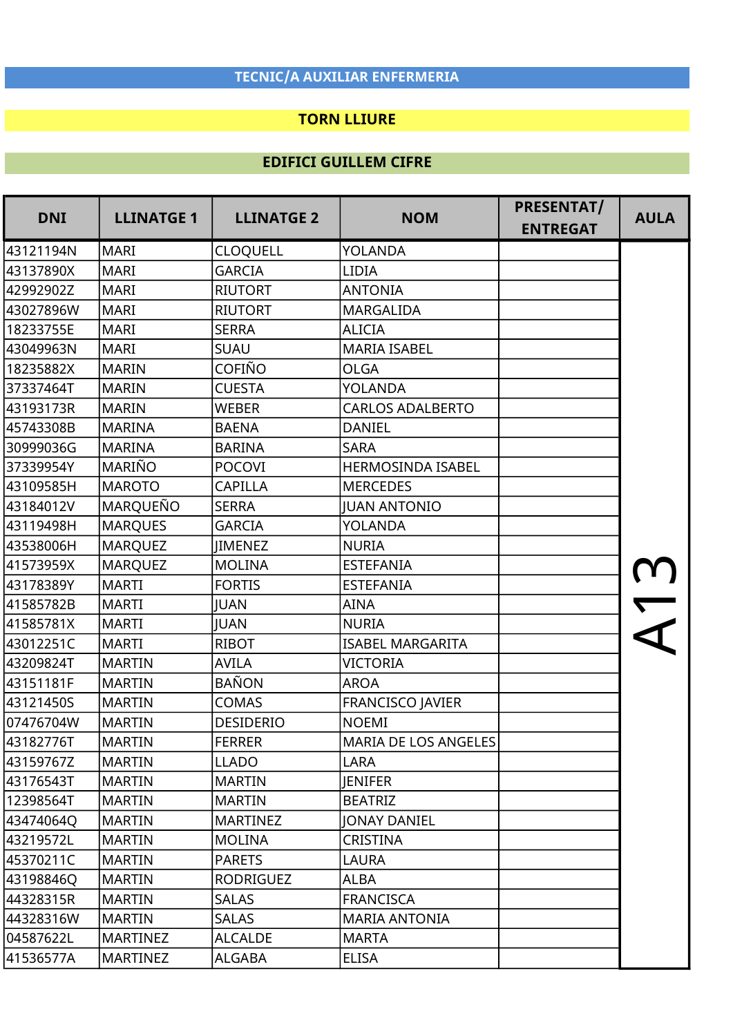**TECNIC/A AUXILIAR ENFERMERIA**

**TORN LLIURE**

**EDIFICI GUILLEM CIFRE**

| DNI | LLINATGE 1 | LLINATGE 2 | NOM | PRESENTAT/ ENTREGAT | AULA |
|---|---|---|---|---|---|
| 43121194N | MARI | CLOQUELL | YOLANDA | | A13 |
| 43137890X | MARI | GARCIA | LIDIA | | |
| 42992902Z | MARI | RIUTORT | ANTONIA | | |
| 43027896W | MARI | RIUTORT | MARGALIDA | | |
| 18233755E | MARI | SERRA | ALICIA | | |
| 43049963N | MARI | SUAU | MARIA ISABEL | | |
| 18235882X | MARIN | COFIÑO | OLGA | | |
| 37337464T | MARIN | CUESTA | YOLANDA | | |
| 43193173R | MARIN | WEBER | CARLOS ADALBERTO | | |
| 45743308B | MARINA | BAENA | DANIEL | | |
| 30999036G | MARINA | BARINA | SARA | | |
| 37339954Y | MARIÑO | POCOVI | HERMOSINDA ISABEL | | |
| 43109585H | MAROTO | CAPILLA | MERCEDES | | |
| 43184012V | MARQUEÑO | SERRA | JUAN ANTONIO | | |
| 43119498H | MARQUES | GARCIA | YOLANDA | | |
| 43538006H | MARQUEZ | JIMENEZ | NURIA | | |
| 41573959X | MARQUEZ | MOLINA | ESTEFANIA | | |
| 43178389Y | MARTI | FORTIS | ESTEFANIA | | |
| 41585782B | MARTI | JUAN | AINA | | |
| 41585781X | MARTI | JUAN | NURIA | | |
| 43012251C | MARTI | RIBOT | ISABEL MARGARITA | | |
| 43209824T | MARTIN | AVILA | VICTORIA | | |
| 43151181F | MARTIN | BAÑON | AROA | | |
| 43121450S | MARTIN | COMAS | FRANCISCO JAVIER | | |
| 07476704W | MARTIN | DESIDERIO | NOEMI | | |
| 43182776T | MARTIN | FERRER | MARIA DE LOS ANGELES | | |
| 43159767Z | MARTIN | LLADO | LARA | | |
| 43176543T | MARTIN | MARTIN | JENIFER | | |
| 12398564T | MARTIN | MARTIN | BEATRIZ | | |
| 43474064Q | MARTIN | MARTINEZ | JONAY DANIEL | | |
| 43219572L | MARTIN | MOLINA | CRISTINA | | |
| 45370211C | MARTIN | PARETS | LAURA | | |
| 43198846Q | MARTIN | RODRIGUEZ | ALBA | | |
| 44328315R | MARTIN | SALAS | FRANCISCA | | |
| 44328316W | MARTIN | SALAS | MARIA ANTONIA | | |
| 04587622L | MARTINEZ | ALCALDE | MARTA | | |
| 41536577A | MARTINEZ | ALGABA | ELISA | | |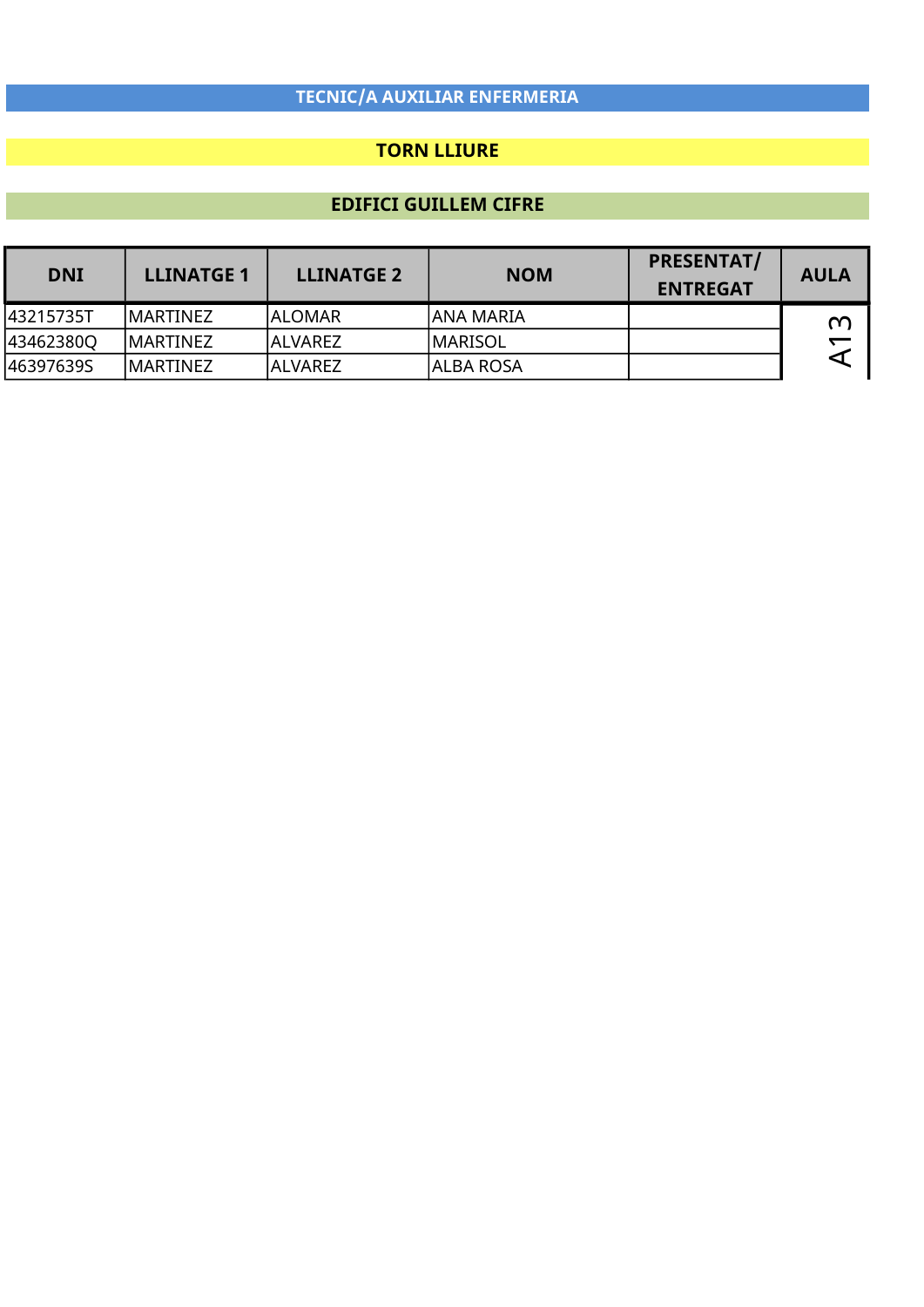## TECNIC/A AUXILIAR ENFERMERIA

### TORN LLIURE

### EDIFICI GUILLEM CIFRE

| DNI | LLINATGE 1 | LLINATGE 2 | NOM | PRESENTAT/ ENTREGAT | AULA |
|---|---|---|---|---|---|
| 43215735T | MARTINEZ | ALOMAR | ANA MARIA | | A13 |
| 43462380Q | MARTINEZ | ALVAREZ | MARISOL | | |
| 46397639S | MARTINEZ | ALVAREZ | ALBA ROSA | | |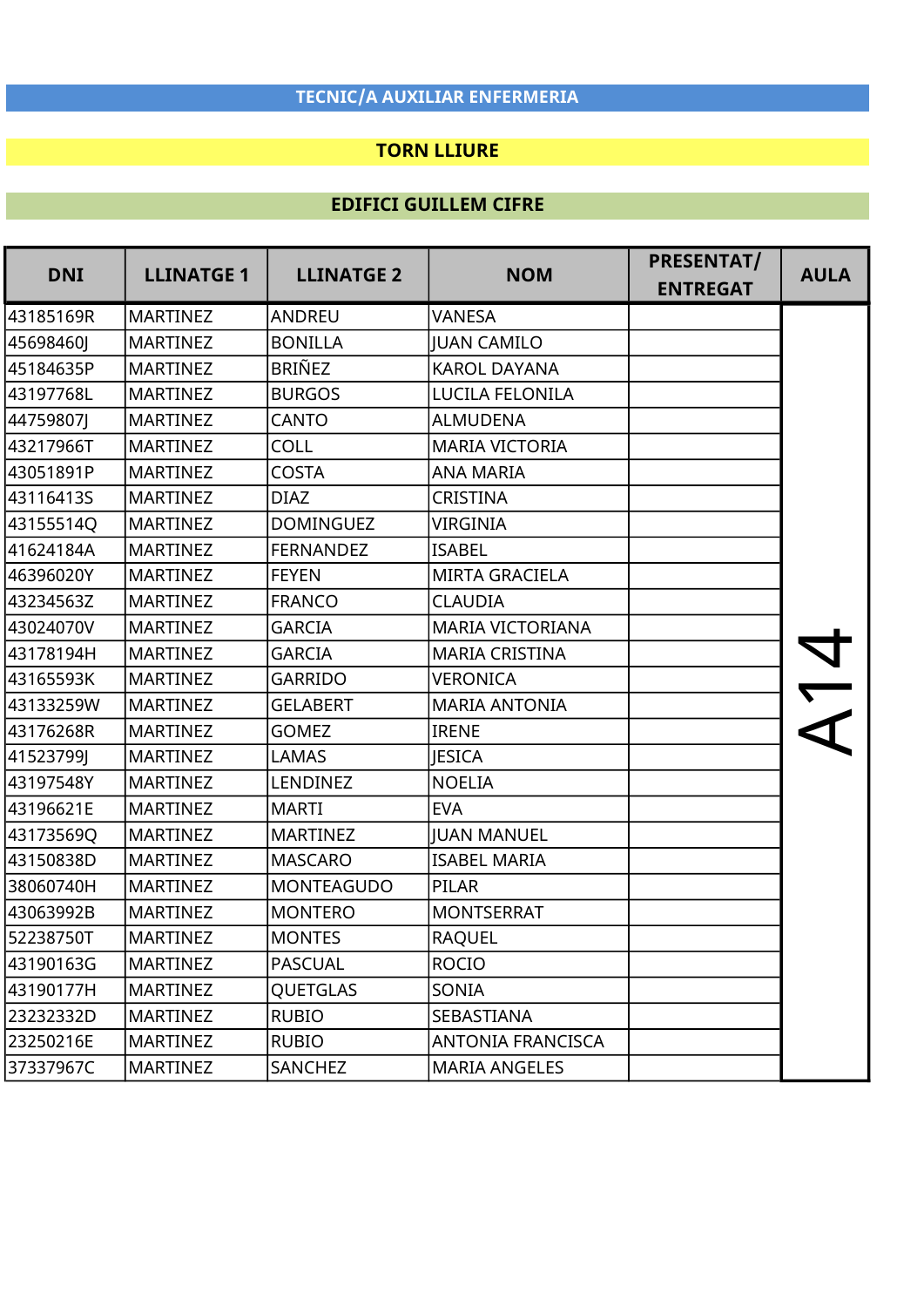**TECNIC/A AUXILIAR ENFERMERIA**

**TORN LLIURE**

**EDIFICI GUILLEM CIFRE**

| DNI | LLINATGE 1 | LLINATGE 2 | NOM | PRESENTAT/ ENTREGAT | AULA |
|---|---|---|---|---|---|
| 43185169R | MARTINEZ | ANDREU | VANESA | | A14 |
| 45698460J | MARTINEZ | BONILLA | JUAN CAMILO | | |
| 45184635P | MARTINEZ | BRIÑEZ | KAROL DAYANA | | |
| 43197768L | MARTINEZ | BURGOS | LUCILA FELONILA | | |
| 44759807J | MARTINEZ | CANTO | ALMUDENA | | |
| 43217966T | MARTINEZ | COLL | MARIA VICTORIA | | |
| 43051891P | MARTINEZ | COSTA | ANA MARIA | | |
| 43116413S | MARTINEZ | DIAZ | CRISTINA | | |
| 43155514Q | MARTINEZ | DOMINGUEZ | VIRGINIA | | |
| 41624184A | MARTINEZ | FERNANDEZ | ISABEL | | |
| 46396020Y | MARTINEZ | FEYEN | MIRTA GRACIELA | | |
| 43234563Z | MARTINEZ | FRANCO | CLAUDIA | | |
| 43024070V | MARTINEZ | GARCIA | MARIA VICTORIANA | | |
| 43178194H | MARTINEZ | GARCIA | MARIA CRISTINA | | |
| 43165593K | MARTINEZ | GARRIDO | VERONICA | | |
| 43133259W | MARTINEZ | GELABERT | MARIA ANTONIA | | |
| 43176268R | MARTINEZ | GOMEZ | IRENE | | |
| 41523799J | MARTINEZ | LAMAS | JESICA | | |
| 43197548Y | MARTINEZ | LENDINEZ | NOELIA | | |
| 43196621E | MARTINEZ | MARTI | EVA | | |
| 43173569Q | MARTINEZ | MARTINEZ | JUAN MANUEL | | |
| 43150838D | MARTINEZ | MASCARO | ISABEL MARIA | | |
| 38060740H | MARTINEZ | MONTEAGUDO | PILAR | | |
| 43063992B | MARTINEZ | MONTERO | MONTSERRAT | | |
| 52238750T | MARTINEZ | MONTES | RAQUEL | | |
| 43190163G | MARTINEZ | PASCUAL | ROCIO | | |
| 43190177H | MARTINEZ | QUETGLAS | SONIA | | |
| 23232332D | MARTINEZ | RUBIO | SEBASTIANA | | |
| 23250216E | MARTINEZ | RUBIO | ANTONIA FRANCISCA | | |
| 37337967C | MARTINEZ | SANCHEZ | MARIA ANGELES | | |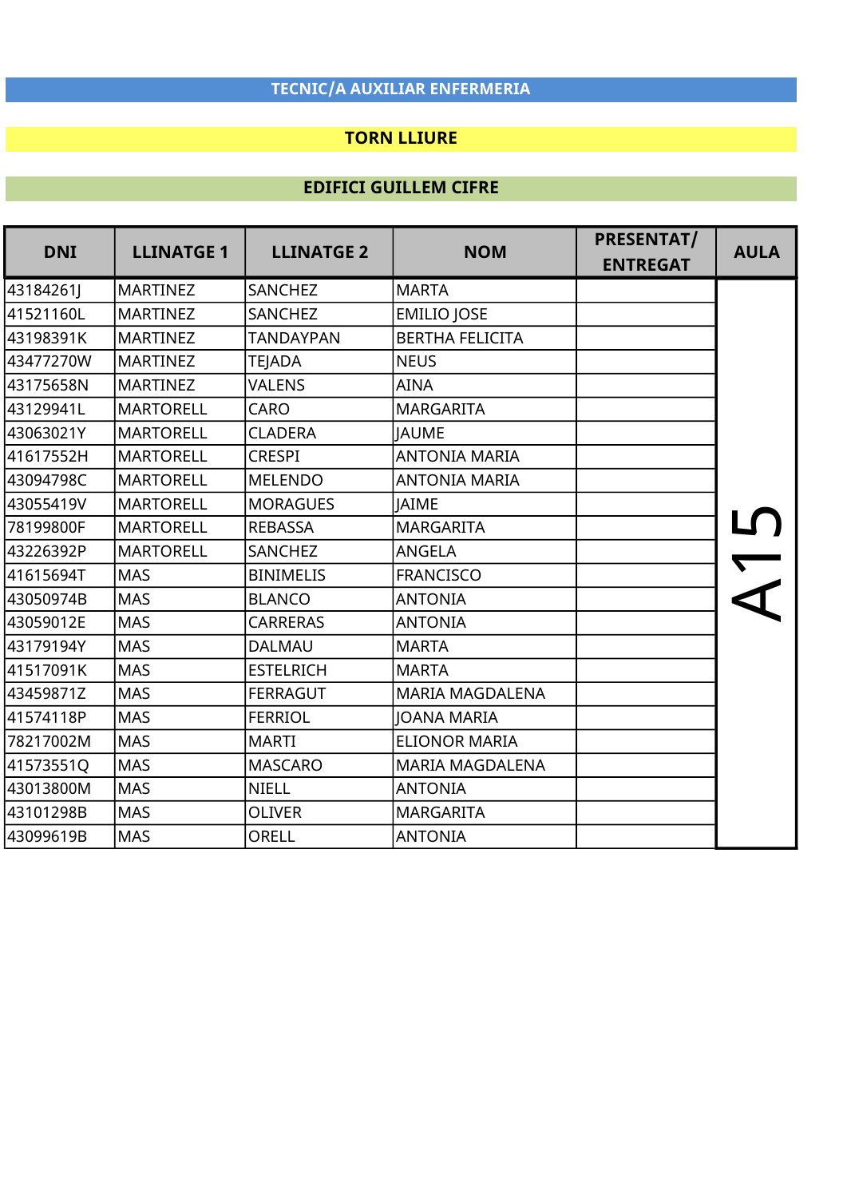**TECNIC/A AUXILIAR ENFERMERIA**

**TORN LLIURE**

**EDIFICI GUILLEM CIFRE**

| DNI | LLINATGE 1 | LLINATGE 2 | NOM | PRESENTAT/ ENTREGAT | AULA |
|---|---|---|---|---|---|
| 43184261J | MARTINEZ | SANCHEZ | MARTA | | A15 |
| 41521160L | MARTINEZ | SANCHEZ | EMILIO JOSE | | |
| 43198391K | MARTINEZ | TANDAYPAN | BERTHA FELICITA | | |
| 43477270W | MARTINEZ | TEJADA | NEUS | | |
| 43175658N | MARTINEZ | VALENS | AINA | | |
| 43129941L | MARTORELL | CARO | MARGARITA | | |
| 43063021Y | MARTORELL | CLADERA | JAUME | | |
| 41617552H | MARTORELL | CRESPI | ANTONIA MARIA | | |
| 43094798C | MARTORELL | MELENDO | ANTONIA MARIA | | |
| 43055419V | MARTORELL | MORAGUES | JAIME | | |
| 78199800F | MARTORELL | REBASSA | MARGARITA | | |
| 43226392P | MARTORELL | SANCHEZ | ANGELA | | |
| 41615694T | MAS | BINIMELIS | FRANCISCO | | |
| 43050974B | MAS | BLANCO | ANTONIA | | |
| 43059012E | MAS | CARRERAS | ANTONIA | | |
| 43179194Y | MAS | DALMAU | MARTA | | |
| 41517091K | MAS | ESTELRICH | MARTA | | |
| 43459871Z | MAS | FERRAGUT | MARIA MAGDALENA | | |
| 41574118P | MAS | FERRIOL | JOANA MARIA | | |
| 78217002M | MAS | MARTI | ELIONOR MARIA | | |
| 41573551Q | MAS | MASCARO | MARIA MAGDALENA | | |
| 43013800M | MAS | NIELL | ANTONIA | | |
| 43101298B | MAS | OLIVER | MARGARITA | | |
| 43099619B | MAS | ORELL | ANTONIA | | |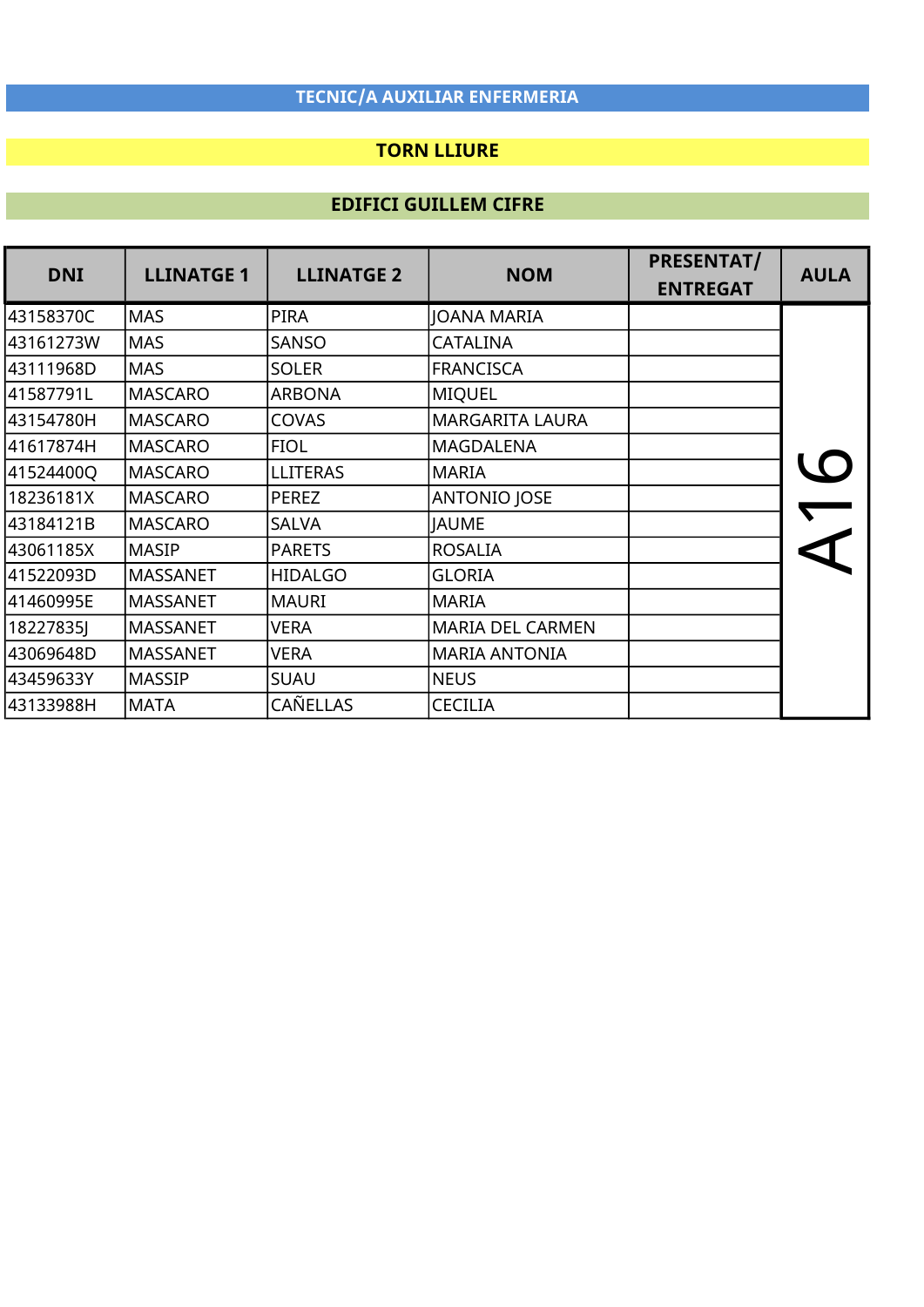**TECNIC/A AUXILIAR ENFERMERIA**

**TORN LLIURE**

**EDIFICI GUILLEM CIFRE**

| DNI | LLINATGE 1 | LLINATGE 2 | NOM | PRESENTAT/ ENTREGAT | AULA |
|---|---|---|---|---|---|
| 43158370C | MAS | PIRA | JOANA MARIA | | A16 |
| 43161273W | MAS | SANSO | CATALINA | | |
| 43111968D | MAS | SOLER | FRANCISCA | | |
| 41587791L | MASCARO | ARBONA | MIQUEL | | |
| 43154780H | MASCARO | COVAS | MARGARITA LAURA | | |
| 41617874H | MASCARO | FIOL | MAGDALENA | | |
| 41524400Q | MASCARO | LLITERAS | MARIA | | |
| 18236181X | MASCARO | PEREZ | ANTONIO JOSE | | |
| 43184121B | MASCARO | SALVA | JAUME | | |
| 43061185X | MASIP | PARETS | ROSALIA | | |
| 41522093D | MASSANET | HIDALGO | GLORIA | | |
| 41460995E | MASSANET | MAURI | MARIA | | |
| 18227835J | MASSANET | VERA | MARIA DEL CARMEN | | |
| 43069648D | MASSANET | VERA | MARIA ANTONIA | | |
| 43459633Y | MASSIP | SUAU | NEUS | | |
| 43133988H | MATA | CAÑELLAS | CECILIA | | |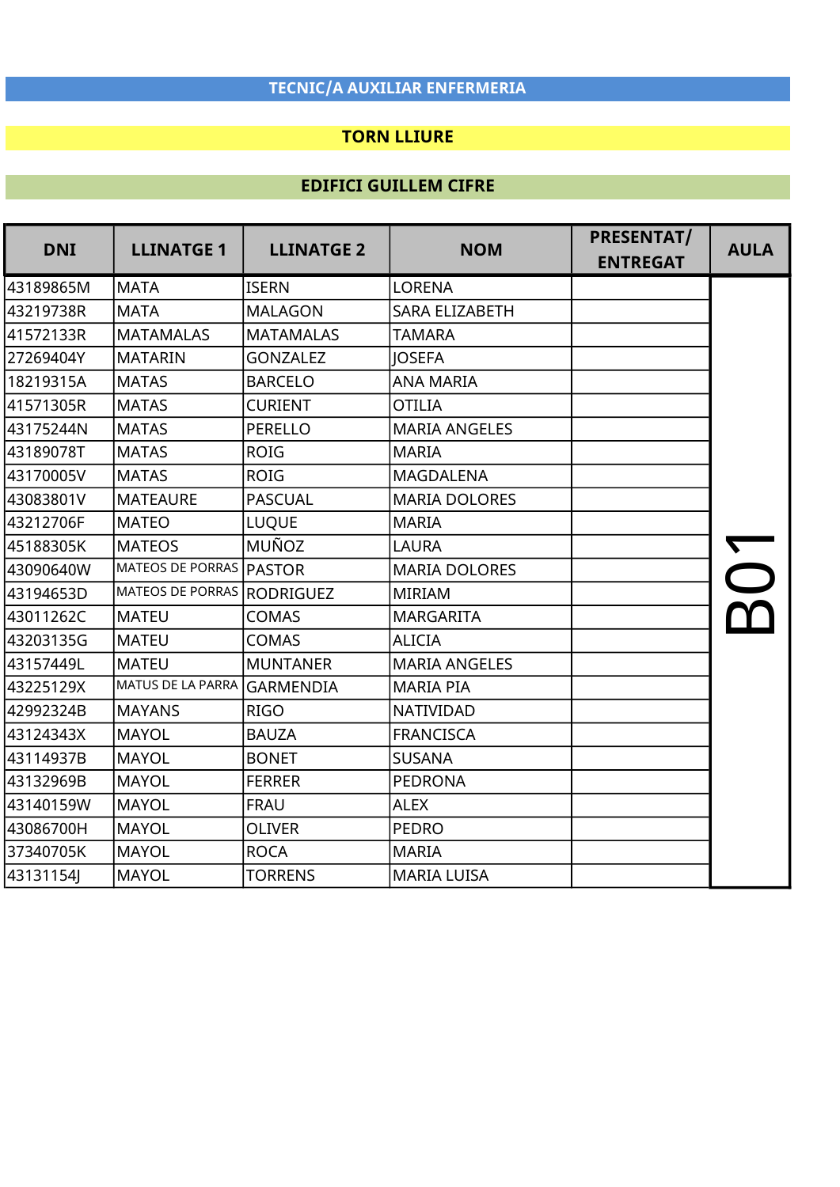**TECNIC/A AUXILIAR ENFERMERIA**

**TORN LLIURE**

**EDIFICI GUILLEM CIFRE**

| DNI | LLINATGE 1 | LLINATGE 2 | NOM | PRESENTAT/ ENTREGAT | AULA |
|---|---|---|---|---|---|
| 43189865M | MATA | ISERN | LORENA | | B01 |
| 43219738R | MATA | MALAGON | SARA ELIZABETH | | |
| 41572133R | MATAMALAS | MATAMALAS | TAMARA | | |
| 27269404Y | MATARIN | GONZALEZ | JOSEFA | | |
| 18219315A | MATAS | BARCELO | ANA MARIA | | |
| 41571305R | MATAS | CURIENT | OTILIA | | |
| 43175244N | MATAS | PERELLO | MARIA ANGELES | | |
| 43189078T | MATAS | ROIG | MARIA | | |
| 43170005V | MATAS | ROIG | MAGDALENA | | |
| 43083801V | MATEAURE | PASCUAL | MARIA DOLORES | | |
| 43212706F | MATEO | LUQUE | MARIA | | |
| 45188305K | MATEOS | MUÑOZ | LAURA | | |
| 43090640W | MATEOS DE PORRAS | PASTOR | MARIA DOLORES | | |
| 43194653D | MATEOS DE PORRAS | RODRIGUEZ | MIRIAM | | |
| 43011262C | MATEU | COMAS | MARGARITA | | |
| 43203135G | MATEU | COMAS | ALICIA | | |
| 43157449L | MATEU | MUNTANER | MARIA ANGELES | | |
| 43225129X | MATUS DE LA PARRA | GARMENDIA | MARIA PIA | | |
| 42992324B | MAYANS | RIGO | NATIVIDAD | | |
| 43124343X | MAYOL | BAUZA | FRANCISCA | | |
| 43114937B | MAYOL | BONET | SUSANA | | |
| 43132969B | MAYOL | FERRER | PEDRONA | | |
| 43140159W | MAYOL | FRAU | ALEX | | |
| 43086700H | MAYOL | OLIVER | PEDRO | | |
| 37340705K | MAYOL | ROCA | MARIA | | |
| 43131154J | MAYOL | TORRENS | MARIA LUISA | | |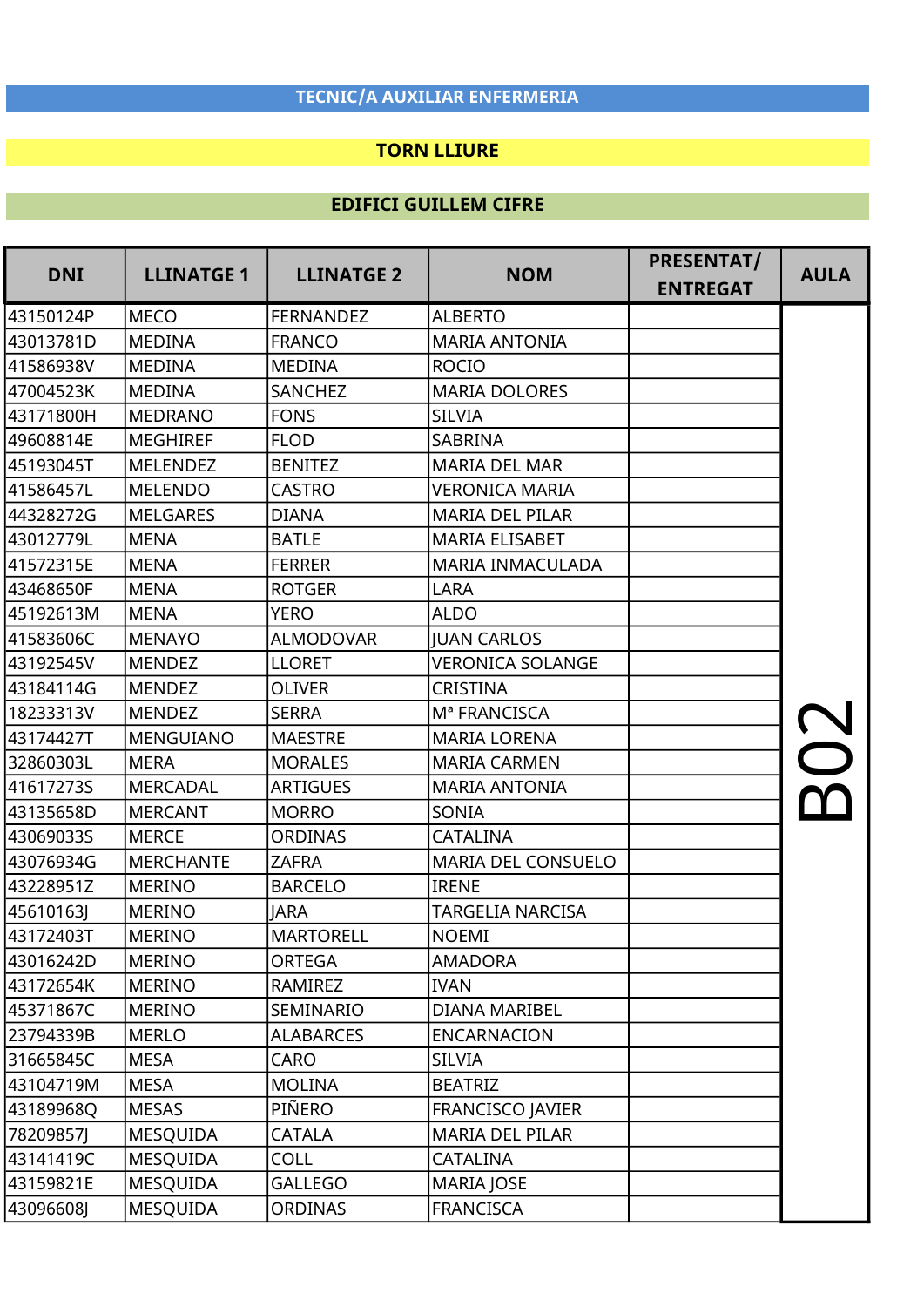**TECNIC/A AUXILIAR ENFERMERIA**

**TORN LLIURE**

**EDIFICI GUILLEM CIFRE**

| DNI | LLINATGE 1 | LLINATGE 2 | NOM | PRESENTAT/ ENTREGAT | AULA |
|---|---|---|---|---|---|
| 43150124P | MECO | FERNANDEZ | ALBERTO | | B02 |
| 43013781D | MEDINA | FRANCO | MARIA ANTONIA | | |
| 41586938V | MEDINA | MEDINA | ROCIO | | |
| 47004523K | MEDINA | SANCHEZ | MARIA DOLORES | | |
| 43171800H | MEDRANO | FONS | SILVIA | | |
| 49608814E | MEGHIREF | FLOD | SABRINA | | |
| 45193045T | MELENDEZ | BENITEZ | MARIA DEL MAR | | |
| 41586457L | MELENDO | CASTRO | VERONICA MARIA | | |
| 44328272G | MELGARES | DIANA | MARIA DEL PILAR | | |
| 43012779L | MENA | BATLE | MARIA ELISABET | | |
| 41572315E | MENA | FERRER | MARIA INMACULADA | | |
| 43468650F | MENA | ROTGER | LARA | | |
| 45192613M | MENA | YERO | ALDO | | |
| 41583606C | MENAYO | ALMODOVAR | JUAN CARLOS | | |
| 43192545V | MENDEZ | LLORET | VERONICA SOLANGE | | |
| 43184114G | MENDEZ | OLIVER | CRISTINA | | |
| 18233313V | MENDEZ | SERRA | Mª FRANCISCA | | |
| 43174427T | MENGUIANO | MAESTRE | MARIA LORENA | | |
| 32860303L | MERA | MORALES | MARIA CARMEN | | |
| 41617273S | MERCADAL | ARTIGUES | MARIA ANTONIA | | |
| 43135658D | MERCANT | MORRO | SONIA | | |
| 43069033S | MERCE | ORDINAS | CATALINA | | |
| 43076934G | MERCHANTE | ZAFRA | MARIA DEL CONSUELO | | |
| 43228951Z | MERINO | BARCELO | IRENE | | |
| 45610163J | MERINO | JARA | TARGELIA NARCISA | | |
| 43172403T | MERINO | MARTORELL | NOEMI | | |
| 43016242D | MERINO | ORTEGA | AMADORA | | |
| 43172654K | MERINO | RAMIREZ | IVAN | | |
| 45371867C | MERINO | SEMINARIO | DIANA MARIBEL | | |
| 23794339B | MERLO | ALABARCES | ENCARNACION | | |
| 31665845C | MESA | CARO | SILVIA | | |
| 43104719M | MESA | MOLINA | BEATRIZ | | |
| 43189968Q | MESAS | PIÑERO | FRANCISCO JAVIER | | |
| 78209857J | MESQUIDA | CATALA | MARIA DEL PILAR | | |
| 43141419C | MESQUIDA | COLL | CATALINA | | |
| 43159821E | MESQUIDA | GALLEGO | MARIA JOSE | | |
| 43096608J | MESQUIDA | ORDINAS | FRANCISCA | | |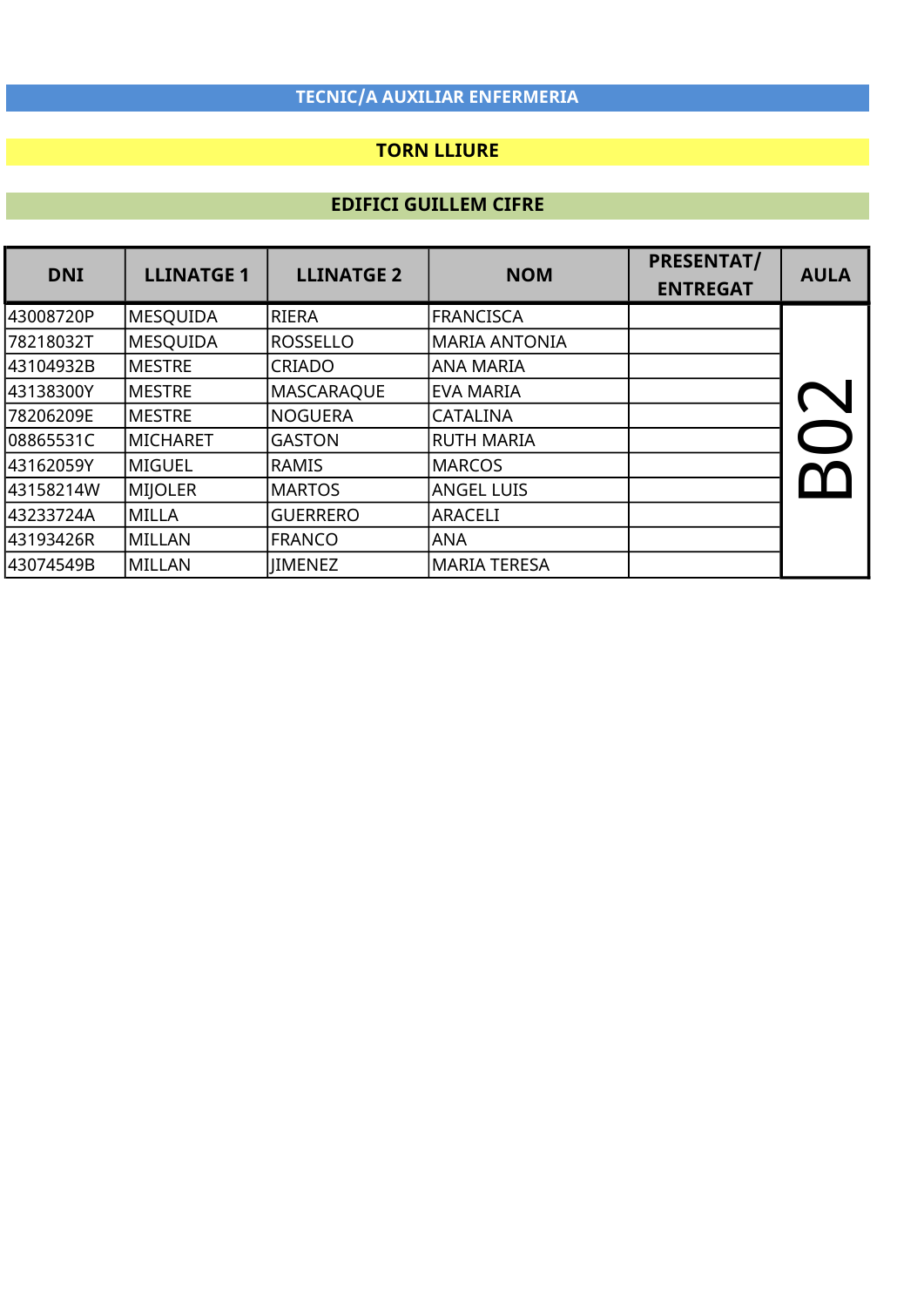# TECNIC/A AUXILIAR ENFERMERIA

## TORN LLIURE

## EDIFICI GUILLEM CIFRE

| DNI | LLINATGE 1 | LLINATGE 2 | NOM | PRESENTAT/ ENTREGAT | AULA |
|---|---|---|---|---|---|
| 43008720P | MESQUIDA | RIERA | FRANCISCA | | B02 |
| 78218032T | MESQUIDA | ROSSELLO | MARIA ANTONIA | | |
| 43104932B | MESTRE | CRIADO | ANA MARIA | | |
| 43138300Y | MESTRE | MASCARAQUE | EVA MARIA | | |
| 78206209E | MESTRE | NOGUERA | CATALINA | | |
| 08865531C | MICHARET | GASTON | RUTH MARIA | | |
| 43162059Y | MIGUEL | RAMIS | MARCOS | | |
| 43158214W | MIJOLER | MARTOS | ANGEL LUIS | | |
| 43233724A | MILLA | GUERRERO | ARACELI | | |
| 43193426R | MILLAN | FRANCO | ANA | | |
| 43074549B | MILLAN | JIMENEZ | MARIA TERESA | | |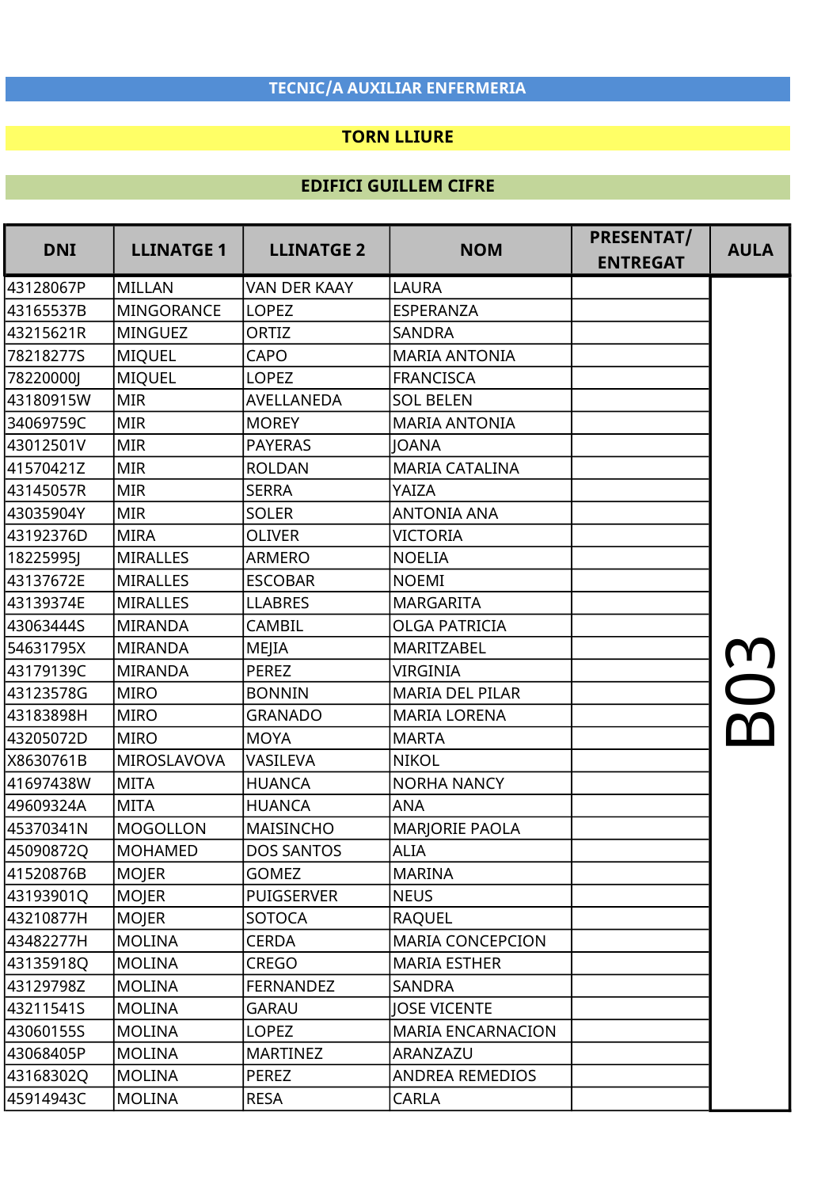**TECNIC/A AUXILIAR ENFERMERIA**

**TORN LLIURE**

**EDIFICI GUILLEM CIFRE**

| DNI | LLINATGE 1 | LLINATGE 2 | NOM | PRESENTAT/ ENTREGAT | AULA |
|---|---|---|---|---|---|
| 43128067P | MILLAN | VAN DER KAAY | LAURA | | B03 |
| 43165537B | MINGORANCE | LOPEZ | ESPERANZA | | |
| 43215621R | MINGUEZ | ORTIZ | SANDRA | | |
| 78218277S | MIQUEL | CAPO | MARIA ANTONIA | | |
| 78220000J | MIQUEL | LOPEZ | FRANCISCA | | |
| 43180915W | MIR | AVELLANEDA | SOL BELEN | | |
| 34069759C | MIR | MOREY | MARIA ANTONIA | | |
| 43012501V | MIR | PAYERAS | JOANA | | |
| 41570421Z | MIR | ROLDAN | MARIA CATALINA | | |
| 43145057R | MIR | SERRA | YAIZA | | |
| 43035904Y | MIR | SOLER | ANTONIA ANA | | |
| 43192376D | MIRA | OLIVER | VICTORIA | | |
| 18225995J | MIRALLES | ARMERO | NOELIA | | |
| 43137672E | MIRALLES | ESCOBAR | NOEMI | | |
| 43139374E | MIRALLES | LLABRES | MARGARITA | | |
| 43063444S | MIRANDA | CAMBIL | OLGA PATRICIA | | |
| 54631795X | MIRANDA | MEJIA | MARITZABEL | | |
| 43179139C | MIRANDA | PEREZ | VIRGINIA | | |
| 43123578G | MIRO | BONNIN | MARIA DEL PILAR | | |
| 43183898H | MIRO | GRANADO | MARIA LORENA | | |
| 43205072D | MIRO | MOYA | MARTA | | |
| X8630761B | MIROSLAVOVA | VASILEVA | NIKOL | | |
| 41697438W | MITA | HUANCA | NORHA NANCY | | |
| 49609324A | MITA | HUANCA | ANA | | |
| 45370341N | MOGOLLON | MAISINCHO | MARJORIE PAOLA | | |
| 45090872Q | MOHAMED | DOS SANTOS | ALIA | | |
| 41520876B | MOJER | GOMEZ | MARINA | | |
| 43193901Q | MOJER | PUIGSERVER | NEUS | | |
| 43210877H | MOJER | SOTOCA | RAQUEL | | |
| 43482277H | MOLINA | CERDA | MARIA CONCEPCION | | |
| 43135918Q | MOLINA | CREGO | MARIA ESTHER | | |
| 43129798Z | MOLINA | FERNANDEZ | SANDRA | | |
| 43211541S | MOLINA | GARAU | JOSE VICENTE | | |
| 43060155S | MOLINA | LOPEZ | MARIA ENCARNACION | | |
| 43068405P | MOLINA | MARTINEZ | ARANZAZU | | |
| 43168302Q | MOLINA | PEREZ | ANDREA REMEDIOS | | |
| 45914943C | MOLINA | RESA | CARLA | | |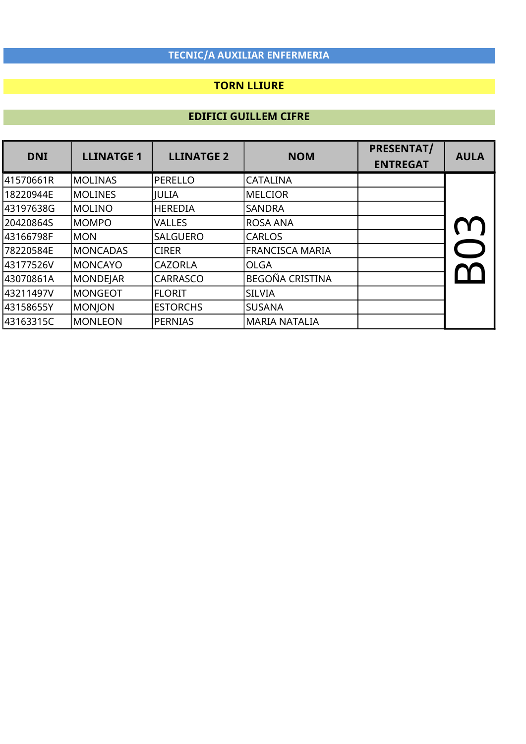# TECNIC/A AUXILIAR ENFERMERIA

## TORN LLIURE

## EDIFICI GUILLEM CIFRE

| DNI | LLINATGE 1 | LLINATGE 2 | NOM | PRESENTAT/ ENTREGAT | AULA |
|---|---|---|---|---|---|
| 41570661R | MOLINAS | PERELLO | CATALINA | | B03 |
| 18220944E | MOLINES | JULIA | MELCIOR | | |
| 43197638G | MOLINO | HEREDIA | SANDRA | | |
| 20420864S | MOMPO | VALLES | ROSA ANA | | |
| 43166798F | MON | SALGUERO | CARLOS | | |
| 78220584E | MONCADAS | CIRER | FRANCISCA MARIA | | |
| 43177526V | MONCAYO | CAZORLA | OLGA | | |
| 43070861A | MONDEJAR | CARRASCO | BEGOÑA CRISTINA | | |
| 43211497V | MONGEOT | FLORIT | SILVIA | | |
| 43158655Y | MONJON | ESTORCHS | SUSANA | | |
| 43163315C | MONLEON | PERNIAS | MARIA NATALIA | | |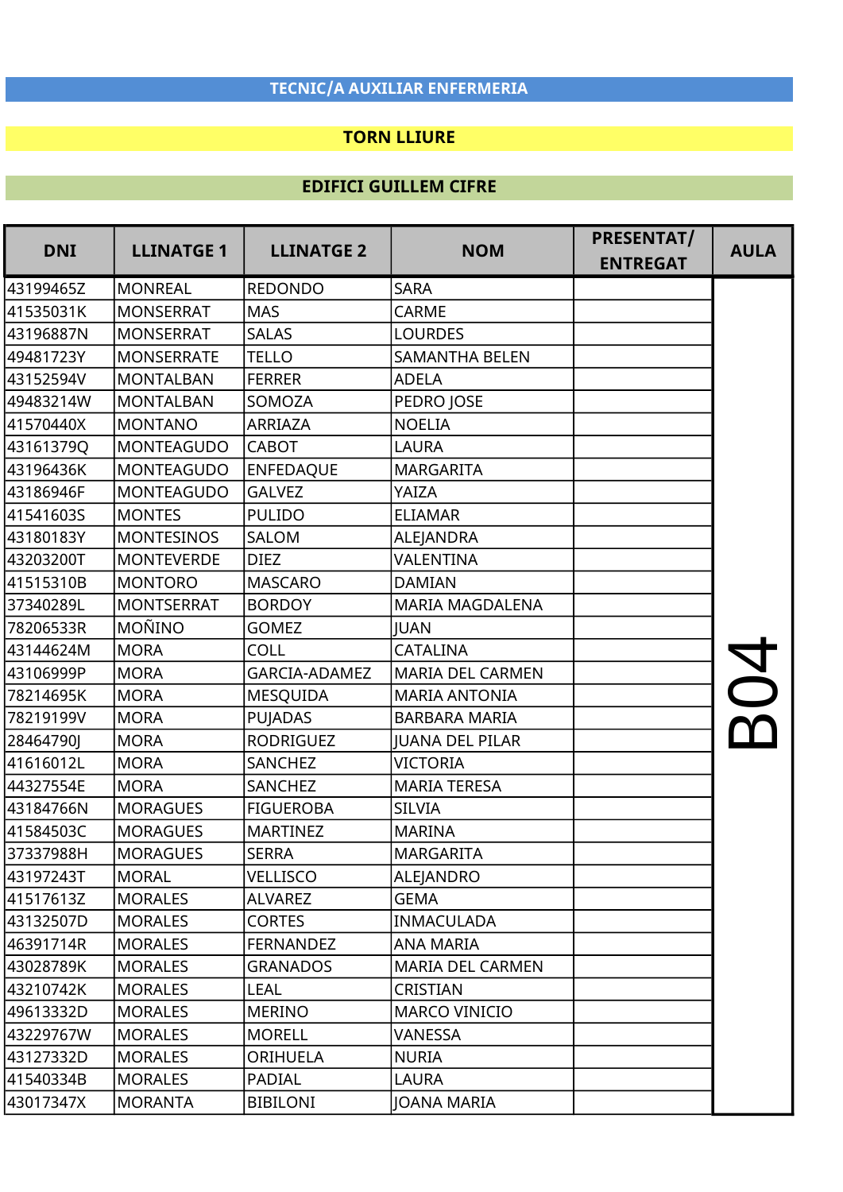**TECNIC/A AUXILIAR ENFERMERIA**

**TORN LLIURE**

**EDIFICI GUILLEM CIFRE**

| DNI | LLINATGE 1 | LLINATGE 2 | NOM | PRESENTAT/ ENTREGAT | AULA |
|---|---|---|---|---|---|
| 43199465Z | MONREAL | REDONDO | SARA | | B04 |
| 41535031K | MONSERRAT | MAS | CARME | | |
| 43196887N | MONSERRAT | SALAS | LOURDES | | |
| 49481723Y | MONSERRATE | TELLO | SAMANTHA BELEN | | |
| 43152594V | MONTALBAN | FERRER | ADELA | | |
| 49483214W | MONTALBAN | SOMOZA | PEDRO JOSE | | |
| 41570440X | MONTANO | ARRIAZA | NOELIA | | |
| 43161379Q | MONTEAGUDO | CABOT | LAURA | | |
| 43196436K | MONTEAGUDO | ENFEDAQUE | MARGARITA | | |
| 43186946F | MONTEAGUDO | GALVEZ | YAIZA | | |
| 41541603S | MONTES | PULIDO | ELIAMAR | | |
| 43180183Y | MONTESINOS | SALOM | ALEJANDRA | | |
| 43203200T | MONTEVERDE | DIEZ | VALENTINA | | |
| 41515310B | MONTORO | MASCARO | DAMIAN | | |
| 37340289L | MONTSERRAT | BORDOY | MARIA MAGDALENA | | |
| 78206533R | MOÑINO | GOMEZ | JUAN | | |
| 43144624M | MORA | COLL | CATALINA | | |
| 43106999P | MORA | GARCIA-ADAMEZ | MARIA DEL CARMEN | | |
| 78214695K | MORA | MESQUIDA | MARIA ANTONIA | | |
| 78219199V | MORA | PUJADAS | BARBARA MARIA | | |
| 28464790J | MORA | RODRIGUEZ | JUANA DEL PILAR | | |
| 41616012L | MORA | SANCHEZ | VICTORIA | | |
| 44327554E | MORA | SANCHEZ | MARIA TERESA | | |
| 43184766N | MORAGUES | FIGUEROBA | SILVIA | | |
| 41584503C | MORAGUES | MARTINEZ | MARINA | | |
| 37337988H | MORAGUES | SERRA | MARGARITA | | |
| 43197243T | MORAL | VELLISCO | ALEJANDRO | | |
| 41517613Z | MORALES | ALVAREZ | GEMA | | |
| 43132507D | MORALES | CORTES | INMACULADA | | |
| 46391714R | MORALES | FERNANDEZ | ANA MARIA | | |
| 43028789K | MORALES | GRANADOS | MARIA DEL CARMEN | | |
| 43210742K | MORALES | LEAL | CRISTIAN | | |
| 49613332D | MORALES | MERINO | MARCO VINICIO | | |
| 43229767W | MORALES | MORELL | VANESSA | | |
| 43127332D | MORALES | ORIHUELA | NURIA | | |
| 41540334B | MORALES | PADIAL | LAURA | | |
| 43017347X | MORANTA | BIBILONI | JOANA MARIA | | |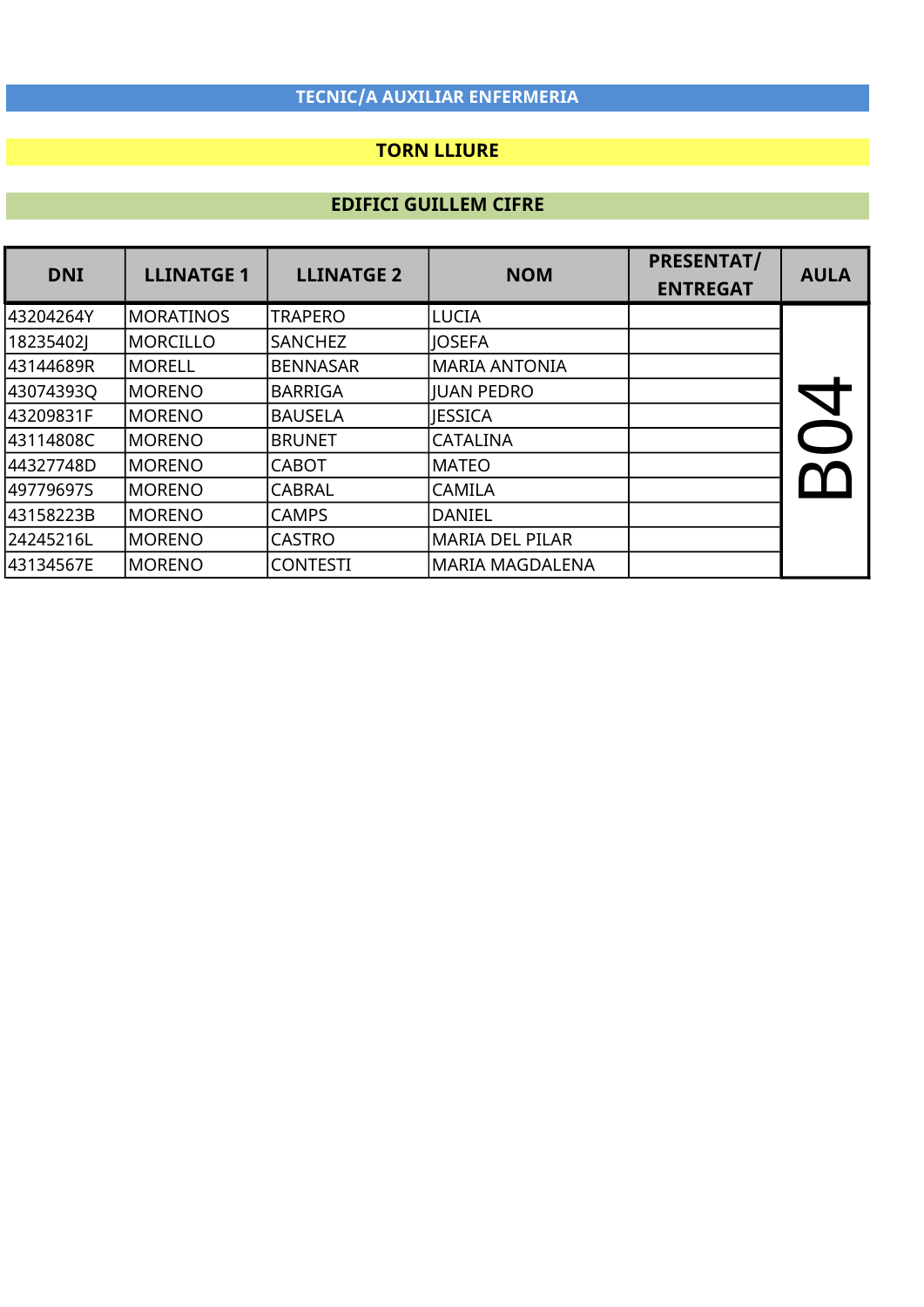**TECNIC/A AUXILIAR ENFERMERIA**

**TORN LLIURE**

**EDIFICI GUILLEM CIFRE**

| DNI | LLINATGE 1 | LLINATGE 2 | NOM | PRESENTAT/ ENTREGAT | AULA |
|---|---|---|---|---|---|
| 43204264Y | MORATINOS | TRAPERO | LUCIA | | B04 |
| 18235402J | MORCILLO | SANCHEZ | JOSEFA | | |
| 43144689R | MORELL | BENNASAR | MARIA ANTONIA | | |
| 43074393Q | MORENO | BARRIGA | JUAN PEDRO | | |
| 43209831F | MORENO | BAUSELA | JESSICA | | |
| 43114808C | MORENO | BRUNET | CATALINA | | |
| 44327748D | MORENO | CABOT | MATEO | | |
| 49779697S | MORENO | CABRAL | CAMILA | | |
| 43158223B | MORENO | CAMPS | DANIEL | | |
| 24245216L | MORENO | CASTRO | MARIA DEL PILAR | | |
| 43134567E | MORENO | CONTESTI | MARIA MAGDALENA | | |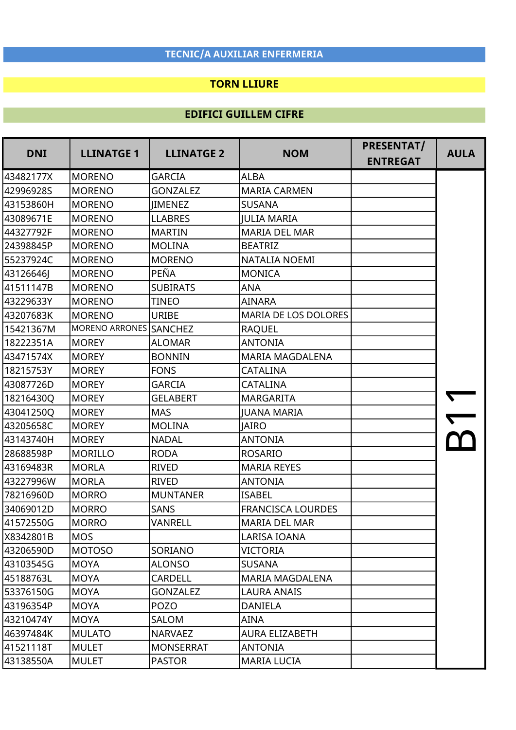**TECNIC/A AUXILIAR ENFERMERIA**

**TORN LLIURE**

**EDIFICI GUILLEM CIFRE**

| DNI | LLINATGE 1 | LLINATGE 2 | NOM | PRESENTAT/ ENTREGAT | AULA |
|---|---|---|---|---|---|
| 43482177X | MORENO | GARCIA | ALBA | | B11 |
| 42996928S | MORENO | GONZALEZ | MARIA CARMEN | | |
| 43153860H | MORENO | JIMENEZ | SUSANA | | |
| 43089671E | MORENO | LLABRES | JULIA MARIA | | |
| 44327792F | MORENO | MARTIN | MARIA DEL MAR | | |
| 24398845P | MORENO | MOLINA | BEATRIZ | | |
| 55237924C | MORENO | MORENO | NATALIA NOEMI | | |
| 43126646J | MORENO | PEÑA | MONICA | | |
| 41511147B | MORENO | SUBIRATS | ANA | | |
| 43229633Y | MORENO | TINEO | AINARA | | |
| 43207683K | MORENO | URIBE | MARIA DE LOS DOLORES | | |
| 15421367M | MORENO ARRONES | SANCHEZ | RAQUEL | | |
| 18222351A | MOREY | ALOMAR | ANTONIA | | |
| 43471574X | MOREY | BONNIN | MARIA MAGDALENA | | |
| 18215753Y | MOREY | FONS | CATALINA | | |
| 43087726D | MOREY | GARCIA | CATALINA | | |
| 18216430Q | MOREY | GELABERT | MARGARITA | | |
| 43041250Q | MOREY | MAS | JUANA MARIA | | |
| 43205658C | MOREY | MOLINA | JAIRO | | |
| 43143740H | MOREY | NADAL | ANTONIA | | |
| 28688598P | MORILLO | RODA | ROSARIO | | |
| 43169483R | MORLA | RIVED | MARIA REYES | | |
| 43227996W | MORLA | RIVED | ANTONIA | | |
| 78216960D | MORRO | MUNTANER | ISABEL | | |
| 34069012D | MORRO | SANS | FRANCISCA LOURDES | | |
| 41572550G | MORRO | VANRELL | MARIA DEL MAR | | |
| X8342801B | MOS | | LARISA IOANA | | |
| 43206590D | MOTOSO | SORIANO | VICTORIA | | |
| 43103545G | MOYA | ALONSO | SUSANA | | |
| 45188763L | MOYA | CARDELL | MARIA MAGDALENA | | |
| 53376150G | MOYA | GONZALEZ | LAURA ANAIS | | |
| 43196354P | MOYA | POZO | DANIELA | | |
| 43210474Y | MOYA | SALOM | AINA | | |
| 46397484K | MULATO | NARVAEZ | AURA ELIZABETH | | |
| 41521118T | MULET | MONSERRAT | ANTONIA | | |
| 43138550A | MULET | PASTOR | MARIA LUCIA | | |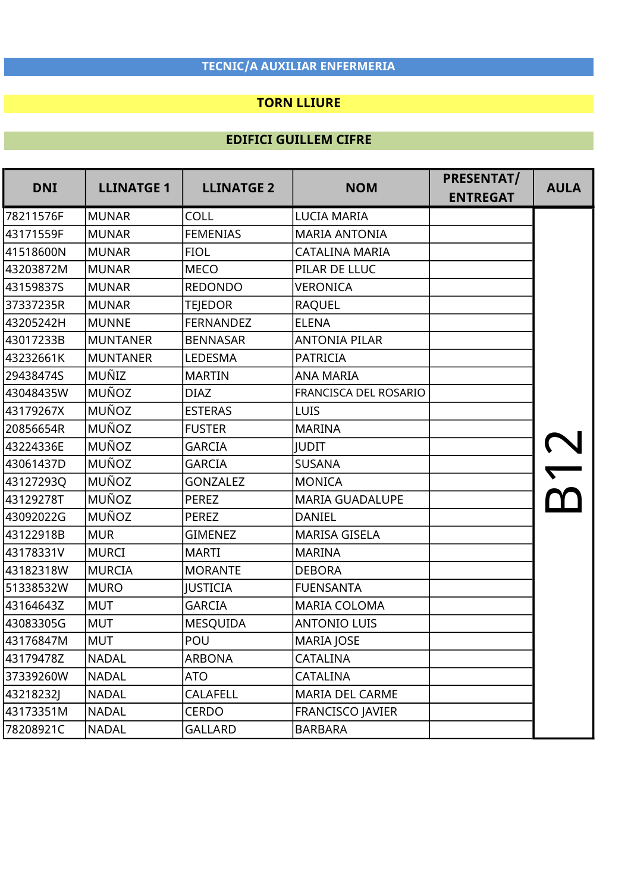**TECNIC/A AUXILIAR ENFERMERIA**

**TORN LLIURE**

**EDIFICI GUILLEM CIFRE**

| DNI | LLINATGE 1 | LLINATGE 2 | NOM | PRESENTAT/ ENTREGAT | AULA |
|---|---|---|---|---|---|
| 78211576F | MUNAR | COLL | LUCIA MARIA | | B12 |
| 43171559F | MUNAR | FEMENIAS | MARIA ANTONIA | | |
| 41518600N | MUNAR | FIOL | CATALINA MARIA | | |
| 43203872M | MUNAR | MECO | PILAR DE LLUC | | |
| 43159837S | MUNAR | REDONDO | VERONICA | | |
| 37337235R | MUNAR | TEJEDOR | RAQUEL | | |
| 43205242H | MUNNE | FERNANDEZ | ELENA | | |
| 43017233B | MUNTANER | BENNASAR | ANTONIA PILAR | | |
| 43232661K | MUNTANER | LEDESMA | PATRICIA | | |
| 29438474S | MUÑIZ | MARTIN | ANA MARIA | | |
| 43048435W | MUÑOZ | DIAZ | FRANCISCA DEL ROSARIO | | |
| 43179267X | MUÑOZ | ESTERAS | LUIS | | |
| 20856654R | MUÑOZ | FUSTER | MARINA | | |
| 43224336E | MUÑOZ | GARCIA | JUDIT | | |
| 43061437D | MUÑOZ | GARCIA | SUSANA | | |
| 43127293Q | MUÑOZ | GONZALEZ | MONICA | | |
| 43129278T | MUÑOZ | PEREZ | MARIA GUADALUPE | | |
| 43092022G | MUÑOZ | PEREZ | DANIEL | | |
| 43122918B | MUR | GIMENEZ | MARISA GISELA | | |
| 43178331V | MURCI | MARTI | MARINA | | |
| 43182318W | MURCIA | MORANTE | DEBORA | | |
| 51338532W | MURO | JUSTICIA | FUENSANTA | | |
| 43164643Z | MUT | GARCIA | MARIA COLOMA | | |
| 43083305G | MUT | MESQUIDA | ANTONIO LUIS | | |
| 43176847M | MUT | POU | MARIA JOSE | | |
| 43179478Z | NADAL | ARBONA | CATALINA | | |
| 37339260W | NADAL | ATO | CATALINA | | |
| 43218232J | NADAL | CALAFELL | MARIA DEL CARME | | |
| 43173351M | NADAL | CERDO | FRANCISCO JAVIER | | |
| 78208921C | NADAL | GALLARD | BARBARA | | |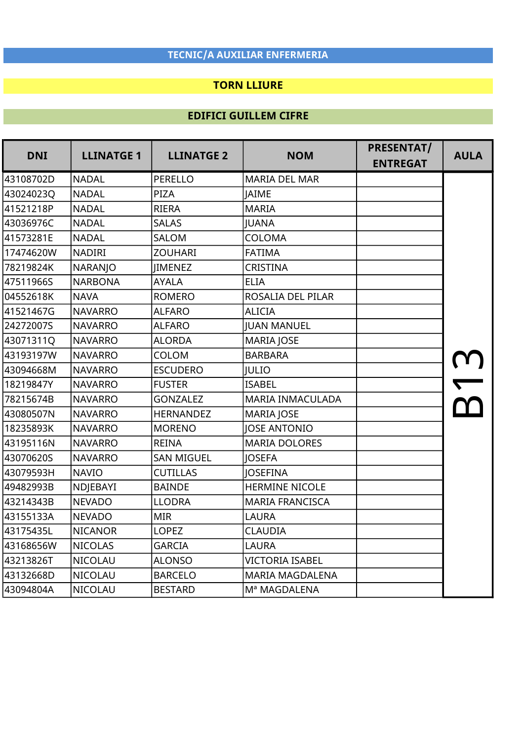**TECNIC/A AUXILIAR ENFERMERIA**

**TORN LLIURE**

**EDIFICI GUILLEM CIFRE**

| DNI | LLINATGE 1 | LLINATGE 2 | NOM | PRESENTAT/ ENTREGAT | AULA |
|---|---|---|---|---|---|
| 43108702D | NADAL | PERELLO | MARIA DEL MAR | | B13 |
| 43024023Q | NADAL | PIZA | JAIME | | |
| 41521218P | NADAL | RIERA | MARIA | | |
| 43036976C | NADAL | SALAS | JUANA | | |
| 41573281E | NADAL | SALOM | COLOMA | | |
| 17474620W | NADIRI | ZOUHARI | FATIMA | | |
| 78219824K | NARANJO | JIMENEZ | CRISTINA | | |
| 47511966S | NARBONA | AYALA | ELIA | | |
| 04552618K | NAVA | ROMERO | ROSALIA DEL PILAR | | |
| 41521467G | NAVARRO | ALFARO | ALICIA | | |
| 24272007S | NAVARRO | ALFARO | JUAN MANUEL | | |
| 43071311Q | NAVARRO | ALORDA | MARIA JOSE | | |
| 43193197W | NAVARRO | COLOM | BARBARA | | |
| 43094668M | NAVARRO | ESCUDERO | JULIO | | |
| 18219847Y | NAVARRO | FUSTER | ISABEL | | |
| 78215674B | NAVARRO | GONZALEZ | MARIA INMACULADA | | |
| 43080507N | NAVARRO | HERNANDEZ | MARIA JOSE | | |
| 18235893K | NAVARRO | MORENO | JOSE ANTONIO | | |
| 43195116N | NAVARRO | REINA | MARIA DOLORES | | |
| 43070620S | NAVARRO | SAN MIGUEL | JOSEFA | | |
| 43079593H | NAVIO | CUTILLAS | JOSEFINA | | |
| 49482993B | NDJEBAYI | BAINDE | HERMINE NICOLE | | |
| 43214343B | NEVADO | LLODRA | MARIA FRANCISCA | | |
| 43155133A | NEVADO | MIR | LAURA | | |
| 43175435L | NICANOR | LOPEZ | CLAUDIA | | |
| 43168656W | NICOLAS | GARCIA | LAURA | | |
| 43213826T | NICOLAU | ALONSO | VICTORIA ISABEL | | |
| 43132668D | NICOLAU | BARCELO | MARIA MAGDALENA | | |
| 43094804A | NICOLAU | BESTARD | Mª MAGDALENA | | |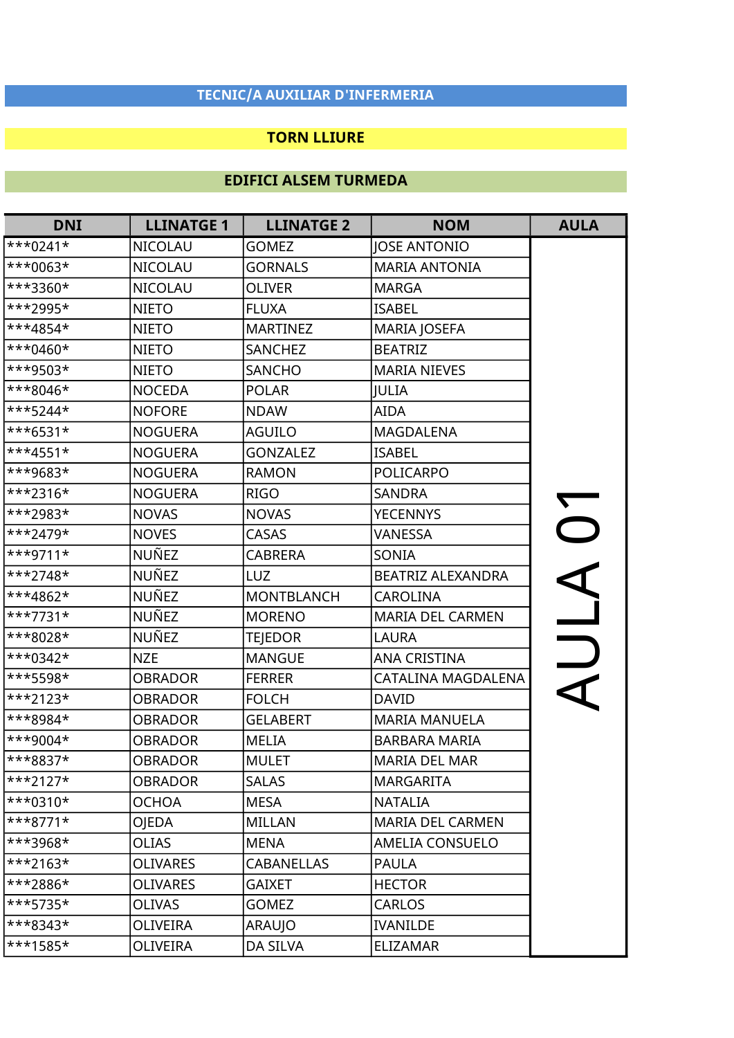**TECNIC/A AUXILIAR D'INFERMERIA**

**TORN LLIURE**

**EDIFICI ALSEM TURMEDA**

| DNI | LLINATGE 1 | LLINATGE 2 | NOM | AULA |
|---|---|---|---|---|
| ***0241* | NICOLAU | GOMEZ | JOSE ANTONIO | AULA 01 |
| ***0063* | NICOLAU | GORNALS | MARIA ANTONIA | |
| ***3360* | NICOLAU | OLIVER | MARGA | |
| ***2995* | NIETO | FLUXA | ISABEL | |
| ***4854* | NIETO | MARTINEZ | MARIA JOSEFA | |
| ***0460* | NIETO | SANCHEZ | BEATRIZ | |
| ***9503* | NIETO | SANCHO | MARIA NIEVES | |
| ***8046* | NOCEDA | POLAR | JULIA | |
| ***5244* | NOFORE | NDAW | AIDA | |
| ***6531* | NOGUERA | AGUILO | MAGDALENA | |
| ***4551* | NOGUERA | GONZALEZ | ISABEL | |
| ***9683* | NOGUERA | RAMON | POLICARPO | |
| ***2316* | NOGUERA | RIGO | SANDRA | |
| ***2983* | NOVAS | NOVAS | YECENNYS | |
| ***2479* | NOVES | CASAS | VANESSA | |
| ***9711* | NUÑEZ | CABRERA | SONIA | |
| ***2748* | NUÑEZ | LUZ | BEATRIZ ALEXANDRA | |
| ***4862* | NUÑEZ | MONTBLANCH | CAROLINA | |
| ***7731* | NUÑEZ | MORENO | MARIA DEL CARMEN | |
| ***8028* | NUÑEZ | TEJEDOR | LAURA | |
| ***0342* | NZE | MANGUE | ANA CRISTINA | |
| ***5598* | OBRADOR | FERRER | CATALINA MAGDALENA | |
| ***2123* | OBRADOR | FOLCH | DAVID | |
| ***8984* | OBRADOR | GELABERT | MARIA MANUELA | |
| ***9004* | OBRADOR | MELIA | BARBARA MARIA | |
| ***8837* | OBRADOR | MULET | MARIA DEL MAR | |
| ***2127* | OBRADOR | SALAS | MARGARITA | |
| ***0310* | OCHOA | MESA | NATALIA | |
| ***8771* | OJEDA | MILLAN | MARIA DEL CARMEN | |
| ***3968* | OLIAS | MENA | AMELIA CONSUELO | |
| ***2163* | OLIVARES | CABANELLAS | PAULA | |
| ***2886* | OLIVARES | GAIXET | HECTOR | |
| ***5735* | OLIVAS | GOMEZ | CARLOS | |
| ***8343* | OLIVEIRA | ARAUJO | IVANILDE | |
| ***1585* | OLIVEIRA | DA SILVA | ELIZAMAR | |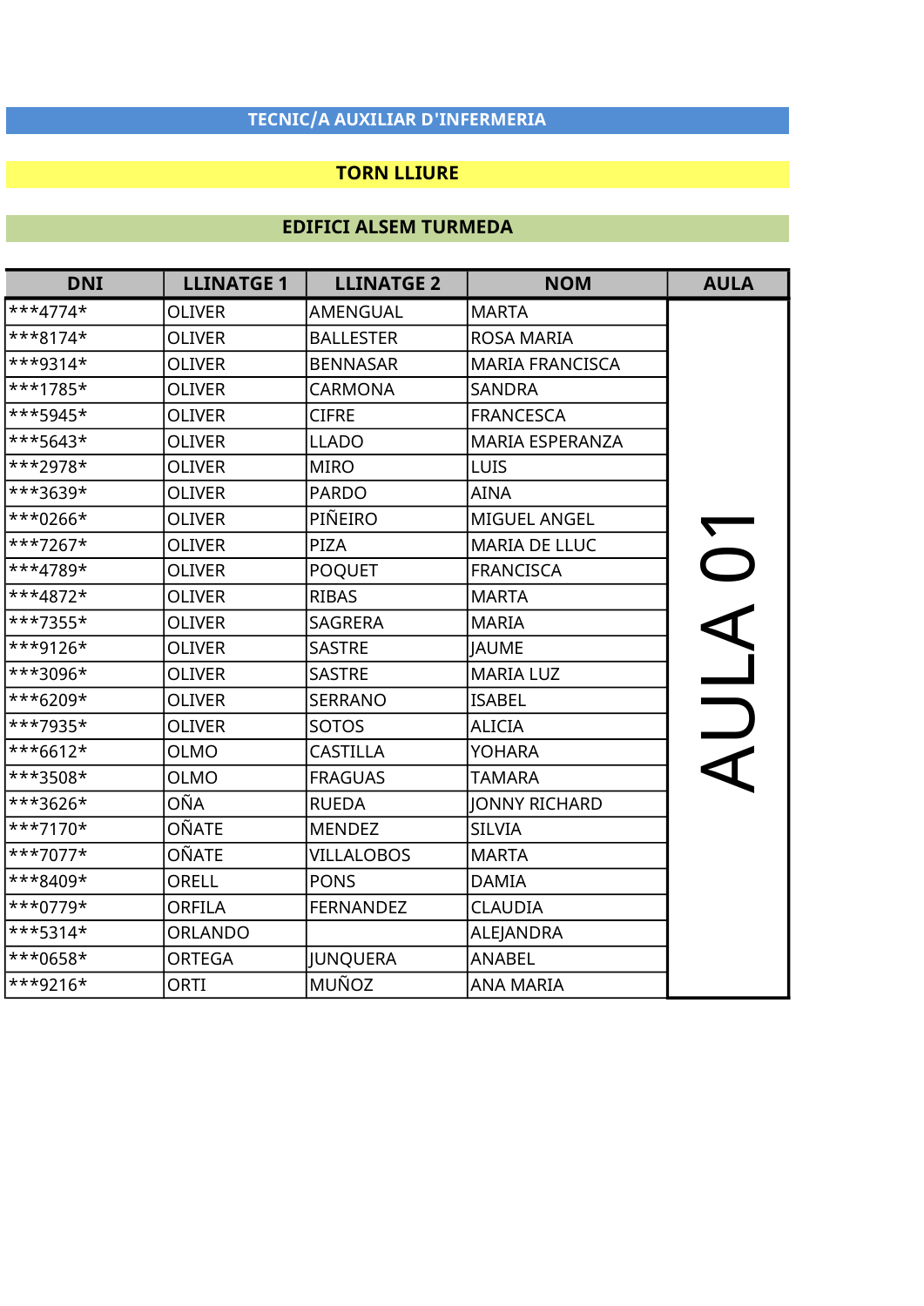**TECNIC/A AUXILIAR D'INFERMERIA**

**TORN LLIURE**

**EDIFICI ALSEM TURMEDA**

| DNI | LLINATGE 1 | LLINATGE 2 | NOM | AULA |
|---|---|---|---|---|
| ***4774* | OLIVER | AMENGUAL | MARTA | AULA 01 |
| ***8174* | OLIVER | BALLESTER | ROSA MARIA | |
| ***9314* | OLIVER | BENNASAR | MARIA FRANCISCA | |
| ***1785* | OLIVER | CARMONA | SANDRA | |
| ***5945* | OLIVER | CIFRE | FRANCESCA | |
| ***5643* | OLIVER | LLADO | MARIA ESPERANZA | |
| ***2978* | OLIVER | MIRO | LUIS | |
| ***3639* | OLIVER | PARDO | AINA | |
| ***0266* | OLIVER | PIÑEIRO | MIGUEL ANGEL | |
| ***7267* | OLIVER | PIZA | MARIA DE LLUC | |
| ***4789* | OLIVER | POQUET | FRANCISCA | |
| ***4872* | OLIVER | RIBAS | MARTA | |
| ***7355* | OLIVER | SAGRERA | MARIA | |
| ***9126* | OLIVER | SASTRE | JAUME | |
| ***3096* | OLIVER | SASTRE | MARIA LUZ | |
| ***6209* | OLIVER | SERRANO | ISABEL | |
| ***7935* | OLIVER | SOTOS | ALICIA | |
| ***6612* | OLMO | CASTILLA | YOHARA | |
| ***3508* | OLMO | FRAGUAS | TAMARA | |
| ***3626* | OÑA | RUEDA | JONNY RICHARD | |
| ***7170* | OÑATE | MENDEZ | SILVIA | |
| ***7077* | OÑATE | VILLALOBOS | MARTA | |
| ***8409* | ORELL | PONS | DAMIA | |
| ***0779* | ORFILA | FERNANDEZ | CLAUDIA | |
| ***5314* | ORLANDO | | ALEJANDRA | |
| ***0658* | ORTEGA | JUNQUERA | ANABEL | |
| ***9216* | ORTI | MUÑOZ | ANA MARIA | |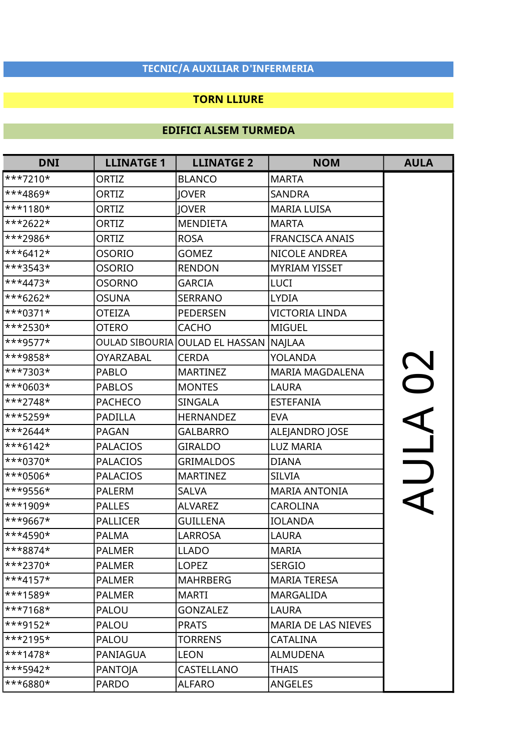**TECNIC/A AUXILIAR D'INFERMERIA**

**TORN LLIURE**

**EDIFICI ALSEM TURMEDA**

| DNI | LLINATGE 1 | LLINATGE 2 | NOM | AULA |
|---|---|---|---|---|
| ***7210* | ORTIZ | BLANCO | MARTA | AULA 02 |
| ***4869* | ORTIZ | JOVER | SANDRA | |
| ***1180* | ORTIZ | JOVER | MARIA LUISA | |
| ***2622* | ORTIZ | MENDIETA | MARTA | |
| ***2986* | ORTIZ | ROSA | FRANCISCA ANAIS | |
| ***6412* | OSORIO | GOMEZ | NICOLE ANDREA | |
| ***3543* | OSORIO | RENDON | MYRIAM YISSET | |
| ***4473* | OSORNO | GARCIA | LUCI | |
| ***6262* | OSUNA | SERRANO | LYDIA | |
| ***0371* | OTEIZA | PEDERSEN | VICTORIA LINDA | |
| ***2530* | OTERO | CACHO | MIGUEL | |
| ***9577* | OULAD SIBOURIA | OULAD EL HASSAN | NAJLAA | |
| ***9858* | OYARZABAL | CERDA | YOLANDA | |
| ***7303* | PABLO | MARTINEZ | MARIA MAGDALENA | |
| ***0603* | PABLOS | MONTES | LAURA | |
| ***2748* | PACHECO | SINGALA | ESTEFANIA | |
| ***5259* | PADILLA | HERNANDEZ | EVA | |
| ***2644* | PAGAN | GALBARRO | ALEJANDRO JOSE | |
| ***6142* | PALACIOS | GIRALDO | LUZ MARIA | |
| ***0370* | PALACIOS | GRIMALDOS | DIANA | |
| ***0506* | PALACIOS | MARTINEZ | SILVIA | |
| ***9556* | PALERM | SALVA | MARIA ANTONIA | |
| ***1909* | PALLES | ALVAREZ | CAROLINA | |
| ***9667* | PALLICER | GUILLENA | IOLANDA | |
| ***4590* | PALMA | LARROSA | LAURA | |
| ***8874* | PALMER | LLADO | MARIA | |
| ***2370* | PALMER | LOPEZ | SERGIO | |
| ***4157* | PALMER | MAHRBERG | MARIA TERESA | |
| ***1589* | PALMER | MARTI | MARGALIDA | |
| ***7168* | PALOU | GONZALEZ | LAURA | |
| ***9152* | PALOU | PRATS | MARIA DE LAS NIEVES | |
| ***2195* | PALOU | TORRENS | CATALINA | |
| ***1478* | PANIAGUA | LEON | ALMUDENA | |
| ***5942* | PANTOJA | CASTELLANO | THAIS | |
| ***6880* | PARDO | ALFARO | ANGELES | |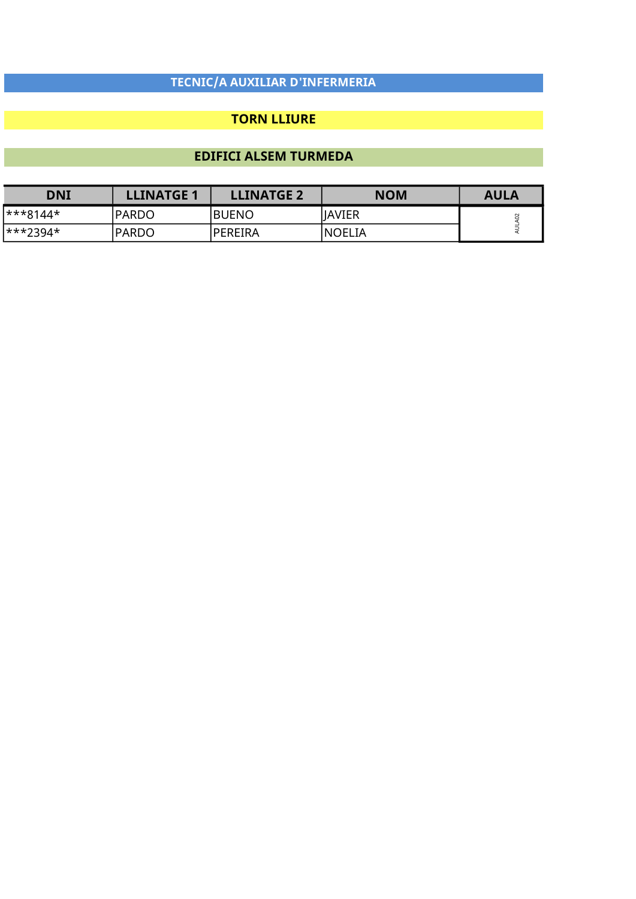## TECNIC/A AUXILIAR D'INFERMERIA

## TORN LLIURE

## EDIFICI ALSEM TURMEDA

| DNI | LLINATGE 1 | LLINATGE 2 | NOM | AULA |
|---|---|---|---|---|
| ***8144* | PARDO | BUENO | JAVIER | AULA02 |
| ***2394* | PARDO | PEREIRA | NOELIA | |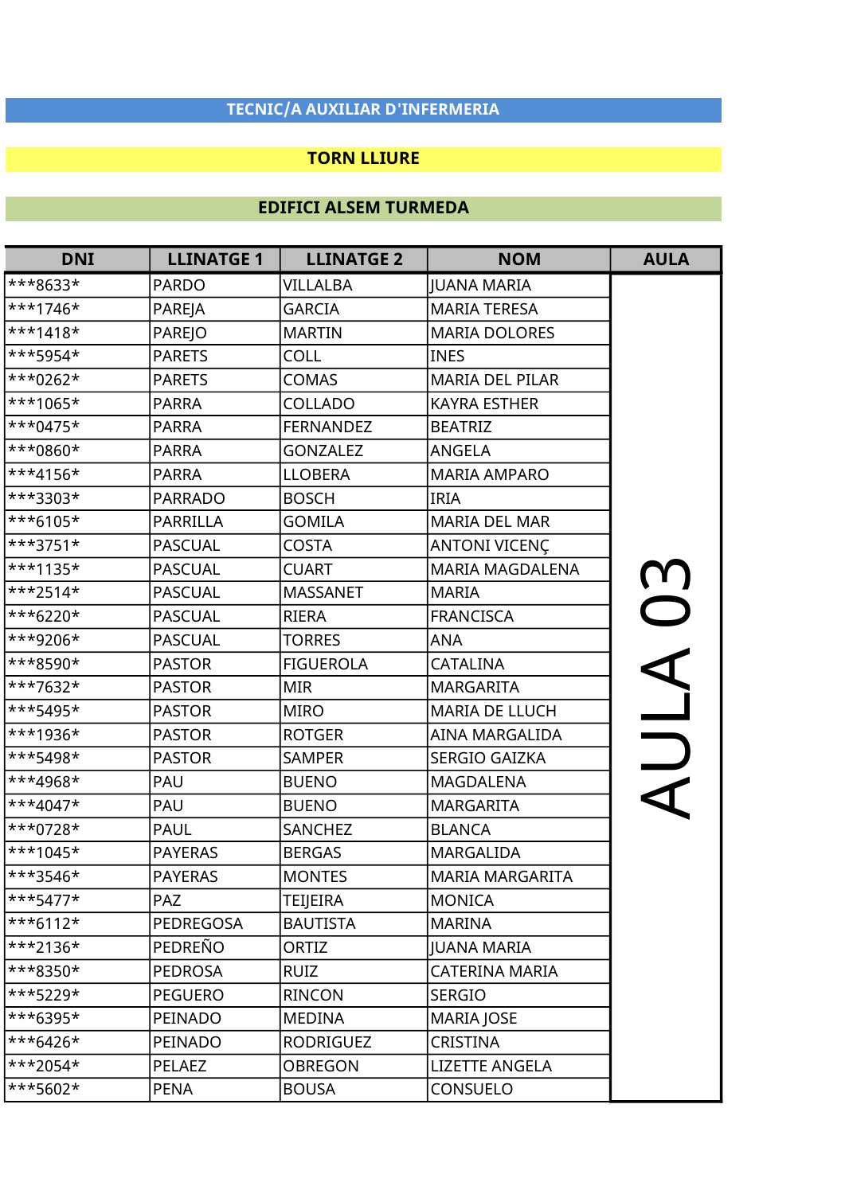**TECNIC/A AUXILIAR D'INFERMERIA**

**TORN LLIURE**

**EDIFICI ALSEM TURMEDA**

| DNI | LLINATGE 1 | LLINATGE 2 | NOM | AULA |
|---|---|---|---|---|
| ***8633* | PARDO | VILLALBA | JUANA MARIA | AULA 03 |
| ***1746* | PAREJA | GARCIA | MARIA TERESA | |
| ***1418* | PAREJO | MARTIN | MARIA DOLORES | |
| ***5954* | PARETS | COLL | INES | |
| ***0262* | PARETS | COMAS | MARIA DEL PILAR | |
| ***1065* | PARRA | COLLADO | KAYRA ESTHER | |
| ***0475* | PARRA | FERNANDEZ | BEATRIZ | |
| ***0860* | PARRA | GONZALEZ | ANGELA | |
| ***4156* | PARRA | LLOBERA | MARIA AMPARO | |
| ***3303* | PARRADO | BOSCH | IRIA | |
| ***6105* | PARRILLA | GOMILA | MARIA DEL MAR | |
| ***3751* | PASCUAL | COSTA | ANTONI VICENÇ | |
| ***1135* | PASCUAL | CUART | MARIA MAGDALENA | |
| ***2514* | PASCUAL | MASSANET | MARIA | |
| ***6220* | PASCUAL | RIERA | FRANCISCA | |
| ***9206* | PASCUAL | TORRES | ANA | |
| ***8590* | PASTOR | FIGUEROLA | CATALINA | |
| ***7632* | PASTOR | MIR | MARGARITA | |
| ***5495* | PASTOR | MIRO | MARIA DE LLUCH | |
| ***1936* | PASTOR | ROTGER | AINA MARGALIDA | |
| ***5498* | PASTOR | SAMPER | SERGIO GAIZKA | |
| ***4968* | PAU | BUENO | MAGDALENA | |
| ***4047* | PAU | BUENO | MARGARITA | |
| ***0728* | PAUL | SANCHEZ | BLANCA | |
| ***1045* | PAYERAS | BERGAS | MARGALIDA | |
| ***3546* | PAYERAS | MONTES | MARIA MARGARITA | |
| ***5477* | PAZ | TEIJEIRA | MONICA | |
| ***6112* | PEDREGOSA | BAUTISTA | MARINA | |
| ***2136* | PEDREÑO | ORTIZ | JUANA MARIA | |
| ***8350* | PEDROSA | RUIZ | CATERINA MARIA | |
| ***5229* | PEGUERO | RINCON | SERGIO | |
| ***6395* | PEINADO | MEDINA | MARIA JOSE | |
| ***6426* | PEINADO | RODRIGUEZ | CRISTINA | |
| ***2054* | PELAEZ | OBREGON | LIZETTE ANGELA | |
| ***5602* | PENA | BOUSA | CONSUELO | |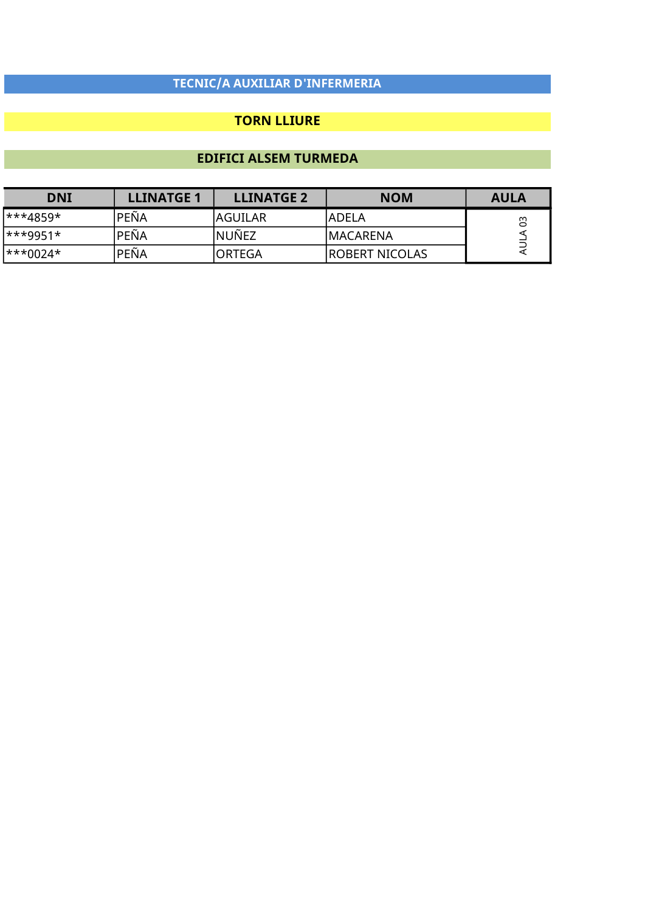## TECNIC/A AUXILIAR D'INFERMERIA

## TORN LLIURE

## EDIFICI ALSEM TURMEDA

| DNI | LLINATGE 1 | LLINATGE 2 | NOM | AULA |
|---|---|---|---|---|
| ***4859* | PEÑA | AGUILAR | ADELA | AULA 03 |
| ***9951* | PEÑA | NUÑEZ | MACARENA | |
| ***0024* | PEÑA | ORTEGA | ROBERT NICOLAS | |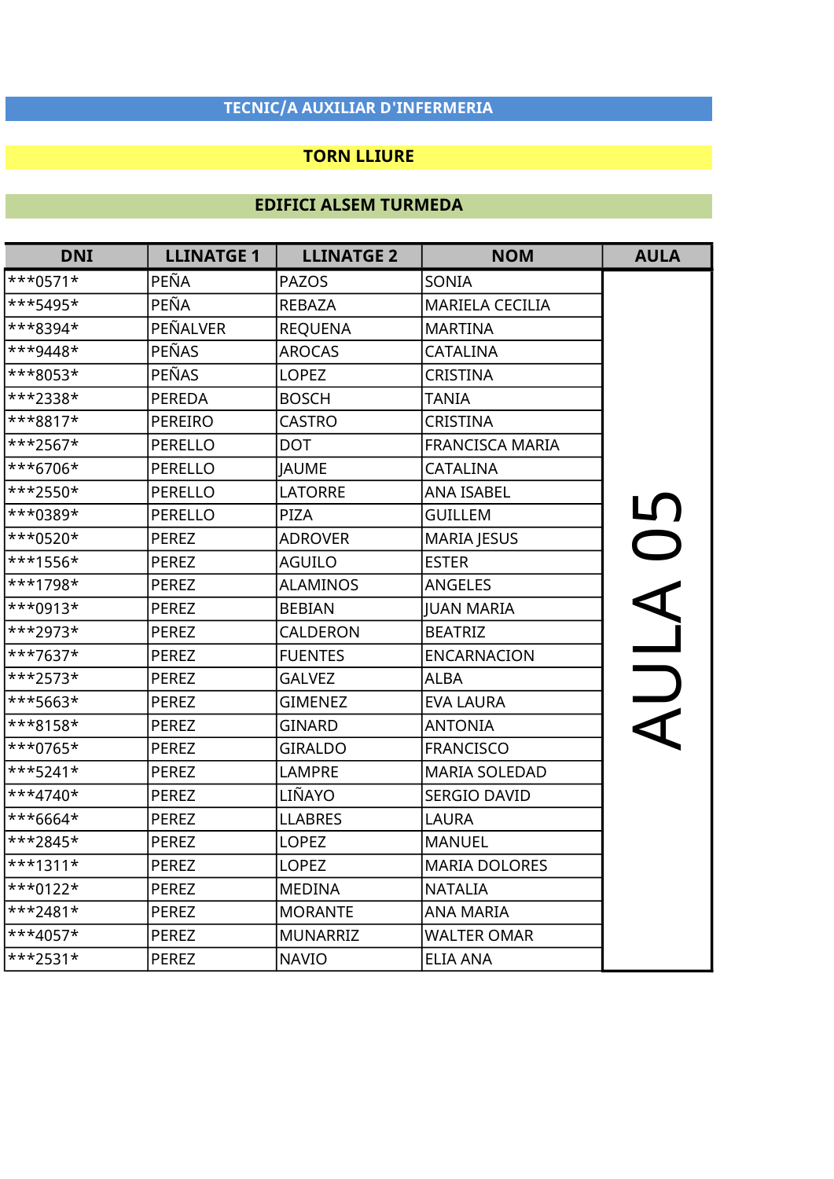**TECNIC/A AUXILIAR D'INFERMERIA**

**TORN LLIURE**

**EDIFICI ALSEM TURMEDA**

| DNI | LLINATGE 1 | LLINATGE 2 | NOM | AULA |
|---|---|---|---|---|
| ***0571* | PEÑA | PAZOS | SONIA | AULA 05 |
| ***5495* | PEÑA | REBAZA | MARIELA CECILIA | |
| ***8394* | PEÑALVER | REQUENA | MARTINA | |
| ***9448* | PEÑAS | AROCAS | CATALINA | |
| ***8053* | PEÑAS | LOPEZ | CRISTINA | |
| ***2338* | PEREDA | BOSCH | TANIA | |
| ***8817* | PEREIRO | CASTRO | CRISTINA | |
| ***2567* | PERELLO | DOT | FRANCISCA MARIA | |
| ***6706* | PERELLO | JAUME | CATALINA | |
| ***2550* | PERELLO | LATORRE | ANA ISABEL | |
| ***0389* | PERELLO | PIZA | GUILLEM | |
| ***0520* | PEREZ | ADROVER | MARIA JESUS | |
| ***1556* | PEREZ | AGUILO | ESTER | |
| ***1798* | PEREZ | ALAMINOS | ANGELES | |
| ***0913* | PEREZ | BEBIAN | JUAN MARIA | |
| ***2973* | PEREZ | CALDERON | BEATRIZ | |
| ***7637* | PEREZ | FUENTES | ENCARNACION | |
| ***2573* | PEREZ | GALVEZ | ALBA | |
| ***5663* | PEREZ | GIMENEZ | EVA LAURA | |
| ***8158* | PEREZ | GINARD | ANTONIA | |
| ***0765* | PEREZ | GIRALDO | FRANCISCO | |
| ***5241* | PEREZ | LAMPRE | MARIA SOLEDAD | |
| ***4740* | PEREZ | LIÑAYO | SERGIO DAVID | |
| ***6664* | PEREZ | LLABRES | LAURA | |
| ***2845* | PEREZ | LOPEZ | MANUEL | |
| ***1311* | PEREZ | LOPEZ | MARIA DOLORES | |
| ***0122* | PEREZ | MEDINA | NATALIA | |
| ***2481* | PEREZ | MORANTE | ANA MARIA | |
| ***4057* | PEREZ | MUNARRIZ | WALTER OMAR | |
| ***2531* | PEREZ | NAVIO | ELIA ANA | |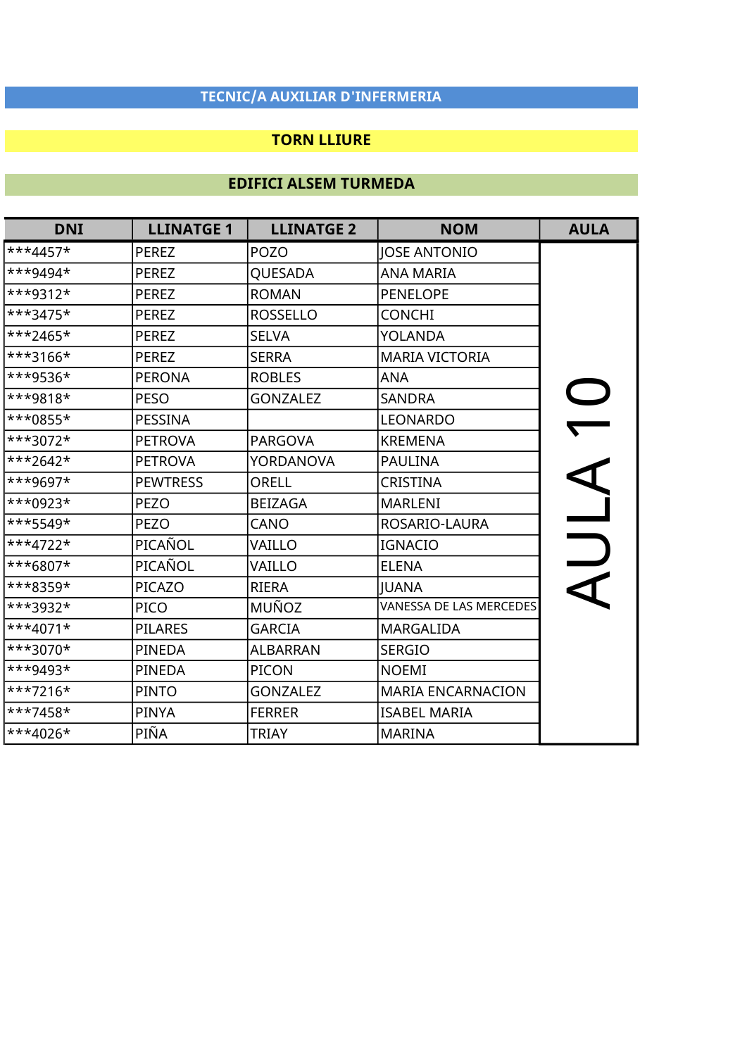## TECNIC/A AUXILIAR D'INFERMERIA

### TORN LLIURE

### EDIFICI ALSEM TURMEDA

| DNI | LLINATGE 1 | LLINATGE 2 | NOM | AULA |
|---|---|---|---|---|
| ***4457* | PEREZ | POZO | JOSE ANTONIO | AULA 10 |
| ***9494* | PEREZ | QUESADA | ANA MARIA | |
| ***9312* | PEREZ | ROMAN | PENELOPE | |
| ***3475* | PEREZ | ROSSELLO | CONCHI | |
| ***2465* | PEREZ | SELVA | YOLANDA | |
| ***3166* | PEREZ | SERRA | MARIA VICTORIA | |
| ***9536* | PERONA | ROBLES | ANA | |
| ***9818* | PESO | GONZALEZ | SANDRA | |
| ***0855* | PESSINA | | LEONARDO | |
| ***3072* | PETROVA | PARGOVA | KREMENA | |
| ***2642* | PETROVA | YORDANOVA | PAULINA | |
| ***9697* | PEWTRESS | ORELL | CRISTINA | |
| ***0923* | PEZO | BEIZAGA | MARLENI | |
| ***5549* | PEZO | CANO | ROSARIO-LAURA | |
| ***4722* | PICAÑOL | VAILLO | IGNACIO | |
| ***6807* | PICAÑOL | VAILLO | ELENA | |
| ***8359* | PICAZO | RIERA | JUANA | |
| ***3932* | PICO | MUÑOZ | VANESSA DE LAS MERCEDES | |
| ***4071* | PILARES | GARCIA | MARGALIDA | |
| ***3070* | PINEDA | ALBARRAN | SERGIO | |
| ***9493* | PINEDA | PICON | NOEMI | |
| ***7216* | PINTO | GONZALEZ | MARIA ENCARNACION | |
| ***7458* | PINYA | FERRER | ISABEL MARIA | |
| ***4026* | PIÑA | TRIAY | MARINA | |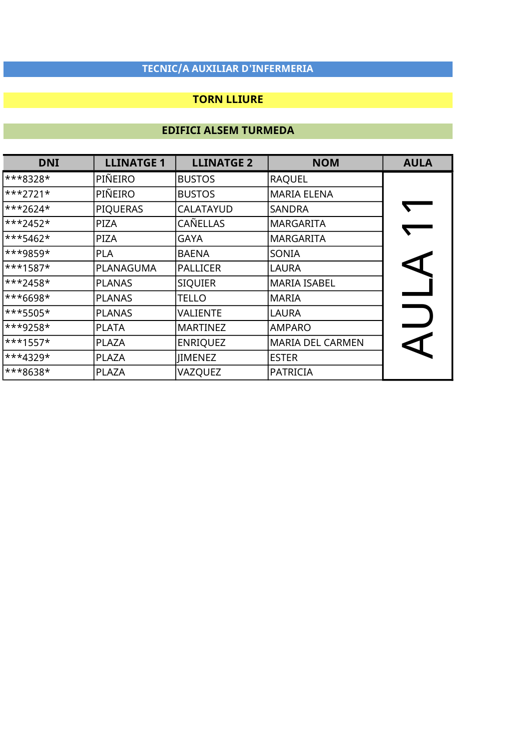## TECNIC/A AUXILIAR D'INFERMERIA

### TORN LLIURE

### EDIFICI ALSEM TURMEDA

| DNI | LLINATGE 1 | LLINATGE 2 | NOM | AULA |
|---|---|---|---|---|
| ***8328* | PIÑEIRO | BUSTOS | RAQUEL | AULA 11 |
| ***2721* | PIÑEIRO | BUSTOS | MARIA ELENA | |
| ***2624* | PIQUERAS | CALATAYUD | SANDRA | |
| ***2452* | PIZA | CAÑELLAS | MARGARITA | |
| ***5462* | PIZA | GAYA | MARGARITA | |
| ***9859* | PLA | BAENA | SONIA | |
| ***1587* | PLANAGUMA | PALLICER | LAURA | |
| ***2458* | PLANAS | SIQUIER | MARIA ISABEL | |
| ***6698* | PLANAS | TELLO | MARIA | |
| ***5505* | PLANAS | VALIENTE | LAURA | |
| ***9258* | PLATA | MARTINEZ | AMPARO | |
| ***1557* | PLAZA | ENRIQUEZ | MARIA DEL CARMEN | |
| ***4329* | PLAZA | JIMENEZ | ESTER | |
| ***8638* | PLAZA | VAZQUEZ | PATRICIA | |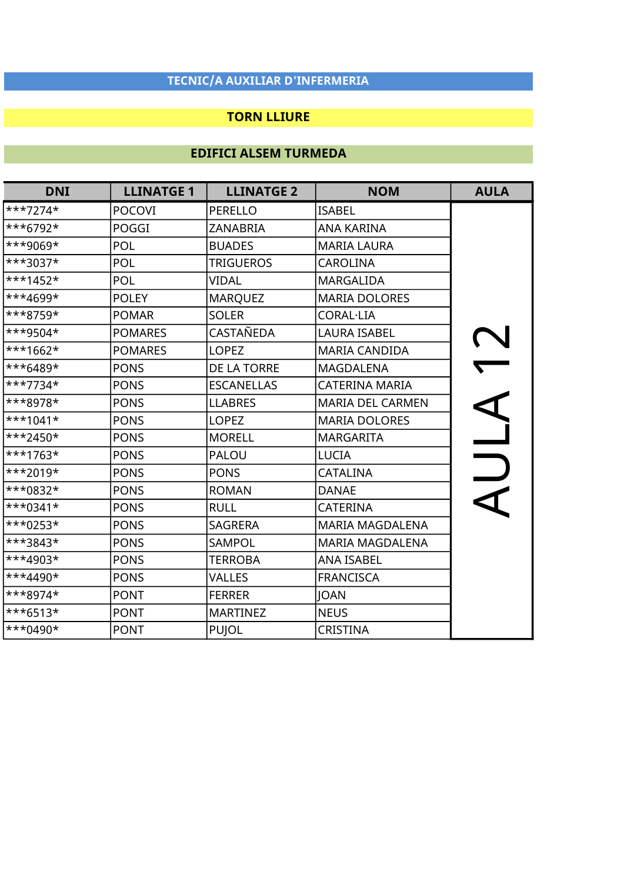## TECNIC/A AUXILIAR D'INFERMERIA

### TORN LLIURE

### EDIFICI ALSEM TURMEDA

| DNI | LLINATGE 1 | LLINATGE 2 | NOM | AULA |
|---|---|---|---|---|
| ***7274* | POCOVI | PERELLO | ISABEL | AULA 12 |
| ***6792* | POGGI | ZANABRIA | ANA KARINA | |
| ***9069* | POL | BUADES | MARIA LAURA | |
| ***3037* | POL | TRIGUEROS | CAROLINA | |
| ***1452* | POL | VIDAL | MARGALIDA | |
| ***4699* | POLEY | MARQUEZ | MARIA DOLORES | |
| ***8759* | POMAR | SOLER | CORAL·LIA | |
| ***9504* | POMARES | CASTAÑEDA | LAURA ISABEL | |
| ***1662* | POMARES | LOPEZ | MARIA CANDIDA | |
| ***6489* | PONS | DE LA TORRE | MAGDALENA | |
| ***7734* | PONS | ESCANELLAS | CATERINA MARIA | |
| ***8978* | PONS | LLABRES | MARIA DEL CARMEN | |
| ***1041* | PONS | LOPEZ | MARIA DOLORES | |
| ***2450* | PONS | MORELL | MARGARITA | |
| ***1763* | PONS | PALOU | LUCIA | |
| ***2019* | PONS | PONS | CATALINA | |
| ***0832* | PONS | ROMAN | DANAE | |
| ***0341* | PONS | RULL | CATERINA | |
| ***0253* | PONS | SAGRERA | MARIA MAGDALENA | |
| ***3843* | PONS | SAMPOL | MARIA MAGDALENA | |
| ***4903* | PONS | TERROBA | ANA ISABEL | |
| ***4490* | PONS | VALLES | FRANCISCA | |
| ***8974* | PONT | FERRER | JOAN | |
| ***6513* | PONT | MARTINEZ | NEUS | |
| ***0490* | PONT | PUJOL | CRISTINA | |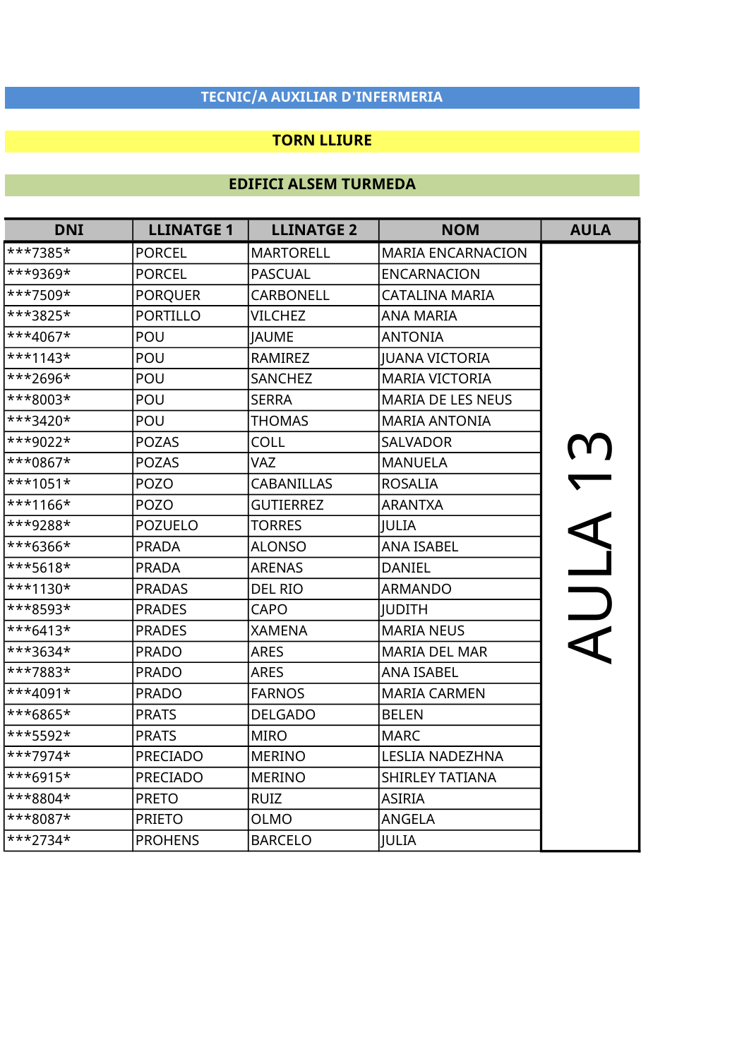## TECNIC/A AUXILIAR D'INFERMERIA

### TORN LLIURE

### EDIFICI ALSEM TURMEDA

| DNI | LLINATGE 1 | LLINATGE 2 | NOM | AULA |
|---|---|---|---|---|
| ***7385* | PORCEL | MARTORELL | MARIA ENCARNACION | AULA 13 |
| ***9369* | PORCEL | PASCUAL | ENCARNACION | |
| ***7509* | PORQUER | CARBONELL | CATALINA MARIA | |
| ***3825* | PORTILLO | VILCHEZ | ANA MARIA | |
| ***4067* | POU | JAUME | ANTONIA | |
| ***1143* | POU | RAMIREZ | JUANA VICTORIA | |
| ***2696* | POU | SANCHEZ | MARIA VICTORIA | |
| ***8003* | POU | SERRA | MARIA DE LES NEUS | |
| ***3420* | POU | THOMAS | MARIA ANTONIA | |
| ***9022* | POZAS | COLL | SALVADOR | |
| ***0867* | POZAS | VAZ | MANUELA | |
| ***1051* | POZO | CABANILLAS | ROSALIA | |
| ***1166* | POZO | GUTIERREZ | ARANTXA | |
| ***9288* | POZUELO | TORRES | JULIA | |
| ***6366* | PRADA | ALONSO | ANA ISABEL | |
| ***5618* | PRADA | ARENAS | DANIEL | |
| ***1130* | PRADAS | DEL RIO | ARMANDO | |
| ***8593* | PRADES | CAPO | JUDITH | |
| ***6413* | PRADES | XAMENA | MARIA NEUS | |
| ***3634* | PRADO | ARES | MARIA DEL MAR | |
| ***7883* | PRADO | ARES | ANA ISABEL | |
| ***4091* | PRADO | FARNOS | MARIA CARMEN | |
| ***6865* | PRATS | DELGADO | BELEN | |
| ***5592* | PRATS | MIRO | MARC | |
| ***7974* | PRECIADO | MERINO | LESLIA NADEZHNA | |
| ***6915* | PRECIADO | MERINO | SHIRLEY TATIANA | |
| ***8804* | PRETO | RUIZ | ASIRIA | |
| ***8087* | PRIETO | OLMO | ANGELA | |
| ***2734* | PROHENS | BARCELO | JULIA | |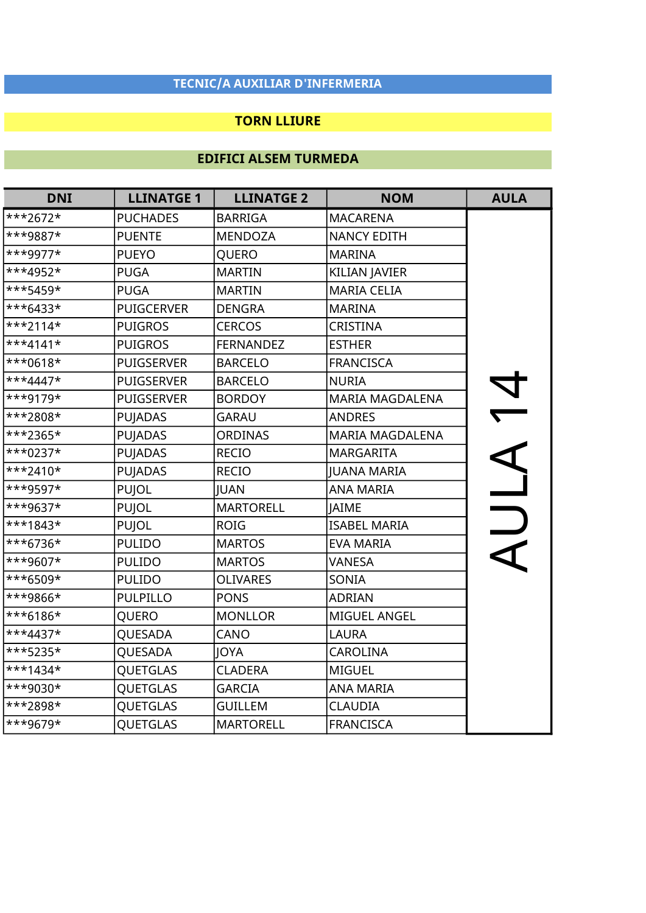## TECNIC/A AUXILIAR D'INFERMERIA

### TORN LLIURE

### EDIFICI ALSEM TURMEDA

| DNI | LLINATGE 1 | LLINATGE 2 | NOM | AULA |
|---|---|---|---|---|
| ***2672* | PUCHADES | BARRIGA | MACARENA | AULA 14 |
| ***9887* | PUENTE | MENDOZA | NANCY EDITH | |
| ***9977* | PUEYO | QUERO | MARINA | |
| ***4952* | PUGA | MARTIN | KILIAN JAVIER | |
| ***5459* | PUGA | MARTIN | MARIA CELIA | |
| ***6433* | PUIGCERVER | DENGRA | MARINA | |
| ***2114* | PUIGROS | CERCOS | CRISTINA | |
| ***4141* | PUIGROS | FERNANDEZ | ESTHER | |
| ***0618* | PUIGSERVER | BARCELO | FRANCISCA | |
| ***4447* | PUIGSERVER | BARCELO | NURIA | |
| ***9179* | PUIGSERVER | BORDOY | MARIA MAGDALENA | |
| ***2808* | PUJADAS | GARAU | ANDRES | |
| ***2365* | PUJADAS | ORDINAS | MARIA MAGDALENA | |
| ***0237* | PUJADAS | RECIO | MARGARITA | |
| ***2410* | PUJADAS | RECIO | JUANA MARIA | |
| ***9597* | PUJOL | JUAN | ANA MARIA | |
| ***9637* | PUJOL | MARTORELL | JAIME | |
| ***1843* | PUJOL | ROIG | ISABEL MARIA | |
| ***6736* | PULIDO | MARTOS | EVA MARIA | |
| ***9607* | PULIDO | MARTOS | VANESA | |
| ***6509* | PULIDO | OLIVARES | SONIA | |
| ***9866* | PULPILLO | PONS | ADRIAN | |
| ***6186* | QUERO | MONLLOR | MIGUEL ANGEL | |
| ***4437* | QUESADA | CANO | LAURA | |
| ***5235* | QUESADA | JOYA | CAROLINA | |
| ***1434* | QUETGLAS | CLADERA | MIGUEL | |
| ***9030* | QUETGLAS | GARCIA | ANA MARIA | |
| ***2898* | QUETGLAS | GUILLEM | CLAUDIA | |
| ***9679* | QUETGLAS | MARTORELL | FRANCISCA | |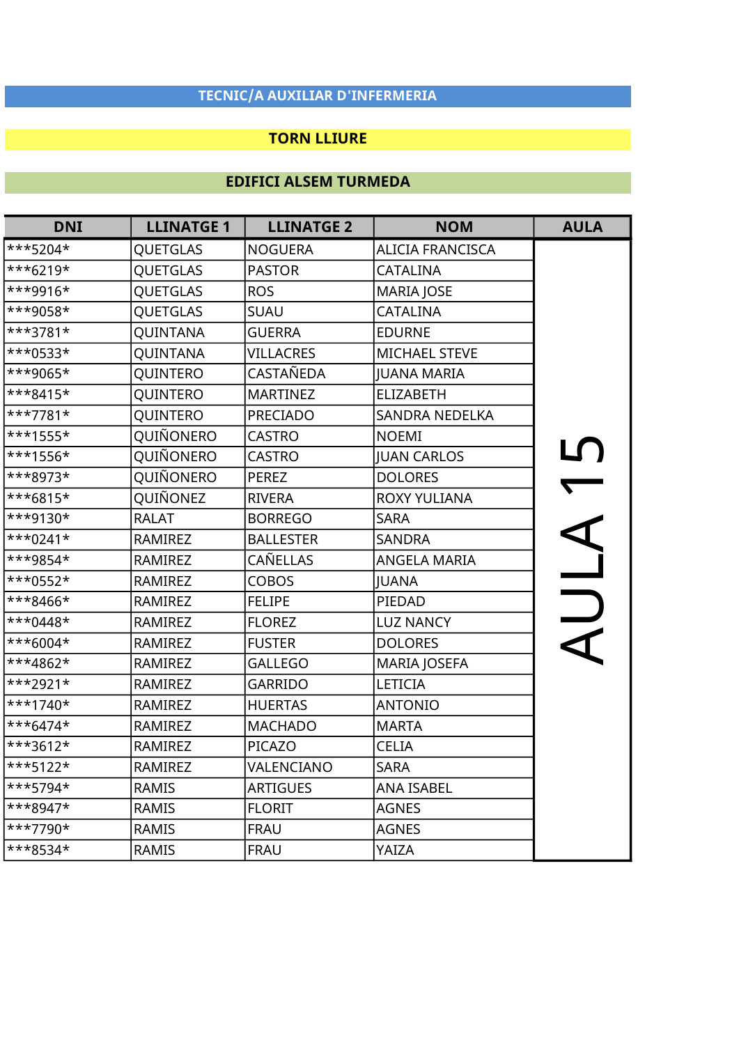**TECNIC/A AUXILIAR D'INFERMERIA**

**TORN LLIURE**

**EDIFICI ALSEM TURMEDA**

| DNI | LLINATGE 1 | LLINATGE 2 | NOM | AULA |
|---|---|---|---|---|
| ***5204* | QUETGLAS | NOGUERA | ALICIA FRANCISCA | AULA 15 |
| ***6219* | QUETGLAS | PASTOR | CATALINA | |
| ***9916* | QUETGLAS | ROS | MARIA JOSE | |
| ***9058* | QUETGLAS | SUAU | CATALINA | |
| ***3781* | QUINTANA | GUERRA | EDURNE | |
| ***0533* | QUINTANA | VILLACRES | MICHAEL STEVE | |
| ***9065* | QUINTERO | CASTAÑEDA | JUANA MARIA | |
| ***8415* | QUINTERO | MARTINEZ | ELIZABETH | |
| ***7781* | QUINTERO | PRECIADO | SANDRA NEDELKA | |
| ***1555* | QUIÑONERO | CASTRO | NOEMI | |
| ***1556* | QUIÑONERO | CASTRO | JUAN CARLOS | |
| ***8973* | QUIÑONERO | PEREZ | DOLORES | |
| ***6815* | QUIÑONEZ | RIVERA | ROXY YULIANA | |
| ***9130* | RALAT | BORREGO | SARA | |
| ***0241* | RAMIREZ | BALLESTER | SANDRA | |
| ***9854* | RAMIREZ | CAÑELLAS | ANGELA MARIA | |
| ***0552* | RAMIREZ | COBOS | JUANA | |
| ***8466* | RAMIREZ | FELIPE | PIEDAD | |
| ***0448* | RAMIREZ | FLOREZ | LUZ NANCY | |
| ***6004* | RAMIREZ | FUSTER | DOLORES | |
| ***4862* | RAMIREZ | GALLEGO | MARIA JOSEFA | |
| ***2921* | RAMIREZ | GARRIDO | LETICIA | |
| ***1740* | RAMIREZ | HUERTAS | ANTONIO | |
| ***6474* | RAMIREZ | MACHADO | MARTA | |
| ***3612* | RAMIREZ | PICAZO | CELIA | |
| ***5122* | RAMIREZ | VALENCIANO | SARA | |
| ***5794* | RAMIS | ARTIGUES | ANA ISABEL | |
| ***8947* | RAMIS | FLORIT | AGNES | |
| ***7790* | RAMIS | FRAU | AGNES | |
| ***8534* | RAMIS | FRAU | YAIZA | |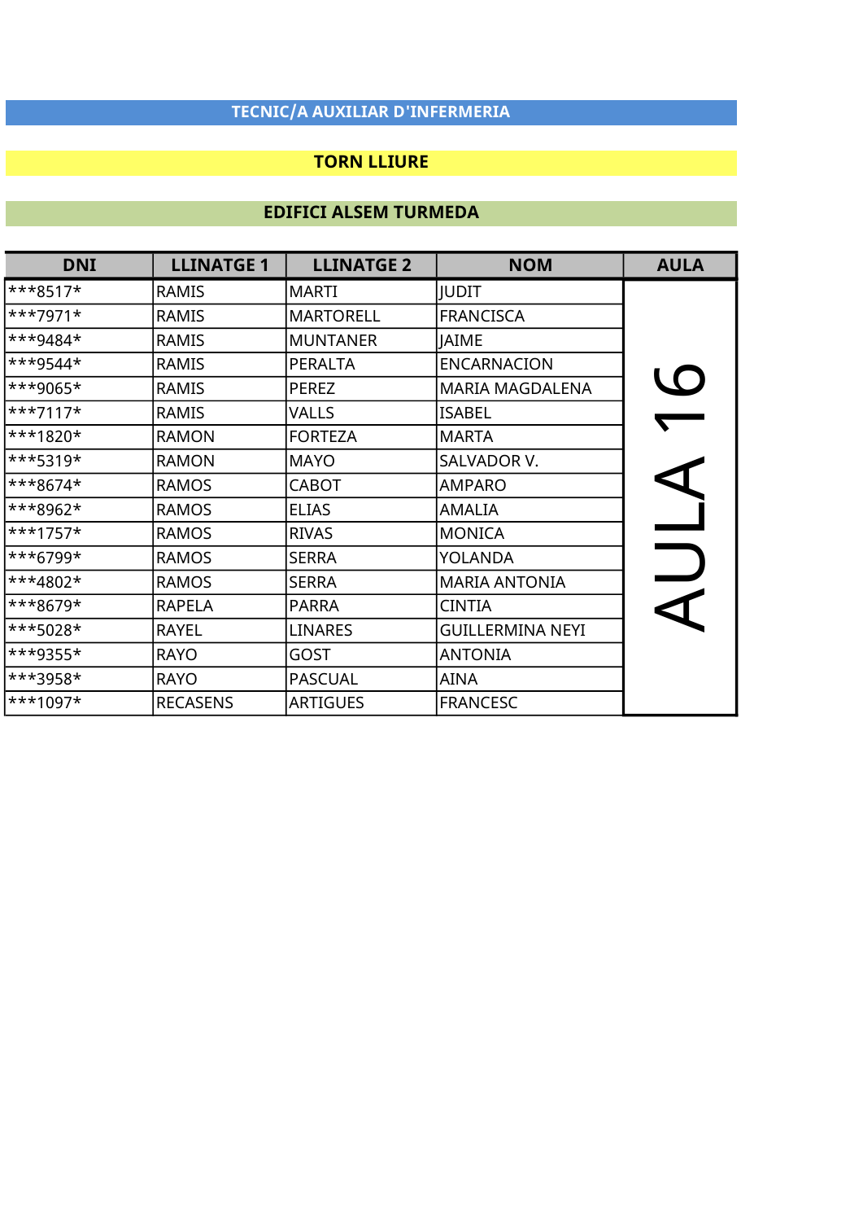## TECNIC/A AUXILIAR D'INFERMERIA

## TORN LLIURE

## EDIFICI ALSEM TURMEDA

| DNI | LLINATGE 1 | LLINATGE 2 | NOM | AULA |
|---|---|---|---|---|
| ***8517* | RAMIS | MARTI | JUDIT | AULA 16 |
| ***7971* | RAMIS | MARTORELL | FRANCISCA | |
| ***9484* | RAMIS | MUNTANER | JAIME | |
| ***9544* | RAMIS | PERALTA | ENCARNACION | |
| ***9065* | RAMIS | PEREZ | MARIA MAGDALENA | |
| ***7117* | RAMIS | VALLS | ISABEL | |
| ***1820* | RAMON | FORTEZA | MARTA | |
| ***5319* | RAMON | MAYO | SALVADOR V. | |
| ***8674* | RAMOS | CABOT | AMPARO | |
| ***8962* | RAMOS | ELIAS | AMALIA | |
| ***1757* | RAMOS | RIVAS | MONICA | |
| ***6799* | RAMOS | SERRA | YOLANDA | |
| ***4802* | RAMOS | SERRA | MARIA ANTONIA | |
| ***8679* | RAPELA | PARRA | CINTIA | |
| ***5028* | RAYEL | LINARES | GUILLERMINA NEYI | |
| ***9355* | RAYO | GOST | ANTONIA | |
| ***3958* | RAYO | PASCUAL | AINA | |
| ***1097* | RECASENS | ARTIGUES | FRANCESC | |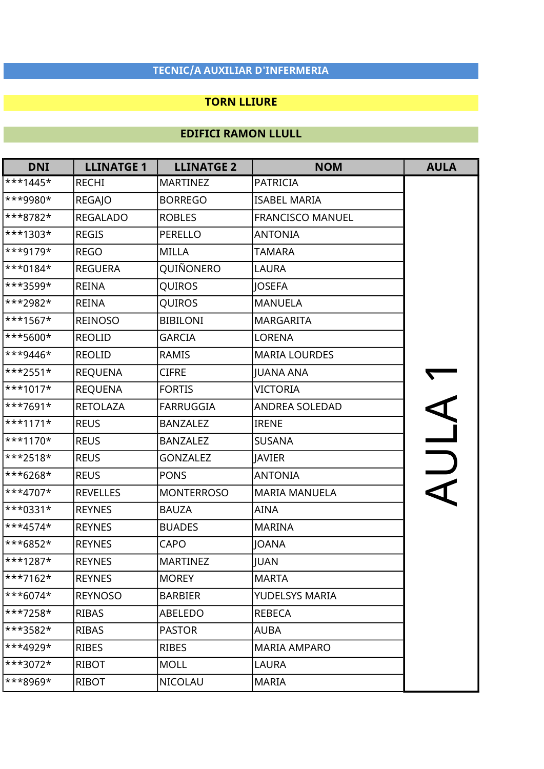**TECNIC/A AUXILIAR D'INFERMERIA**

**TORN LLIURE**

**EDIFICI RAMON LLULL**

| DNI | LLINATGE 1 | LLINATGE 2 | NOM | AULA |
|---|---|---|---|---|
| ***1445* | RECHI | MARTINEZ | PATRICIA | AULA 1 |
| ***9980* | REGAJO | BORREGO | ISABEL MARIA | |
| ***8782* | REGALADO | ROBLES | FRANCISCO MANUEL | |
| ***1303* | REGIS | PERELLO | ANTONIA | |
| ***9179* | REGO | MILLA | TAMARA | |
| ***0184* | REGUERA | QUIÑONERO | LAURA | |
| ***3599* | REINA | QUIROS | JOSEFA | |
| ***2982* | REINA | QUIROS | MANUELA | |
| ***1567* | REINOSO | BIBILONI | MARGARITA | |
| ***5600* | REOLID | GARCIA | LORENA | |
| ***9446* | REOLID | RAMIS | MARIA LOURDES | |
| ***2551* | REQUENA | CIFRE | JUANA ANA | |
| ***1017* | REQUENA | FORTIS | VICTORIA | |
| ***7691* | RETOLAZA | FARRUGGIA | ANDREA SOLEDAD | |
| ***1171* | REUS | BANZALEZ | IRENE | |
| ***1170* | REUS | BANZALEZ | SUSANA | |
| ***2518* | REUS | GONZALEZ | JAVIER | |
| ***6268* | REUS | PONS | ANTONIA | |
| ***4707* | REVELLES | MONTERROSO | MARIA MANUELA | |
| ***0331* | REYNES | BAUZA | AINA | |
| ***4574* | REYNES | BUADES | MARINA | |
| ***6852* | REYNES | CAPO | JOANA | |
| ***1287* | REYNES | MARTINEZ | JUAN | |
| ***7162* | REYNES | MOREY | MARTA | |
| ***6074* | REYNOSO | BARBIER | YUDELSYS MARIA | |
| ***7258* | RIBAS | ABELEDO | REBECA | |
| ***3582* | RIBAS | PASTOR | AUBA | |
| ***4929* | RIBES | RIBES | MARIA AMPARO | |
| ***3072* | RIBOT | MOLL | LAURA | |
| ***8969* | RIBOT | NICOLAU | MARIA | |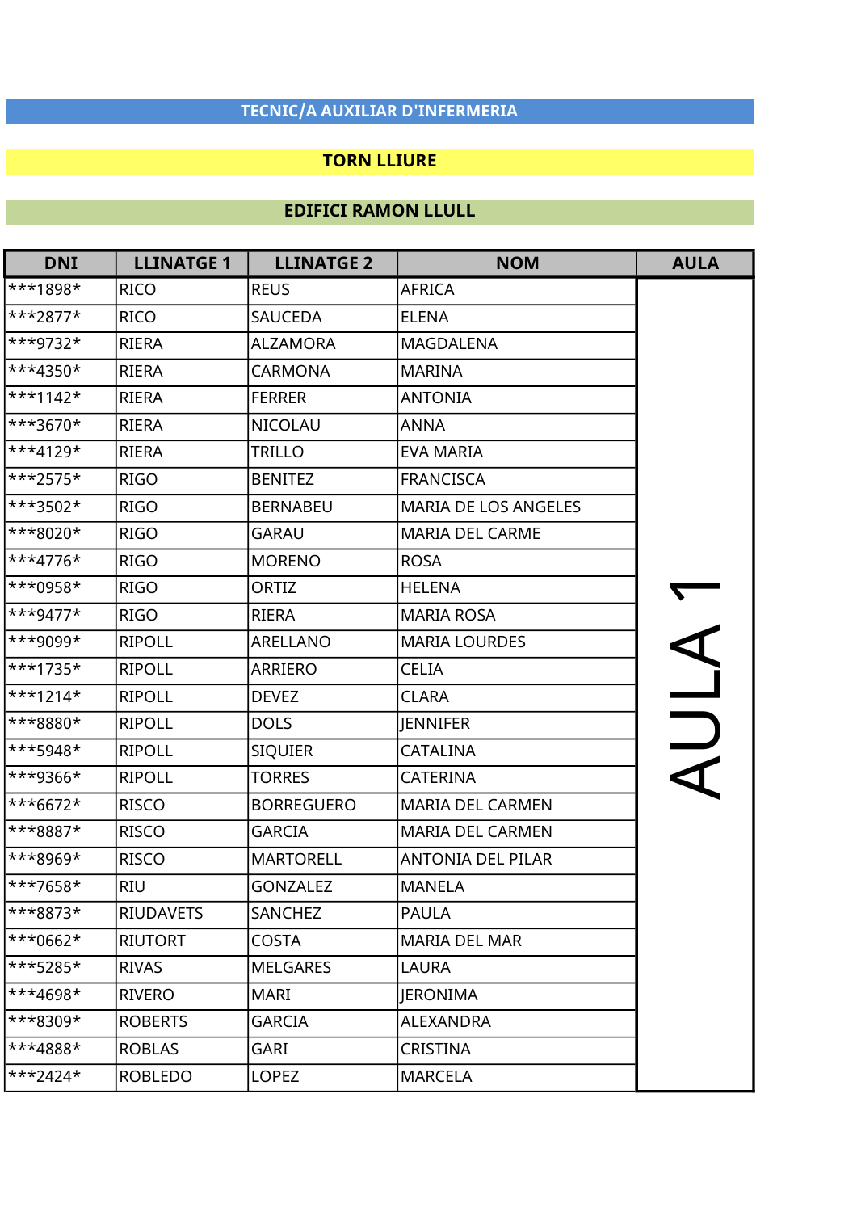## TECNIC/A AUXILIAR D'INFERMERIA

**TORN LLIURE**

**EDIFICI RAMON LLULL**

| DNI | LLINATGE 1 | LLINATGE 2 | NOM | AULA |
|---|---|---|---|---|
| ***1898* | RICO | REUS | AFRICA | AULA 1 |
| ***2877* | RICO | SAUCEDA | ELENA | |
| ***9732* | RIERA | ALZAMORA | MAGDALENA | |
| ***4350* | RIERA | CARMONA | MARINA | |
| ***1142* | RIERA | FERRER | ANTONIA | |
| ***3670* | RIERA | NICOLAU | ANNA | |
| ***4129* | RIERA | TRILLO | EVA MARIA | |
| ***2575* | RIGO | BENITEZ | FRANCISCA | |
| ***3502* | RIGO | BERNABEU | MARIA DE LOS ANGELES | |
| ***8020* | RIGO | GARAU | MARIA DEL CARME | |
| ***4776* | RIGO | MORENO | ROSA | |
| ***0958* | RIGO | ORTIZ | HELENA | |
| ***9477* | RIGO | RIERA | MARIA ROSA | |
| ***9099* | RIPOLL | ARELLANO | MARIA LOURDES | |
| ***1735* | RIPOLL | ARRIERO | CELIA | |
| ***1214* | RIPOLL | DEVEZ | CLARA | |
| ***8880* | RIPOLL | DOLS | JENNIFER | |
| ***5948* | RIPOLL | SIQUIER | CATALINA | |
| ***9366* | RIPOLL | TORRES | CATERINA | |
| ***6672* | RISCO | BORREGUERO | MARIA DEL CARMEN | |
| ***8887* | RISCO | GARCIA | MARIA DEL CARMEN | |
| ***8969* | RISCO | MARTORELL | ANTONIA DEL PILAR | |
| ***7658* | RIU | GONZALEZ | MANELA | |
| ***8873* | RIUDAVETS | SANCHEZ | PAULA | |
| ***0662* | RIUTORT | COSTA | MARIA DEL MAR | |
| ***5285* | RIVAS | MELGARES | LAURA | |
| ***4698* | RIVERO | MARI | JERONIMA | |
| ***8309* | ROBERTS | GARCIA | ALEXANDRA | |
| ***4888* | ROBLAS | GARI | CRISTINA | |
| ***2424* | ROBLEDO | LOPEZ | MARCELA | |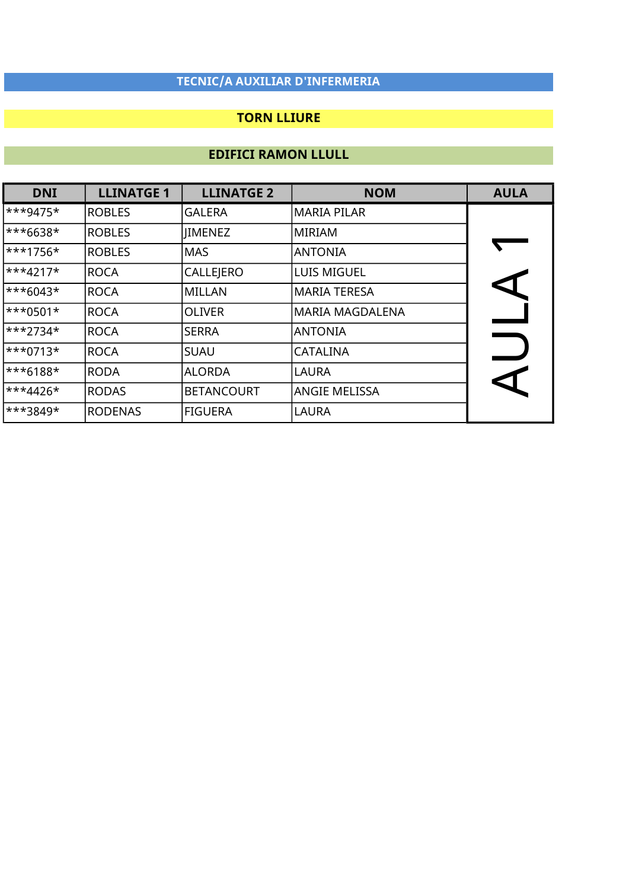## TECNIC/A AUXILIAR D'INFERMERIA

## TORN LLIURE

## EDIFICI RAMON LLULL

| DNI | LLINATGE 1 | LLINATGE 2 | NOM | AULA |
|---|---|---|---|---|
| ***9475* | ROBLES | GALERA | MARIA PILAR | AULA 1 |
| ***6638* | ROBLES | JIMENEZ | MIRIAM | |
| ***1756* | ROBLES | MAS | ANTONIA | |
| ***4217* | ROCA | CALLEJERO | LUIS MIGUEL | |
| ***6043* | ROCA | MILLAN | MARIA TERESA | |
| ***0501* | ROCA | OLIVER | MARIA MAGDALENA | |
| ***2734* | ROCA | SERRA | ANTONIA | |
| ***0713* | ROCA | SUAU | CATALINA | |
| ***6188* | RODA | ALORDA | LAURA | |
| ***4426* | RODAS | BETANCOURT | ANGIE MELISSA | |
| ***3849* | RODENAS | FIGUERA | LAURA | |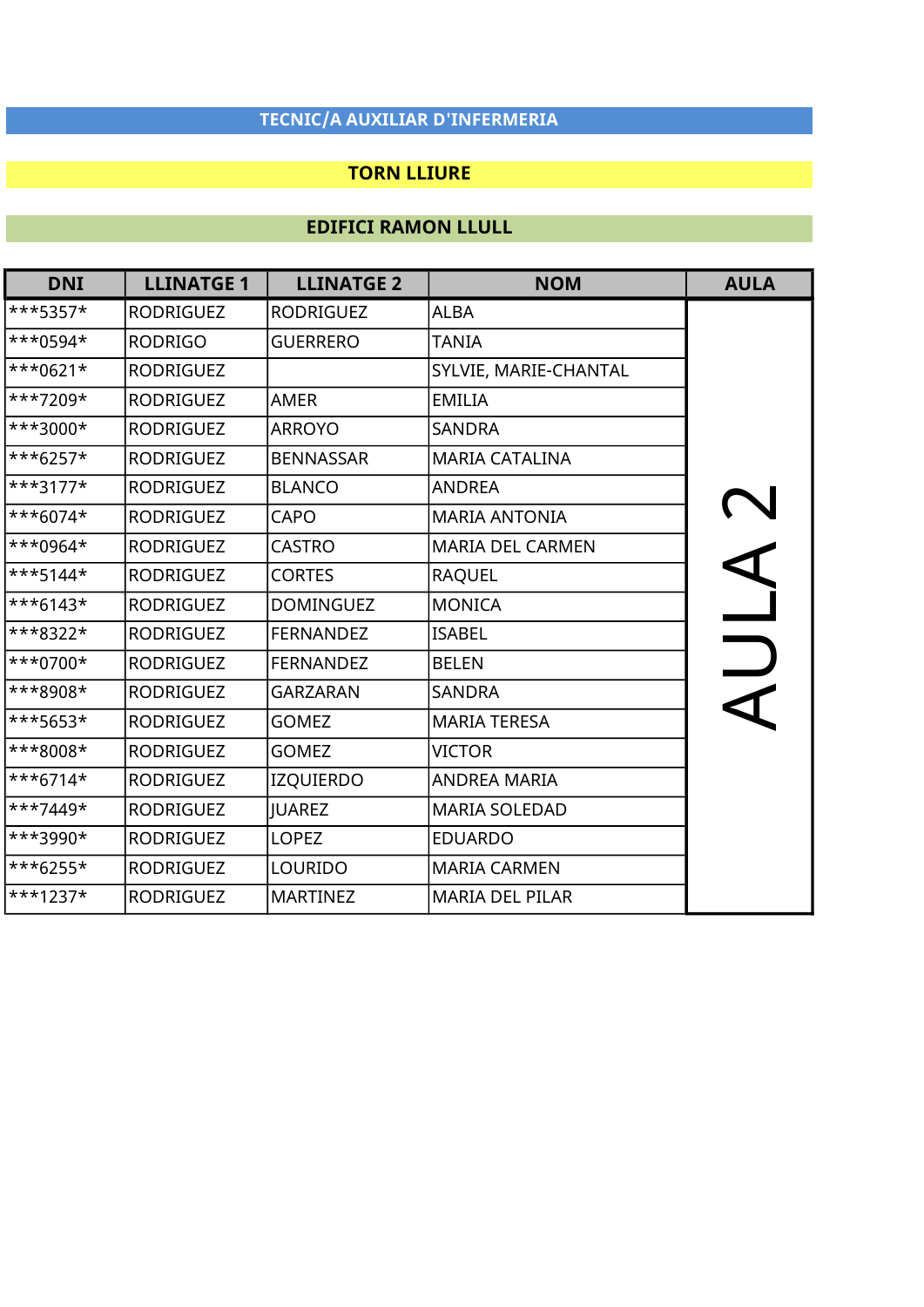**TECNIC/A AUXILIAR D'INFERMERIA**

**TORN LLIURE**

**EDIFICI RAMON LLULL**

| DNI | LLINATGE 1 | LLINATGE 2 | NOM | AULA |
|---|---|---|---|---|
| ***5357* | RODRIGUEZ | RODRIGUEZ | ALBA | AULA 2 |
| ***0594* | RODRIGO | GUERRERO | TANIA | |
| ***0621* | RODRIGUEZ | | SYLVIE, MARIE-CHANTAL | |
| ***7209* | RODRIGUEZ | AMER | EMILIA | |
| ***3000* | RODRIGUEZ | ARROYO | SANDRA | |
| ***6257* | RODRIGUEZ | BENNASSAR | MARIA CATALINA | |
| ***3177* | RODRIGUEZ | BLANCO | ANDREA | |
| ***6074* | RODRIGUEZ | CAPO | MARIA ANTONIA | |
| ***0964* | RODRIGUEZ | CASTRO | MARIA DEL CARMEN | |
| ***5144* | RODRIGUEZ | CORTES | RAQUEL | |
| ***6143* | RODRIGUEZ | DOMINGUEZ | MONICA | |
| ***8322* | RODRIGUEZ | FERNANDEZ | ISABEL | |
| ***0700* | RODRIGUEZ | FERNANDEZ | BELEN | |
| ***8908* | RODRIGUEZ | GARZARAN | SANDRA | |
| ***5653* | RODRIGUEZ | GOMEZ | MARIA TERESA | |
| ***8008* | RODRIGUEZ | GOMEZ | VICTOR | |
| ***6714* | RODRIGUEZ | IZQUIERDO | ANDREA MARIA | |
| ***7449* | RODRIGUEZ | JUAREZ | MARIA SOLEDAD | |
| ***3990* | RODRIGUEZ | LOPEZ | EDUARDO | |
| ***6255* | RODRIGUEZ | LOURIDO | MARIA CARMEN | |
| ***1237* | RODRIGUEZ | MARTINEZ | MARIA DEL PILAR | |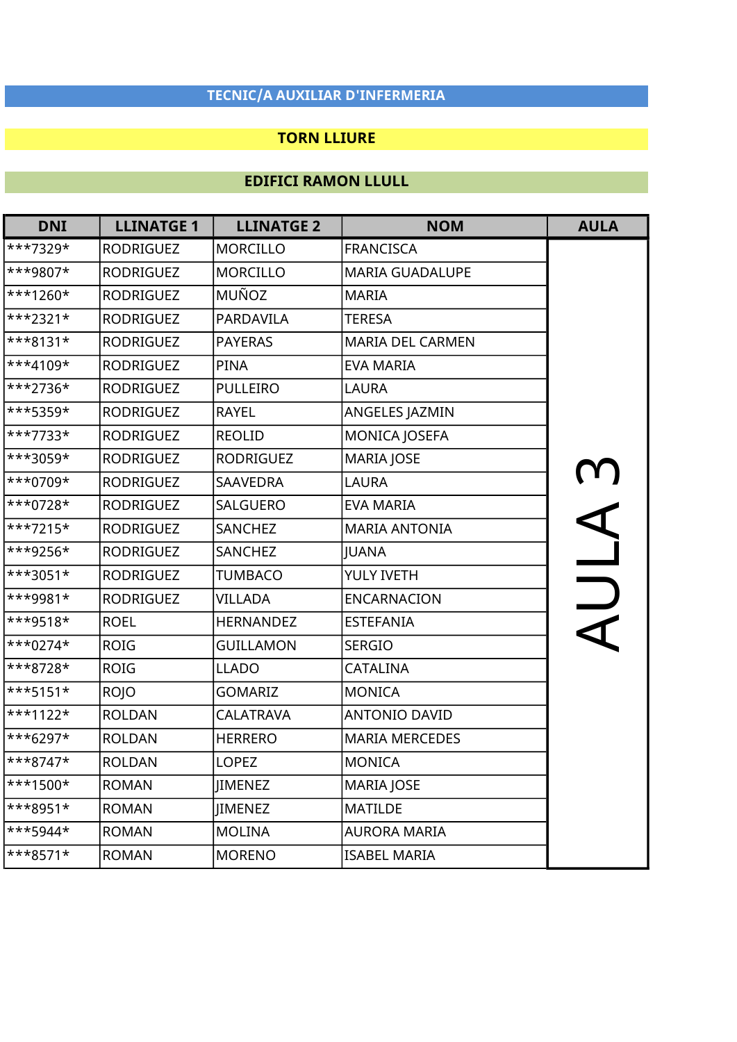**TECNIC/A AUXILIAR D'INFERMERIA**

**TORN LLIURE**

**EDIFICI RAMON LLULL**

| DNI | LLINATGE 1 | LLINATGE 2 | NOM | AULA |
|---|---|---|---|---|
| ***7329* | RODRIGUEZ | MORCILLO | FRANCISCA | AULA 3 |
| ***9807* | RODRIGUEZ | MORCILLO | MARIA GUADALUPE | |
| ***1260* | RODRIGUEZ | MUÑOZ | MARIA | |
| ***2321* | RODRIGUEZ | PARDAVILA | TERESA | |
| ***8131* | RODRIGUEZ | PAYERAS | MARIA DEL CARMEN | |
| ***4109* | RODRIGUEZ | PINA | EVA MARIA | |
| ***2736* | RODRIGUEZ | PULLEIRO | LAURA | |
| ***5359* | RODRIGUEZ | RAYEL | ANGELES JAZMIN | |
| ***7733* | RODRIGUEZ | REOLID | MONICA JOSEFA | |
| ***3059* | RODRIGUEZ | RODRIGUEZ | MARIA JOSE | |
| ***0709* | RODRIGUEZ | SAAVEDRA | LAURA | |
| ***0728* | RODRIGUEZ | SALGUERO | EVA MARIA | |
| ***7215* | RODRIGUEZ | SANCHEZ | MARIA ANTONIA | |
| ***9256* | RODRIGUEZ | SANCHEZ | JUANA | |
| ***3051* | RODRIGUEZ | TUMBACO | YULY IVETH | |
| ***9981* | RODRIGUEZ | VILLADA | ENCARNACION | |
| ***9518* | ROEL | HERNANDEZ | ESTEFANIA | |
| ***0274* | ROIG | GUILLAMON | SERGIO | |
| ***8728* | ROIG | LLADO | CATALINA | |
| ***5151* | ROJO | GOMARIZ | MONICA | |
| ***1122* | ROLDAN | CALATRAVA | ANTONIO DAVID | |
| ***6297* | ROLDAN | HERRERO | MARIA MERCEDES | |
| ***8747* | ROLDAN | LOPEZ | MONICA | |
| ***1500* | ROMAN | JIMENEZ | MARIA JOSE | |
| ***8951* | ROMAN | JIMENEZ | MATILDE | |
| ***5944* | ROMAN | MOLINA | AURORA MARIA | |
| ***8571* | ROMAN | MORENO | ISABEL MARIA | |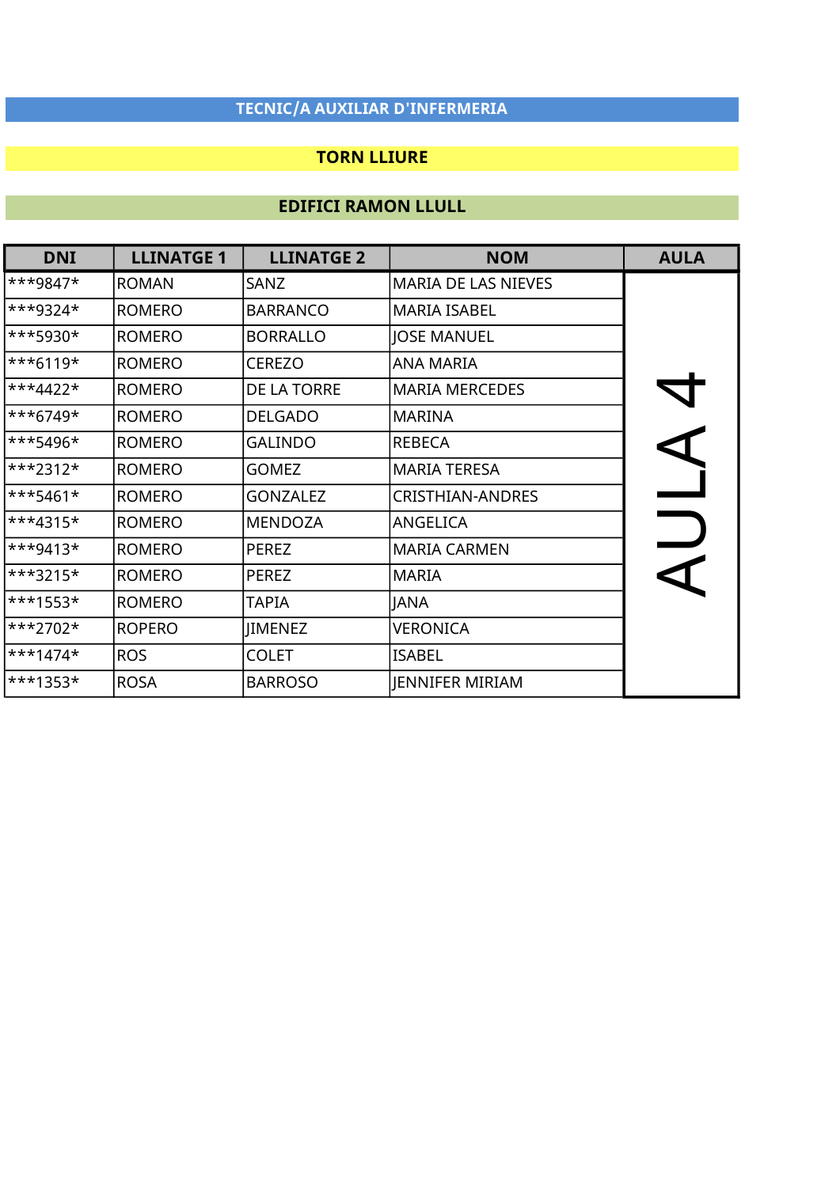## TECNIC/A AUXILIAR D'INFERMERIA

### TORN LLIURE

### EDIFICI RAMON LLULL

| DNI | LLINATGE 1 | LLINATGE 2 | NOM | AULA |
|---|---|---|---|---|
| ***9847* | ROMAN | SANZ | MARIA DE LAS NIEVES | AULA 4 |
| ***9324* | ROMERO | BARRANCO | MARIA ISABEL | |
| ***5930* | ROMERO | BORRALLO | JOSE MANUEL | |
| ***6119* | ROMERO | CEREZO | ANA MARIA | |
| ***4422* | ROMERO | DE LA TORRE | MARIA MERCEDES | |
| ***6749* | ROMERO | DELGADO | MARINA | |
| ***5496* | ROMERO | GALINDO | REBECA | |
| ***2312* | ROMERO | GOMEZ | MARIA TERESA | |
| ***5461* | ROMERO | GONZALEZ | CRISTHIAN-ANDRES | |
| ***4315* | ROMERO | MENDOZA | ANGELICA | |
| ***9413* | ROMERO | PEREZ | MARIA CARMEN | |
| ***3215* | ROMERO | PEREZ | MARIA | |
| ***1553* | ROMERO | TAPIA | JANA | |
| ***2702* | ROPERO | JIMENEZ | VERONICA | |
| ***1474* | ROS | COLET | ISABEL | |
| ***1353* | ROSA | BARROSO | JENNIFER MIRIAM | |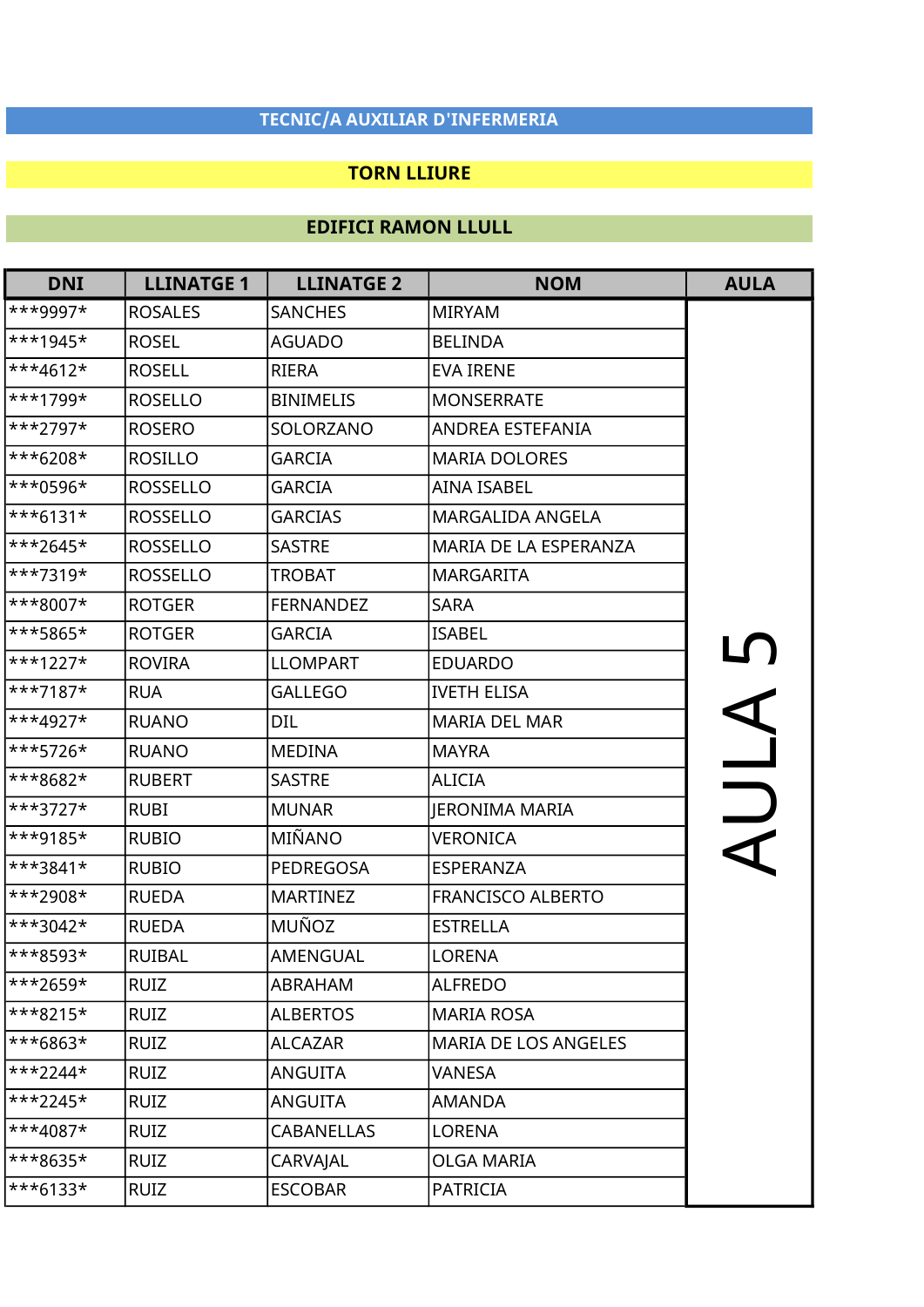## TECNIC/A AUXILIAR D'INFERMERIA

## TORN LLIURE

## EDIFICI RAMON LLULL

| DNI | LLINATGE 1 | LLINATGE 2 | NOM | AULA |
|---|---|---|---|---|
| ***9997* | ROSALES | SANCHES | MIRYAM | AULA 5 |
| ***1945* | ROSEL | AGUADO | BELINDA | |
| ***4612* | ROSELL | RIERA | EVA IRENE | |
| ***1799* | ROSELLO | BINIMELIS | MONSERRATE | |
| ***2797* | ROSERO | SOLORZANO | ANDREA ESTEFANIA | |
| ***6208* | ROSILLO | GARCIA | MARIA DOLORES | |
| ***0596* | ROSSELLO | GARCIA | AINA ISABEL | |
| ***6131* | ROSSELLO | GARCIAS | MARGALIDA ANGELA | |
| ***2645* | ROSSELLO | SASTRE | MARIA DE LA ESPERANZA | |
| ***7319* | ROSSELLO | TROBAT | MARGARITA | |
| ***8007* | ROTGER | FERNANDEZ | SARA | |
| ***5865* | ROTGER | GARCIA | ISABEL | |
| ***1227* | ROVIRA | LLOMPART | EDUARDO | |
| ***7187* | RUA | GALLEGO | IVETH ELISA | |
| ***4927* | RUANO | DIL | MARIA DEL MAR | |
| ***5726* | RUANO | MEDINA | MAYRA | |
| ***8682* | RUBERT | SASTRE | ALICIA | |
| ***3727* | RUBI | MUNAR | JERONIMA MARIA | |
| ***9185* | RUBIO | MIÑANO | VERONICA | |
| ***3841* | RUBIO | PEDREGOSA | ESPERANZA | |
| ***2908* | RUEDA | MARTINEZ | FRANCISCO ALBERTO | |
| ***3042* | RUEDA | MUÑOZ | ESTRELLA | |
| ***8593* | RUIBAL | AMENGUAL | LORENA | |
| ***2659* | RUIZ | ABRAHAM | ALFREDO | |
| ***8215* | RUIZ | ALBERTOS | MARIA ROSA | |
| ***6863* | RUIZ | ALCAZAR | MARIA DE LOS ANGELES | |
| ***2244* | RUIZ | ANGUITA | VANESA | |
| ***2245* | RUIZ | ANGUITA | AMANDA | |
| ***4087* | RUIZ | CABANELLAS | LORENA | |
| ***8635* | RUIZ | CARVAJAL | OLGA MARIA | |
| ***6133* | RUIZ | ESCOBAR | PATRICIA | |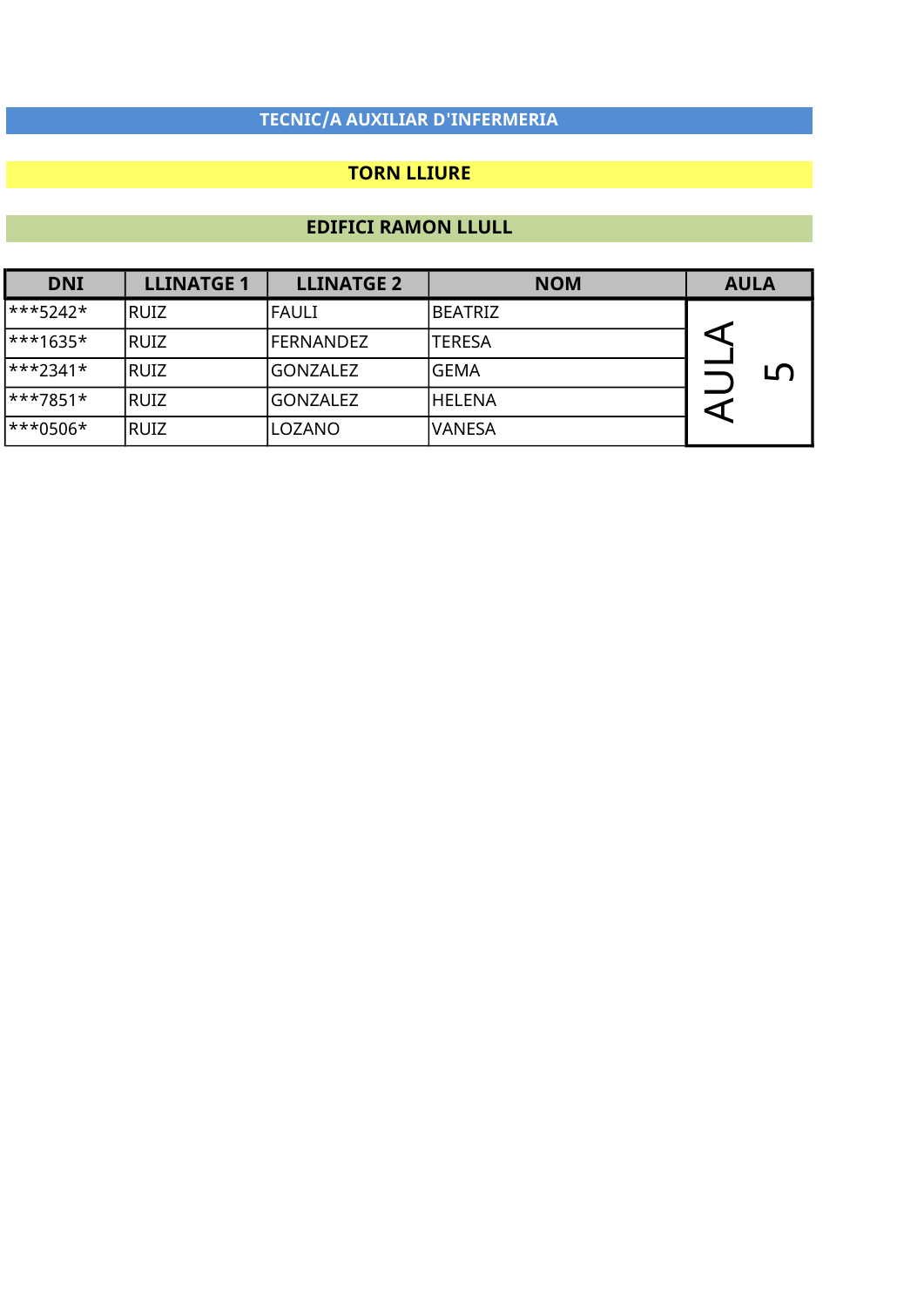## TECNIC/A AUXILIAR D'INFERMERIA

## TORN LLIURE

## EDIFICI RAMON LLULL

| DNI | LLINATGE 1 | LLINATGE 2 | NOM | AULA |
|---|---|---|---|---|
| ***5242* | RUIZ | FAULI | BEATRIZ | AULA 5 |
| ***1635* | RUIZ | FERNANDEZ | TERESA | |
| ***2341* | RUIZ | GONZALEZ | GEMA | |
| ***7851* | RUIZ | GONZALEZ | HELENA | |
| ***0506* | RUIZ | LOZANO | VANESA | |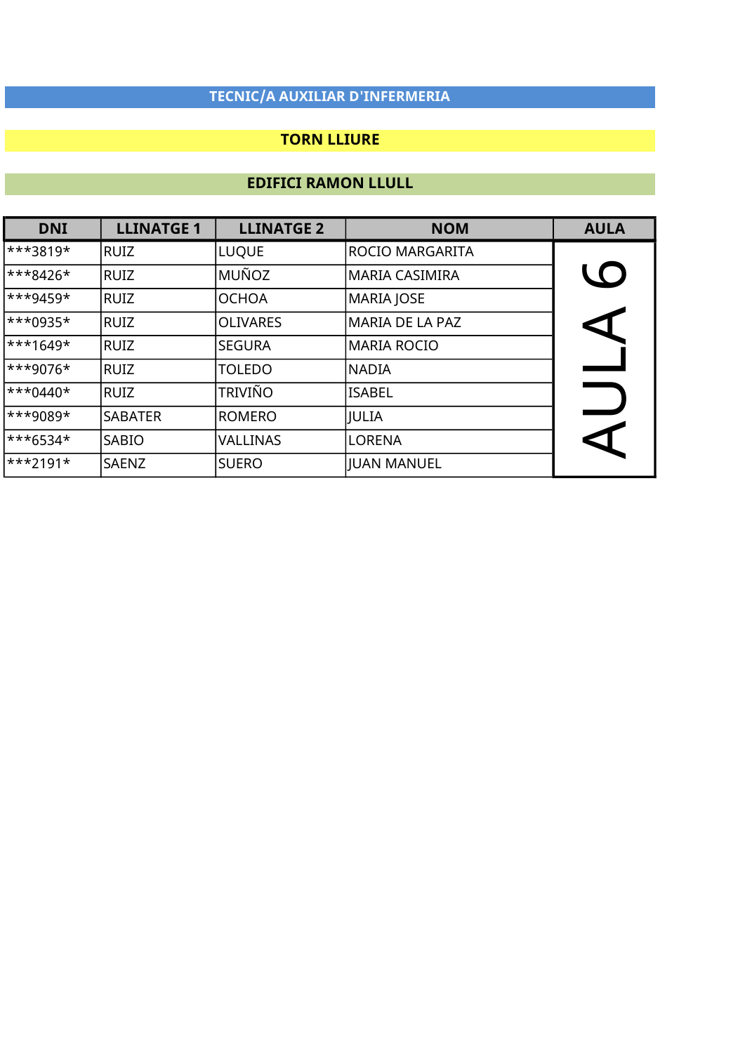## TECNIC/A AUXILIAR D'INFERMERIA

## TORN LLIURE

## EDIFICI RAMON LLULL

| DNI | LLINATGE 1 | LLINATGE 2 | NOM | AULA |
|---|---|---|---|---|
| ***3819* | RUIZ | LUQUE | ROCIO MARGARITA | AULA 6 |
| ***8426* | RUIZ | MUÑOZ | MARIA CASIMIRA | |
| ***9459* | RUIZ | OCHOA | MARIA JOSE | |
| ***0935* | RUIZ | OLIVARES | MARIA DE LA PAZ | |
| ***1649* | RUIZ | SEGURA | MARIA ROCIO | |
| ***9076* | RUIZ | TOLEDO | NADIA | |
| ***0440* | RUIZ | TRIVIÑO | ISABEL | |
| ***9089* | SABATER | ROMERO | JULIA | |
| ***6534* | SABIO | VALLINAS | LORENA | |
| ***2191* | SAENZ | SUERO | JUAN MANUEL | |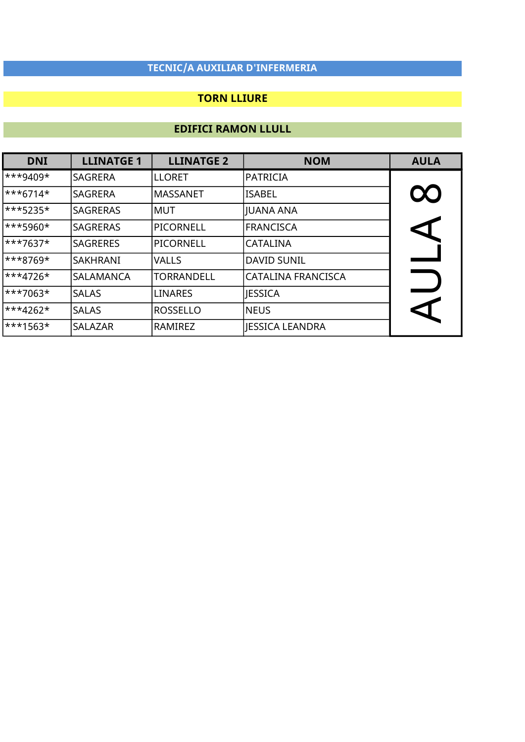# TECNIC/A AUXILIAR D'INFERMERIA

## TORN LLIURE

## EDIFICI RAMON LLULL

| DNI | LLINATGE 1 | LLINATGE 2 | NOM | AULA |
|---|---|---|---|---|
| ***9409* | SAGRERA | LLORET | PATRICIA | AULA 8 |
| ***6714* | SAGRERA | MASSANET | ISABEL | |
| ***5235* | SAGRERAS | MUT | JUANA ANA | |
| ***5960* | SAGRERAS | PICORNELL | FRANCISCA | |
| ***7637* | SAGRERES | PICORNELL | CATALINA | |
| ***8769* | SAKHRANI | VALLS | DAVID SUNIL | |
| ***4726* | SALAMANCA | TORRANDELL | CATALINA FRANCISCA | |
| ***7063* | SALAS | LINARES | JESSICA | |
| ***4262* | SALAS | ROSSELLO | NEUS | |
| ***1563* | SALAZAR | RAMIREZ | JESSICA LEANDRA | |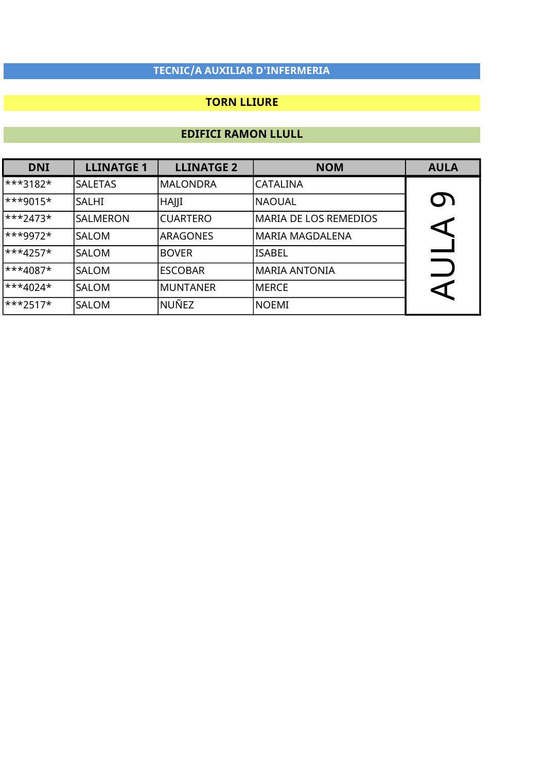## TECNIC/A AUXILIAR D'INFERMERIA

## TORN LLIURE

## EDIFICI RAMON LLULL

| DNI | LLINATGE 1 | LLINATGE 2 | NOM | AULA |
|---|---|---|---|---|
| ***3182* | SALETAS | MALONDRA | CATALINA | AULA 9 |
| ***9015* | SALHI | HAJJI | NAOUAL | |
| ***2473* | SALMERON | CUARTERO | MARIA DE LOS REMEDIOS | |
| ***9972* | SALOM | ARAGONES | MARIA MAGDALENA | |
| ***4257* | SALOM | BOVER | ISABEL | |
| ***4087* | SALOM | ESCOBAR | MARIA ANTONIA | |
| ***4024* | SALOM | MUNTANER | MERCE | |
| ***2517* | SALOM | NUÑEZ | NOEMI | |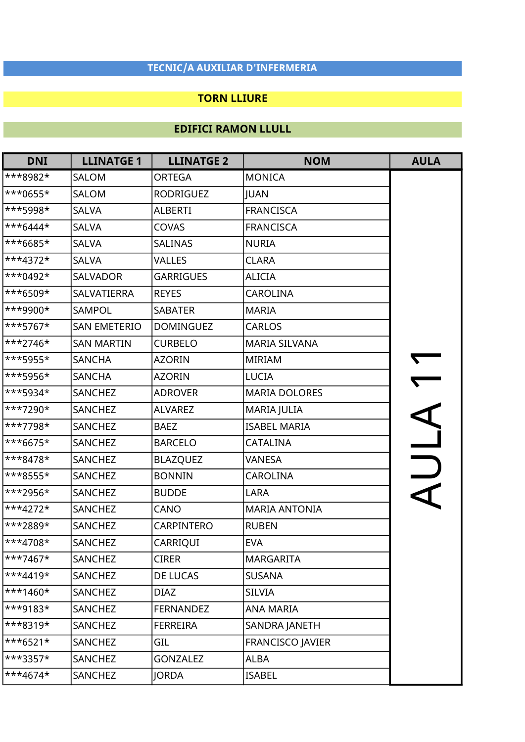## TECNIC/A AUXILIAR D'INFERMERIA

## TORN LLIURE

## EDIFICI RAMON LLULL

| DNI | LLINATGE 1 | LLINATGE 2 | NOM | AULA |
|---|---|---|---|---|
| ***8982* | SALOM | ORTEGA | MONICA | AULA 11 |
| ***0655* | SALOM | RODRIGUEZ | JUAN | |
| ***5998* | SALVA | ALBERTI | FRANCISCA | |
| ***6444* | SALVA | COVAS | FRANCISCA | |
| ***6685* | SALVA | SALINAS | NURIA | |
| ***4372* | SALVA | VALLES | CLARA | |
| ***0492* | SALVADOR | GARRIGUES | ALICIA | |
| ***6509* | SALVATIERRA | REYES | CAROLINA | |
| ***9900* | SAMPOL | SABATER | MARIA | |
| ***5767* | SAN EMETERIO | DOMINGUEZ | CARLOS | |
| ***2746* | SAN MARTIN | CURBELO | MARIA SILVANA | |
| ***5955* | SANCHA | AZORIN | MIRIAM | |
| ***5956* | SANCHA | AZORIN | LUCIA | |
| ***5934* | SANCHEZ | ADROVER | MARIA DOLORES | |
| ***7290* | SANCHEZ | ALVAREZ | MARIA JULIA | |
| ***7798* | SANCHEZ | BAEZ | ISABEL MARIA | |
| ***6675* | SANCHEZ | BARCELO | CATALINA | |
| ***8478* | SANCHEZ | BLAZQUEZ | VANESA | |
| ***8555* | SANCHEZ | BONNIN | CAROLINA | |
| ***2956* | SANCHEZ | BUDDE | LARA | |
| ***4272* | SANCHEZ | CANO | MARIA ANTONIA | |
| ***2889* | SANCHEZ | CARPINTERO | RUBEN | |
| ***4708* | SANCHEZ | CARRIQUI | EVA | |
| ***7467* | SANCHEZ | CIRER | MARGARITA | |
| ***4419* | SANCHEZ | DE LUCAS | SUSANA | |
| ***1460* | SANCHEZ | DIAZ | SILVIA | |
| ***9183* | SANCHEZ | FERNANDEZ | ANA MARIA | |
| ***8319* | SANCHEZ | FERREIRA | SANDRA JANETH | |
| ***6521* | SANCHEZ | GIL | FRANCISCO JAVIER | |
| ***3357* | SANCHEZ | GONZALEZ | ALBA | |
| ***4674* | SANCHEZ | JORDA | ISABEL | |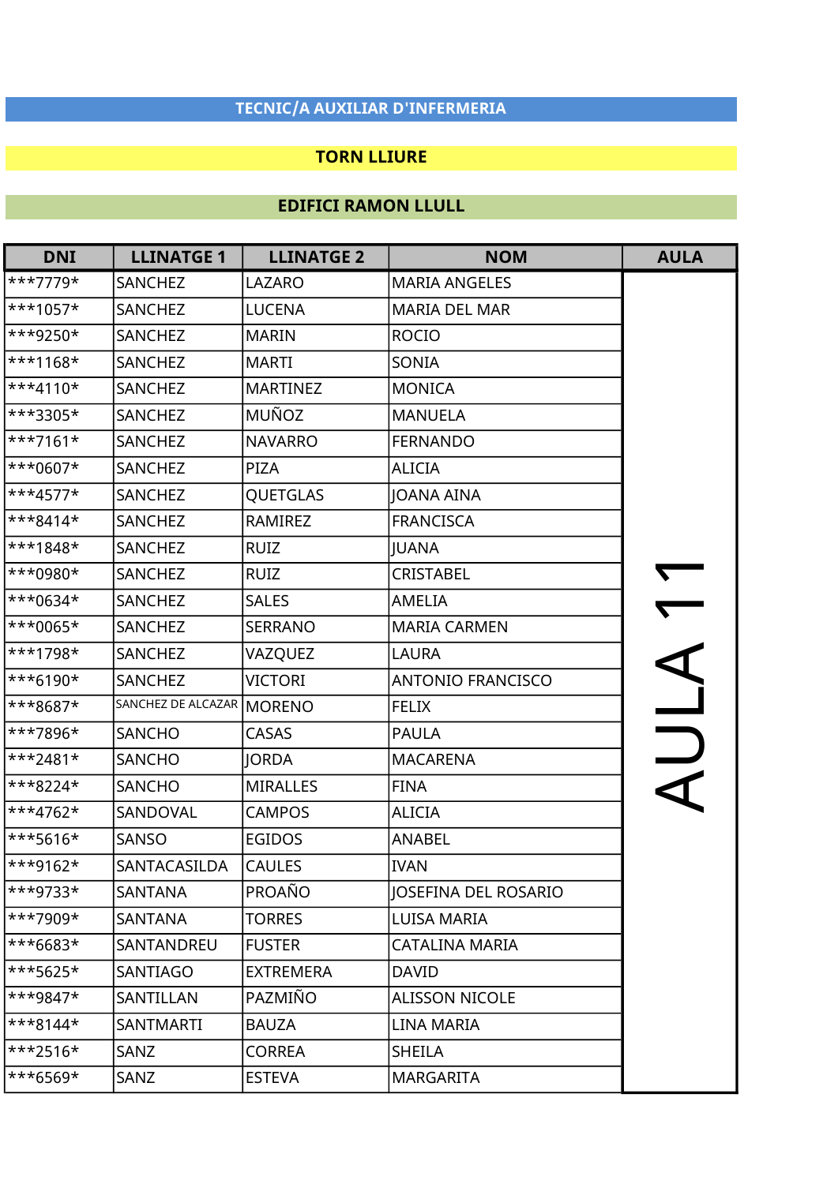TECNIC/A AUXILIAR D'INFERMERIA

TORN LLIURE

EDIFICI RAMON LLULL

| DNI | LLINATGE 1 | LLINATGE 2 | NOM | AULA |
|---|---|---|---|---|
| ***7779* | SANCHEZ | LAZARO | MARIA ANGELES | AULA 11 |
| ***1057* | SANCHEZ | LUCENA | MARIA DEL MAR | |
| ***9250* | SANCHEZ | MARIN | ROCIO | |
| ***1168* | SANCHEZ | MARTI | SONIA | |
| ***4110* | SANCHEZ | MARTINEZ | MONICA | |
| ***3305* | SANCHEZ | MUÑOZ | MANUELA | |
| ***7161* | SANCHEZ | NAVARRO | FERNANDO | |
| ***0607* | SANCHEZ | PIZA | ALICIA | |
| ***4577* | SANCHEZ | QUETGLAS | JOANA AINA | |
| ***8414* | SANCHEZ | RAMIREZ | FRANCISCA | |
| ***1848* | SANCHEZ | RUIZ | JUANA | |
| ***0980* | SANCHEZ | RUIZ | CRISTABEL | |
| ***0634* | SANCHEZ | SALES | AMELIA | |
| ***0065* | SANCHEZ | SERRANO | MARIA CARMEN | |
| ***1798* | SANCHEZ | VAZQUEZ | LAURA | |
| ***6190* | SANCHEZ | VICTORI | ANTONIO FRANCISCO | |
| ***8687* | SANCHEZ DE ALCAZAR | MORENO | FELIX | |
| ***7896* | SANCHO | CASAS | PAULA | |
| ***2481* | SANCHO | JORDA | MACARENA | |
| ***8224* | SANCHO | MIRALLES | FINA | |
| ***4762* | SANDOVAL | CAMPOS | ALICIA | |
| ***5616* | SANSO | EGIDOS | ANABEL | |
| ***9162* | SANTACASILDA | CAULES | IVAN | |
| ***9733* | SANTANA | PROAÑO | JOSEFINA DEL ROSARIO | |
| ***7909* | SANTANA | TORRES | LUISA MARIA | |
| ***6683* | SANTANDREU | FUSTER | CATALINA MARIA | |
| ***5625* | SANTIAGO | EXTREMERA | DAVID | |
| ***9847* | SANTILLAN | PAZMIÑO | ALISSON NICOLE | |
| ***8144* | SANTMARTI | BAUZA | LINA MARIA | |
| ***2516* | SANZ | CORREA | SHEILA | |
| ***6569* | SANZ | ESTEVA | MARGARITA | |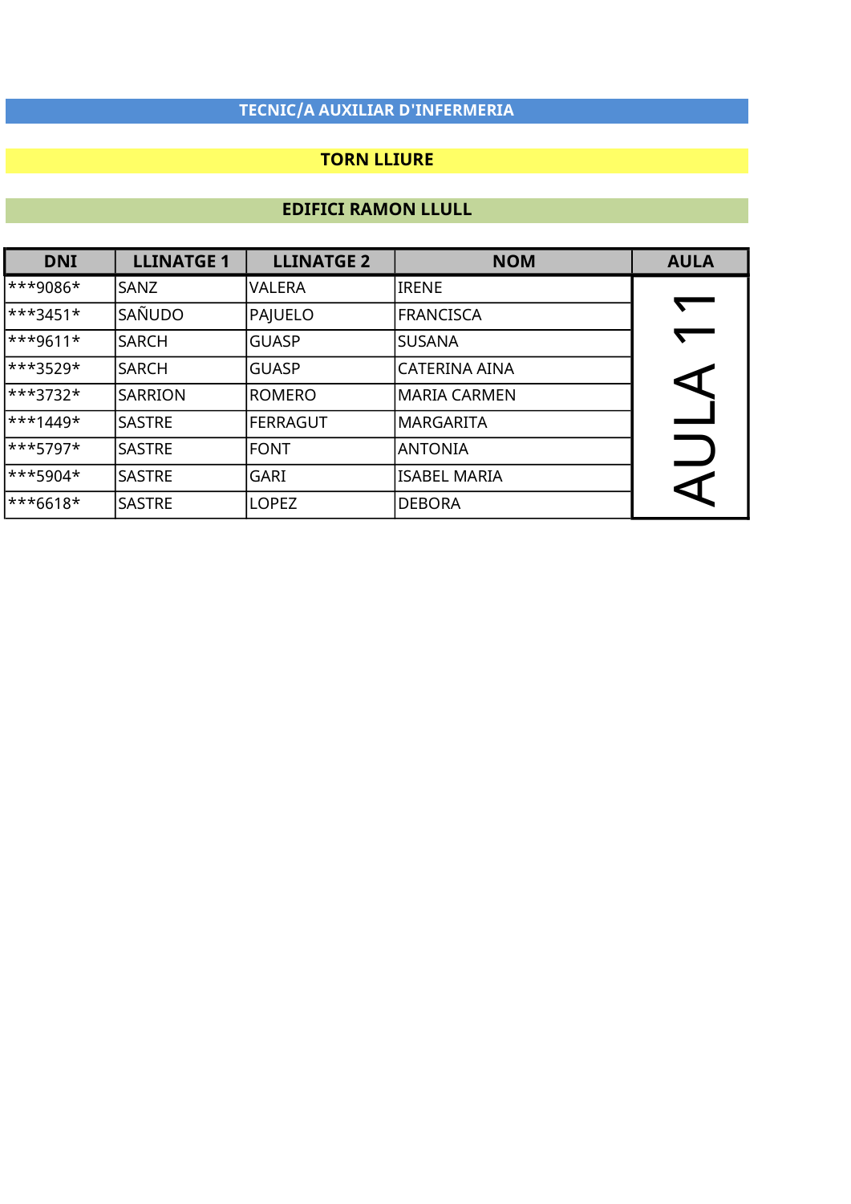## TECNIC/A AUXILIAR D'INFERMERIA

### TORN LLIURE

### EDIFICI RAMON LLULL

| DNI | LLINATGE 1 | LLINATGE 2 | NOM | AULA |
|---|---|---|---|---|
| ***9086* | SANZ | VALERA | IRENE | AULA 11 |
| ***3451* | SAÑUDO | PAJUELO | FRANCISCA | |
| ***9611* | SARCH | GUASP | SUSANA | |
| ***3529* | SARCH | GUASP | CATERINA AINA | |
| ***3732* | SARRION | ROMERO | MARIA CARMEN | |
| ***1449* | SASTRE | FERRAGUT | MARGARITA | |
| ***5797* | SASTRE | FONT | ANTONIA | |
| ***5904* | SASTRE | GARI | ISABEL MARIA | |
| ***6618* | SASTRE | LOPEZ | DEBORA | |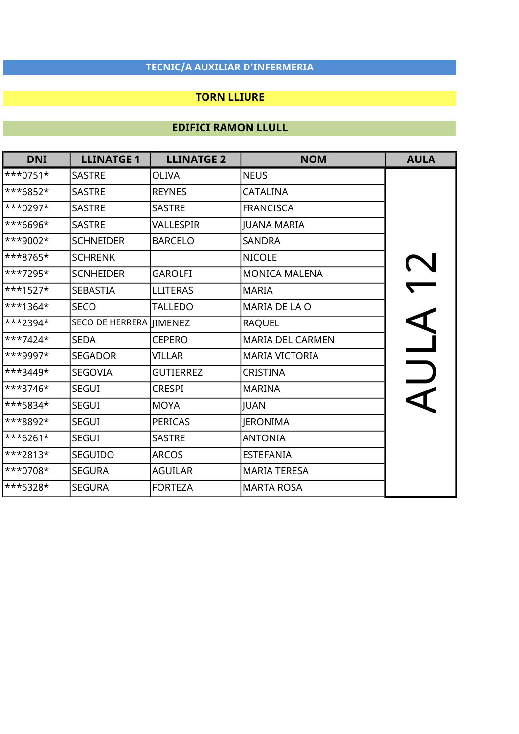**TECNIC/A AUXILIAR D'INFERMERIA**

**TORN LLIURE**

**EDIFICI RAMON LLULL**

| DNI | LLINATGE 1 | LLINATGE 2 | NOM | AULA |
|---|---|---|---|---|
| ***0751* | SASTRE | OLIVA | NEUS | AULA 12 |
| ***6852* | SASTRE | REYNES | CATALINA | |
| ***0297* | SASTRE | SASTRE | FRANCISCA | |
| ***6696* | SASTRE | VALLESPIR | JUANA MARIA | |
| ***9002* | SCHNEIDER | BARCELO | SANDRA | |
| ***8765* | SCHRENK | | NICOLE | |
| ***7295* | SCNHEIDER | GAROLFI | MONICA MALENA | |
| ***1527* | SEBASTIA | LLITERAS | MARIA | |
| ***1364* | SECO | TALLEDO | MARIA DE LA O | |
| ***2394* | SECO DE HERRERA | JIMENEZ | RAQUEL | |
| ***7424* | SEDA | CEPERO | MARIA DEL CARMEN | |
| ***9997* | SEGADOR | VILLAR | MARIA VICTORIA | |
| ***3449* | SEGOVIA | GUTIERREZ | CRISTINA | |
| ***3746* | SEGUI | CRESPI | MARINA | |
| ***5834* | SEGUI | MOYA | JUAN | |
| ***8892* | SEGUI | PERICAS | JERONIMA | |
| ***6261* | SEGUI | SASTRE | ANTONIA | |
| ***2813* | SEGUIDO | ARCOS | ESTEFANIA | |
| ***0708* | SEGURA | AGUILAR | MARIA TERESA | |
| ***5328* | SEGURA | FORTEZA | MARTA ROSA | |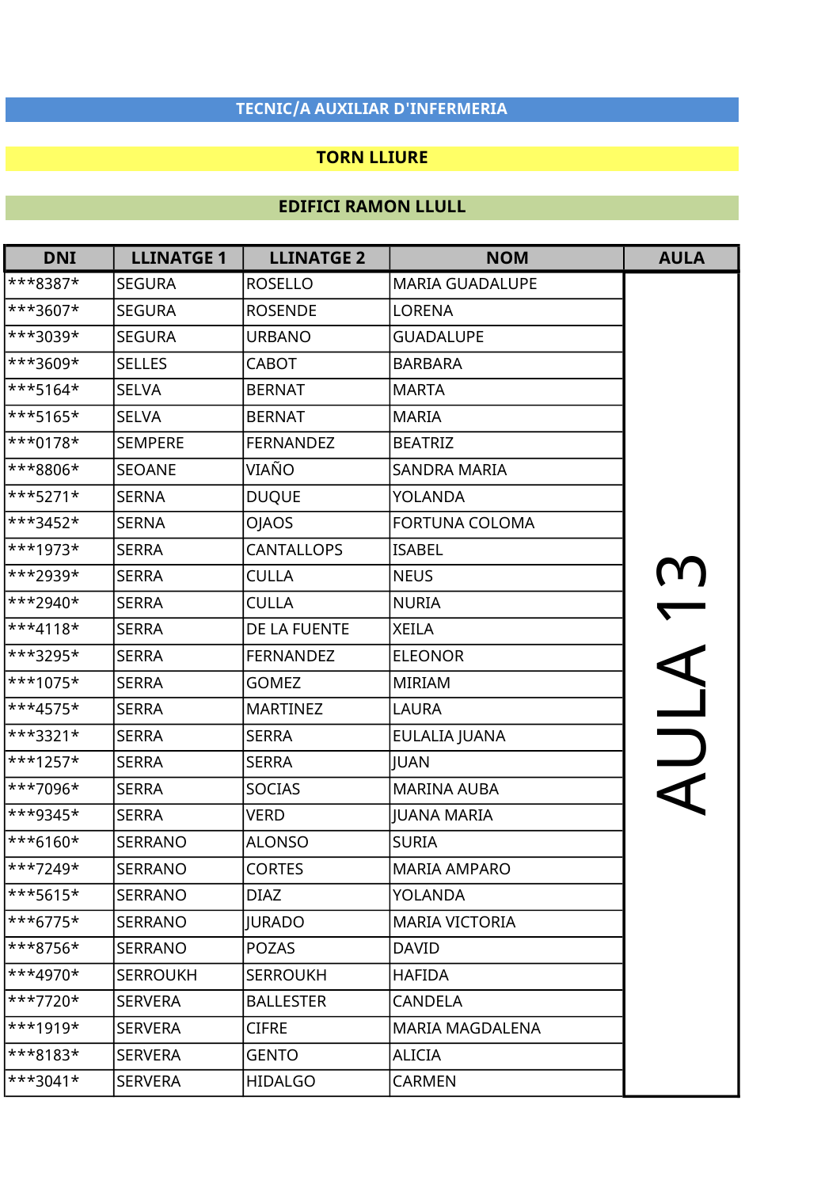**TECNIC/A AUXILIAR D'INFERMERIA**

**TORN LLIURE**

**EDIFICI RAMON LLULL**

| DNI | LLINATGE 1 | LLINATGE 2 | NOM | AULA |
|---|---|---|---|---|
| ***8387* | SEGURA | ROSELLO | MARIA GUADALUPE | AULA 13 |
| ***3607* | SEGURA | ROSENDE | LORENA | |
| ***3039* | SEGURA | URBANO | GUADALUPE | |
| ***3609* | SELLES | CABOT | BARBARA | |
| ***5164* | SELVA | BERNAT | MARTA | |
| ***5165* | SELVA | BERNAT | MARIA | |
| ***0178* | SEMPERE | FERNANDEZ | BEATRIZ | |
| ***8806* | SEOANE | VIAÑO | SANDRA MARIA | |
| ***5271* | SERNA | DUQUE | YOLANDA | |
| ***3452* | SERNA | OJAOS | FORTUNA COLOMA | |
| ***1973* | SERRA | CANTALLOPS | ISABEL | |
| ***2939* | SERRA | CULLA | NEUS | |
| ***2940* | SERRA | CULLA | NURIA | |
| ***4118* | SERRA | DE LA FUENTE | XEILA | |
| ***3295* | SERRA | FERNANDEZ | ELEONOR | |
| ***1075* | SERRA | GOMEZ | MIRIAM | |
| ***4575* | SERRA | MARTINEZ | LAURA | |
| ***3321* | SERRA | SERRA | EULALIA JUANA | |
| ***1257* | SERRA | SERRA | JUAN | |
| ***7096* | SERRA | SOCIAS | MARINA AUBA | |
| ***9345* | SERRA | VERD | JUANA MARIA | |
| ***6160* | SERRANO | ALONSO | SURIA | |
| ***7249* | SERRANO | CORTES | MARIA AMPARO | |
| ***5615* | SERRANO | DIAZ | YOLANDA | |
| ***6775* | SERRANO | JURADO | MARIA VICTORIA | |
| ***8756* | SERRANO | POZAS | DAVID | |
| ***4970* | SERROUKH | SERROUKH | HAFIDA | |
| ***7720* | SERVERA | BALLESTER | CANDELA | |
| ***1919* | SERVERA | CIFRE | MARIA MAGDALENA | |
| ***8183* | SERVERA | GENTO | ALICIA | |
| ***3041* | SERVERA | HIDALGO | CARMEN | |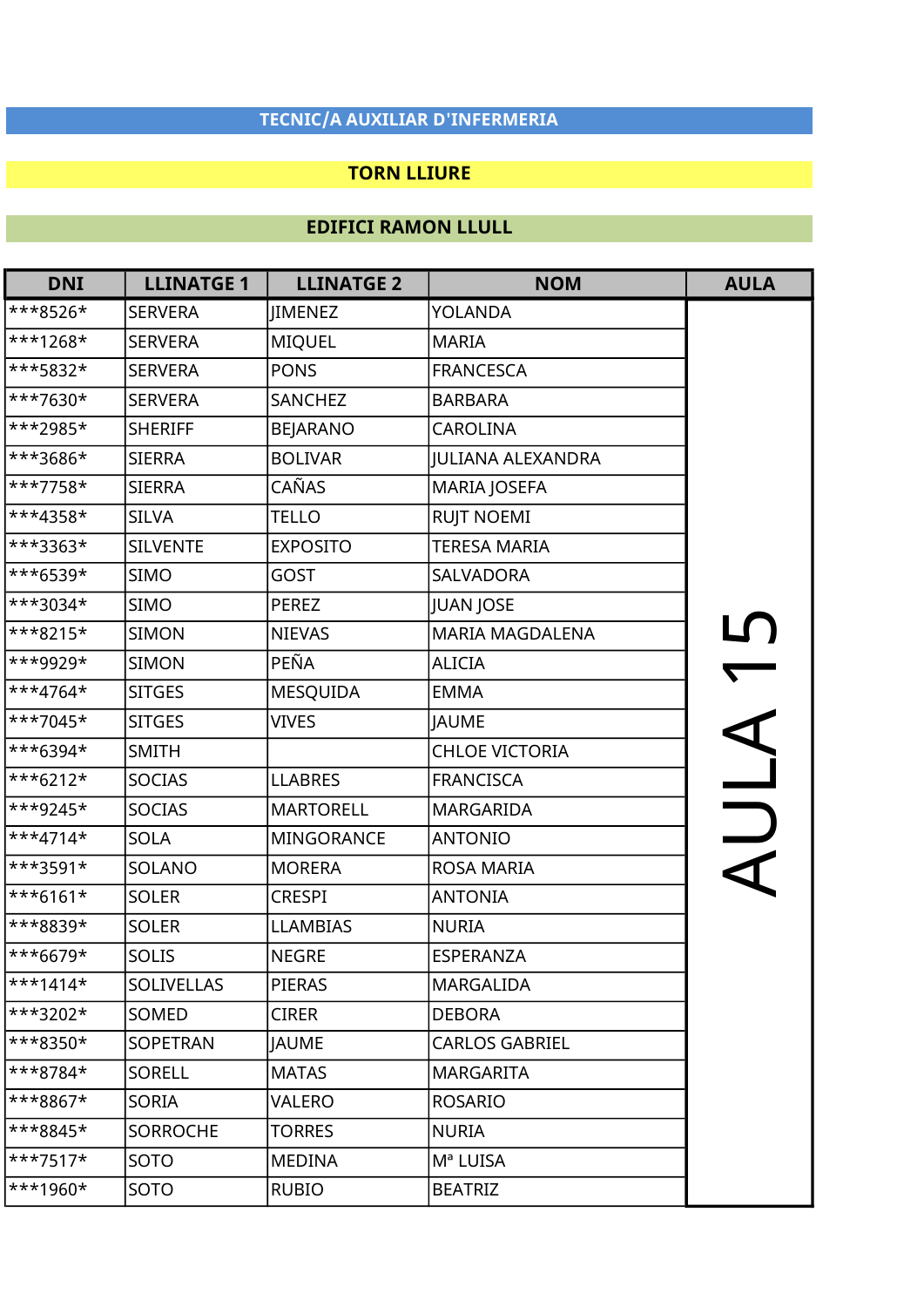## TECNIC/A AUXILIAR D'INFERMERIA

**TORN LLIURE**

**EDIFICI RAMON LLULL**

| DNI | LLINATGE 1 | LLINATGE 2 | NOM | AULA |
|---|---|---|---|---|
| ***8526* | SERVERA | JIMENEZ | YOLANDA | AULA 15 |
| ***1268* | SERVERA | MIQUEL | MARIA | |
| ***5832* | SERVERA | PONS | FRANCESCA | |
| ***7630* | SERVERA | SANCHEZ | BARBARA | |
| ***2985* | SHERIFF | BEJARANO | CAROLINA | |
| ***3686* | SIERRA | BOLIVAR | JULIANA ALEXANDRA | |
| ***7758* | SIERRA | CAÑAS | MARIA JOSEFA | |
| ***4358* | SILVA | TELLO | RUJT NOEMI | |
| ***3363* | SILVENTE | EXPOSITO | TERESA MARIA | |
| ***6539* | SIMO | GOST | SALVADORA | |
| ***3034* | SIMO | PEREZ | JUAN JOSE | |
| ***8215* | SIMON | NIEVAS | MARIA MAGDALENA | |
| ***9929* | SIMON | PEÑA | ALICIA | |
| ***4764* | SITGES | MESQUIDA | EMMA | |
| ***7045* | SITGES | VIVES | JAUME | |
| ***6394* | SMITH | | CHLOE VICTORIA | |
| ***6212* | SOCIAS | LLABRES | FRANCISCA | |
| ***9245* | SOCIAS | MARTORELL | MARGARIDA | |
| ***4714* | SOLA | MINGORANCE | ANTONIO | |
| ***3591* | SOLANO | MORERA | ROSA MARIA | |
| ***6161* | SOLER | CRESPI | ANTONIA | |
| ***8839* | SOLER | LLAMBIAS | NURIA | |
| ***6679* | SOLIS | NEGRE | ESPERANZA | |
| ***1414* | SOLIVELLAS | PIERAS | MARGALIDA | |
| ***3202* | SOMED | CIRER | DEBORA | |
| ***8350* | SOPETRAN | JAUME | CARLOS GABRIEL | |
| ***8784* | SORELL | MATAS | MARGARITA | |
| ***8867* | SORIA | VALERO | ROSARIO | |
| ***8845* | SORROCHE | TORRES | NURIA | |
| ***7517* | SOTO | MEDINA | Mª LUISA | |
| ***1960* | SOTO | RUBIO | BEATRIZ | |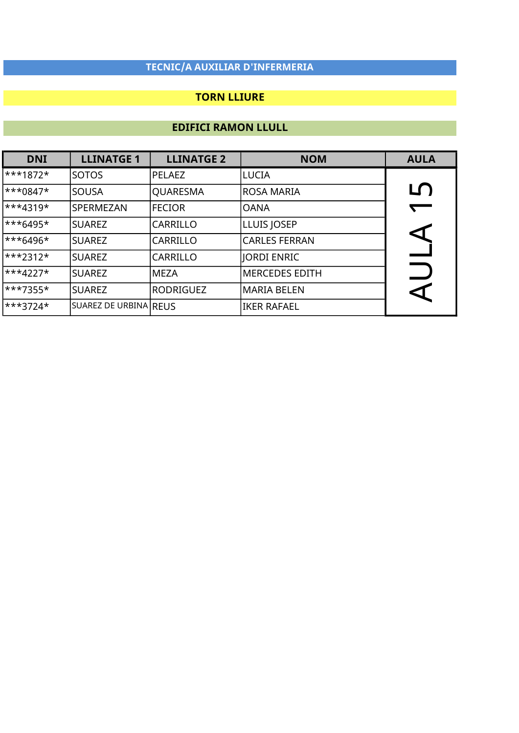## TECNIC/A AUXILIAR D'INFERMERIA

### TORN LLIURE

### EDIFICI RAMON LLULL

| DNI | LLINATGE 1 | LLINATGE 2 | NOM | AULA |
|---|---|---|---|---|
| ***1872* | SOTOS | PELAEZ | LUCIA | AULA 15 |
| ***0847* | SOUSA | QUARESMA | ROSA MARIA | |
| ***4319* | SPERMEZAN | FECIOR | OANA | |
| ***6495* | SUAREZ | CARRILLO | LLUIS JOSEP | |
| ***6496* | SUAREZ | CARRILLO | CARLES FERRAN | |
| ***2312* | SUAREZ | CARRILLO | JORDI ENRIC | |
| ***4227* | SUAREZ | MEZA | MERCEDES EDITH | |
| ***7355* | SUAREZ | RODRIGUEZ | MARIA BELEN | |
| ***3724* | SUAREZ DE URBINA | REUS | IKER RAFAEL | |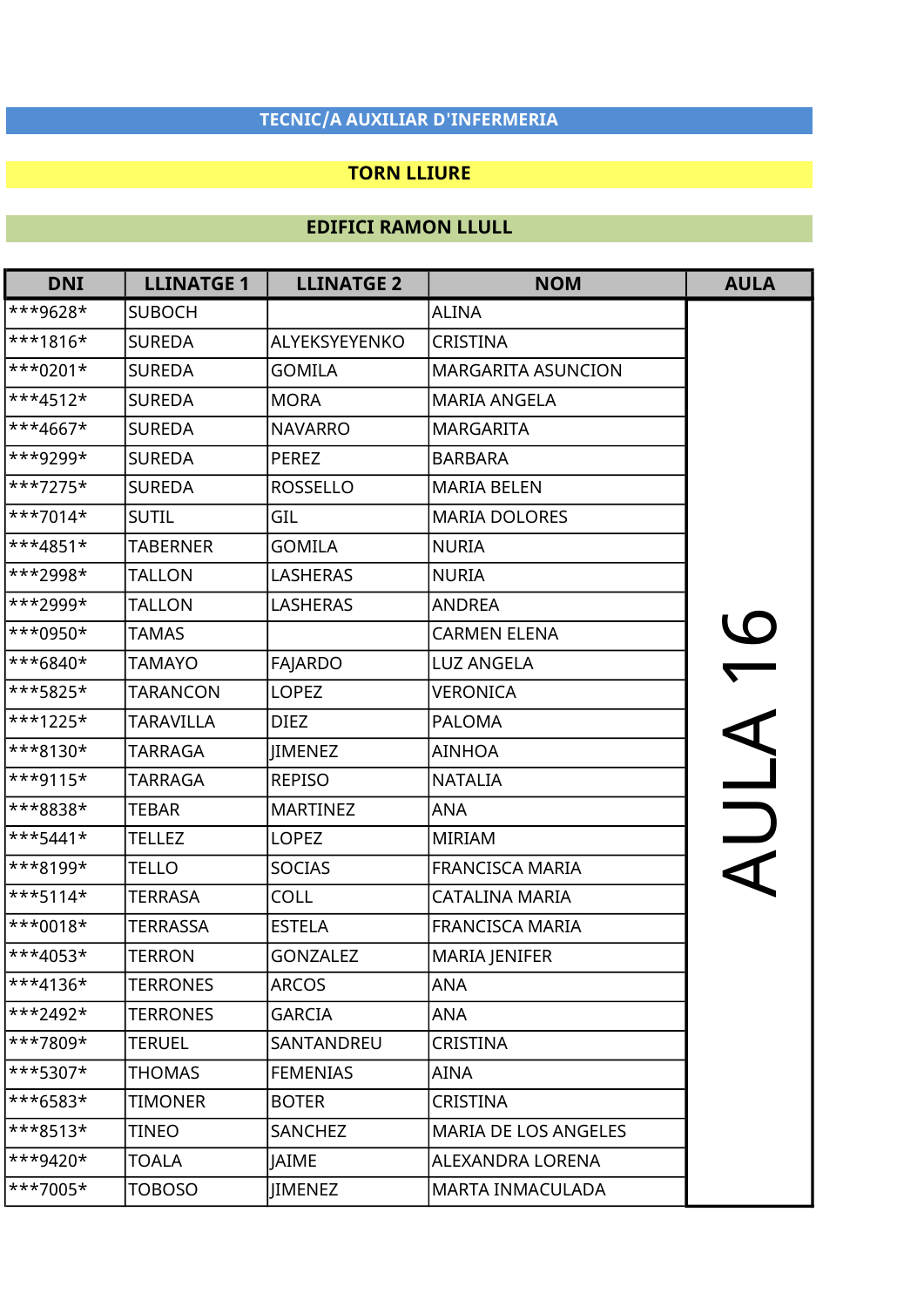## TECNIC/A AUXILIAR D'INFERMERIA

### TORN LLIURE

### EDIFICI RAMON LLULL

| DNI | LLINATGE 1 | LLINATGE 2 | NOM | AULA |
|---|---|---|---|---|
| ***9628* | SUBOCH | | ALINA | AULA 16 |
| ***1816* | SUREDA | ALYEKSYEYENKO | CRISTINA | |
| ***0201* | SUREDA | GOMILA | MARGARITA ASUNCION | |
| ***4512* | SUREDA | MORA | MARIA ANGELA | |
| ***4667* | SUREDA | NAVARRO | MARGARITA | |
| ***9299* | SUREDA | PEREZ | BARBARA | |
| ***7275* | SUREDA | ROSSELLO | MARIA BELEN | |
| ***7014* | SUTIL | GIL | MARIA DOLORES | |
| ***4851* | TABERNER | GOMILA | NURIA | |
| ***2998* | TALLON | LASHERAS | NURIA | |
| ***2999* | TALLON | LASHERAS | ANDREA | |
| ***0950* | TAMAS | | CARMEN ELENA | |
| ***6840* | TAMAYO | FAJARDO | LUZ ANGELA | |
| ***5825* | TARANCON | LOPEZ | VERONICA | |
| ***1225* | TARAVILLA | DIEZ | PALOMA | |
| ***8130* | TARRAGA | JIMENEZ | AINHOA | |
| ***9115* | TARRAGA | REPISO | NATALIA | |
| ***8838* | TEBAR | MARTINEZ | ANA | |
| ***5441* | TELLEZ | LOPEZ | MIRIAM | |
| ***8199* | TELLO | SOCIAS | FRANCISCA MARIA | |
| ***5114* | TERRASA | COLL | CATALINA MARIA | |
| ***0018* | TERRASSA | ESTELA | FRANCISCA MARIA | |
| ***4053* | TERRON | GONZALEZ | MARIA JENIFER | |
| ***4136* | TERRONES | ARCOS | ANA | |
| ***2492* | TERRONES | GARCIA | ANA | |
| ***7809* | TERUEL | SANTANDREU | CRISTINA | |
| ***5307* | THOMAS | FEMENIAS | AINA | |
| ***6583* | TIMONER | BOTER | CRISTINA | |
| ***8513* | TINEO | SANCHEZ | MARIA DE LOS ANGELES | |
| ***9420* | TOALA | JAIME | ALEXANDRA LORENA | |
| ***7005* | TOBOSO | JIMENEZ | MARTA INMACULADA | |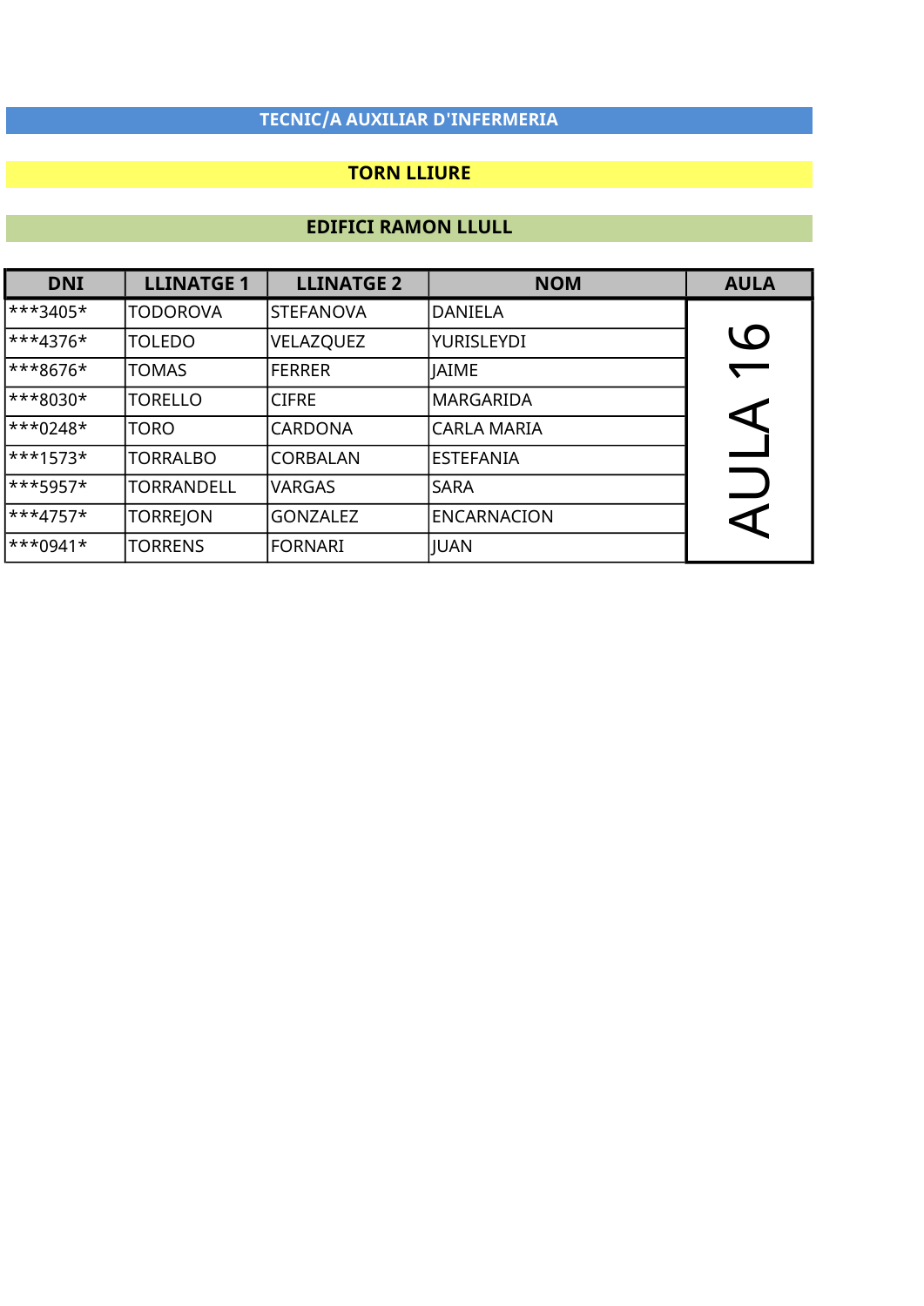## TECNIC/A AUXILIAR D'INFERMERIA

### TORN LLIURE

### EDIFICI RAMON LLULL

| DNI | LLINATGE 1 | LLINATGE 2 | NOM | AULA |
|---|---|---|---|---|
| ***3405* | TODOROVA | STEFANOVA | DANIELA | AULA 16 |
| ***4376* | TOLEDO | VELAZQUEZ | YURISLEYDI | |
| ***8676* | TOMAS | FERRER | JAIME | |
| ***8030* | TORELLO | CIFRE | MARGARIDA | |
| ***0248* | TORO | CARDONA | CARLA MARIA | |
| ***1573* | TORRALBO | CORBALAN | ESTEFANIA | |
| ***5957* | TORRANDELL | VARGAS | SARA | |
| ***4757* | TORREJON | GONZALEZ | ENCARNACION | |
| ***0941* | TORRENS | FORNARI | JUAN | |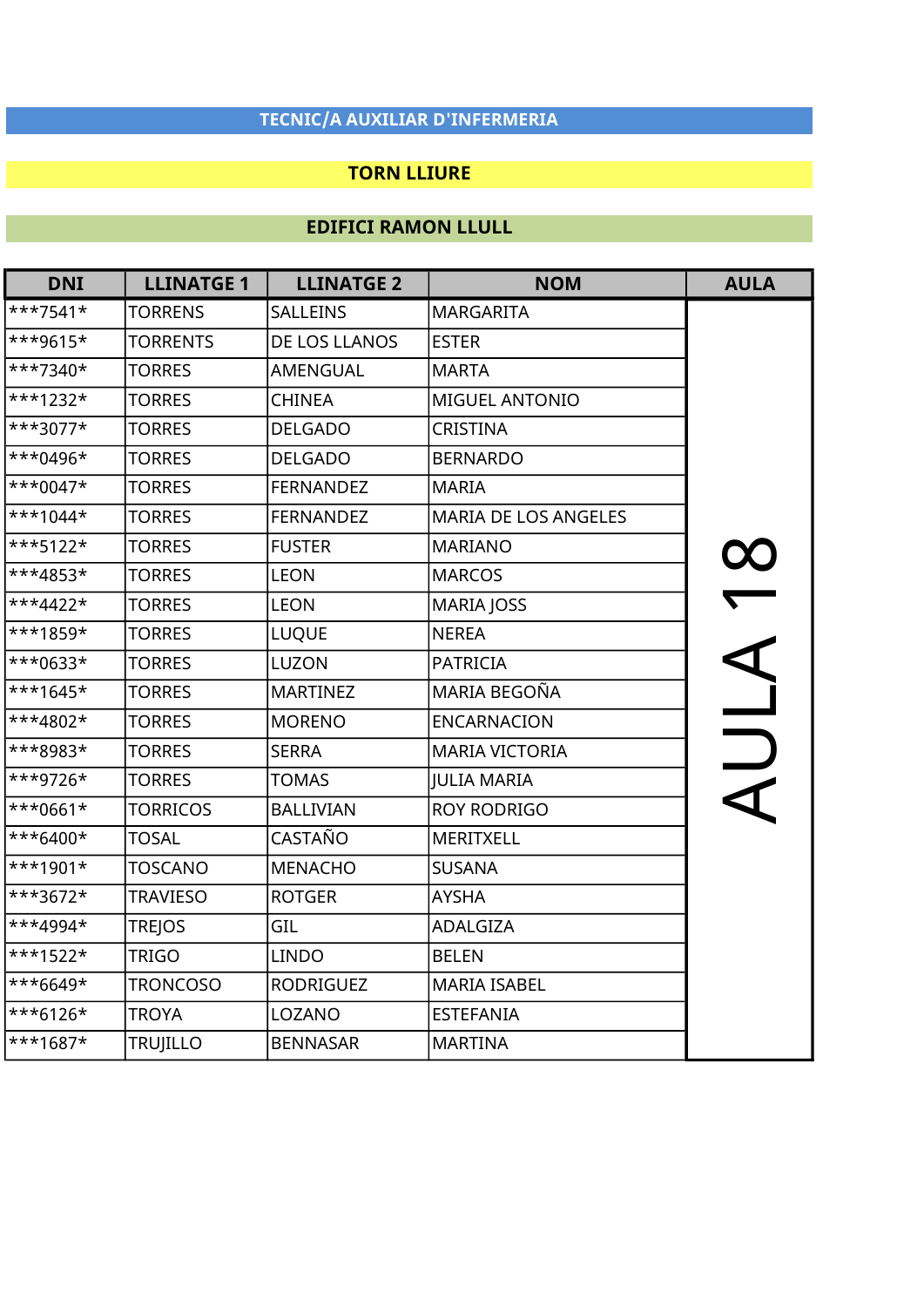## TECNIC/A AUXILIAR D'INFERMERIA

### TORN LLIURE

### EDIFICI RAMON LLULL

| DNI | LLINATGE 1 | LLINATGE 2 | NOM | AULA |
|---|---|---|---|---|
| ***7541* | TORRENS | SALLEINS | MARGARITA | AULA 18 |
| ***9615* | TORRENTS | DE LOS LLANOS | ESTER | |
| ***7340* | TORRES | AMENGUAL | MARTA | |
| ***1232* | TORRES | CHINEA | MIGUEL ANTONIO | |
| ***3077* | TORRES | DELGADO | CRISTINA | |
| ***0496* | TORRES | DELGADO | BERNARDO | |
| ***0047* | TORRES | FERNANDEZ | MARIA | |
| ***1044* | TORRES | FERNANDEZ | MARIA DE LOS ANGELES | |
| ***5122* | TORRES | FUSTER | MARIANO | |
| ***4853* | TORRES | LEON | MARCOS | |
| ***4422* | TORRES | LEON | MARIA JOSS | |
| ***1859* | TORRES | LUQUE | NEREA | |
| ***0633* | TORRES | LUZON | PATRICIA | |
| ***1645* | TORRES | MARTINEZ | MARIA BEGOÑA | |
| ***4802* | TORRES | MORENO | ENCARNACION | |
| ***8983* | TORRES | SERRA | MARIA VICTORIA | |
| ***9726* | TORRES | TOMAS | JULIA MARIA | |
| ***0661* | TORRICOS | BALLIVIAN | ROY RODRIGO | |
| ***6400* | TOSAL | CASTAÑO | MERITXELL | |
| ***1901* | TOSCANO | MENACHO | SUSANA | |
| ***3672* | TRAVIESO | ROTGER | AYSHA | |
| ***4994* | TREJOS | GIL | ADALGIZA | |
| ***1522* | TRIGO | LINDO | BELEN | |
| ***6649* | TRONCOSO | RODRIGUEZ | MARIA ISABEL | |
| ***6126* | TROYA | LOZANO | ESTEFANIA | |
| ***1687* | TRUJILLO | BENNASAR | MARTINA | |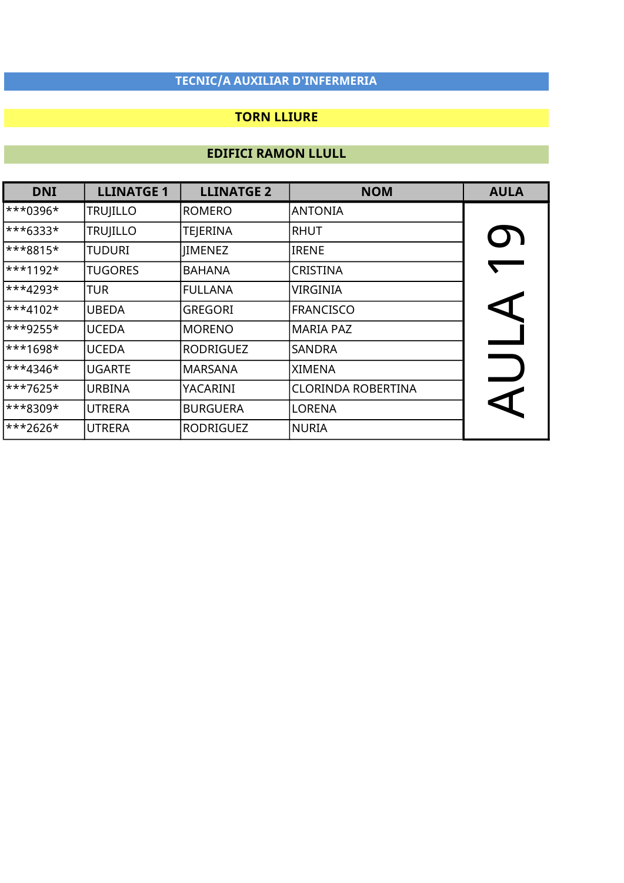## TECNIC/A AUXILIAR D'INFERMERIA

## TORN LLIURE

## EDIFICI RAMON LLULL

| DNI | LLINATGE 1 | LLINATGE 2 | NOM | AULA |
|---|---|---|---|---|
| ***0396* | TRUJILLO | ROMERO | ANTONIA | AULA 19 |
| ***6333* | TRUJILLO | TEJERINA | RHUT | |
| ***8815* | TUDURI | JIMENEZ | IRENE | |
| ***1192* | TUGORES | BAHANA | CRISTINA | |
| ***4293* | TUR | FULLANA | VIRGINIA | |
| ***4102* | UBEDA | GREGORI | FRANCISCO | |
| ***9255* | UCEDA | MORENO | MARIA PAZ | |
| ***1698* | UCEDA | RODRIGUEZ | SANDRA | |
| ***4346* | UGARTE | MARSANA | XIMENA | |
| ***7625* | URBINA | YACARINI | CLORINDA ROBERTINA | |
| ***8309* | UTRERA | BURGUERA | LORENA | |
| ***2626* | UTRERA | RODRIGUEZ | NURIA | |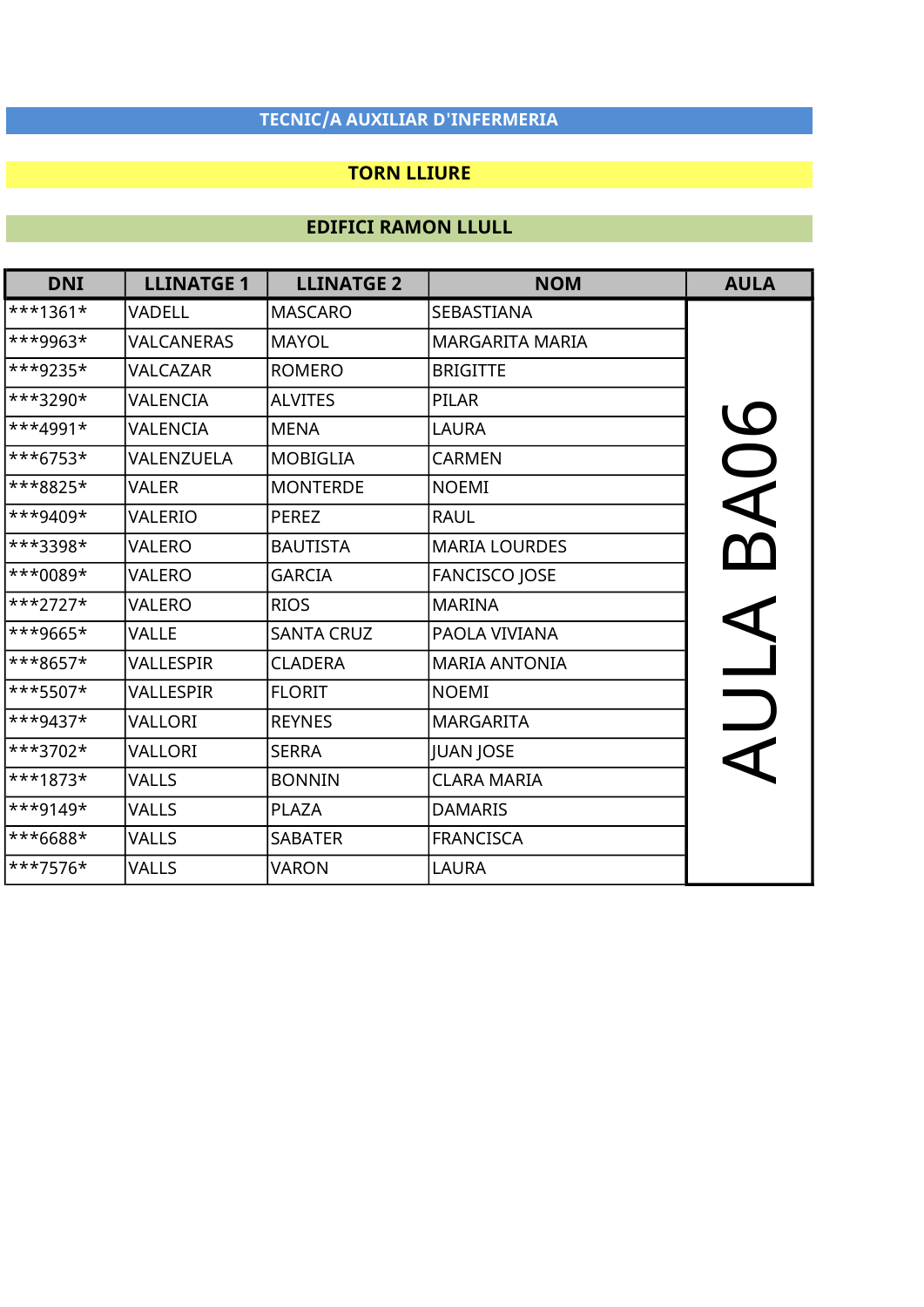# TECNIC/A AUXILIAR D'INFERMERIA

## TORN LLIURE

## EDIFICI RAMON LLULL

| DNI | LLINATGE 1 | LLINATGE 2 | NOM | AULA |
|---|---|---|---|---|
| ***1361* | VADELL | MASCARO | SEBASTIANA | AULA BA06 |
| ***9963* | VALCANERAS | MAYOL | MARGARITA MARIA | |
| ***9235* | VALCAZAR | ROMERO | BRIGITTE | |
| ***3290* | VALENCIA | ALVITES | PILAR | |
| ***4991* | VALENCIA | MENA | LAURA | |
| ***6753* | VALENZUELA | MOBIGLIA | CARMEN | |
| ***8825* | VALER | MONTERDE | NOEMI | |
| ***9409* | VALERIO | PEREZ | RAUL | |
| ***3398* | VALERO | BAUTISTA | MARIA LOURDES | |
| ***0089* | VALERO | GARCIA | FANCISCO JOSE | |
| ***2727* | VALERO | RIOS | MARINA | |
| ***9665* | VALLE | SANTA CRUZ | PAOLA VIVIANA | |
| ***8657* | VALLESPIR | CLADERA | MARIA ANTONIA | |
| ***5507* | VALLESPIR | FLORIT | NOEMI | |
| ***9437* | VALLORI | REYNES | MARGARITA | |
| ***3702* | VALLORI | SERRA | JUAN JOSE | |
| ***1873* | VALLS | BONNIN | CLARA MARIA | |
| ***9149* | VALLS | PLAZA | DAMARIS | |
| ***6688* | VALLS | SABATER | FRANCISCA | |
| ***7576* | VALLS | VARON | LAURA | |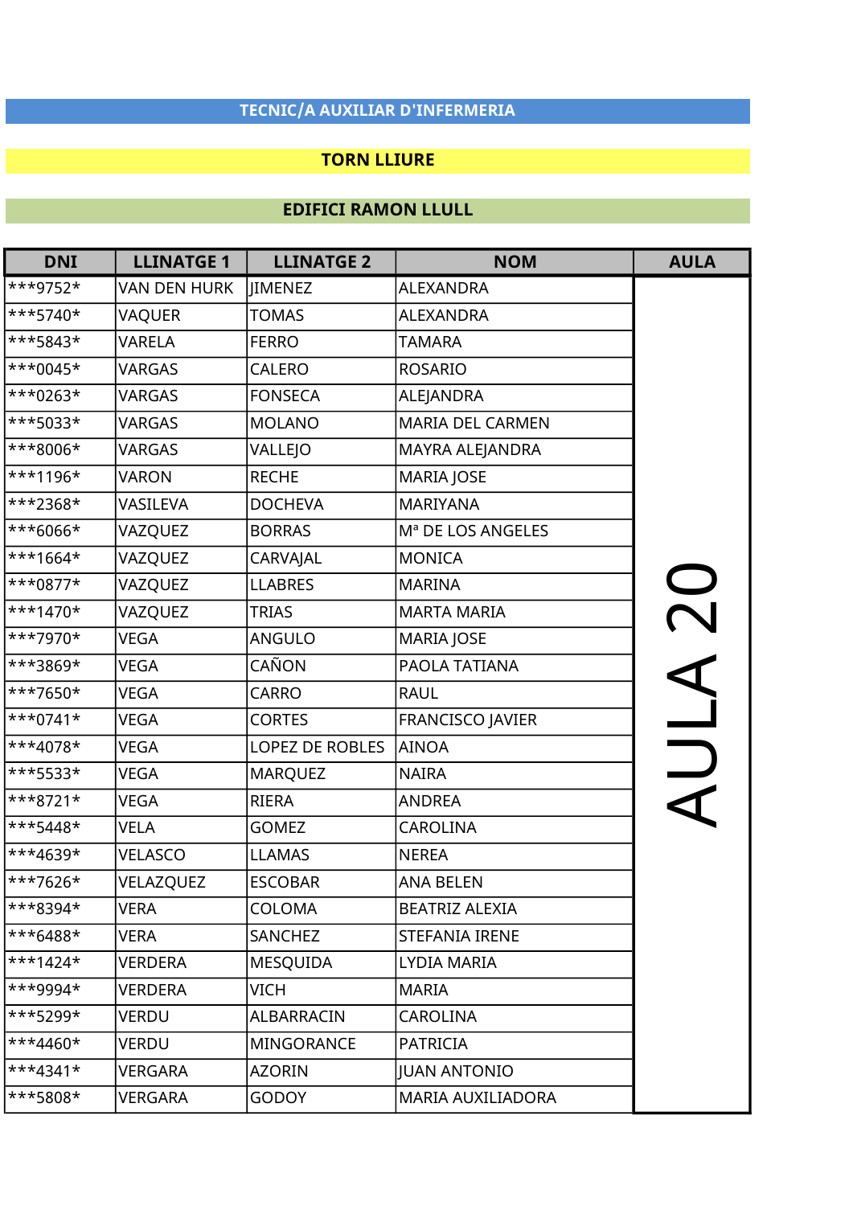# TECNIC/A AUXILIAR D'INFERMERIA

## TORN LLIURE

## EDIFICI RAMON LLULL

| DNI | LLINATGE 1 | LLINATGE 2 | NOM | AULA |
|---|---|---|---|---|
| ***9752* | VAN DEN HURK | JIMENEZ | ALEXANDRA | AULA 20 |
| ***5740* | VAQUER | TOMAS | ALEXANDRA | |
| ***5843* | VARELA | FERRO | TAMARA | |
| ***0045* | VARGAS | CALERO | ROSARIO | |
| ***0263* | VARGAS | FONSECA | ALEJANDRA | |
| ***5033* | VARGAS | MOLANO | MARIA DEL CARMEN | |
| ***8006* | VARGAS | VALLEJO | MAYRA ALEJANDRA | |
| ***1196* | VARON | RECHE | MARIA JOSE | |
| ***2368* | VASILEVA | DOCHEVA | MARIYANA | |
| ***6066* | VAZQUEZ | BORRAS | Mª DE LOS ANGELES | |
| ***1664* | VAZQUEZ | CARVAJAL | MONICA | |
| ***0877* | VAZQUEZ | LLABRES | MARINA | |
| ***1470* | VAZQUEZ | TRIAS | MARTA MARIA | |
| ***7970* | VEGA | ANGULO | MARIA JOSE | |
| ***3869* | VEGA | CAÑON | PAOLA TATIANA | |
| ***7650* | VEGA | CARRO | RAUL | |
| ***0741* | VEGA | CORTES | FRANCISCO JAVIER | |
| ***4078* | VEGA | LOPEZ DE ROBLES | AINOA | |
| ***5533* | VEGA | MARQUEZ | NAIRA | |
| ***8721* | VEGA | RIERA | ANDREA | |
| ***5448* | VELA | GOMEZ | CAROLINA | |
| ***4639* | VELASCO | LLAMAS | NEREA | |
| ***7626* | VELAZQUEZ | ESCOBAR | ANA BELEN | |
| ***8394* | VERA | COLOMA | BEATRIZ ALEXIA | |
| ***6488* | VERA | SANCHEZ | STEFANIA IRENE | |
| ***1424* | VERDERA | MESQUIDA | LYDIA MARIA | |
| ***9994* | VERDERA | VICH | MARIA | |
| ***5299* | VERDU | ALBARRACIN | CAROLINA | |
| ***4460* | VERDU | MINGORANCE | PATRICIA | |
| ***4341* | VERGARA | AZORIN | JUAN ANTONIO | |
| ***5808* | VERGARA | GODOY | MARIA AUXILIADORA | |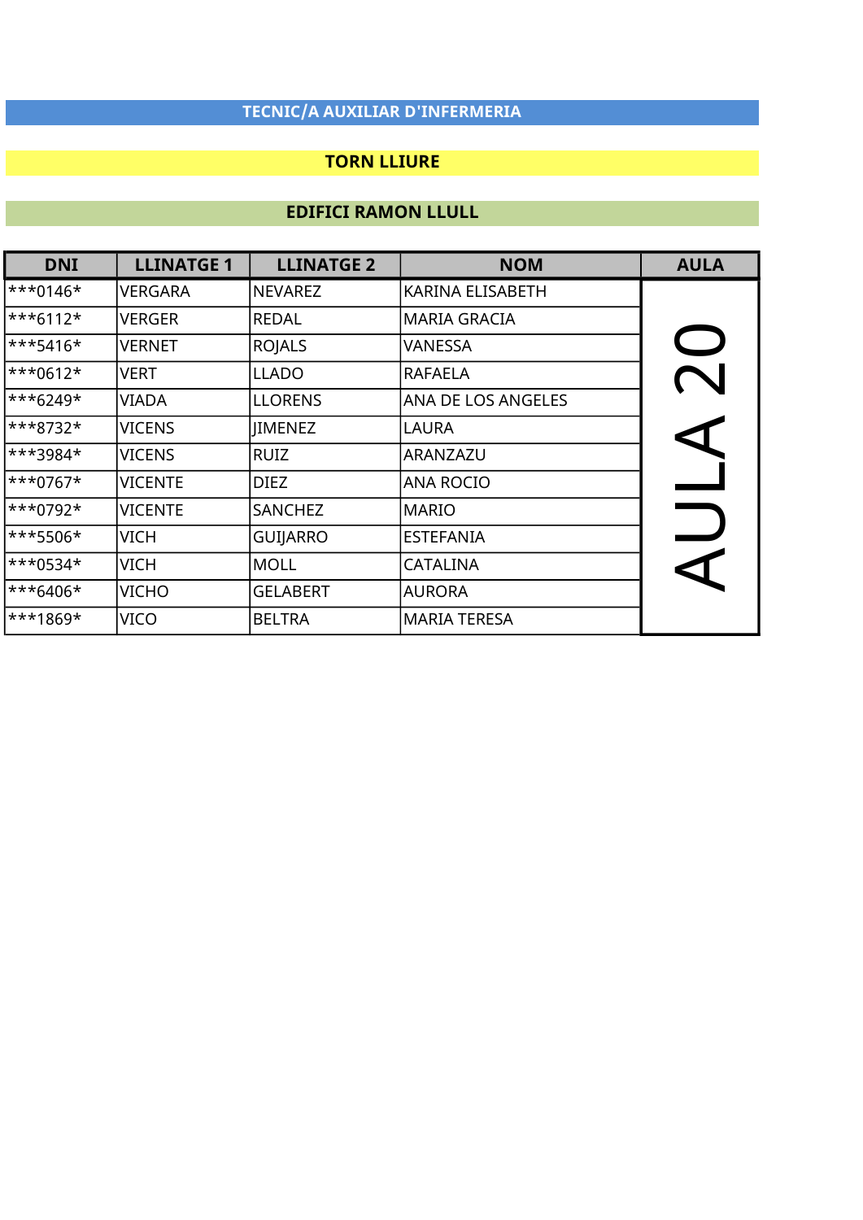**TECNIC/A AUXILIAR D'INFERMERIA**

**TORN LLIURE**

**EDIFICI RAMON LLULL**

| DNI | LLINATGE 1 | LLINATGE 2 | NOM | AULA |
|---|---|---|---|---|
| ***0146* | VERGARA | NEVAREZ | KARINA ELISABETH | AULA 20 |
| ***6112* | VERGER | REDAL | MARIA GRACIA | |
| ***5416* | VERNET | ROJALS | VANESSA | |
| ***0612* | VERT | LLADO | RAFAELA | |
| ***6249* | VIADA | LLORENS | ANA DE LOS ANGELES | |
| ***8732* | VICENS | JIMENEZ | LAURA | |
| ***3984* | VICENS | RUIZ | ARANZAZU | |
| ***0767* | VICENTE | DIEZ | ANA ROCIO | |
| ***0792* | VICENTE | SANCHEZ | MARIO | |
| ***5506* | VICH | GUIJARRO | ESTEFANIA | |
| ***0534* | VICH | MOLL | CATALINA | |
| ***6406* | VICHO | GELABERT | AURORA | |
| ***1869* | VICO | BELTRA | MARIA TERESA | |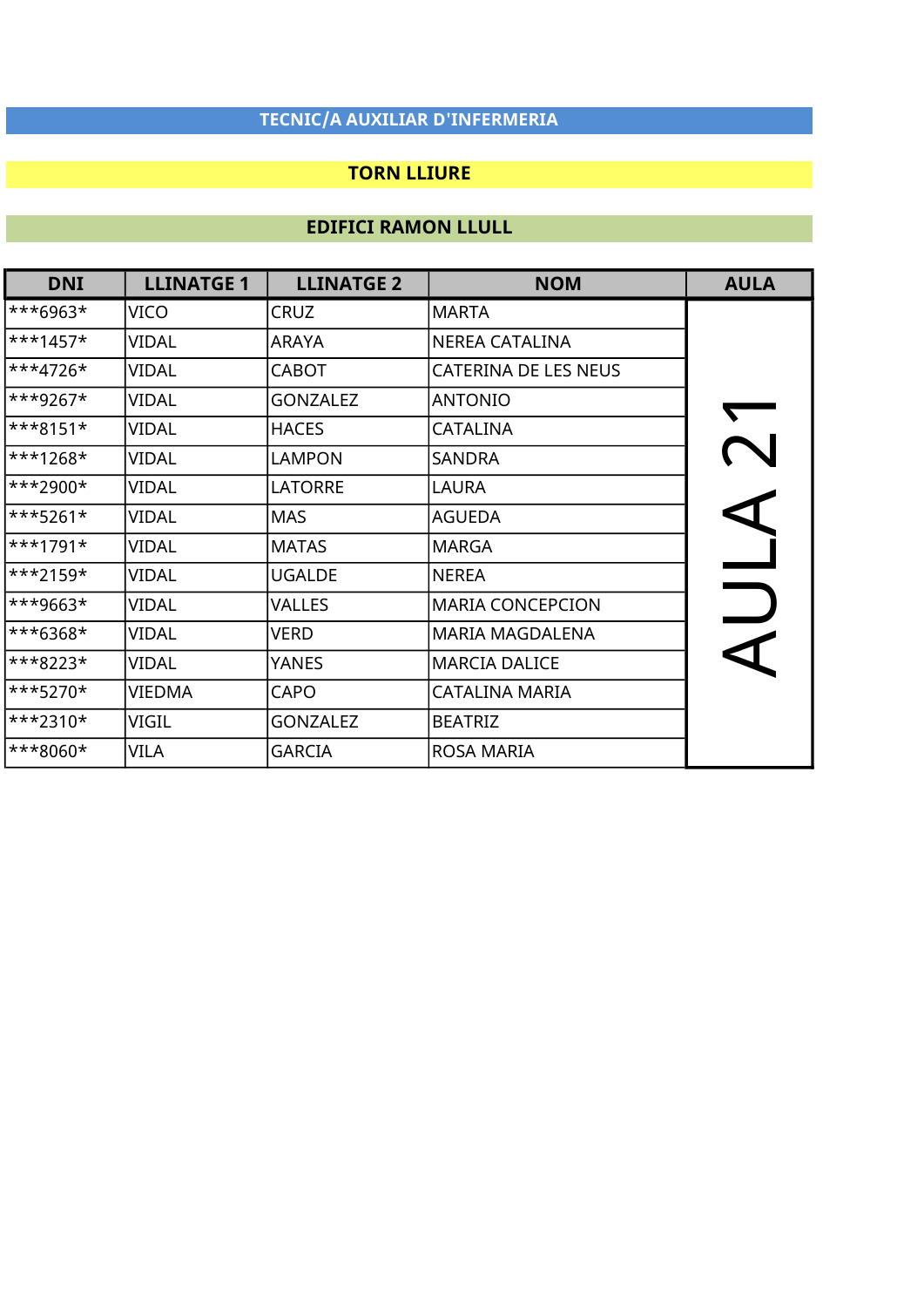## TECNIC/A AUXILIAR D'INFERMERIA

### TORN LLIURE

### EDIFICI RAMON LLULL

| DNI | LLINATGE 1 | LLINATGE 2 | NOM | AULA |
|---|---|---|---|---|
| ***6963* | VICO | CRUZ | MARTA | AULA 21 |
| ***1457* | VIDAL | ARAYA | NEREA CATALINA | |
| ***4726* | VIDAL | CABOT | CATERINA DE LES NEUS | |
| ***9267* | VIDAL | GONZALEZ | ANTONIO | |
| ***8151* | VIDAL | HACES | CATALINA | |
| ***1268* | VIDAL | LAMPON | SANDRA | |
| ***2900* | VIDAL | LATORRE | LAURA | |
| ***5261* | VIDAL | MAS | AGUEDA | |
| ***1791* | VIDAL | MATAS | MARGA | |
| ***2159* | VIDAL | UGALDE | NEREA | |
| ***9663* | VIDAL | VALLES | MARIA CONCEPCION | |
| ***6368* | VIDAL | VERD | MARIA MAGDALENA | |
| ***8223* | VIDAL | YANES | MARCIA DALICE | |
| ***5270* | VIEDMA | CAPO | CATALINA MARIA | |
| ***2310* | VIGIL | GONZALEZ | BEATRIZ | |
| ***8060* | VILA | GARCIA | ROSA MARIA | |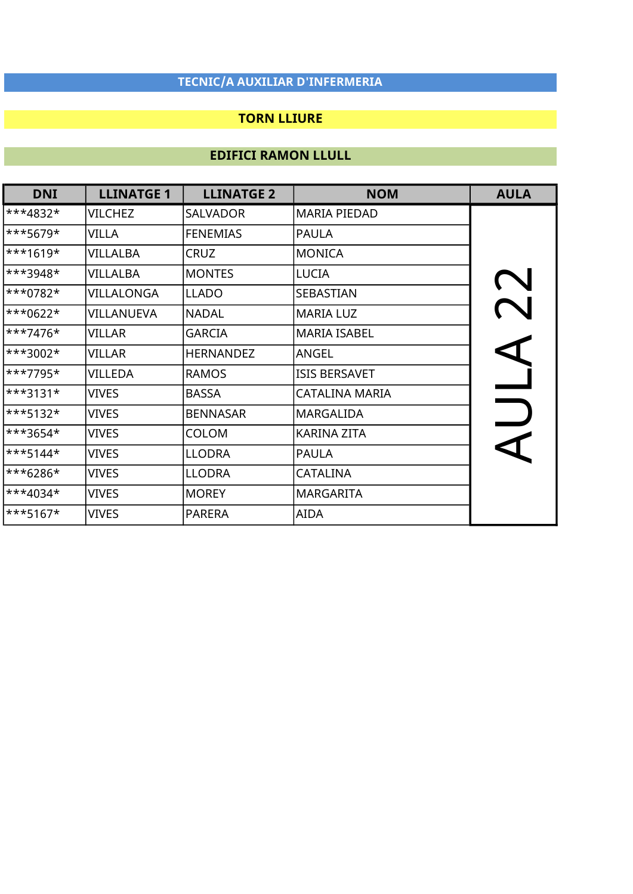## TECNIC/A AUXILIAR D'INFERMERIA

## TORN LLIURE

## EDIFICI RAMON LLULL

| DNI | LLINATGE 1 | LLINATGE 2 | NOM | AULA |
|---|---|---|---|---|
| ***4832* | VILCHEZ | SALVADOR | MARIA PIEDAD | AULA 22 |
| ***5679* | VILLA | FENEMIAS | PAULA | |
| ***1619* | VILLALBA | CRUZ | MONICA | |
| ***3948* | VILLALBA | MONTES | LUCIA | |
| ***0782* | VILLALONGA | LLADO | SEBASTIAN | |
| ***0622* | VILLANUEVA | NADAL | MARIA LUZ | |
| ***7476* | VILLAR | GARCIA | MARIA ISABEL | |
| ***3002* | VILLAR | HERNANDEZ | ANGEL | |
| ***7795* | VILLEDA | RAMOS | ISIS BERSAVET | |
| ***3131* | VIVES | BASSA | CATALINA MARIA | |
| ***5132* | VIVES | BENNASAR | MARGALIDA | |
| ***3654* | VIVES | COLOM | KARINA ZITA | |
| ***5144* | VIVES | LLODRA | PAULA | |
| ***6286* | VIVES | LLODRA | CATALINA | |
| ***4034* | VIVES | MOREY | MARGARITA | |
| ***5167* | VIVES | PARERA | AIDA | |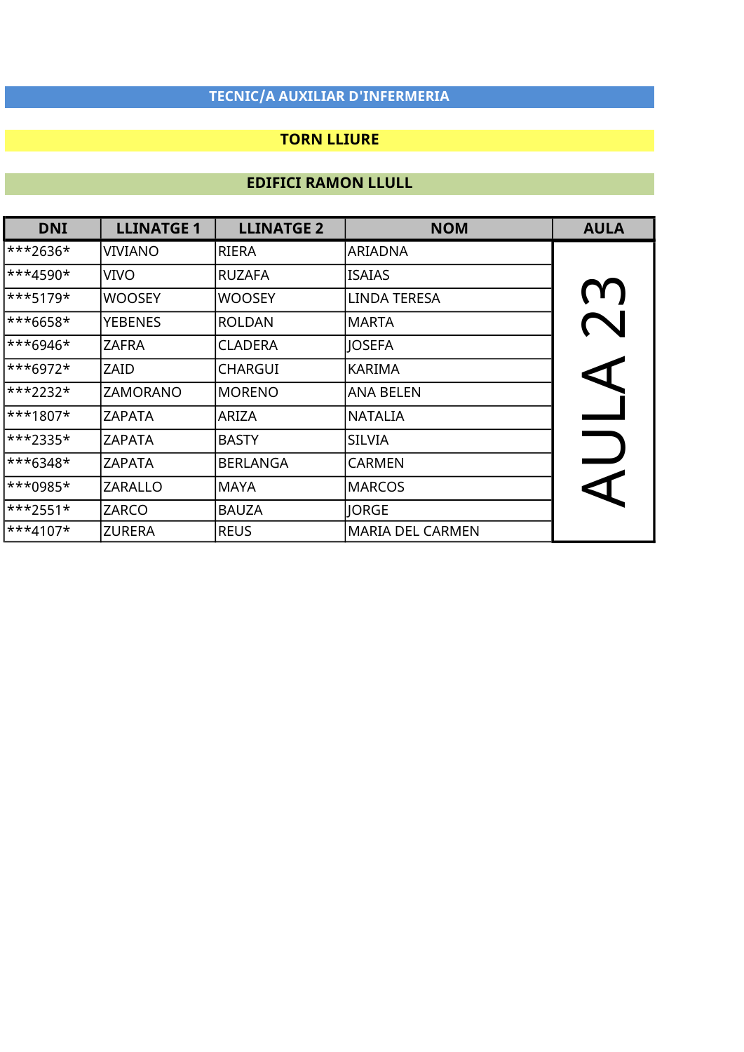**TECNIC/A AUXILIAR D'INFERMERIA**

**TORN LLIURE**

**EDIFICI RAMON LLULL**

| DNI | LLINATGE 1 | LLINATGE 2 | NOM | AULA |
|---|---|---|---|---|
| ***2636* | VIVIANO | RIERA | ARIADNA | AULA 23 |
| ***4590* | VIVO | RUZAFA | ISAIAS | |
| ***5179* | WOOSEY | WOOSEY | LINDA TERESA | |
| ***6658* | YEBENES | ROLDAN | MARTA | |
| ***6946* | ZAFRA | CLADERA | JOSEFA | |
| ***6972* | ZAID | CHARGUI | KARIMA | |
| ***2232* | ZAMORANO | MORENO | ANA BELEN | |
| ***1807* | ZAPATA | ARIZA | NATALIA | |
| ***2335* | ZAPATA | BASTY | SILVIA | |
| ***6348* | ZAPATA | BERLANGA | CARMEN | |
| ***0985* | ZARALLO | MAYA | MARCOS | |
| ***2551* | ZARCO | BAUZA | JORGE | |
| ***4107* | ZURERA | REUS | MARIA DEL CARMEN | |